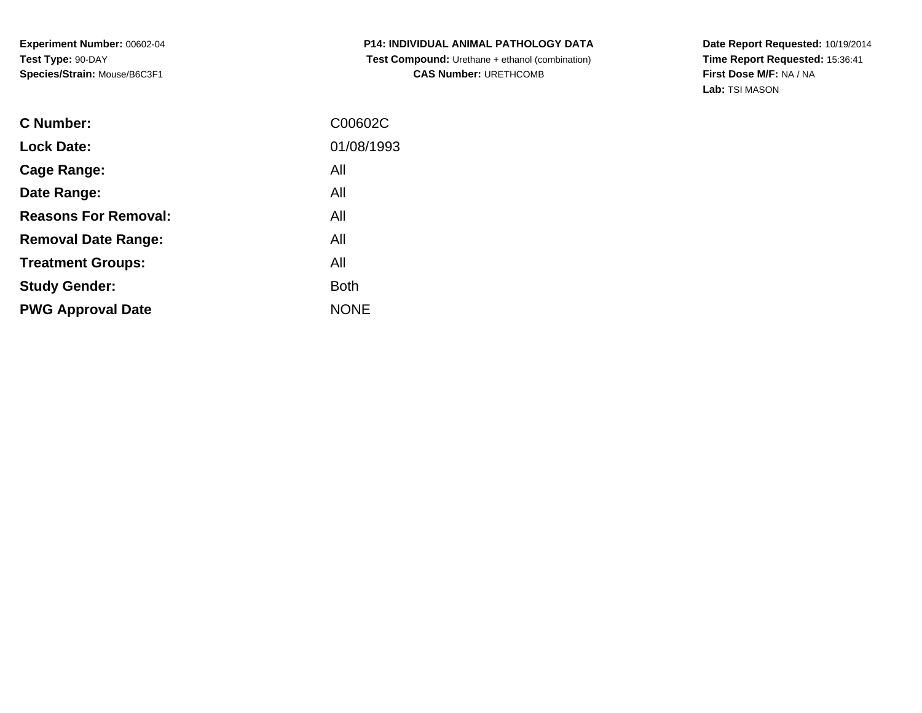**Experiment Number:** 00602-04
**Test Type:** 90-DAY
**Species/Strain:** Mouse/B6C3F1

**P14: INDIVIDUAL ANIMAL PATHOLOGY DATA**
**Test Compound:** Urethane + ethanol (combination)
**CAS Number:** URETHCOMB

**Date Report Requested:** 10/19/2014
**Time Report Requested:** 15:36:41
**First Dose M/F:** NA / NA
**Lab:** TSI MASON

| | |
|---|---|
| **C Number:** | C00602C |
| **Lock Date:** | 01/08/1993 |
| **Cage Range:** | All |
| **Date Range:** | All |
| **Reasons For Removal:** | All |
| **Removal Date Range:** | All |
| **Treatment Groups:** | All |
| **Study Gender:** | Both |
| **PWG Approval Date** | NONE |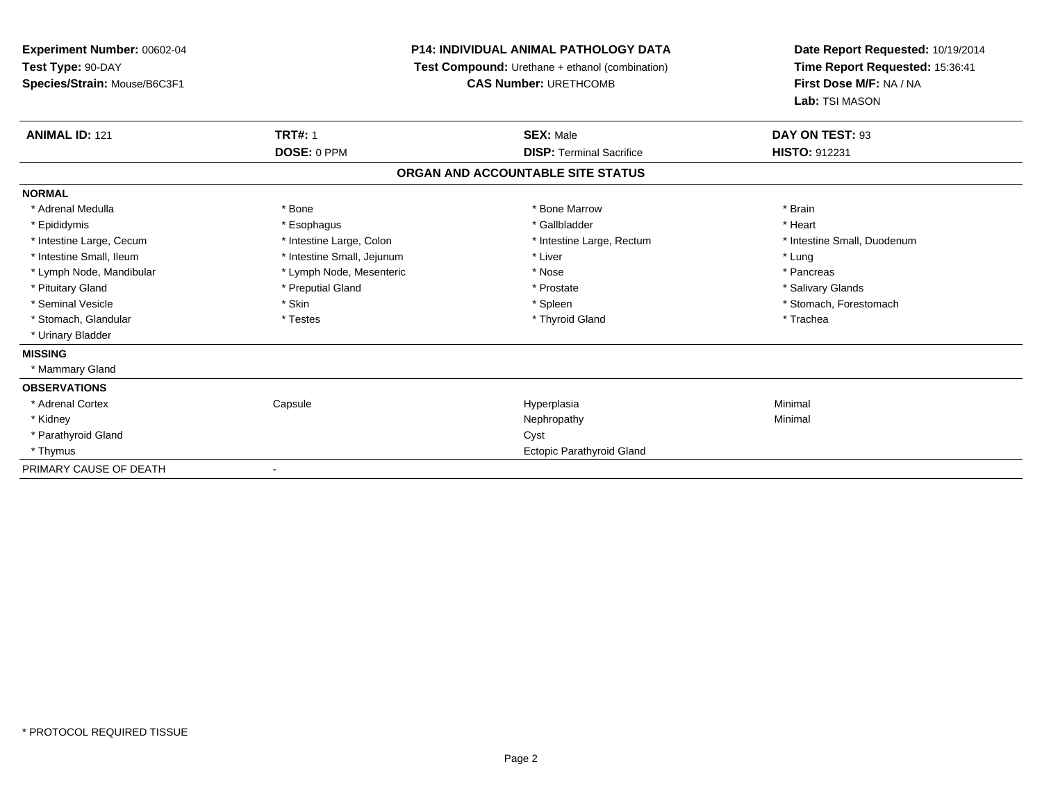**Experiment Number:** 00602-04
**Test Type:** 90-DAY
**Species/Strain:** Mouse/B6C3F1

**P14: INDIVIDUAL ANIMAL PATHOLOGY DATA**
**Test Compound:** Urethane + ethanol (combination)
**CAS Number:** URETHCOMB

**Date Report Requested:** 10/19/2014
**Time Report Requested:** 15:36:41
**First Dose M/F:** NA / NA
**Lab:** TSI MASON

| **ANIMAL ID:** 121 | **TRT#:** 1 | **SEX:** Male | **DAY ON TEST:** 93 |
|---|---|---|---|
| | **DOSE:** 0 PPM | **DISP:** Terminal Sacrifice | **HISTO:** 912231 |

## ORGAN AND ACCOUNTABLE SITE STATUS

| | | | |
|---|---|---|---|
| **NORMAL** | | | |
| * Adrenal Medulla | * Bone | * Bone Marrow | * Brain |
| * Epididymis | * Esophagus | * Gallbladder | * Heart |
| * Intestine Large, Cecum | * Intestine Large, Colon | * Intestine Large, Rectum | * Intestine Small, Duodenum |
| * Intestine Small, Ileum | * Intestine Small, Jejunum | * Liver | * Lung |
| * Lymph Node, Mandibular | * Lymph Node, Mesenteric | * Nose | * Pancreas |
| * Pituitary Gland | * Preputial Gland | * Prostate | * Salivary Glands |
| * Seminal Vesicle | * Skin | * Spleen | * Stomach, Forestomach |
| * Stomach, Glandular | * Testes | * Thyroid Gland | * Trachea |
| * Urinary Bladder | | | |
| **MISSING** | | | |
| * Mammary Gland | | | |
| **OBSERVATIONS** | | | |
| * Adrenal Cortex | Capsule | Hyperplasia | Minimal |
| * Kidney | | Nephropathy | Minimal |
| * Parathyroid Gland | | Cyst | |
| * Thymus | | Ectopic Parathyroid Gland | |
| PRIMARY CAUSE OF DEATH | - | | |

* PROTOCOL REQUIRED TISSUE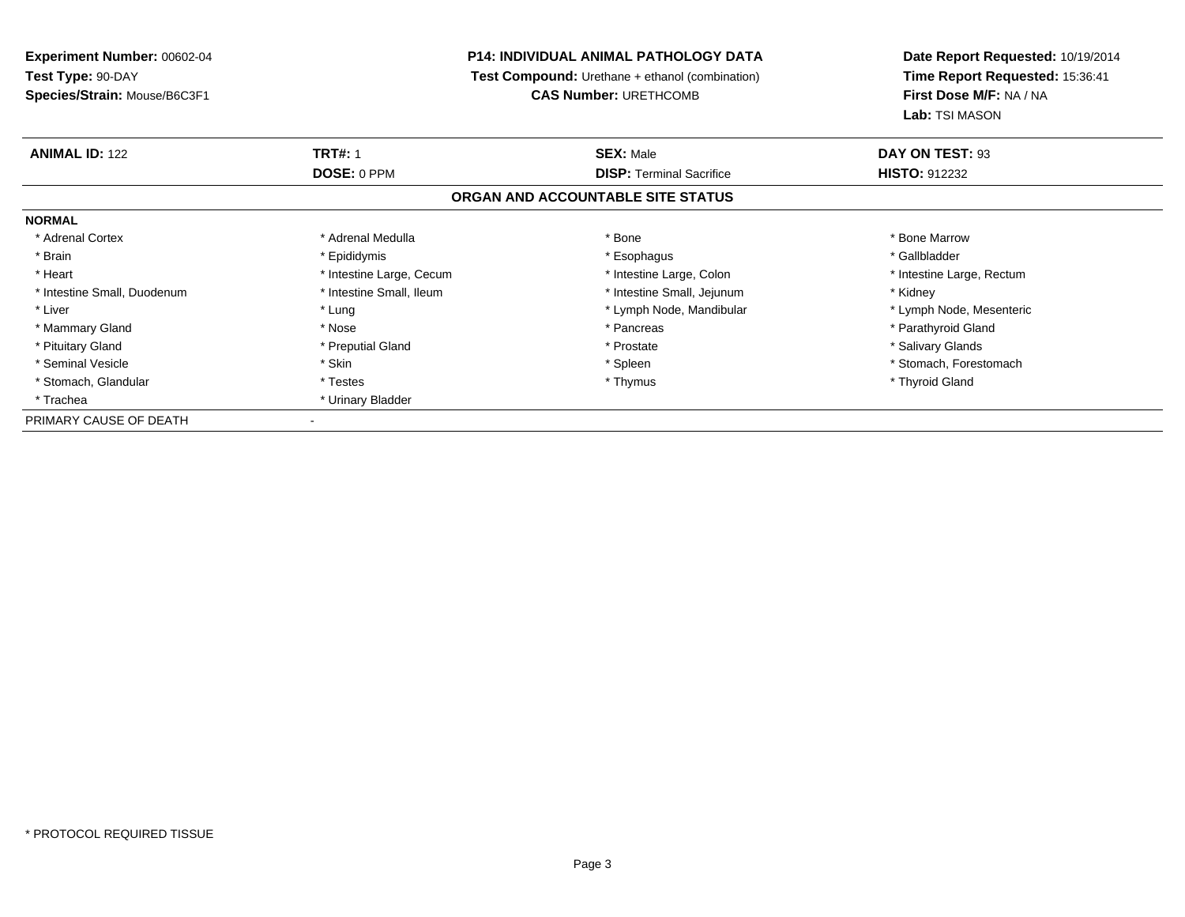**Experiment Number:** 00602-04
**Test Type:** 90-DAY
**Species/Strain:** Mouse/B6C3F1

**P14: INDIVIDUAL ANIMAL PATHOLOGY DATA**
**Test Compound:** Urethane + ethanol (combination)
**CAS Number:** URETHCOMB

**Date Report Requested:** 10/19/2014
**Time Report Requested:** 15:36:41
**First Dose M/F:** NA / NA
**Lab:** TSI MASON

| **ANIMAL ID:** 122 | **TRT#:** 1 | **SEX:** Male | **DAY ON TEST:** 93 |
|---|---|---|---|
| | **DOSE:** 0 PPM | **DISP:** Terminal Sacrifice | **HISTO:** 912232 |

## ORGAN AND ACCOUNTABLE SITE STATUS

**NORMAL**

| | | | |
|---|---|---|---|
| * Adrenal Cortex | * Adrenal Medulla | * Bone | * Bone Marrow |
| * Brain | * Epididymis | * Esophagus | * Gallbladder |
| * Heart | * Intestine Large, Cecum | * Intestine Large, Colon | * Intestine Large, Rectum |
| * Intestine Small, Duodenum | * Intestine Small, Ileum | * Intestine Small, Jejunum | * Kidney |
| * Liver | * Lung | * Lymph Node, Mandibular | * Lymph Node, Mesenteric |
| * Mammary Gland | * Nose | * Pancreas | * Parathyroid Gland |
| * Pituitary Gland | * Preputial Gland | * Prostate | * Salivary Glands |
| * Seminal Vesicle | * Skin | * Spleen | * Stomach, Forestomach |
| * Stomach, Glandular | * Testes | * Thymus | * Thyroid Gland |
| * Trachea | * Urinary Bladder | | |

PRIMARY CAUSE OF DEATH -

* PROTOCOL REQUIRED TISSUE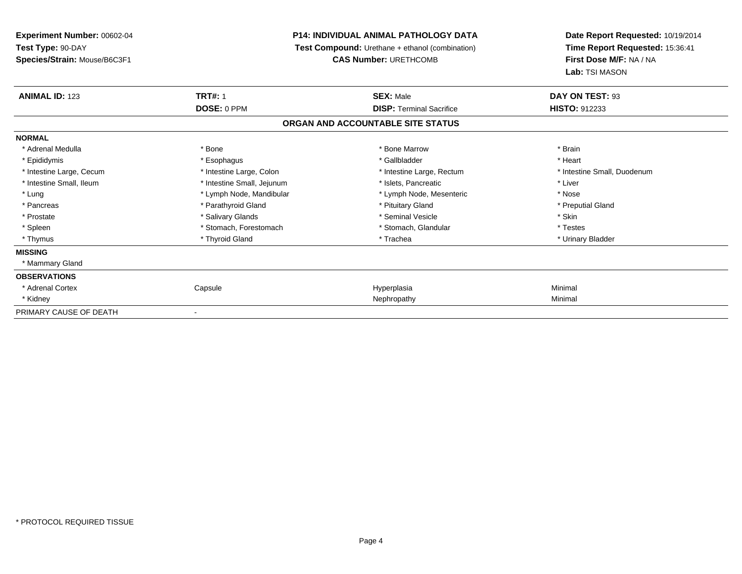**Experiment Number:** 00602-04
**Test Type:** 90-DAY
**Species/Strain:** Mouse/B6C3F1

**P14: INDIVIDUAL ANIMAL PATHOLOGY DATA**
**Test Compound:** Urethane + ethanol (combination)
**CAS Number:** URETHCOMB

**Date Report Requested:** 10/19/2014
**Time Report Requested:** 15:36:41
**First Dose M/F:** NA / NA
**Lab:** TSI MASON

| **ANIMAL ID:** 123 | **TRT#:** 1 | **SEX:** Male | **DAY ON TEST:** 93 |
|---|---|---|---|
| | **DOSE:** 0 PPM | **DISP:** Terminal Sacrifice | **HISTO:** 912233 |

## ORGAN AND ACCOUNTABLE SITE STATUS

**NORMAL**

| | | | |
|---|---|---|---|
| * Adrenal Medulla | * Bone | * Bone Marrow | * Brain |
| * Epididymis | * Esophagus | * Gallbladder | * Heart |
| * Intestine Large, Cecum | * Intestine Large, Colon | * Intestine Large, Rectum | * Intestine Small, Duodenum |
| * Intestine Small, Ileum | * Intestine Small, Jejunum | * Islets, Pancreatic | * Liver |
| * Lung | * Lymph Node, Mandibular | * Lymph Node, Mesenteric | * Nose |
| * Pancreas | * Parathyroid Gland | * Pituitary Gland | * Preputial Gland |
| * Prostate | * Salivary Glands | * Seminal Vesicle | * Skin |
| * Spleen | * Stomach, Forestomach | * Stomach, Glandular | * Testes |
| * Thymus | * Thyroid Gland | * Trachea | * Urinary Bladder |

**MISSING**

* Mammary Gland

**OBSERVATIONS**

| | | | |
|---|---|---|---|
| * Adrenal Cortex | Capsule | Hyperplasia | Minimal |
| * Kidney | | Nephropathy | Minimal |

PRIMARY CAUSE OF DEATH -

* PROTOCOL REQUIRED TISSUE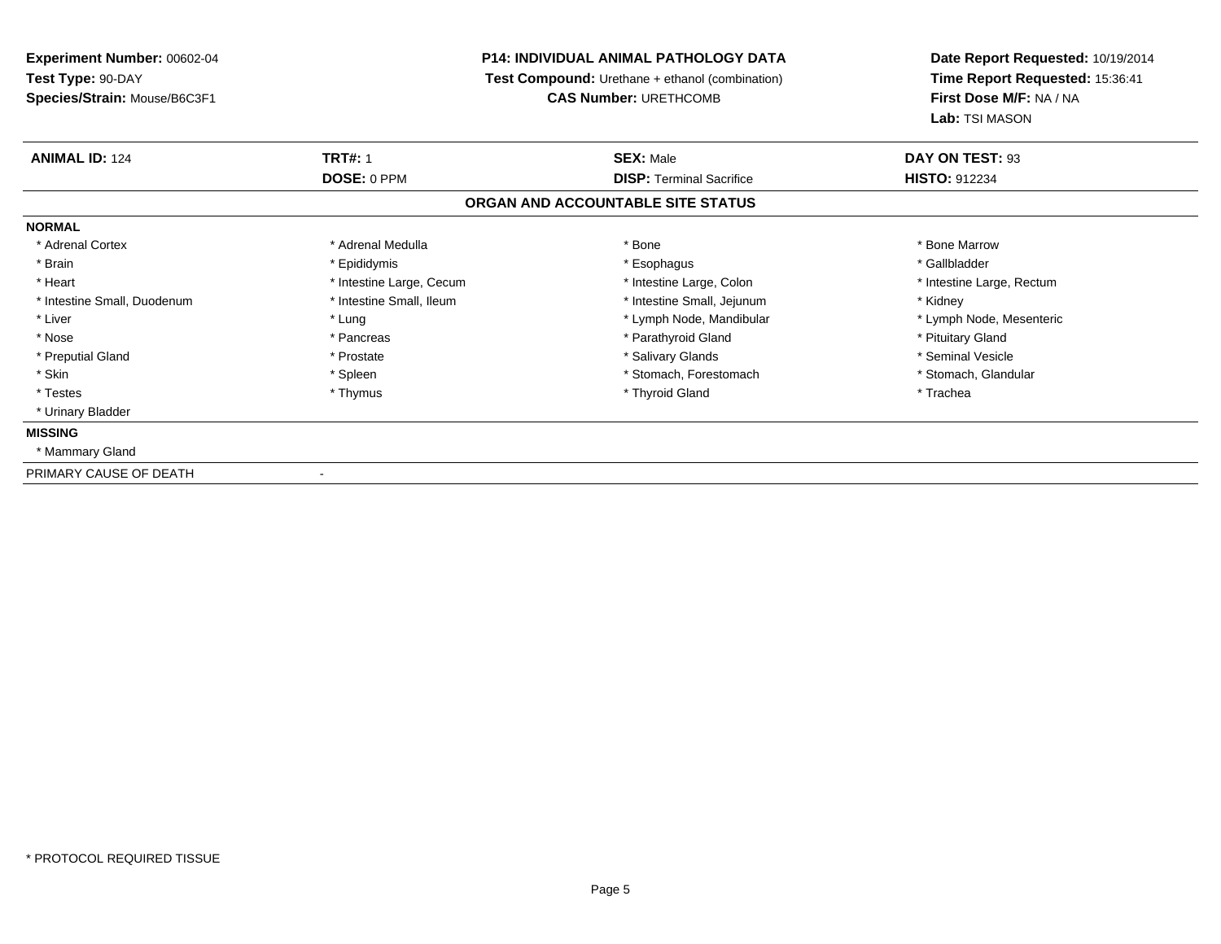**Experiment Number:** 00602-04
**Test Type:** 90-DAY
**Species/Strain:** Mouse/B6C3F1

**P14: INDIVIDUAL ANIMAL PATHOLOGY DATA**
**Test Compound:** Urethane + ethanol (combination)
**CAS Number:** URETHCOMB

**Date Report Requested:** 10/19/2014
**Time Report Requested:** 15:36:41
**First Dose M/F:** NA / NA
**Lab:** TSI MASON

| **ANIMAL ID:** 124 | **TRT#:** 1 | **SEX:** Male | **DAY ON TEST:** 93 |
|---|---|---|---|
| | **DOSE:** 0 PPM | **DISP:** Terminal Sacrifice | **HISTO:** 912234 |

## ORGAN AND ACCOUNTABLE SITE STATUS

**NORMAL**

| | | | |
|---|---|---|---|
| * Adrenal Cortex | * Adrenal Medulla | * Bone | * Bone Marrow |
| * Brain | * Epididymis | * Esophagus | * Gallbladder |
| * Heart | * Intestine Large, Cecum | * Intestine Large, Colon | * Intestine Large, Rectum |
| * Intestine Small, Duodenum | * Intestine Small, Ileum | * Intestine Small, Jejunum | * Kidney |
| * Liver | * Lung | * Lymph Node, Mandibular | * Lymph Node, Mesenteric |
| * Nose | * Pancreas | * Parathyroid Gland | * Pituitary Gland |
| * Preputial Gland | * Prostate | * Salivary Glands | * Seminal Vesicle |
| * Skin | * Spleen | * Stomach, Forestomach | * Stomach, Glandular |
| * Testes | * Thymus | * Thyroid Gland | * Trachea |
| * Urinary Bladder | | | |

**MISSING**

* Mammary Gland

PRIMARY CAUSE OF DEATH -

* PROTOCOL REQUIRED TISSUE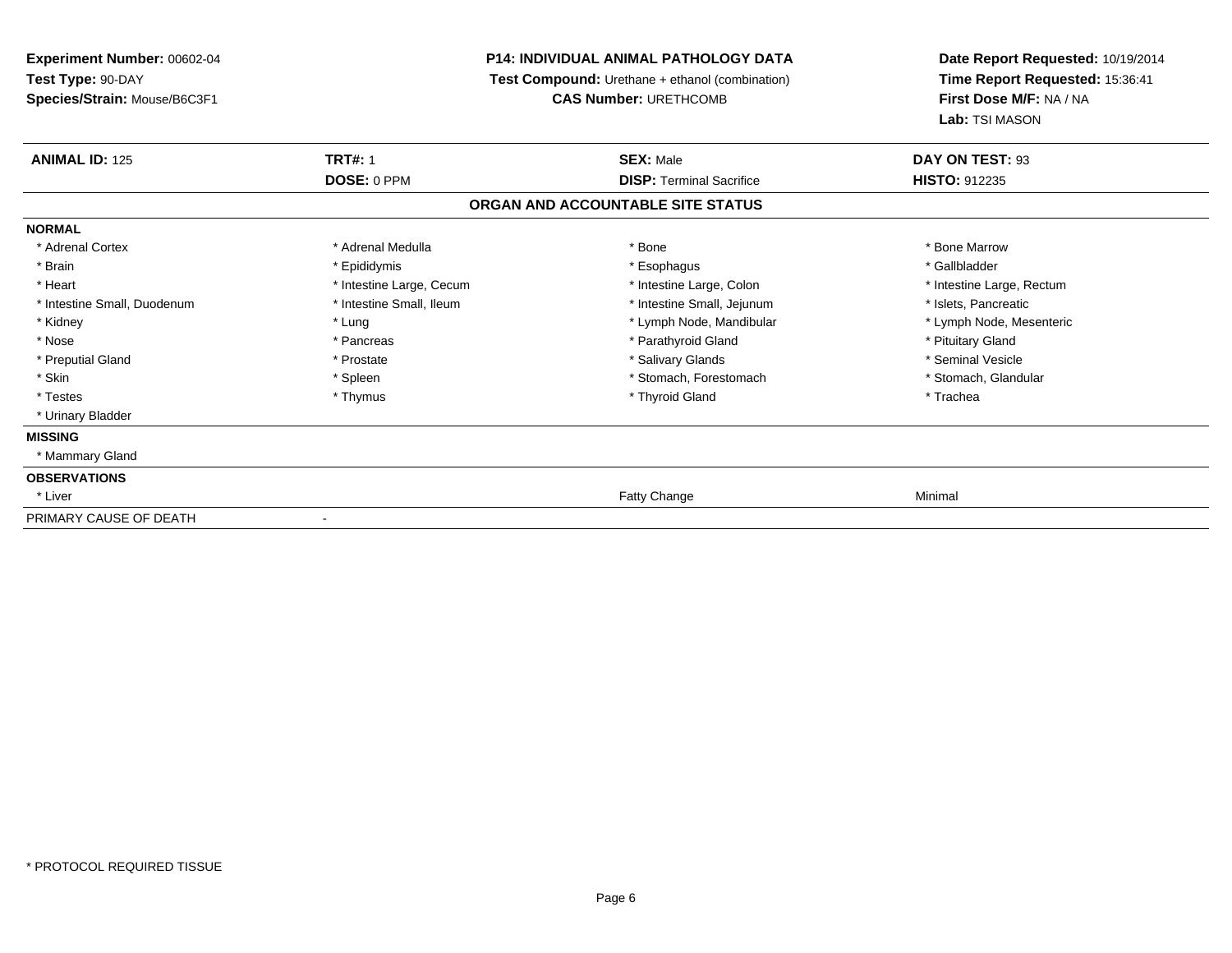**Experiment Number:** 00602-04
**Test Type:** 90-DAY
**Species/Strain:** Mouse/B6C3F1

**P14: INDIVIDUAL ANIMAL PATHOLOGY DATA**
**Test Compound:** Urethane + ethanol (combination)
**CAS Number:** URETHCOMB

**Date Report Requested:** 10/19/2014
**Time Report Requested:** 15:36:41
**First Dose M/F:** NA / NA
**Lab:** TSI MASON

| **ANIMAL ID:** 125 | **TRT#:** 1 | **SEX:** Male | **DAY ON TEST:** 93 |
|---|---|---|---|
| | **DOSE:** 0 PPM | **DISP:** Terminal Sacrifice | **HISTO:** 912235 |

## ORGAN AND ACCOUNTABLE SITE STATUS

**NORMAL**

| | | | |
|---|---|---|---|
| * Adrenal Cortex | * Adrenal Medulla | * Bone | * Bone Marrow |
| * Brain | * Epididymis | * Esophagus | * Gallbladder |
| * Heart | * Intestine Large, Cecum | * Intestine Large, Colon | * Intestine Large, Rectum |
| * Intestine Small, Duodenum | * Intestine Small, Ileum | * Intestine Small, Jejunum | * Islets, Pancreatic |
| * Kidney | * Lung | * Lymph Node, Mandibular | * Lymph Node, Mesenteric |
| * Nose | * Pancreas | * Parathyroid Gland | * Pituitary Gland |
| * Preputial Gland | * Prostate | * Salivary Glands | * Seminal Vesicle |
| * Skin | * Spleen | * Stomach, Forestomach | * Stomach, Glandular |
| * Testes | * Thymus | * Thyroid Gland | * Trachea |
| * Urinary Bladder | | | |

**MISSING**

* Mammary Gland

**OBSERVATIONS**

| | | |
|---|---|---|
| * Liver | Fatty Change | Minimal |

PRIMARY CAUSE OF DEATH -

* PROTOCOL REQUIRED TISSUE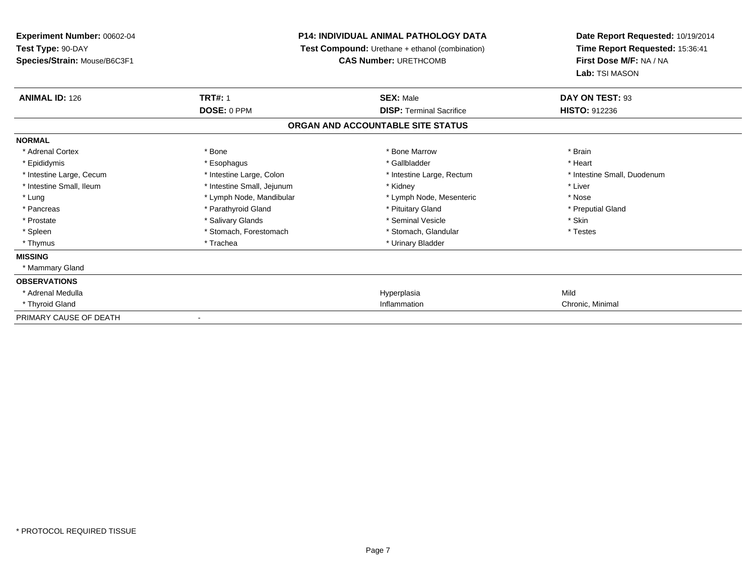**Experiment Number:** 00602-04
**Test Type:** 90-DAY
**Species/Strain:** Mouse/B6C3F1

**P14: INDIVIDUAL ANIMAL PATHOLOGY DATA**
**Test Compound:** Urethane + ethanol (combination)
**CAS Number:** URETHCOMB

**Date Report Requested:** 10/19/2014
**Time Report Requested:** 15:36:41
**First Dose M/F:** NA / NA
**Lab:** TSI MASON

| **ANIMAL ID:** 126 | **TRT#:** 1 | **SEX:** Male | **DAY ON TEST:** 93 |
|---|---|---|---|
| | **DOSE:** 0 PPM | **DISP:** Terminal Sacrifice | **HISTO:** 912236 |

## ORGAN AND ACCOUNTABLE SITE STATUS

**NORMAL**

| | | | |
|---|---|---|---|
| * Adrenal Cortex | * Bone | * Bone Marrow | * Brain |
| * Epididymis | * Esophagus | * Gallbladder | * Heart |
| * Intestine Large, Cecum | * Intestine Large, Colon | * Intestine Large, Rectum | * Intestine Small, Duodenum |
| * Intestine Small, Ileum | * Intestine Small, Jejunum | * Kidney | * Liver |
| * Lung | * Lymph Node, Mandibular | * Lymph Node, Mesenteric | * Nose |
| * Pancreas | * Parathyroid Gland | * Pituitary Gland | * Preputial Gland |
| * Prostate | * Salivary Glands | * Seminal Vesicle | * Skin |
| * Spleen | * Stomach, Forestomach | * Stomach, Glandular | * Testes |
| * Thymus | * Trachea | * Urinary Bladder | |

**MISSING**

* Mammary Gland

**OBSERVATIONS**

| | | |
|---|---|---|
| * Adrenal Medulla | Hyperplasia | Mild |
| * Thyroid Gland | Inflammation | Chronic, Minimal |

PRIMARY CAUSE OF DEATH -

\* PROTOCOL REQUIRED TISSUE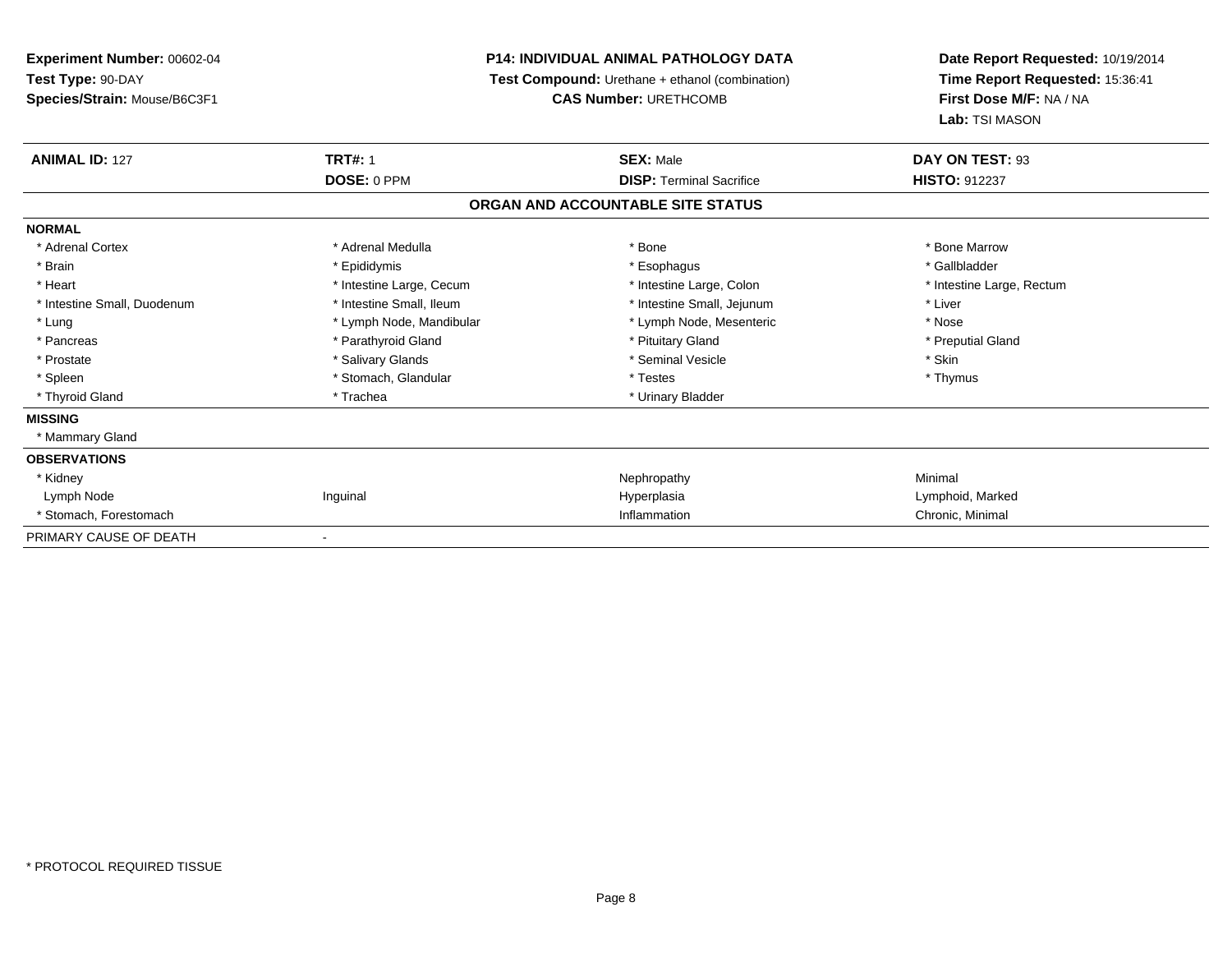**Experiment Number:** 00602-04
**Test Type:** 90-DAY
**Species/Strain:** Mouse/B6C3F1

**P14: INDIVIDUAL ANIMAL PATHOLOGY DATA**
**Test Compound:** Urethane + ethanol (combination)
**CAS Number:** URETHCOMB

**Date Report Requested:** 10/19/2014
**Time Report Requested:** 15:36:41
**First Dose M/F:** NA / NA
**Lab:** TSI MASON

| **ANIMAL ID:** 127 | **TRT#:** 1 | **SEX:** Male | **DAY ON TEST:** 93 |
|---|---|---|---|
| | **DOSE:** 0 PPM | **DISP:** Terminal Sacrifice | **HISTO:** 912237 |

## ORGAN AND ACCOUNTABLE SITE STATUS

**NORMAL**

| | | | |
|---|---|---|---|
| * Adrenal Cortex | * Adrenal Medulla | * Bone | * Bone Marrow |
| * Brain | * Epididymis | * Esophagus | * Gallbladder |
| * Heart | * Intestine Large, Cecum | * Intestine Large, Colon | * Intestine Large, Rectum |
| * Intestine Small, Duodenum | * Intestine Small, Ileum | * Intestine Small, Jejunum | * Liver |
| * Lung | * Lymph Node, Mandibular | * Lymph Node, Mesenteric | * Nose |
| * Pancreas | * Parathyroid Gland | * Pituitary Gland | * Preputial Gland |
| * Prostate | * Salivary Glands | * Seminal Vesicle | * Skin |
| * Spleen | * Stomach, Glandular | * Testes | * Thymus |
| * Thyroid Gland | * Trachea | * Urinary Bladder | |

**MISSING**

* Mammary Gland

**OBSERVATIONS**

| | | | |
|---|---|---|---|
| * Kidney | | Nephropathy | Minimal |
| Lymph Node | Inguinal | Hyperplasia | Lymphoid, Marked |
| * Stomach, Forestomach | | Inflammation | Chronic, Minimal |

PRIMARY CAUSE OF DEATH -

* PROTOCOL REQUIRED TISSUE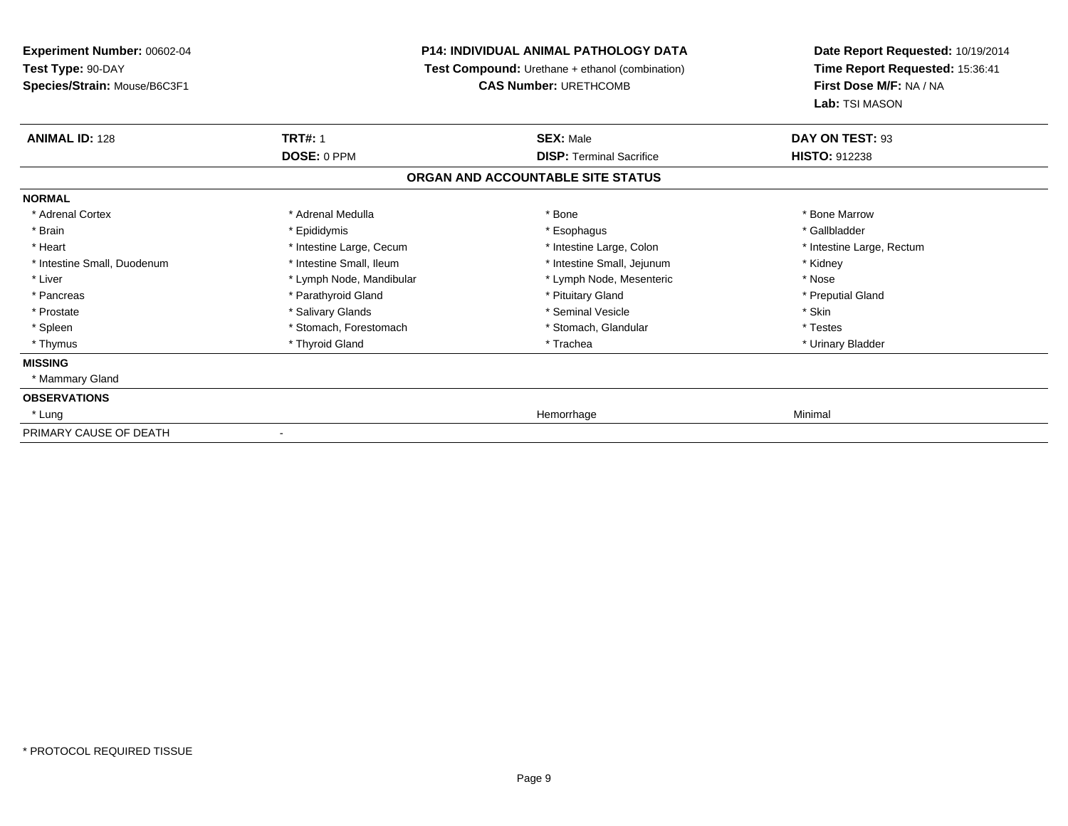**Experiment Number:** 00602-04
**Test Type:** 90-DAY
**Species/Strain:** Mouse/B6C3F1

**P14: INDIVIDUAL ANIMAL PATHOLOGY DATA**
**Test Compound:** Urethane + ethanol (combination)
**CAS Number:** URETHCOMB

**Date Report Requested:** 10/19/2014
**Time Report Requested:** 15:36:41
**First Dose M/F:** NA / NA
**Lab:** TSI MASON

| **ANIMAL ID:** 128 | **TRT#:** 1 | **SEX:** Male | **DAY ON TEST:** 93 |
|---|---|---|---|
| | **DOSE:** 0 PPM | **DISP:** Terminal Sacrifice | **HISTO:** 912238 |

**ORGAN AND ACCOUNTABLE SITE STATUS**

| | | | |
|---|---|---|---|
| **NORMAL** | | | |
| * Adrenal Cortex | * Adrenal Medulla | * Bone | * Bone Marrow |
| * Brain | * Epididymis | * Esophagus | * Gallbladder |
| * Heart | * Intestine Large, Cecum | * Intestine Large, Colon | * Intestine Large, Rectum |
| * Intestine Small, Duodenum | * Intestine Small, Ileum | * Intestine Small, Jejunum | * Kidney |
| * Liver | * Lymph Node, Mandibular | * Lymph Node, Mesenteric | * Nose |
| * Pancreas | * Parathyroid Gland | * Pituitary Gland | * Preputial Gland |
| * Prostate | * Salivary Glands | * Seminal Vesicle | * Skin |
| * Spleen | * Stomach, Forestomach | * Stomach, Glandular | * Testes |
| * Thymus | * Thyroid Gland | * Trachea | * Urinary Bladder |
| **MISSING** | | | |
| * Mammary Gland | | | |
| **OBSERVATIONS** | | | |
| * Lung | | Hemorrhage | Minimal |
| PRIMARY CAUSE OF DEATH | - | | |

* PROTOCOL REQUIRED TISSUE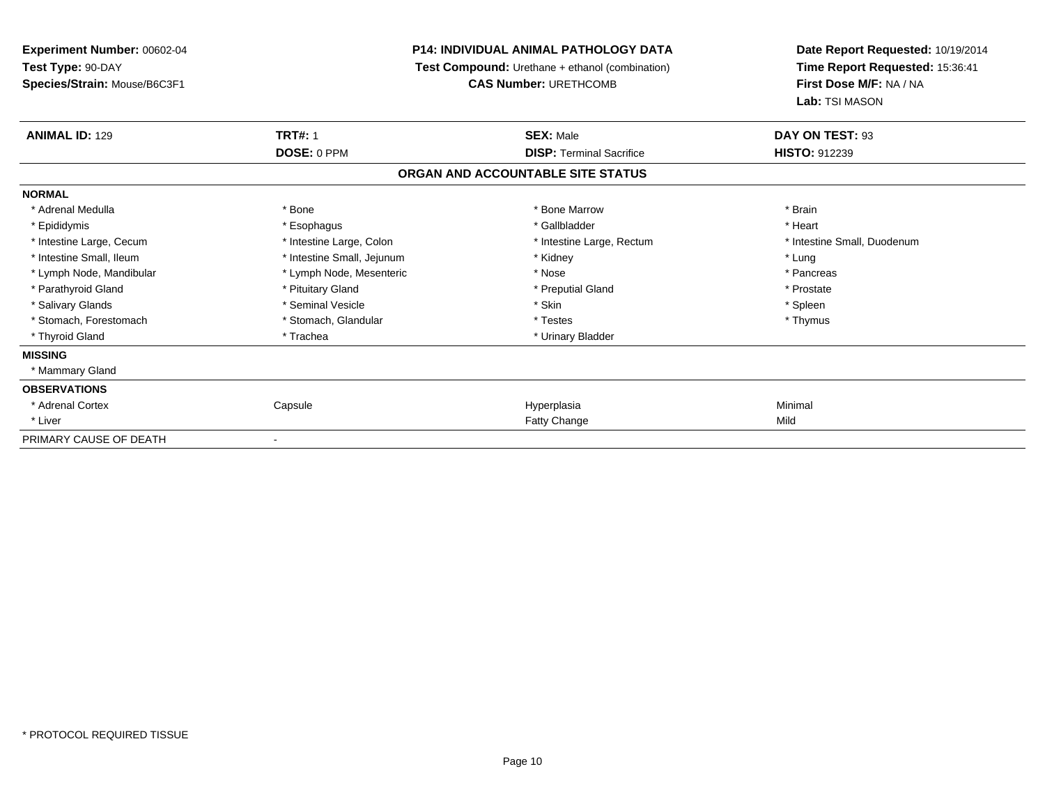**Experiment Number:** 00602-04
**Test Type:** 90-DAY
**Species/Strain:** Mouse/B6C3F1

**P14: INDIVIDUAL ANIMAL PATHOLOGY DATA**
**Test Compound:** Urethane + ethanol (combination)
**CAS Number:** URETHCOMB

**Date Report Requested:** 10/19/2014
**Time Report Requested:** 15:36:41
**First Dose M/F:** NA / NA
**Lab:** TSI MASON

| **ANIMAL ID:** 129 | **TRT#:** 1 | **SEX:** Male | **DAY ON TEST:** 93 |
|---|---|---|---|
| | **DOSE:** 0 PPM | **DISP:** Terminal Sacrifice | **HISTO:** 912239 |

## ORGAN AND ACCOUNTABLE SITE STATUS

| | | | |
|---|---|---|---|
| **NORMAL** | | | |
| * Adrenal Medulla | * Bone | * Bone Marrow | * Brain |
| * Epididymis | * Esophagus | * Gallbladder | * Heart |
| * Intestine Large, Cecum | * Intestine Large, Colon | * Intestine Large, Rectum | * Intestine Small, Duodenum |
| * Intestine Small, Ileum | * Intestine Small, Jejunum | * Kidney | * Lung |
| * Lymph Node, Mandibular | * Lymph Node, Mesenteric | * Nose | * Pancreas |
| * Parathyroid Gland | * Pituitary Gland | * Preputial Gland | * Prostate |
| * Salivary Glands | * Seminal Vesicle | * Skin | * Spleen |
| * Stomach, Forestomach | * Stomach, Glandular | * Testes | * Thymus |
| * Thyroid Gland | * Trachea | * Urinary Bladder | |
| **MISSING** | | | |
| * Mammary Gland | | | |
| **OBSERVATIONS** | | | |
| * Adrenal Cortex | Capsule | Hyperplasia | Minimal |
| * Liver | | Fatty Change | Mild |
| PRIMARY CAUSE OF DEATH | - | | |

* PROTOCOL REQUIRED TISSUE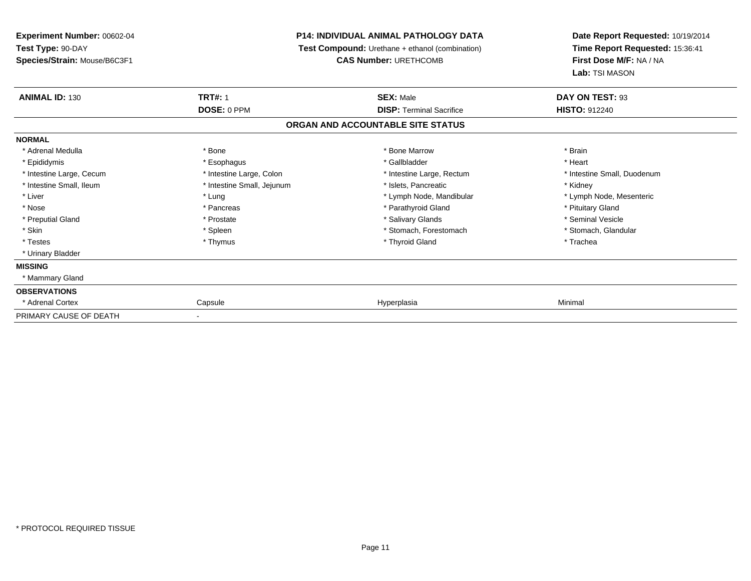**Experiment Number:** 00602-04
**Test Type:** 90-DAY
**Species/Strain:** Mouse/B6C3F1

**P14: INDIVIDUAL ANIMAL PATHOLOGY DATA**
**Test Compound:** Urethane + ethanol (combination)
**CAS Number:** URETHCOMB

**Date Report Requested:** 10/19/2014
**Time Report Requested:** 15:36:41
**First Dose M/F:** NA / NA
**Lab:** TSI MASON

| **ANIMAL ID:** 130 | **TRT#:** 1 | **SEX:** Male | **DAY ON TEST:** 93 |
|---|---|---|---|
| | **DOSE:** 0 PPM | **DISP:** Terminal Sacrifice | **HISTO:** 912240 |

## ORGAN AND ACCOUNTABLE SITE STATUS

| | | | |
|---|---|---|---|
| **NORMAL** | | | |
| * Adrenal Medulla | * Bone | * Bone Marrow | * Brain |
| * Epididymis | * Esophagus | * Gallbladder | * Heart |
| * Intestine Large, Cecum | * Intestine Large, Colon | * Intestine Large, Rectum | * Intestine Small, Duodenum |
| * Intestine Small, Ileum | * Intestine Small, Jejunum | * Islets, Pancreatic | * Kidney |
| * Liver | * Lung | * Lymph Node, Mandibular | * Lymph Node, Mesenteric |
| * Nose | * Pancreas | * Parathyroid Gland | * Pituitary Gland |
| * Preputial Gland | * Prostate | * Salivary Glands | * Seminal Vesicle |
| * Skin | * Spleen | * Stomach, Forestomach | * Stomach, Glandular |
| * Testes | * Thymus | * Thyroid Gland | * Trachea |
| * Urinary Bladder | | | |
| **MISSING** | | | |
| * Mammary Gland | | | |
| **OBSERVATIONS** | | | |
| * Adrenal Cortex | Capsule | Hyperplasia | Minimal |
| PRIMARY CAUSE OF DEATH | - | | |

* PROTOCOL REQUIRED TISSUE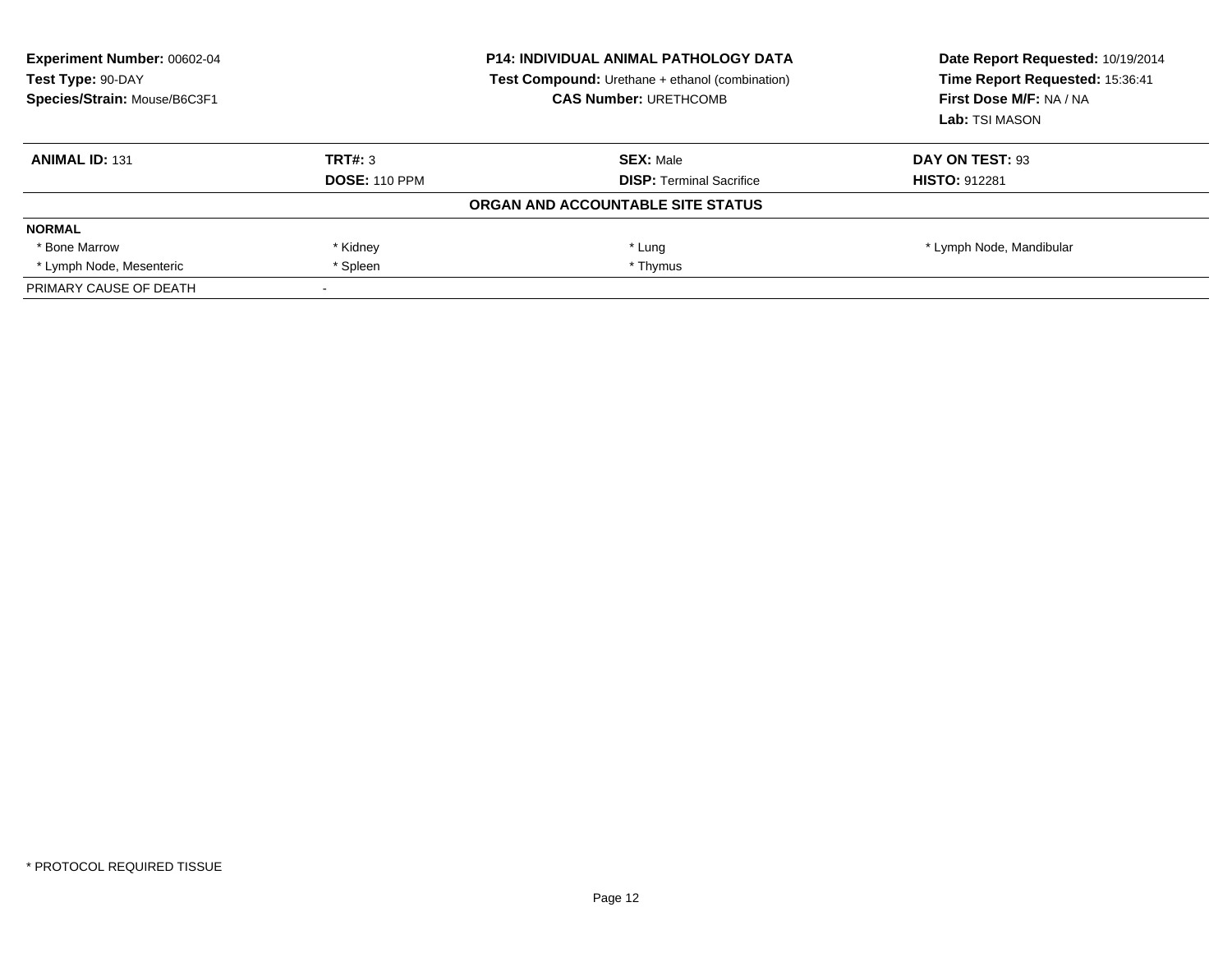**Experiment Number:** 00602-04
**Test Type:** 90-DAY
**Species/Strain:** Mouse/B6C3F1

**P14: INDIVIDUAL ANIMAL PATHOLOGY DATA**
**Test Compound:** Urethane + ethanol (combination)
**CAS Number:** URETHCOMB

**Date Report Requested:** 10/19/2014
**Time Report Requested:** 15:36:41
**First Dose M/F:** NA / NA
**Lab:** TSI MASON

| **ANIMAL ID:** 131 | **TRT#:** 3 | **SEX:** Male | **DAY ON TEST:** 93 |
|---|---|---|---|
| | **DOSE:** 110 PPM | **DISP:** Terminal Sacrifice | **HISTO:** 912281 |

**ORGAN AND ACCOUNTABLE SITE STATUS**

| **NORMAL** | | | |
|---|---|---|---|
| * Bone Marrow | * Kidney | * Lung | * Lymph Node, Mandibular |
| * Lymph Node, Mesenteric | * Spleen | * Thymus | |
| PRIMARY CAUSE OF DEATH | - | | |

* PROTOCOL REQUIRED TISSUE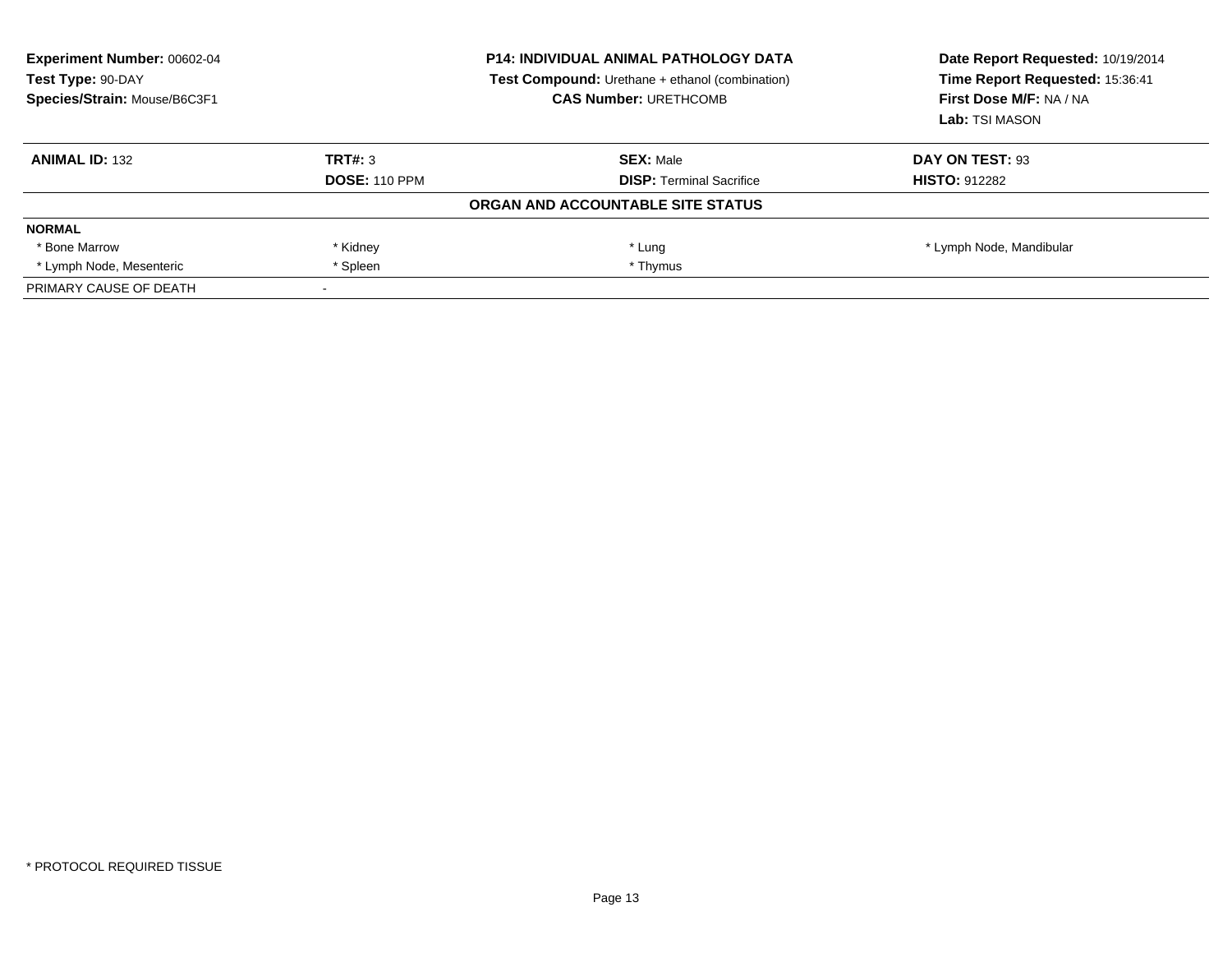**Experiment Number:** 00602-04
**Test Type:** 90-DAY
**Species/Strain:** Mouse/B6C3F1

**P14: INDIVIDUAL ANIMAL PATHOLOGY DATA**
**Test Compound:** Urethane + ethanol (combination)
**CAS Number:** URETHCOMB

**Date Report Requested:** 10/19/2014
**Time Report Requested:** 15:36:41
**First Dose M/F:** NA / NA
**Lab:** TSI MASON

| **ANIMAL ID:** 132 | **TRT#:** 3 | **SEX:** Male | **DAY ON TEST:** 93 |
|---|---|---|---|
| | **DOSE:** 110 PPM | **DISP:** Terminal Sacrifice | **HISTO:** 912282 |

**ORGAN AND ACCOUNTABLE SITE STATUS**

| **NORMAL** | | | |
|---|---|---|---|
| * Bone Marrow | * Kidney | * Lung | * Lymph Node, Mandibular |
| * Lymph Node, Mesenteric | * Spleen | * Thymus | |
| PRIMARY CAUSE OF DEATH | - | | |

* PROTOCOL REQUIRED TISSUE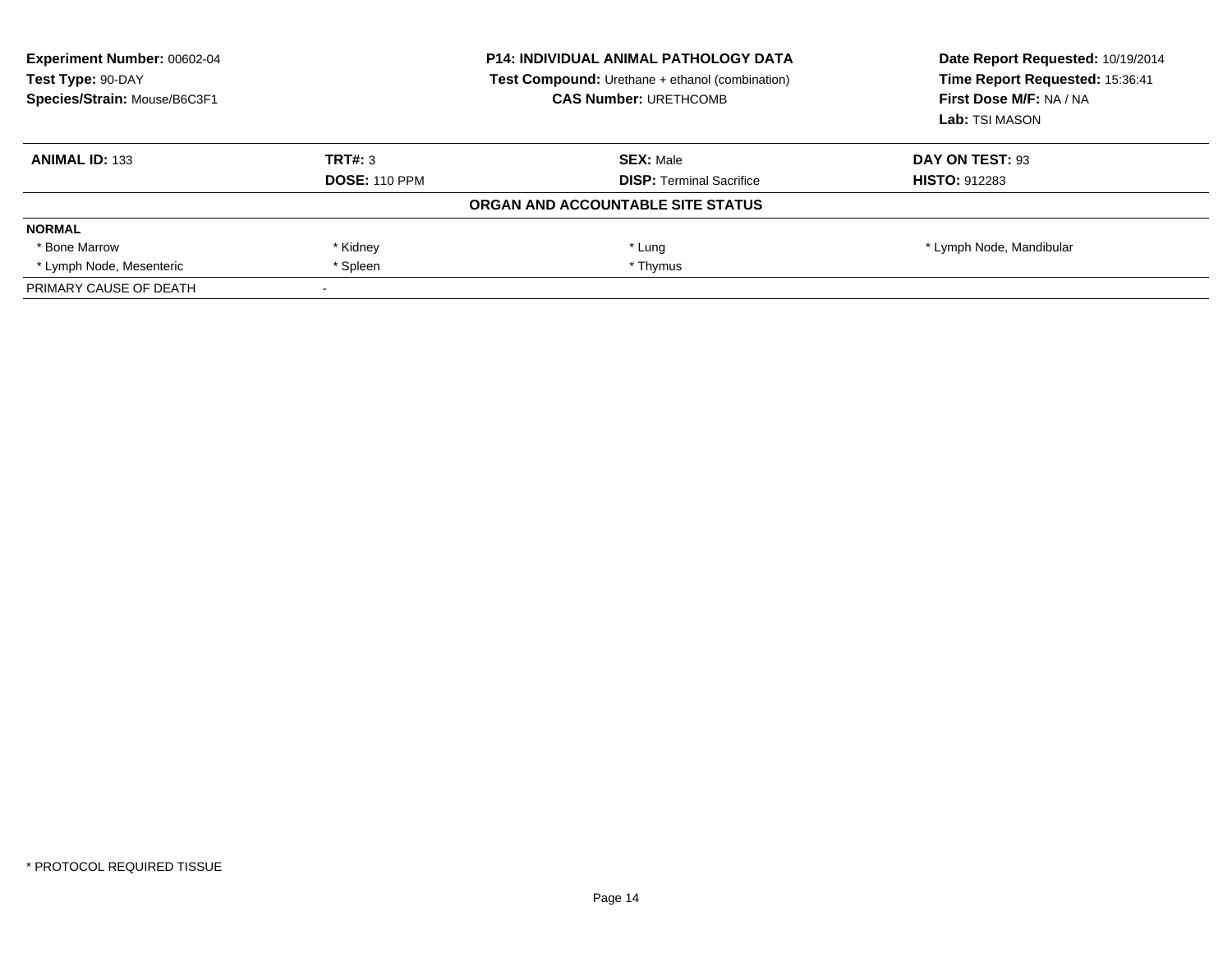**Experiment Number:** 00602-04
**Test Type:** 90-DAY
**Species/Strain:** Mouse/B6C3F1

**P14: INDIVIDUAL ANIMAL PATHOLOGY DATA**
**Test Compound:** Urethane + ethanol (combination)
**CAS Number:** URETHCOMB

**Date Report Requested:** 10/19/2014
**Time Report Requested:** 15:36:41
**First Dose M/F:** NA / NA
**Lab:** TSI MASON

| **ANIMAL ID:** 133 | **TRT#:** 3 | **SEX:** Male | **DAY ON TEST:** 93 |
|---|---|---|---|
| | **DOSE:** 110 PPM | **DISP:** Terminal Sacrifice | **HISTO:** 912283 |

**ORGAN AND ACCOUNTABLE SITE STATUS**

| **NORMAL** | | | |
|---|---|---|---|
| * Bone Marrow | * Kidney | * Lung | * Lymph Node, Mandibular |
| * Lymph Node, Mesenteric | * Spleen | * Thymus | |
| PRIMARY CAUSE OF DEATH | - | | |

* PROTOCOL REQUIRED TISSUE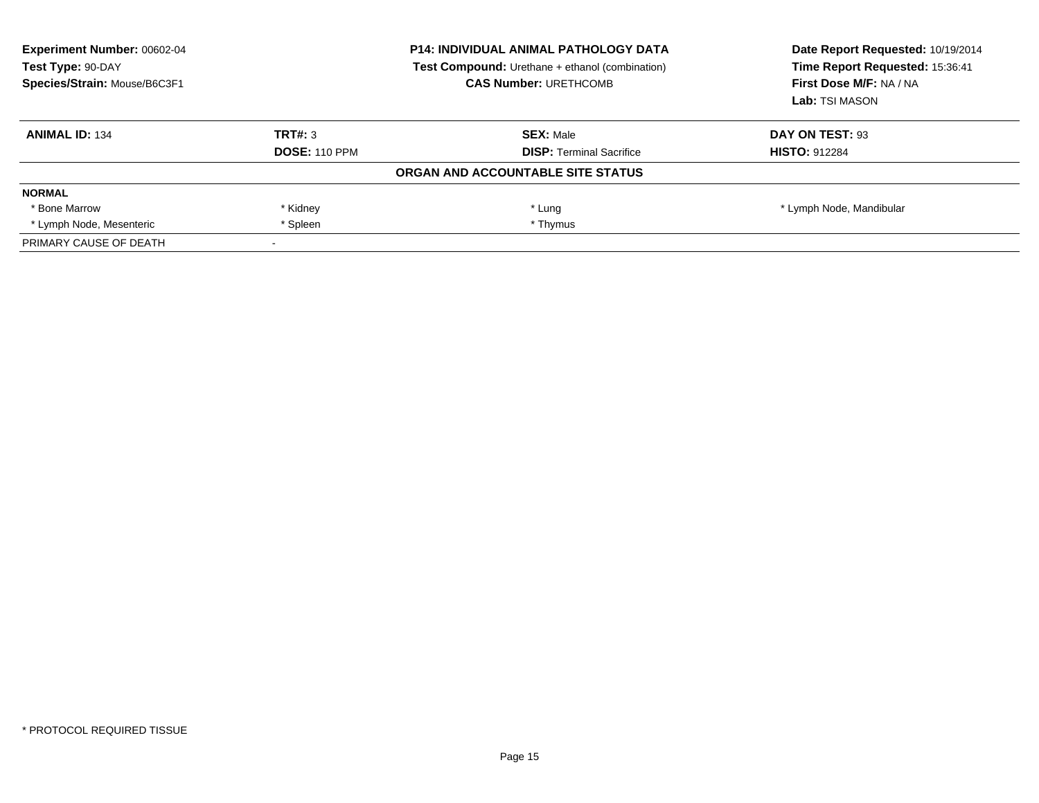**Experiment Number:** 00602-04
**Test Type:** 90-DAY
**Species/Strain:** Mouse/B6C3F1

**P14: INDIVIDUAL ANIMAL PATHOLOGY DATA**
**Test Compound:** Urethane + ethanol (combination)
**CAS Number:** URETHCOMB

**Date Report Requested:** 10/19/2014
**Time Report Requested:** 15:36:41
**First Dose M/F:** NA / NA
**Lab:** TSI MASON

| **ANIMAL ID:** 134 | **TRT#:** 3 | **SEX:** Male | **DAY ON TEST:** 93 |
|---|---|---|---|
| | **DOSE:** 110 PPM | **DISP:** Terminal Sacrifice | **HISTO:** 912284 |

**ORGAN AND ACCOUNTABLE SITE STATUS**

| **NORMAL** | | | |
|---|---|---|---|
| * Bone Marrow | * Kidney | * Lung | * Lymph Node, Mandibular |
| * Lymph Node, Mesenteric | * Spleen | * Thymus | |
| PRIMARY CAUSE OF DEATH | - | | |

* PROTOCOL REQUIRED TISSUE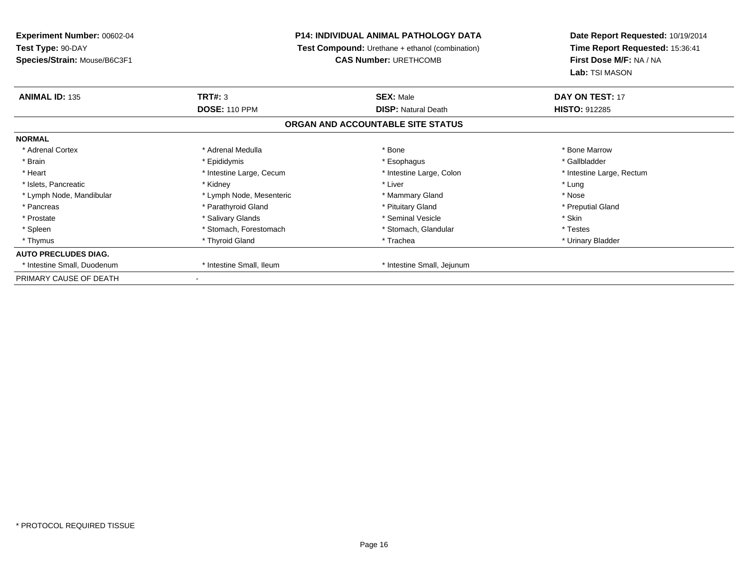**Experiment Number:** 00602-04
**Test Type:** 90-DAY
**Species/Strain:** Mouse/B6C3F1

**P14: INDIVIDUAL ANIMAL PATHOLOGY DATA**
**Test Compound:** Urethane + ethanol (combination)
**CAS Number:** URETHCOMB

**Date Report Requested:** 10/19/2014
**Time Report Requested:** 15:36:41
**First Dose M/F:** NA / NA
**Lab:** TSI MASON

| **ANIMAL ID:** 135 | **TRT#:** 3 | **SEX:** Male | **DAY ON TEST:** 17 |
|---|---|---|---|
| | **DOSE:** 110 PPM | **DISP:** Natural Death | **HISTO:** 912285 |

## ORGAN AND ACCOUNTABLE SITE STATUS

**NORMAL**

| | | | |
|---|---|---|---|
| * Adrenal Cortex | * Adrenal Medulla | * Bone | * Bone Marrow |
| * Brain | * Epididymis | * Esophagus | * Gallbladder |
| * Heart | * Intestine Large, Cecum | * Intestine Large, Colon | * Intestine Large, Rectum |
| * Islets, Pancreatic | * Kidney | * Liver | * Lung |
| * Lymph Node, Mandibular | * Lymph Node, Mesenteric | * Mammary Gland | * Nose |
| * Pancreas | * Parathyroid Gland | * Pituitary Gland | * Preputial Gland |
| * Prostate | * Salivary Glands | * Seminal Vesicle | * Skin |
| * Spleen | * Stomach, Forestomach | * Stomach, Glandular | * Testes |
| * Thymus | * Thyroid Gland | * Trachea | * Urinary Bladder |

**AUTO PRECLUDES DIAG.**

| | | |
|---|---|---|
| * Intestine Small, Duodenum | * Intestine Small, Ileum | * Intestine Small, Jejunum |

PRIMARY CAUSE OF DEATH -

* PROTOCOL REQUIRED TISSUE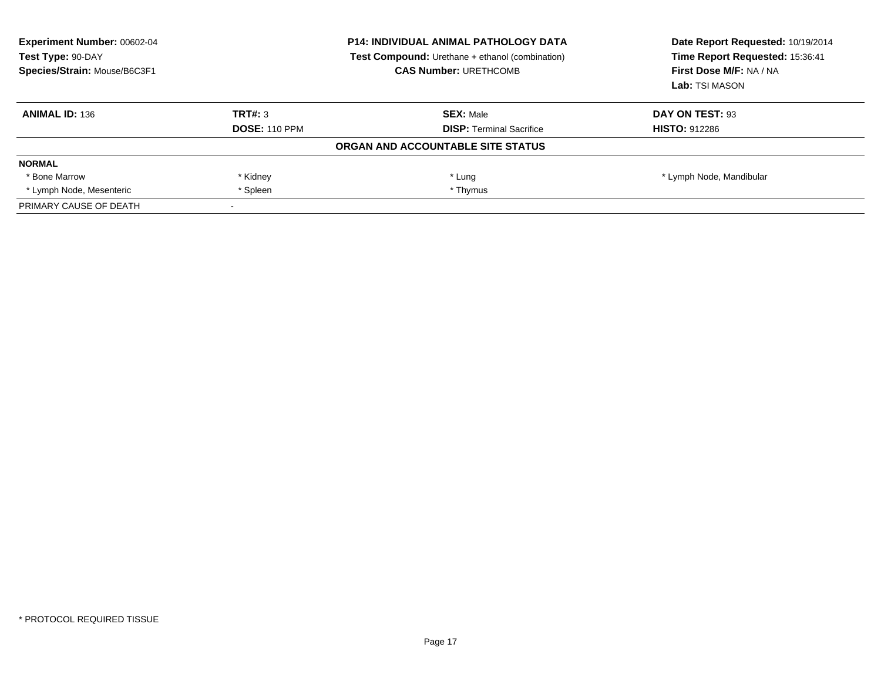| Experiment Number: 00602-04 | P14: INDIVIDUAL ANIMAL PATHOLOGY DATA | Date Report Requested: 10/19/2014 |
|---|---|---|
| Test Type: 90-DAY | Test Compound: Urethane + ethanol (combination) | Time Report Requested: 15:36:41 |
| Species/Strain: Mouse/B6C3F1 | CAS Number: URETHCOMB | First Dose M/F: NA / NA |
| | | Lab: TSI MASON |

| ANIMAL ID: 136 | TRT#: 3 | SEX: Male | DAY ON TEST: 93 |
|---|---|---|---|
| | DOSE: 110 PPM | DISP: Terminal Sacrifice | HISTO: 912286 |

**ORGAN AND ACCOUNTABLE SITE STATUS**

| NORMAL | | | |
|---|---|---|---|
| * Bone Marrow | * Kidney | * Lung | * Lymph Node, Mandibular |
| * Lymph Node, Mesenteric | * Spleen | * Thymus | |
| PRIMARY CAUSE OF DEATH | - | | |

* PROTOCOL REQUIRED TISSUE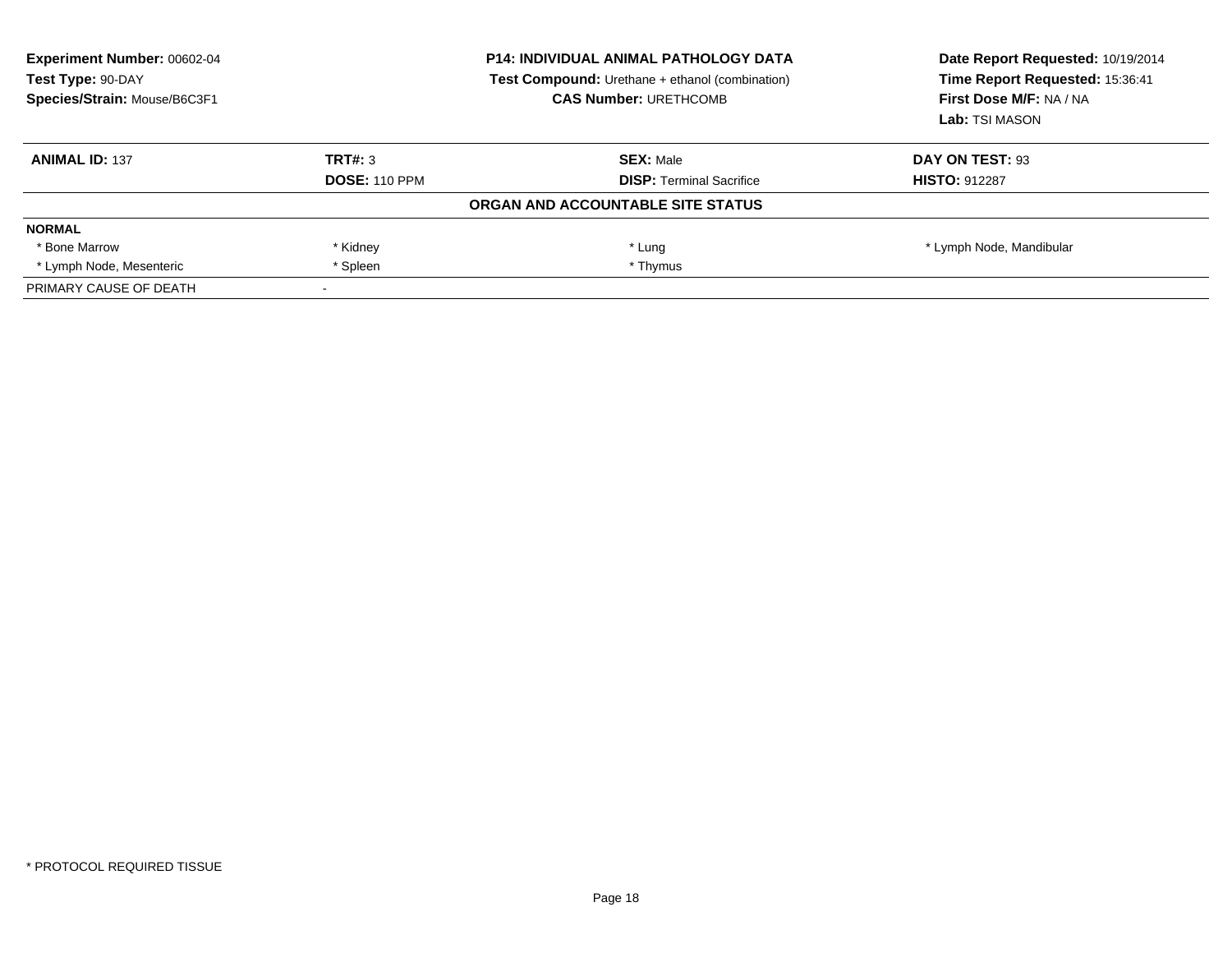**Experiment Number:** 00602-04
**Test Type:** 90-DAY
**Species/Strain:** Mouse/B6C3F1

**P14: INDIVIDUAL ANIMAL PATHOLOGY DATA**
**Test Compound:** Urethane + ethanol (combination)
**CAS Number:** URETHCOMB

**Date Report Requested:** 10/19/2014
**Time Report Requested:** 15:36:41
**First Dose M/F:** NA / NA
**Lab:** TSI MASON

| **ANIMAL ID:** 137 | **TRT#:** 3 | **SEX:** Male | **DAY ON TEST:** 93 |
|---|---|---|---|
| | **DOSE:** 110 PPM | **DISP:** Terminal Sacrifice | **HISTO:** 912287 |

**ORGAN AND ACCOUNTABLE SITE STATUS**

| **NORMAL** | | | |
|---|---|---|---|
| * Bone Marrow | * Kidney | * Lung | * Lymph Node, Mandibular |
| * Lymph Node, Mesenteric | * Spleen | * Thymus | |
| PRIMARY CAUSE OF DEATH | - | | |

\* PROTOCOL REQUIRED TISSUE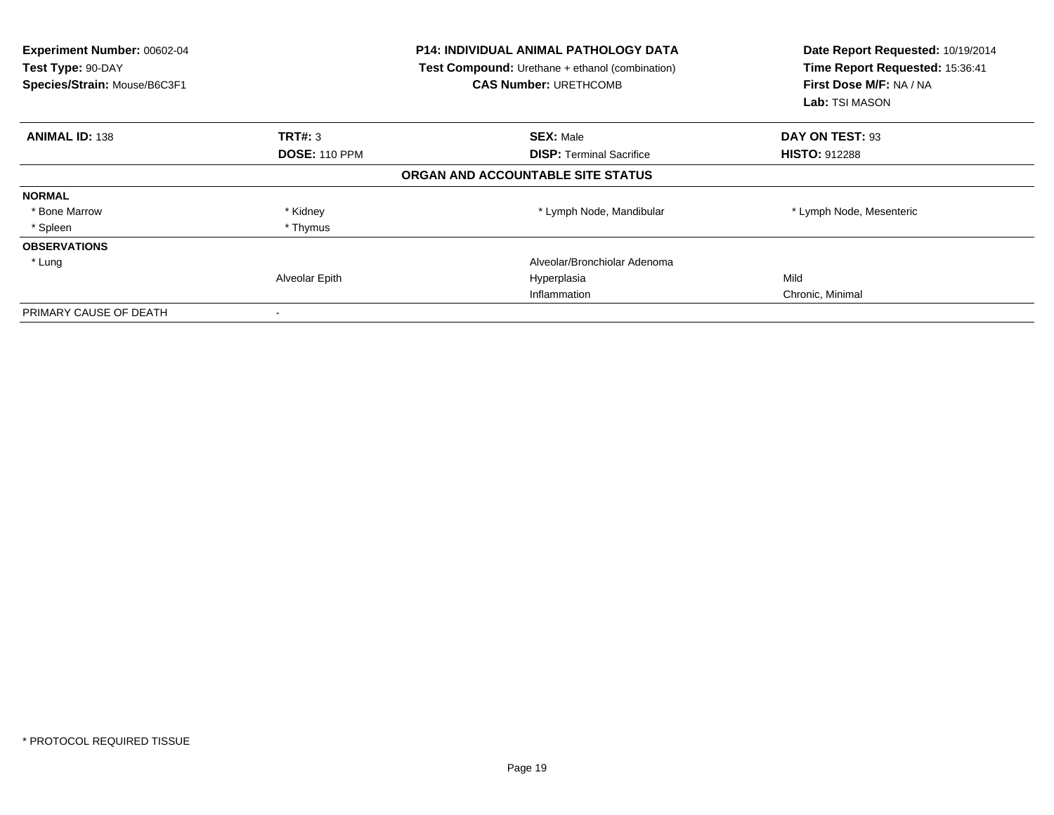**Experiment Number:** 00602-04
**Test Type:** 90-DAY
**Species/Strain:** Mouse/B6C3F1

**P14: INDIVIDUAL ANIMAL PATHOLOGY DATA**
**Test Compound:** Urethane + ethanol (combination)
**CAS Number:** URETHCOMB

**Date Report Requested:** 10/19/2014
**Time Report Requested:** 15:36:41
**First Dose M/F:** NA / NA
**Lab:** TSI MASON

| **ANIMAL ID:** 138 | **TRT#:** 3 | **SEX:** Male | **DAY ON TEST:** 93 |
|---|---|---|---|
| | **DOSE:** 110 PPM | **DISP:** Terminal Sacrifice | **HISTO:** 912288 |

**ORGAN AND ACCOUNTABLE SITE STATUS**

| | | | |
|---|---|---|---|
| **NORMAL** | | | |
| * Bone Marrow | * Kidney | * Lymph Node, Mandibular | * Lymph Node, Mesenteric |
| * Spleen | * Thymus | | |
| **OBSERVATIONS** | | | |
| * Lung | | Alveolar/Bronchiolar Adenoma | |
| | Alveolar Epith | Hyperplasia | Mild |
| | | Inflammation | Chronic, Minimal |
| PRIMARY CAUSE OF DEATH | - | | |

* PROTOCOL REQUIRED TISSUE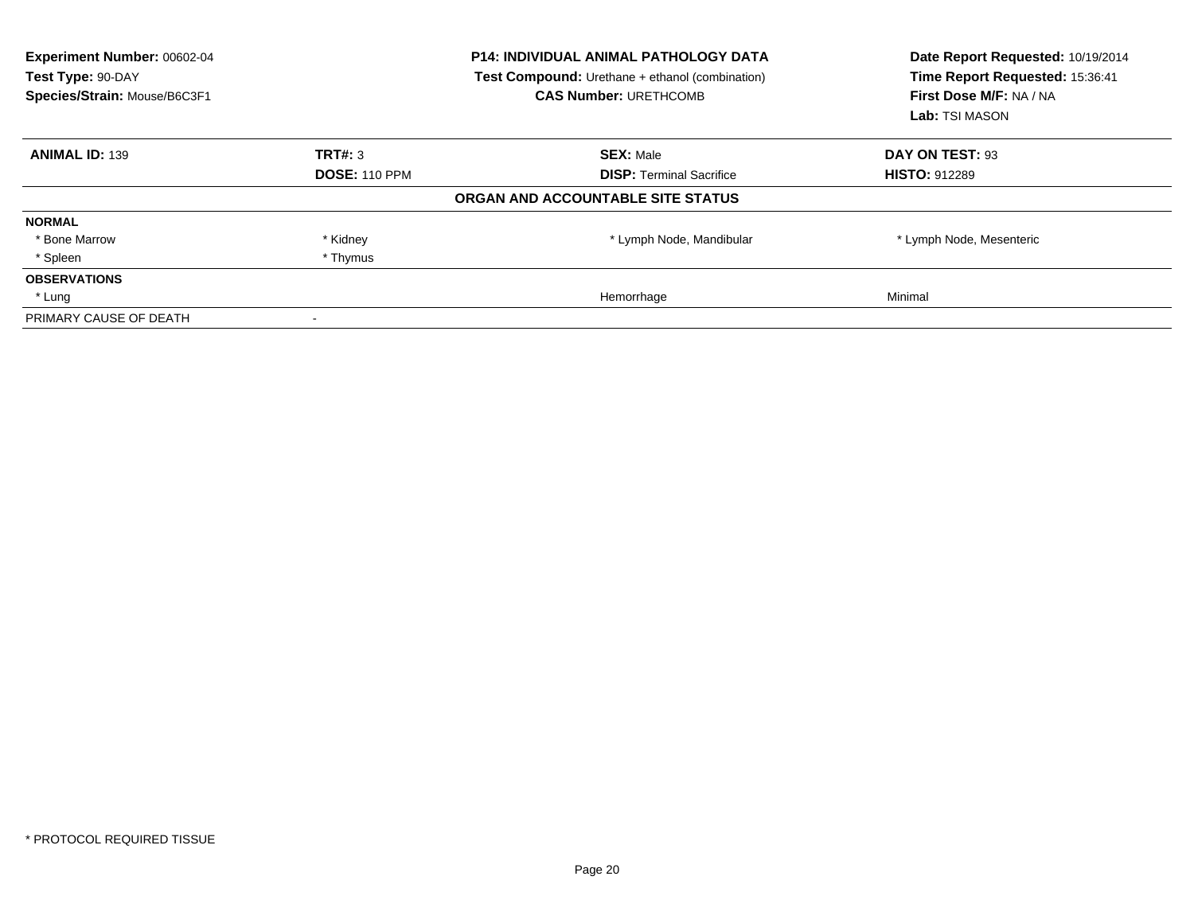**Experiment Number:** 00602-04
**Test Type:** 90-DAY
**Species/Strain:** Mouse/B6C3F1

**P14: INDIVIDUAL ANIMAL PATHOLOGY DATA**
**Test Compound:** Urethane + ethanol (combination)
**CAS Number:** URETHCOMB

**Date Report Requested:** 10/19/2014
**Time Report Requested:** 15:36:41
**First Dose M/F:** NA / NA
**Lab:** TSI MASON

| **ANIMAL ID:** 139 | **TRT#:** 3 | **SEX:** Male | **DAY ON TEST:** 93 |
|---|---|---|---|
| | **DOSE:** 110 PPM | **DISP:** Terminal Sacrifice | **HISTO:** 912289 |

**ORGAN AND ACCOUNTABLE SITE STATUS**

| | | | |
|---|---|---|---|
| **NORMAL** | | | |
| * Bone Marrow | * Kidney | * Lymph Node, Mandibular | * Lymph Node, Mesenteric |
| * Spleen | * Thymus | | |
| **OBSERVATIONS** | | | |
| * Lung | | Hemorrhage | Minimal |
| PRIMARY CAUSE OF DEATH | - | | |

* PROTOCOL REQUIRED TISSUE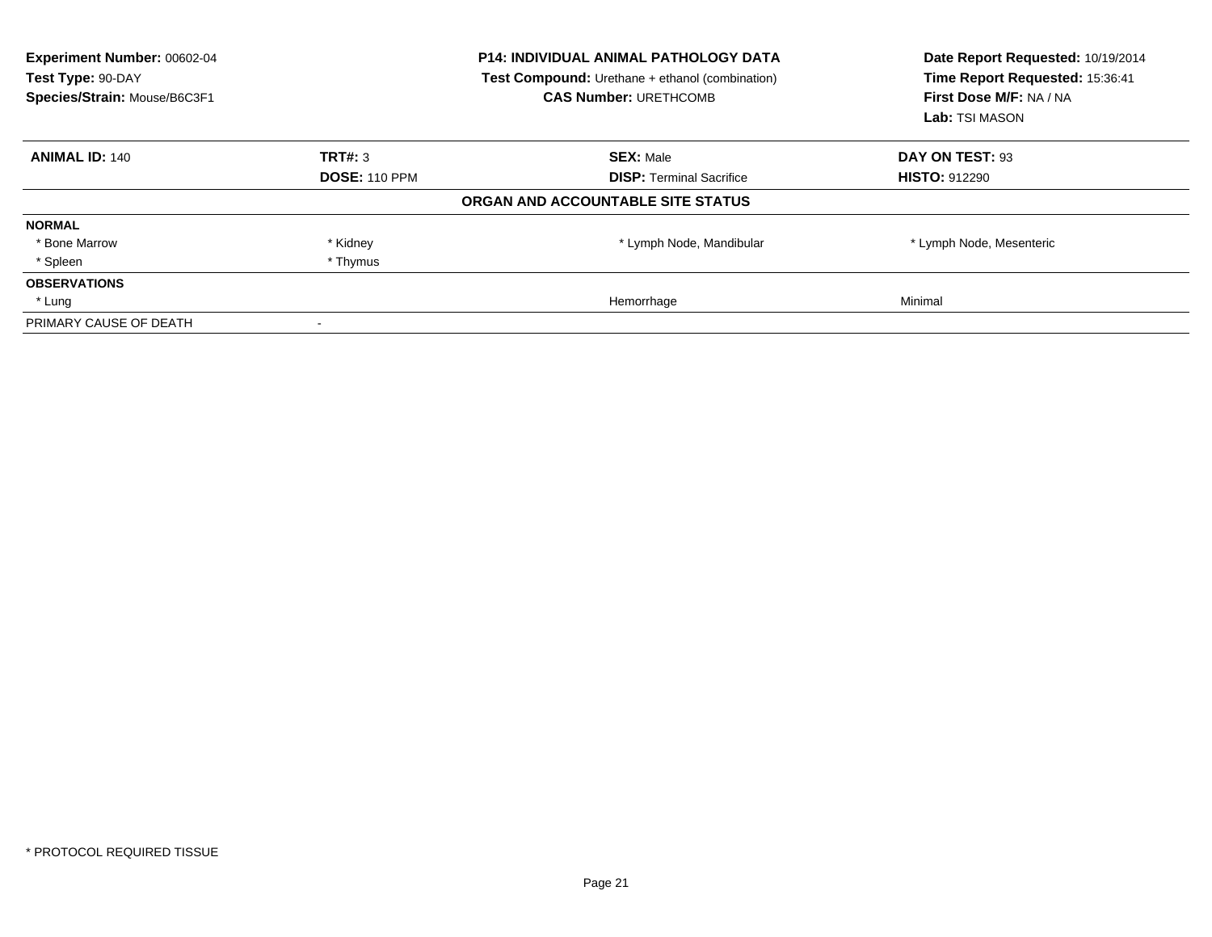**Experiment Number:** 00602-04
**Test Type:** 90-DAY
**Species/Strain:** Mouse/B6C3F1

**P14: INDIVIDUAL ANIMAL PATHOLOGY DATA**
**Test Compound:** Urethane + ethanol (combination)
**CAS Number:** URETHCOMB

**Date Report Requested:** 10/19/2014
**Time Report Requested:** 15:36:41
**First Dose M/F:** NA / NA
**Lab:** TSI MASON

| **ANIMAL ID:** 140 | **TRT#:** 3 | **SEX:** Male | **DAY ON TEST:** 93 |
|---|---|---|---|
| | **DOSE:** 110 PPM | **DISP:** Terminal Sacrifice | **HISTO:** 912290 |

**ORGAN AND ACCOUNTABLE SITE STATUS**

| | | | |
|---|---|---|---|
| **NORMAL** | | | |
| * Bone Marrow | * Kidney | * Lymph Node, Mandibular | * Lymph Node, Mesenteric |
| * Spleen | * Thymus | | |
| **OBSERVATIONS** | | | |
| * Lung | | Hemorrhage | Minimal |
| PRIMARY CAUSE OF DEATH | - | | |

\* PROTOCOL REQUIRED TISSUE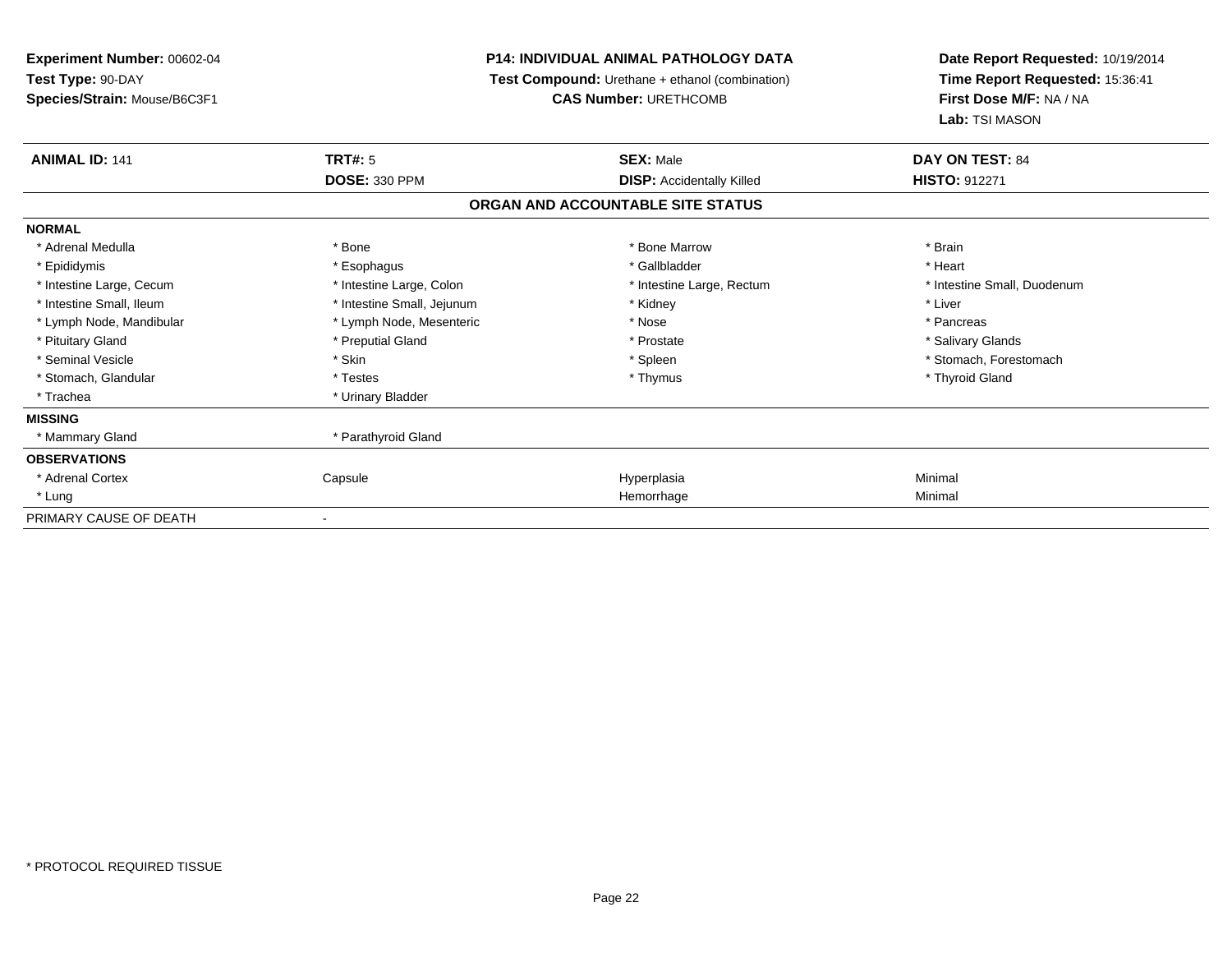**Experiment Number:** 00602-04
**Test Type:** 90-DAY
**Species/Strain:** Mouse/B6C3F1

**P14: INDIVIDUAL ANIMAL PATHOLOGY DATA**
**Test Compound:** Urethane + ethanol (combination)
**CAS Number:** URETHCOMB

**Date Report Requested:** 10/19/2014
**Time Report Requested:** 15:36:41
**First Dose M/F:** NA / NA
**Lab:** TSI MASON

| **ANIMAL ID:** 141 | **TRT#:** 5 | **SEX:** Male | **DAY ON TEST:** 84 |
|---|---|---|---|
| | **DOSE:** 330 PPM | **DISP:** Accidentally Killed | **HISTO:** 912271 |

## ORGAN AND ACCOUNTABLE SITE STATUS

| | | | |
|---|---|---|---|
| **NORMAL** | | | |
| * Adrenal Medulla | * Bone | * Bone Marrow | * Brain |
| * Epididymis | * Esophagus | * Gallbladder | * Heart |
| * Intestine Large, Cecum | * Intestine Large, Colon | * Intestine Large, Rectum | * Intestine Small, Duodenum |
| * Intestine Small, Ileum | * Intestine Small, Jejunum | * Kidney | * Liver |
| * Lymph Node, Mandibular | * Lymph Node, Mesenteric | * Nose | * Pancreas |
| * Pituitary Gland | * Preputial Gland | * Prostate | * Salivary Glands |
| * Seminal Vesicle | * Skin | * Spleen | * Stomach, Forestomach |
| * Stomach, Glandular | * Testes | * Thymus | * Thyroid Gland |
| * Trachea | * Urinary Bladder | | |
| **MISSING** | | | |
| * Mammary Gland | * Parathyroid Gland | | |
| **OBSERVATIONS** | | | |
| * Adrenal Cortex | Capsule | Hyperplasia | Minimal |
| * Lung | | Hemorrhage | Minimal |
| PRIMARY CAUSE OF DEATH | - | | |

* PROTOCOL REQUIRED TISSUE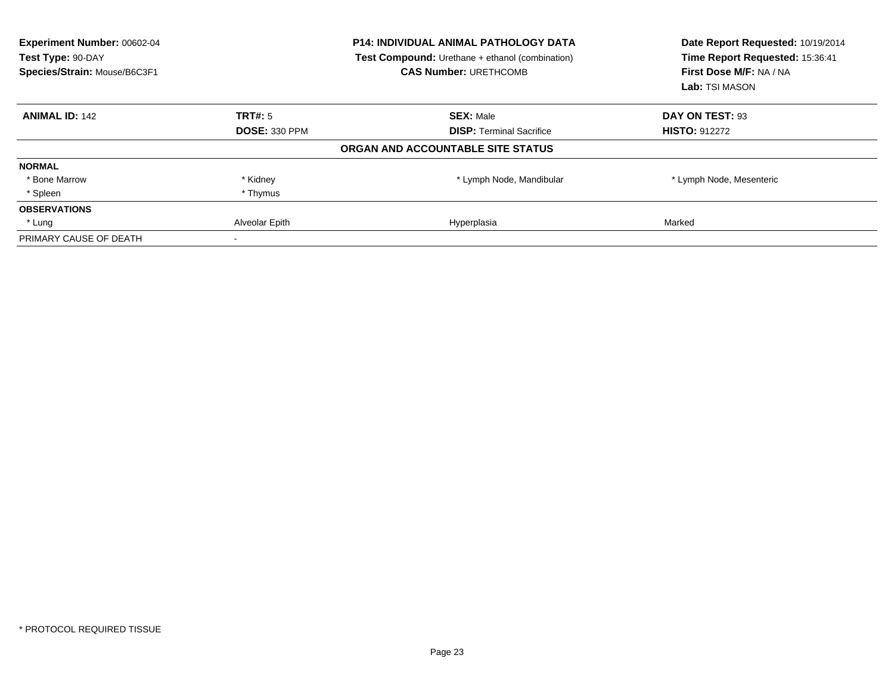**Experiment Number:** 00602-04
**Test Type:** 90-DAY
**Species/Strain:** Mouse/B6C3F1

**P14: INDIVIDUAL ANIMAL PATHOLOGY DATA**
**Test Compound:** Urethane + ethanol (combination)
**CAS Number:** URETHCOMB

**Date Report Requested:** 10/19/2014
**Time Report Requested:** 15:36:41
**First Dose M/F:** NA / NA
**Lab:** TSI MASON

| **ANIMAL ID:** 142 | **TRT#:** 5 | **SEX:** Male | **DAY ON TEST:** 93 |
|---|---|---|---|
| | **DOSE:** 330 PPM | **DISP:** Terminal Sacrifice | **HISTO:** 912272 |

**ORGAN AND ACCOUNTABLE SITE STATUS**

| | | | |
|---|---|---|---|
| **NORMAL** | | | |
| * Bone Marrow | * Kidney | * Lymph Node, Mandibular | * Lymph Node, Mesenteric |
| * Spleen | * Thymus | | |
| **OBSERVATIONS** | | | |
| * Lung | Alveolar Epith | Hyperplasia | Marked |
| PRIMARY CAUSE OF DEATH | - | | |

* PROTOCOL REQUIRED TISSUE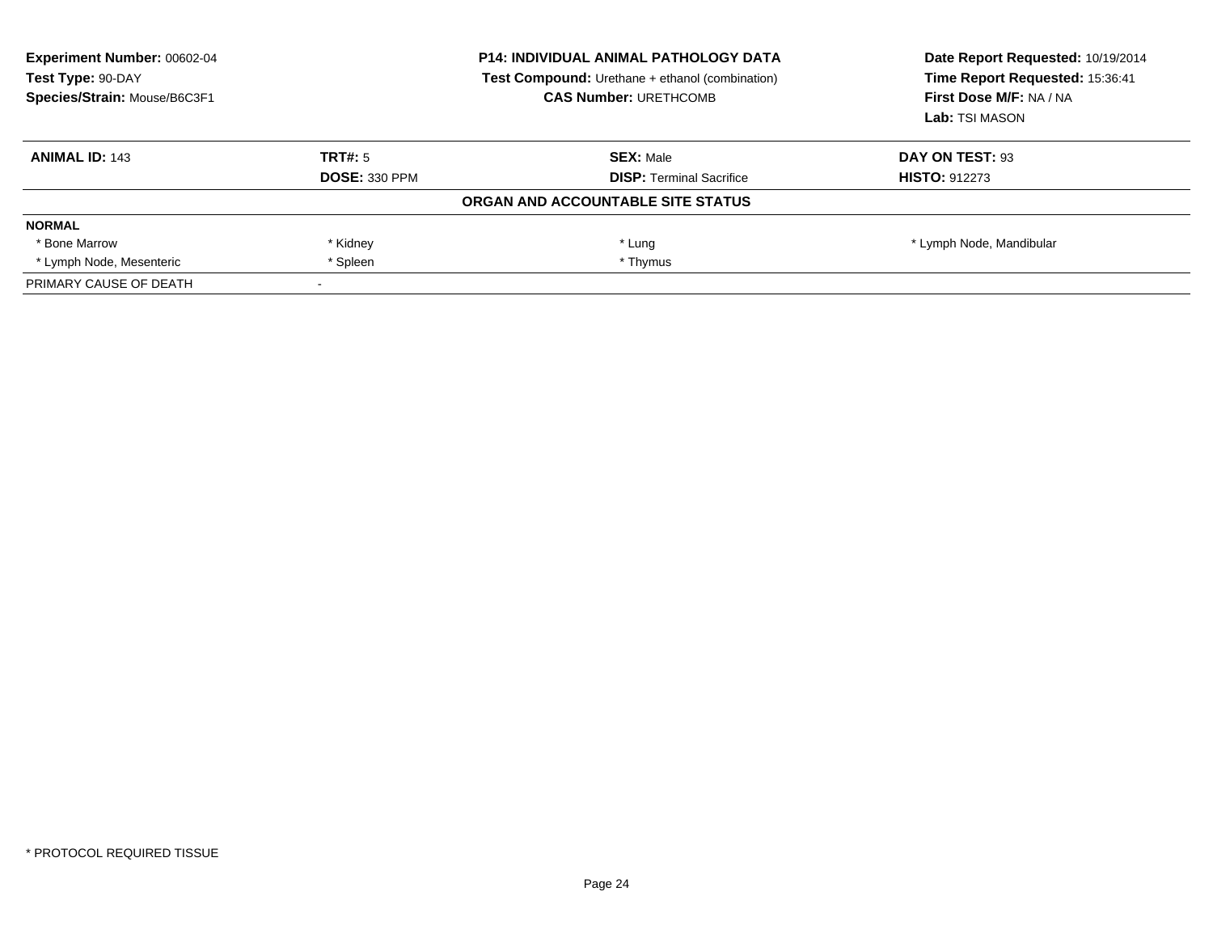**Experiment Number:** 00602-04
**Test Type:** 90-DAY
**Species/Strain:** Mouse/B6C3F1

**P14: INDIVIDUAL ANIMAL PATHOLOGY DATA**
**Test Compound:** Urethane + ethanol (combination)
**CAS Number:** URETHCOMB

**Date Report Requested:** 10/19/2014
**Time Report Requested:** 15:36:41
**First Dose M/F:** NA / NA
**Lab:** TSI MASON

| **ANIMAL ID:** 143 | **TRT#:** 5 | **SEX:** Male | **DAY ON TEST:** 93 |
|---|---|---|---|
| | **DOSE:** 330 PPM | **DISP:** Terminal Sacrifice | **HISTO:** 912273 |

**ORGAN AND ACCOUNTABLE SITE STATUS**

| **NORMAL** | | | |
|---|---|---|---|
| * Bone Marrow | * Kidney | * Lung | * Lymph Node, Mandibular |
| * Lymph Node, Mesenteric | * Spleen | * Thymus | |
| PRIMARY CAUSE OF DEATH | - | | |

* PROTOCOL REQUIRED TISSUE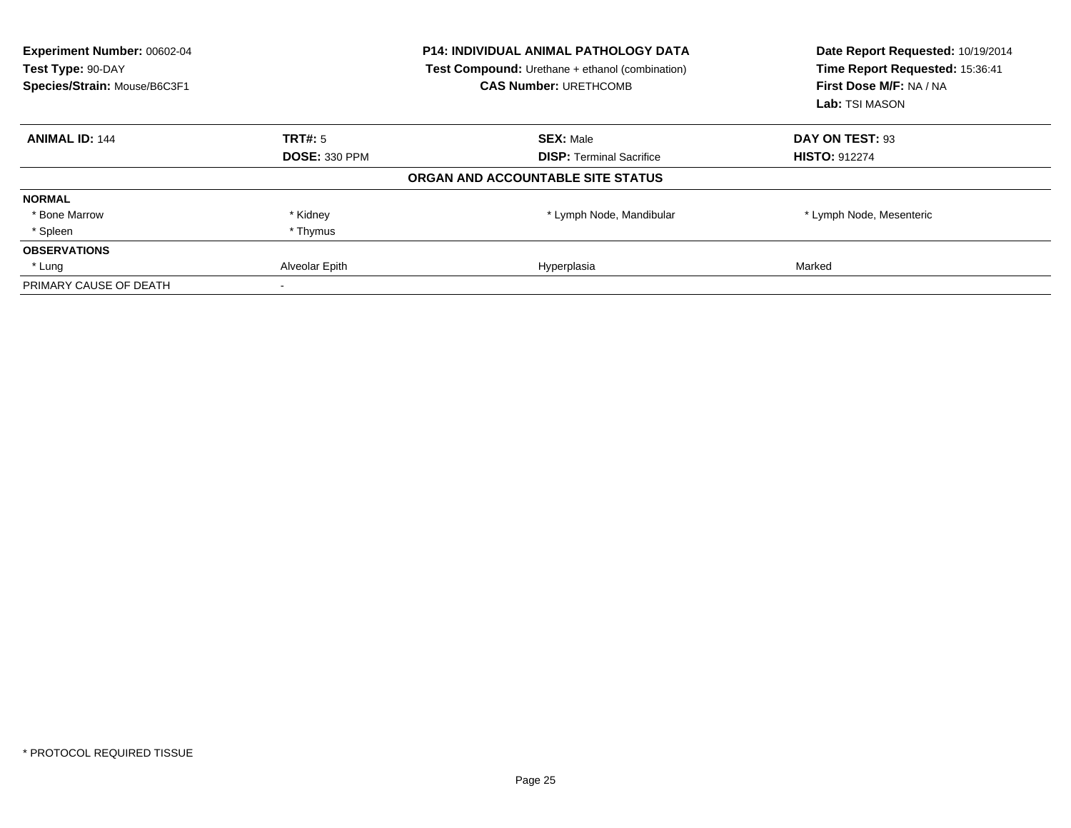**Experiment Number:** 00602-04
**Test Type:** 90-DAY
**Species/Strain:** Mouse/B6C3F1

**P14: INDIVIDUAL ANIMAL PATHOLOGY DATA**
**Test Compound:** Urethane + ethanol (combination)
**CAS Number:** URETHCOMB

**Date Report Requested:** 10/19/2014
**Time Report Requested:** 15:36:41
**First Dose M/F:** NA / NA
**Lab:** TSI MASON

| **ANIMAL ID:** 144 | **TRT#:** 5 | **SEX:** Male | **DAY ON TEST:** 93 |
|---|---|---|---|
| | **DOSE:** 330 PPM | **DISP:** Terminal Sacrifice | **HISTO:** 912274 |

**ORGAN AND ACCOUNTABLE SITE STATUS**

| | | | |
|---|---|---|---|
| **NORMAL** | | | |
| * Bone Marrow | * Kidney | * Lymph Node, Mandibular | * Lymph Node, Mesenteric |
| * Spleen | * Thymus | | |
| **OBSERVATIONS** | | | |
| * Lung | Alveolar Epith | Hyperplasia | Marked |
| PRIMARY CAUSE OF DEATH | - | | |

* PROTOCOL REQUIRED TISSUE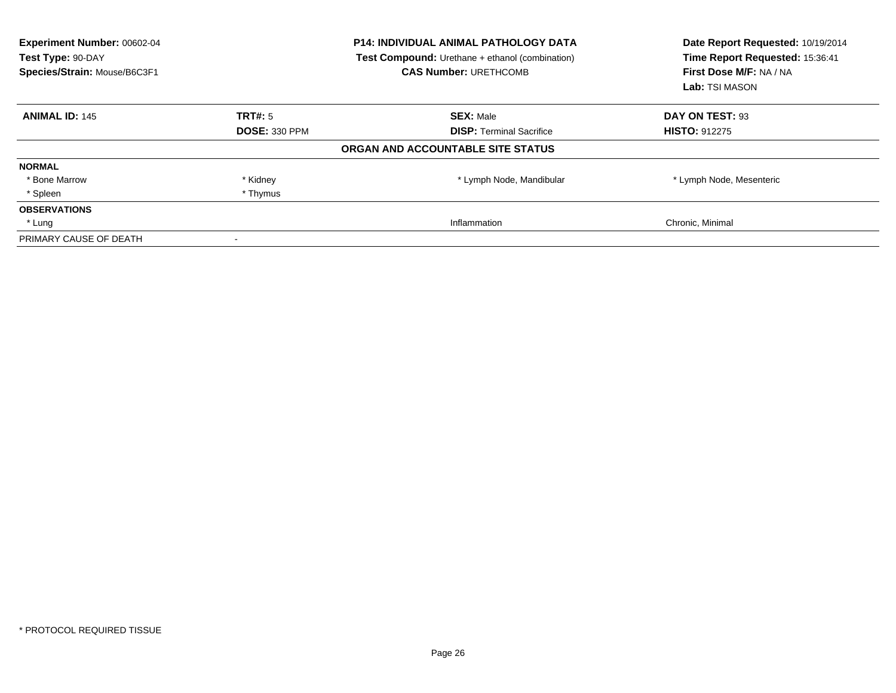**Experiment Number:** 00602-04
**Test Type:** 90-DAY
**Species/Strain:** Mouse/B6C3F1

**P14: INDIVIDUAL ANIMAL PATHOLOGY DATA**
**Test Compound:** Urethane + ethanol (combination)
**CAS Number:** URETHCOMB

**Date Report Requested:** 10/19/2014
**Time Report Requested:** 15:36:41
**First Dose M/F:** NA / NA
**Lab:** TSI MASON

| **ANIMAL ID:** 145 | **TRT#:** 5 | **SEX:** Male | **DAY ON TEST:** 93 |
|---|---|---|---|
| | **DOSE:** 330 PPM | **DISP:** Terminal Sacrifice | **HISTO:** 912275 |

**ORGAN AND ACCOUNTABLE SITE STATUS**

| | | | |
|---|---|---|---|
| **NORMAL** | | | |
| * Bone Marrow | * Kidney | * Lymph Node, Mandibular | * Lymph Node, Mesenteric |
| * Spleen | * Thymus | | |
| **OBSERVATIONS** | | | |
| * Lung | | Inflammation | Chronic, Minimal |
| PRIMARY CAUSE OF DEATH | - | | |

* PROTOCOL REQUIRED TISSUE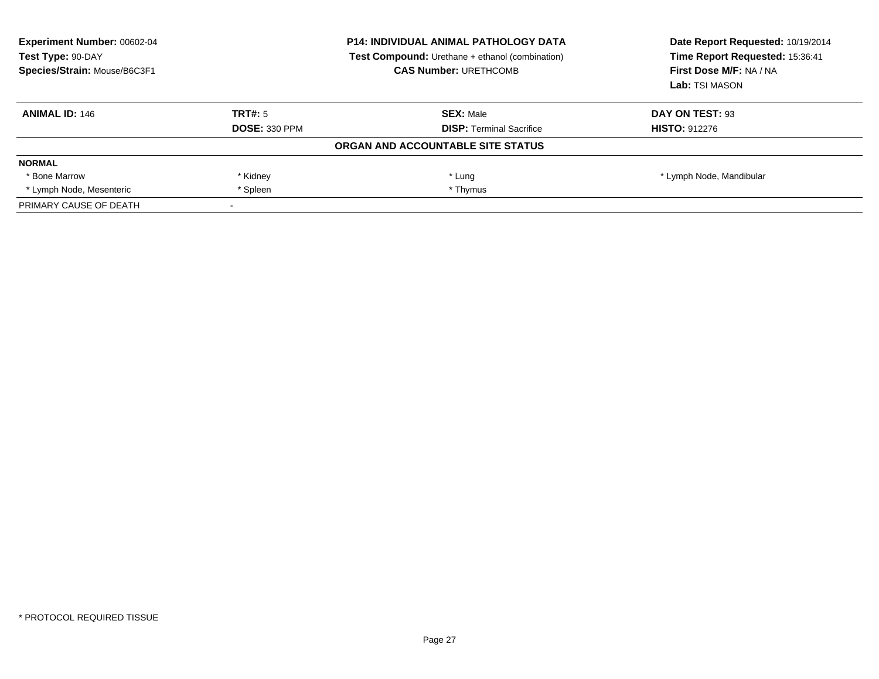**Experiment Number:** 00602-04
**Test Type:** 90-DAY
**Species/Strain:** Mouse/B6C3F1

**P14: INDIVIDUAL ANIMAL PATHOLOGY DATA**
**Test Compound:** Urethane + ethanol (combination)
**CAS Number:** URETHCOMB

**Date Report Requested:** 10/19/2014
**Time Report Requested:** 15:36:41
**First Dose M/F:** NA / NA
**Lab:** TSI MASON

| **ANIMAL ID:** 146 | **TRT#:** 5 | **SEX:** Male | **DAY ON TEST:** 93 |
|---|---|---|---|
| | **DOSE:** 330 PPM | **DISP:** Terminal Sacrifice | **HISTO:** 912276 |

**ORGAN AND ACCOUNTABLE SITE STATUS**

| **NORMAL** | | | |
|---|---|---|---|
| * Bone Marrow | * Kidney | * Lung | * Lymph Node, Mandibular |
| * Lymph Node, Mesenteric | * Spleen | * Thymus | |
| PRIMARY CAUSE OF DEATH | - | | |

* PROTOCOL REQUIRED TISSUE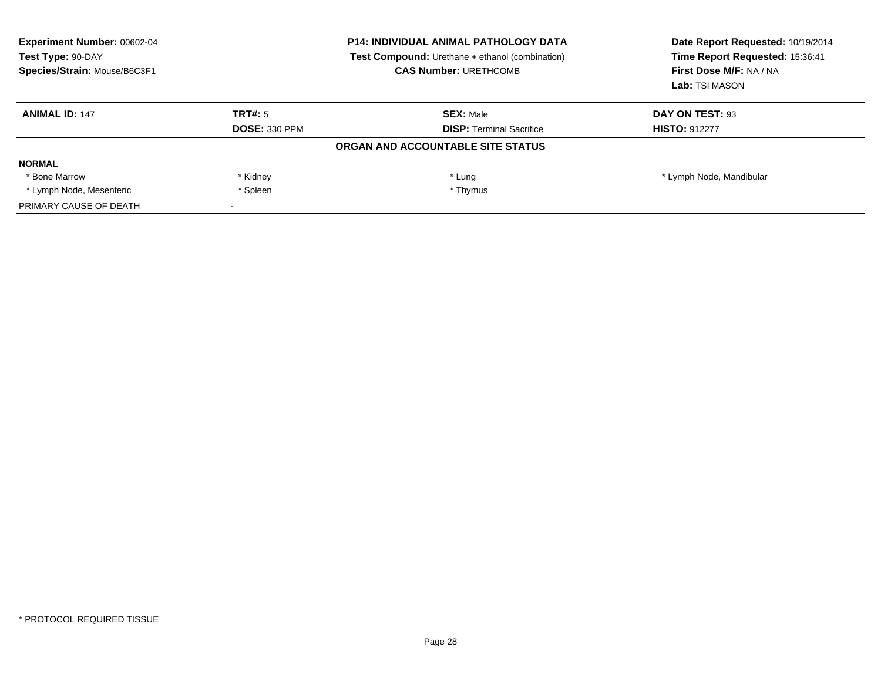**Experiment Number:** 00602-04
**Test Type:** 90-DAY
**Species/Strain:** Mouse/B6C3F1

**P14: INDIVIDUAL ANIMAL PATHOLOGY DATA**
**Test Compound:** Urethane + ethanol (combination)
**CAS Number:** URETHCOMB

**Date Report Requested:** 10/19/2014
**Time Report Requested:** 15:36:41
**First Dose M/F:** NA / NA
**Lab:** TSI MASON

| **ANIMAL ID:** 147 | **TRT#:** 5 | **SEX:** Male | **DAY ON TEST:** 93 |
|---|---|---|---|
| | **DOSE:** 330 PPM | **DISP:** Terminal Sacrifice | **HISTO:** 912277 |

**ORGAN AND ACCOUNTABLE SITE STATUS**

| **NORMAL** | | | |
|---|---|---|---|
| * Bone Marrow | * Kidney | * Lung | * Lymph Node, Mandibular |
| * Lymph Node, Mesenteric | * Spleen | * Thymus | |
| PRIMARY CAUSE OF DEATH | - | | |

* PROTOCOL REQUIRED TISSUE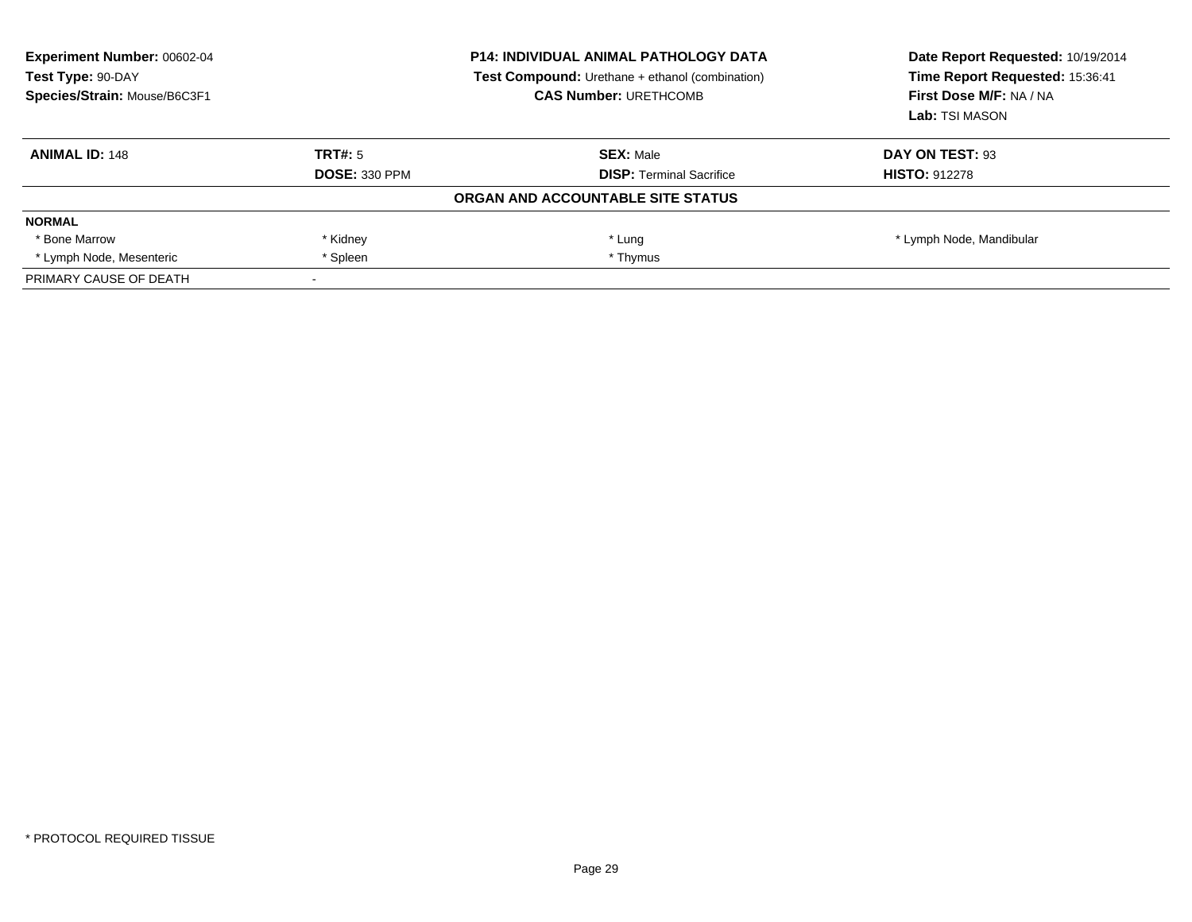**Experiment Number:** 00602-04
**Test Type:** 90-DAY
**Species/Strain:** Mouse/B6C3F1

**P14: INDIVIDUAL ANIMAL PATHOLOGY DATA**
**Test Compound:** Urethane + ethanol (combination)
**CAS Number:** URETHCOMB

**Date Report Requested:** 10/19/2014
**Time Report Requested:** 15:36:41
**First Dose M/F:** NA / NA
**Lab:** TSI MASON

| **ANIMAL ID:** 148 | **TRT#:** 5 | **SEX:** Male | **DAY ON TEST:** 93 |
|---|---|---|---|
| | **DOSE:** 330 PPM | **DISP:** Terminal Sacrifice | **HISTO:** 912278 |

**ORGAN AND ACCOUNTABLE SITE STATUS**

| **NORMAL** | | | |
|---|---|---|---|
| * Bone Marrow | * Kidney | * Lung | * Lymph Node, Mandibular |
| * Lymph Node, Mesenteric | * Spleen | * Thymus | |
| PRIMARY CAUSE OF DEATH | - | | |

* PROTOCOL REQUIRED TISSUE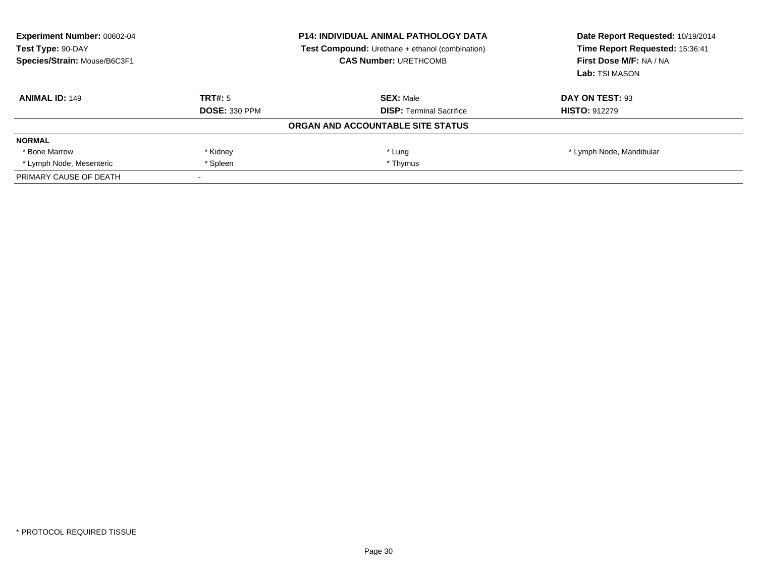**Experiment Number:** 00602-04
**Test Type:** 90-DAY
**Species/Strain:** Mouse/B6C3F1

**P14: INDIVIDUAL ANIMAL PATHOLOGY DATA**
**Test Compound:** Urethane + ethanol (combination)
**CAS Number:** URETHCOMB

**Date Report Requested:** 10/19/2014
**Time Report Requested:** 15:36:41
**First Dose M/F:** NA / NA
**Lab:** TSI MASON

| **ANIMAL ID:** 149 | **TRT#:** 5 | **SEX:** Male | **DAY ON TEST:** 93 |
|---|---|---|---|
| | **DOSE:** 330 PPM | **DISP:** Terminal Sacrifice | **HISTO:** 912279 |

**ORGAN AND ACCOUNTABLE SITE STATUS**

| **NORMAL** | | | |
|---|---|---|---|
| * Bone Marrow | * Kidney | * Lung | * Lymph Node, Mandibular |
| * Lymph Node, Mesenteric | * Spleen | * Thymus | |
| PRIMARY CAUSE OF DEATH | - | | |

* PROTOCOL REQUIRED TISSUE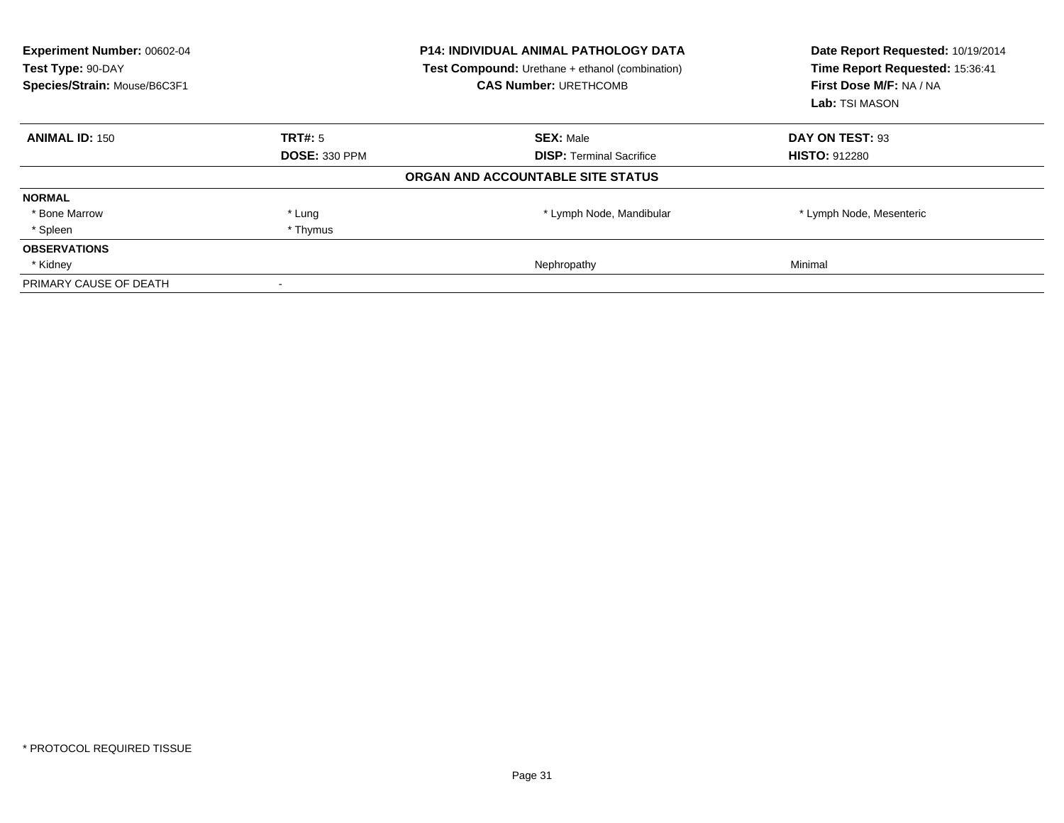**Experiment Number:** 00602-04
**Test Type:** 90-DAY
**Species/Strain:** Mouse/B6C3F1

**P14: INDIVIDUAL ANIMAL PATHOLOGY DATA**
**Test Compound:** Urethane + ethanol (combination)
**CAS Number:** URETHCOMB

**Date Report Requested:** 10/19/2014
**Time Report Requested:** 15:36:41
**First Dose M/F:** NA / NA
**Lab:** TSI MASON

| **ANIMAL ID:** 150 | **TRT#:** 5 | **SEX:** Male | **DAY ON TEST:** 93 |
|---|---|---|---|
| | **DOSE:** 330 PPM | **DISP:** Terminal Sacrifice | **HISTO:** 912280 |
| | | **ORGAN AND ACCOUNTABLE SITE STATUS** | |
| **NORMAL** | | | |
| * Bone Marrow | * Lung | * Lymph Node, Mandibular | * Lymph Node, Mesenteric |
| * Spleen | * Thymus | | |
| **OBSERVATIONS** | | | |
| * Kidney | | Nephropathy | Minimal |
| PRIMARY CAUSE OF DEATH | - | | |

* PROTOCOL REQUIRED TISSUE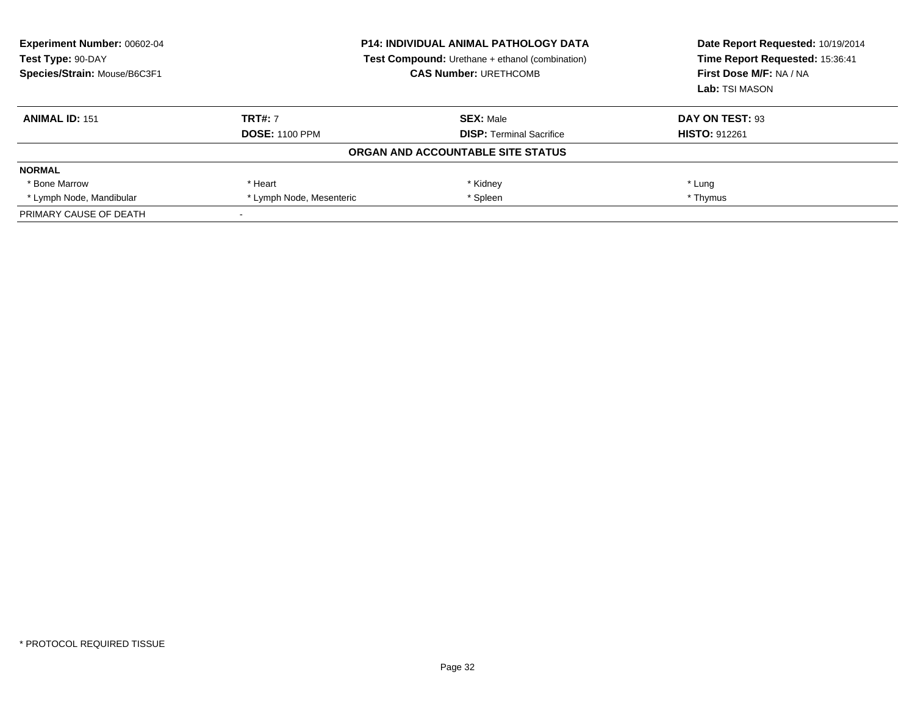**Experiment Number:** 00602-04
**Test Type:** 90-DAY
**Species/Strain:** Mouse/B6C3F1

**P14: INDIVIDUAL ANIMAL PATHOLOGY DATA**
**Test Compound:** Urethane + ethanol (combination)
**CAS Number:** URETHCOMB

**Date Report Requested:** 10/19/2014
**Time Report Requested:** 15:36:41
**First Dose M/F:** NA / NA
**Lab:** TSI MASON

| **ANIMAL ID:** 151 | **TRT#:** 7 | **SEX:** Male | **DAY ON TEST:** 93 |
|---|---|---|---|
| | **DOSE:** 1100 PPM | **DISP:** Terminal Sacrifice | **HISTO:** 912261 |

**ORGAN AND ACCOUNTABLE SITE STATUS**

| **NORMAL** | | | |
|---|---|---|---|
| * Bone Marrow | * Heart | * Kidney | * Lung |
| * Lymph Node, Mandibular | * Lymph Node, Mesenteric | * Spleen | * Thymus |
| PRIMARY CAUSE OF DEATH | - | | |

* PROTOCOL REQUIRED TISSUE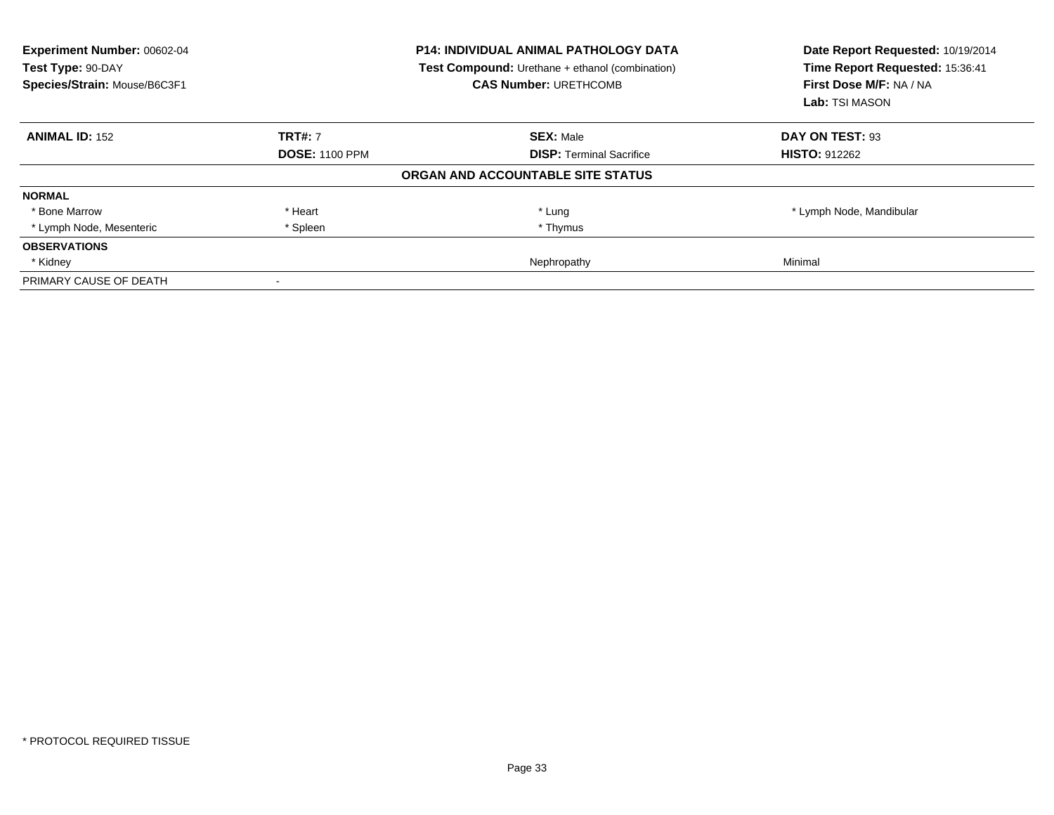**Experiment Number:** 00602-04
**Test Type:** 90-DAY
**Species/Strain:** Mouse/B6C3F1

**P14: INDIVIDUAL ANIMAL PATHOLOGY DATA**
**Test Compound:** Urethane + ethanol (combination)
**CAS Number:** URETHCOMB

**Date Report Requested:** 10/19/2014
**Time Report Requested:** 15:36:41
**First Dose M/F:** NA / NA
**Lab:** TSI MASON

| **ANIMAL ID:** 152 | **TRT#:** 7 | **SEX:** Male | **DAY ON TEST:** 93 |
|---|---|---|---|
| | **DOSE:** 1100 PPM | **DISP:** Terminal Sacrifice | **HISTO:** 912262 |

**ORGAN AND ACCOUNTABLE SITE STATUS**

| | | | |
|---|---|---|---|
| **NORMAL** | | | |
| * Bone Marrow | * Heart | * Lung | * Lymph Node, Mandibular |
| * Lymph Node, Mesenteric | * Spleen | * Thymus | |
| **OBSERVATIONS** | | | |
| * Kidney | | Nephropathy | Minimal |
| PRIMARY CAUSE OF DEATH | - | | |

* PROTOCOL REQUIRED TISSUE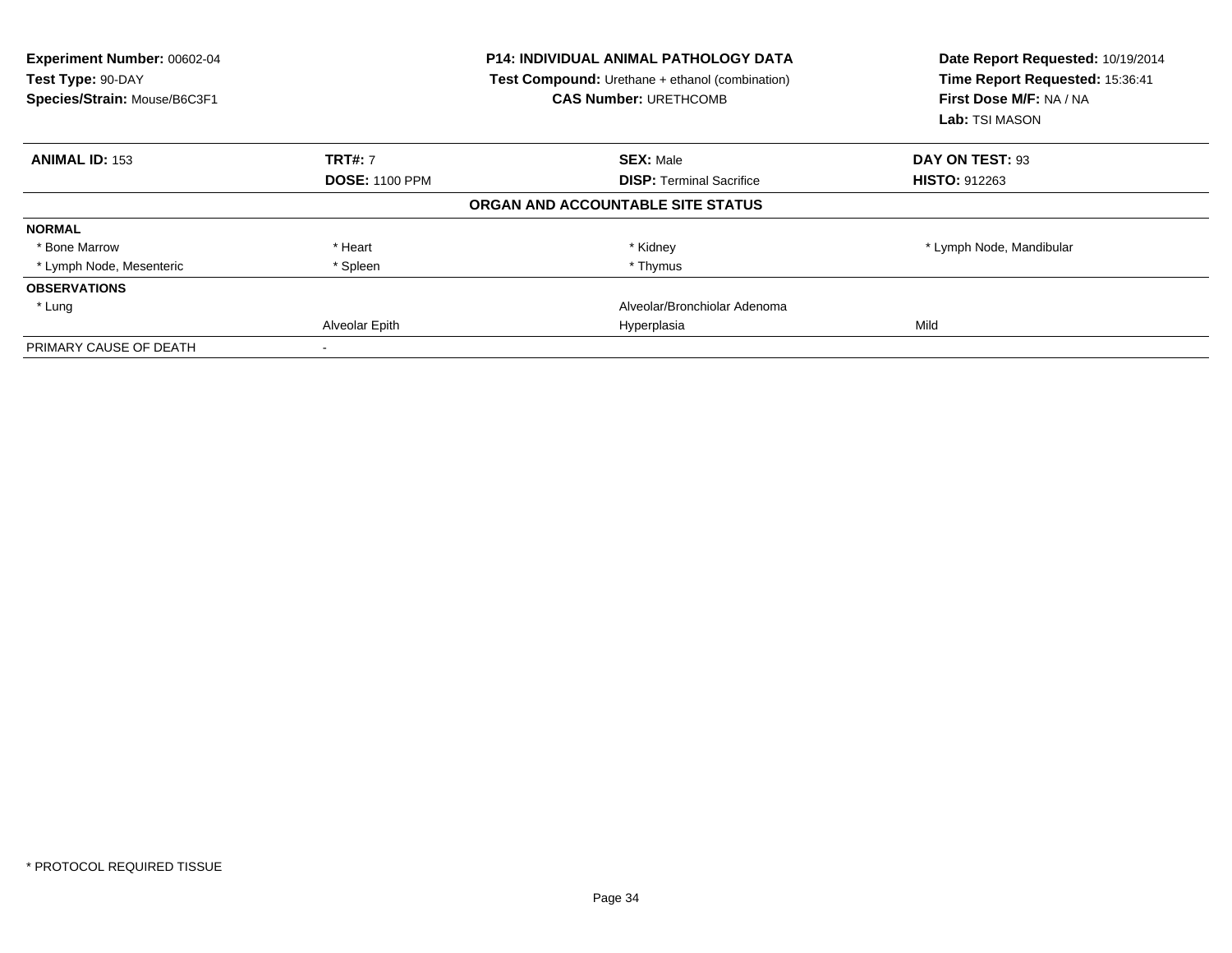**Experiment Number:** 00602-04
**Test Type:** 90-DAY
**Species/Strain:** Mouse/B6C3F1

**P14: INDIVIDUAL ANIMAL PATHOLOGY DATA**
**Test Compound:** Urethane + ethanol (combination)
**CAS Number:** URETHCOMB

**Date Report Requested:** 10/19/2014
**Time Report Requested:** 15:36:41
**First Dose M/F:** NA / NA
**Lab:** TSI MASON

| **ANIMAL ID:** 153 | **TRT#:** 7 | **SEX:** Male | **DAY ON TEST:** 93 |
|---|---|---|---|
| | **DOSE:** 1100 PPM | **DISP:** Terminal Sacrifice | **HISTO:** 912263 |

**ORGAN AND ACCOUNTABLE SITE STATUS**

| | | | |
|---|---|---|---|
| **NORMAL** | | | |
| * Bone Marrow | * Heart | * Kidney | * Lymph Node, Mandibular |
| * Lymph Node, Mesenteric | * Spleen | * Thymus | |
| **OBSERVATIONS** | | | |
| * Lung | | Alveolar/Bronchiolar Adenoma | |
| | Alveolar Epith | Hyperplasia | Mild |
| PRIMARY CAUSE OF DEATH | - | | |

* PROTOCOL REQUIRED TISSUE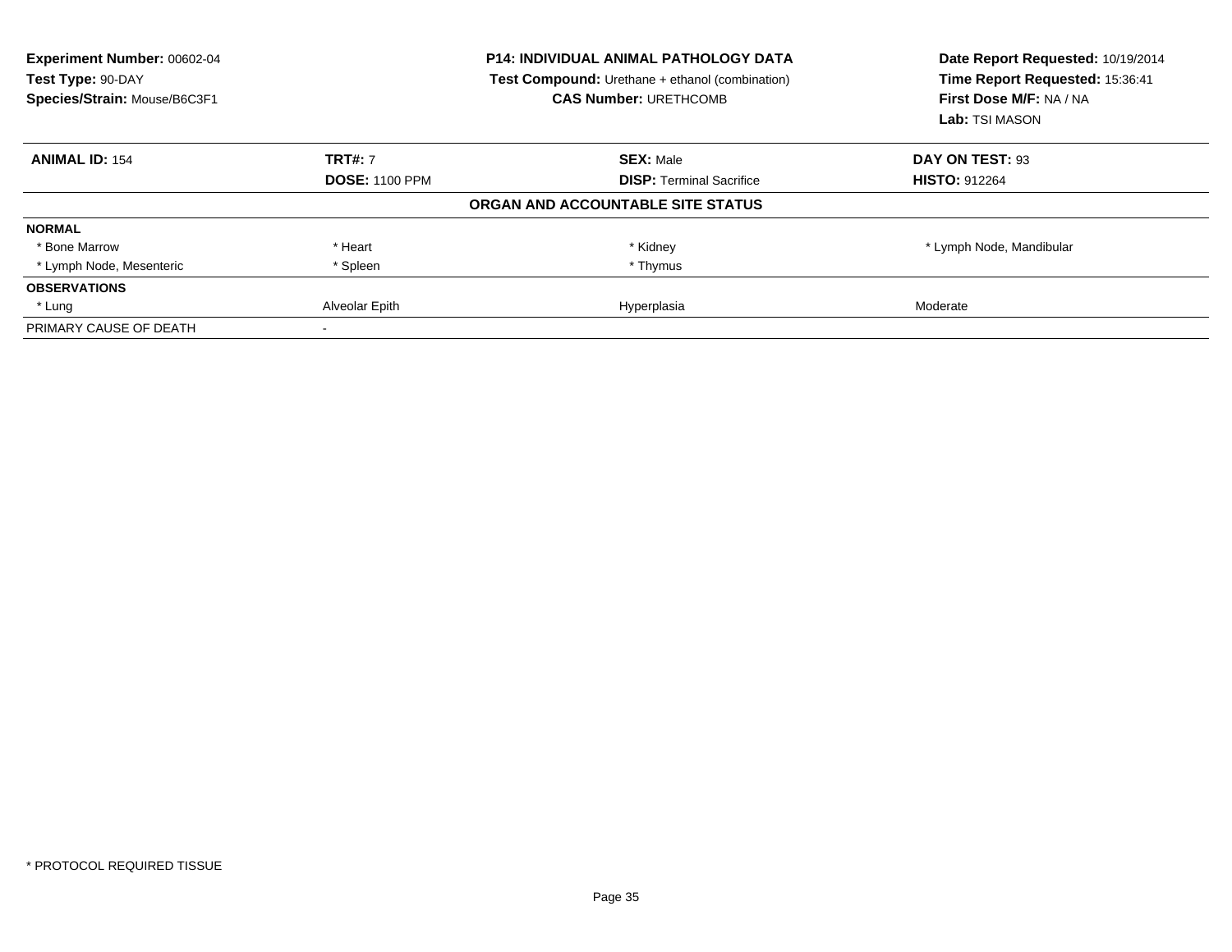**Experiment Number:** 00602-04
**Test Type:** 90-DAY
**Species/Strain:** Mouse/B6C3F1

**P14: INDIVIDUAL ANIMAL PATHOLOGY DATA**
**Test Compound:** Urethane + ethanol (combination)
**CAS Number:** URETHCOMB

**Date Report Requested:** 10/19/2014
**Time Report Requested:** 15:36:41
**First Dose M/F:** NA / NA
**Lab:** TSI MASON

| **ANIMAL ID:** 154 | **TRT#:** 7 | **SEX:** Male | **DAY ON TEST:** 93 |
|---|---|---|---|
| | **DOSE:** 1100 PPM | **DISP:** Terminal Sacrifice | **HISTO:** 912264 |

**ORGAN AND ACCOUNTABLE SITE STATUS**

| | | | |
|---|---|---|---|
| **NORMAL** | | | |
| * Bone Marrow | * Heart | * Kidney | * Lymph Node, Mandibular |
| * Lymph Node, Mesenteric | * Spleen | * Thymus | |
| **OBSERVATIONS** | | | |
| * Lung | Alveolar Epith | Hyperplasia | Moderate |
| PRIMARY CAUSE OF DEATH | - | | |

* PROTOCOL REQUIRED TISSUE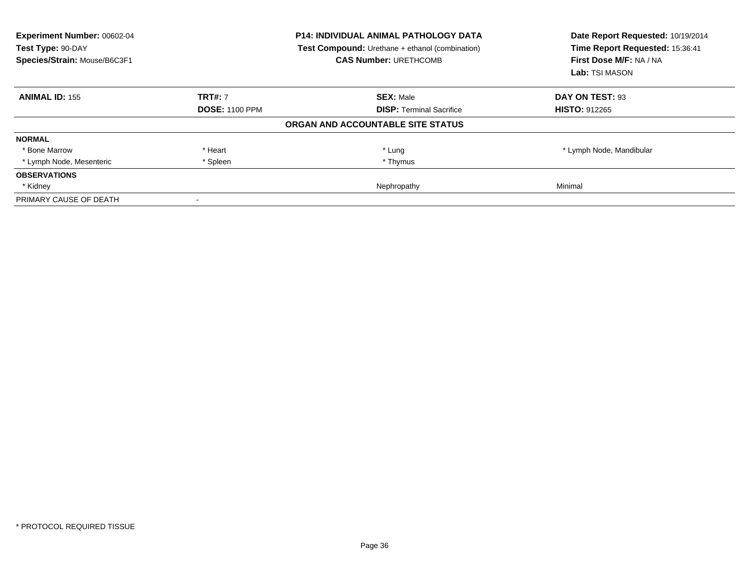**Experiment Number:** 00602-04
**Test Type:** 90-DAY
**Species/Strain:** Mouse/B6C3F1

**P14: INDIVIDUAL ANIMAL PATHOLOGY DATA**
**Test Compound:** Urethane + ethanol (combination)
**CAS Number:** URETHCOMB

**Date Report Requested:** 10/19/2014
**Time Report Requested:** 15:36:41
**First Dose M/F:** NA / NA
**Lab:** TSI MASON

| **ANIMAL ID:** 155 | **TRT#:** 7 | **SEX:** Male | **DAY ON TEST:** 93 |
|---|---|---|---|
| | **DOSE:** 1100 PPM | **DISP:** Terminal Sacrifice | **HISTO:** 912265 |

**ORGAN AND ACCOUNTABLE SITE STATUS**

| | | | |
|---|---|---|---|
| **NORMAL** | | | |
| * Bone Marrow | * Heart | * Lung | * Lymph Node, Mandibular |
| * Lymph Node, Mesenteric | * Spleen | * Thymus | |
| **OBSERVATIONS** | | | |
| * Kidney | | Nephropathy | Minimal |
| PRIMARY CAUSE OF DEATH | - | | |

* PROTOCOL REQUIRED TISSUE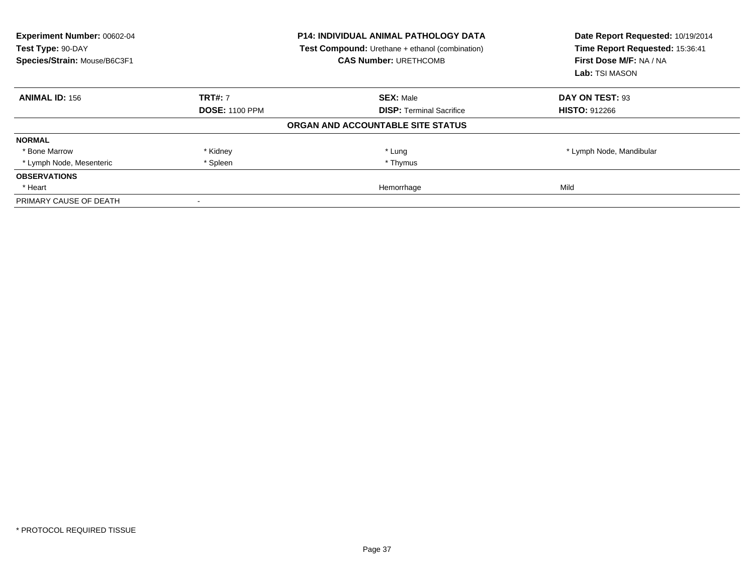**Experiment Number:** 00602-04
**Test Type:** 90-DAY
**Species/Strain:** Mouse/B6C3F1

**P14: INDIVIDUAL ANIMAL PATHOLOGY DATA**
**Test Compound:** Urethane + ethanol (combination)
**CAS Number:** URETHCOMB

**Date Report Requested:** 10/19/2014
**Time Report Requested:** 15:36:41
**First Dose M/F:** NA / NA
**Lab:** TSI MASON

| **ANIMAL ID:** 156 | **TRT#:** 7 | **SEX:** Male | **DAY ON TEST:** 93 |
|---|---|---|---|
| | **DOSE:** 1100 PPM | **DISP:** Terminal Sacrifice | **HISTO:** 912266 |

**ORGAN AND ACCOUNTABLE SITE STATUS**

| | | | |
|---|---|---|---|
| **NORMAL** | | | |
| * Bone Marrow | * Kidney | * Lung | * Lymph Node, Mandibular |
| * Lymph Node, Mesenteric | * Spleen | * Thymus | |
| **OBSERVATIONS** | | | |
| * Heart | | Hemorrhage | Mild |
| PRIMARY CAUSE OF DEATH | - | | |

* PROTOCOL REQUIRED TISSUE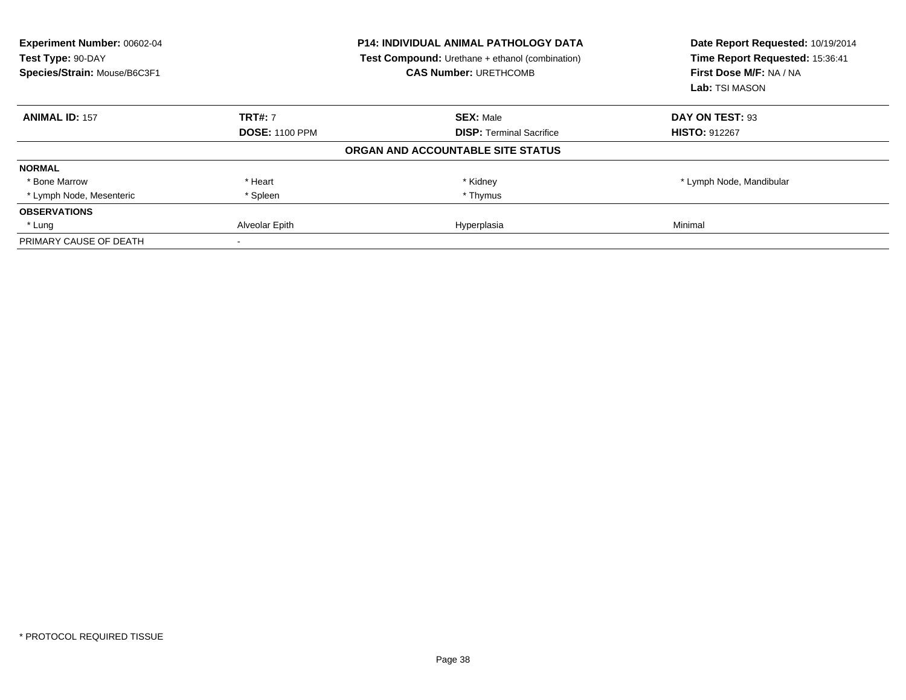**Experiment Number:** 00602-04
**Test Type:** 90-DAY
**Species/Strain:** Mouse/B6C3F1

**P14: INDIVIDUAL ANIMAL PATHOLOGY DATA**
**Test Compound:** Urethane + ethanol (combination)
**CAS Number:** URETHCOMB

**Date Report Requested:** 10/19/2014
**Time Report Requested:** 15:36:41
**First Dose M/F:** NA / NA
**Lab:** TSI MASON

| **ANIMAL ID:** 157 | **TRT#:** 7 | **SEX:** Male | **DAY ON TEST:** 93 |
|---|---|---|---|
| | **DOSE:** 1100 PPM | **DISP:** Terminal Sacrifice | **HISTO:** 912267 |
| | | **ORGAN AND ACCOUNTABLE SITE STATUS** | |
| **NORMAL** | | | |
| * Bone Marrow | * Heart | * Kidney | * Lymph Node, Mandibular |
| * Lymph Node, Mesenteric | * Spleen | * Thymus | |
| **OBSERVATIONS** | | | |
| * Lung | Alveolar Epith | Hyperplasia | Minimal |
| PRIMARY CAUSE OF DEATH | - | | |

* PROTOCOL REQUIRED TISSUE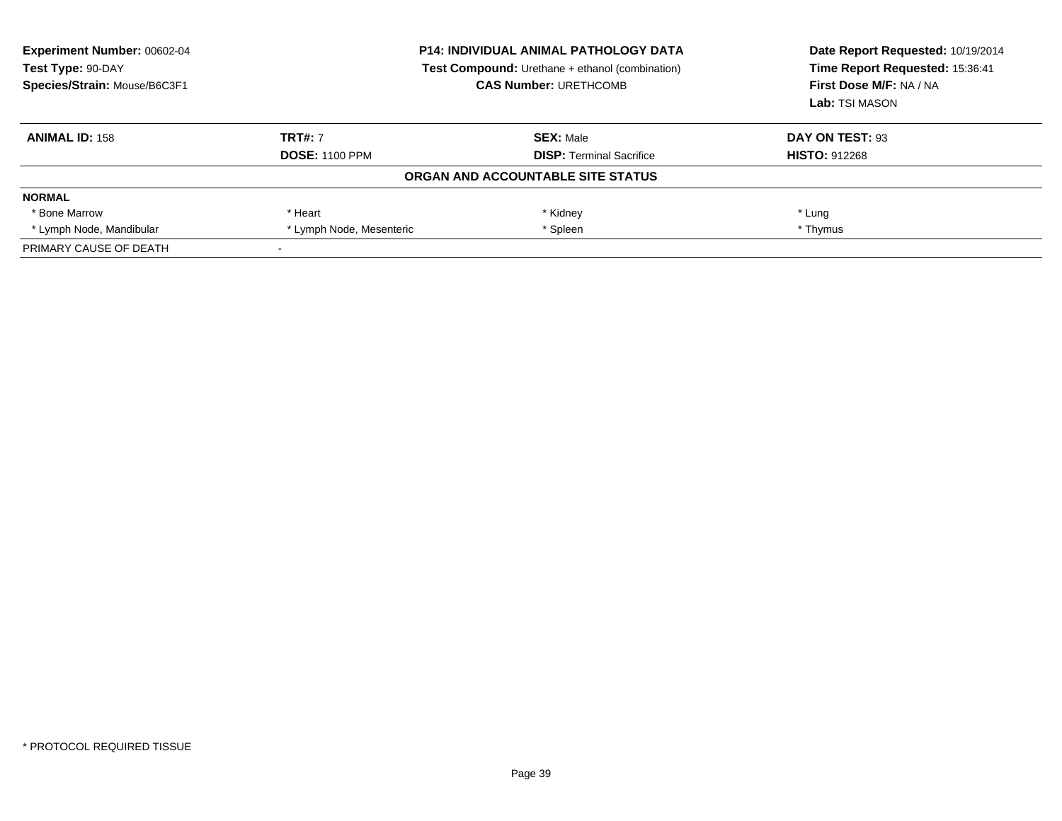**Experiment Number:** 00602-04
**Test Type:** 90-DAY
**Species/Strain:** Mouse/B6C3F1

**P14: INDIVIDUAL ANIMAL PATHOLOGY DATA**
**Test Compound:** Urethane + ethanol (combination)
**CAS Number:** URETHCOMB

**Date Report Requested:** 10/19/2014
**Time Report Requested:** 15:36:41
**First Dose M/F:** NA / NA
**Lab:** TSI MASON

| **ANIMAL ID:** 158 | **TRT#:** 7 | **SEX:** Male | **DAY ON TEST:** 93 |
|---|---|---|---|
| | **DOSE:** 1100 PPM | **DISP:** Terminal Sacrifice | **HISTO:** 912268 |

**ORGAN AND ACCOUNTABLE SITE STATUS**

| **NORMAL** | | | |
|---|---|---|---|
| * Bone Marrow | * Heart | * Kidney | * Lung |
| * Lymph Node, Mandibular | * Lymph Node, Mesenteric | * Spleen | * Thymus |
| PRIMARY CAUSE OF DEATH | - | | |

* PROTOCOL REQUIRED TISSUE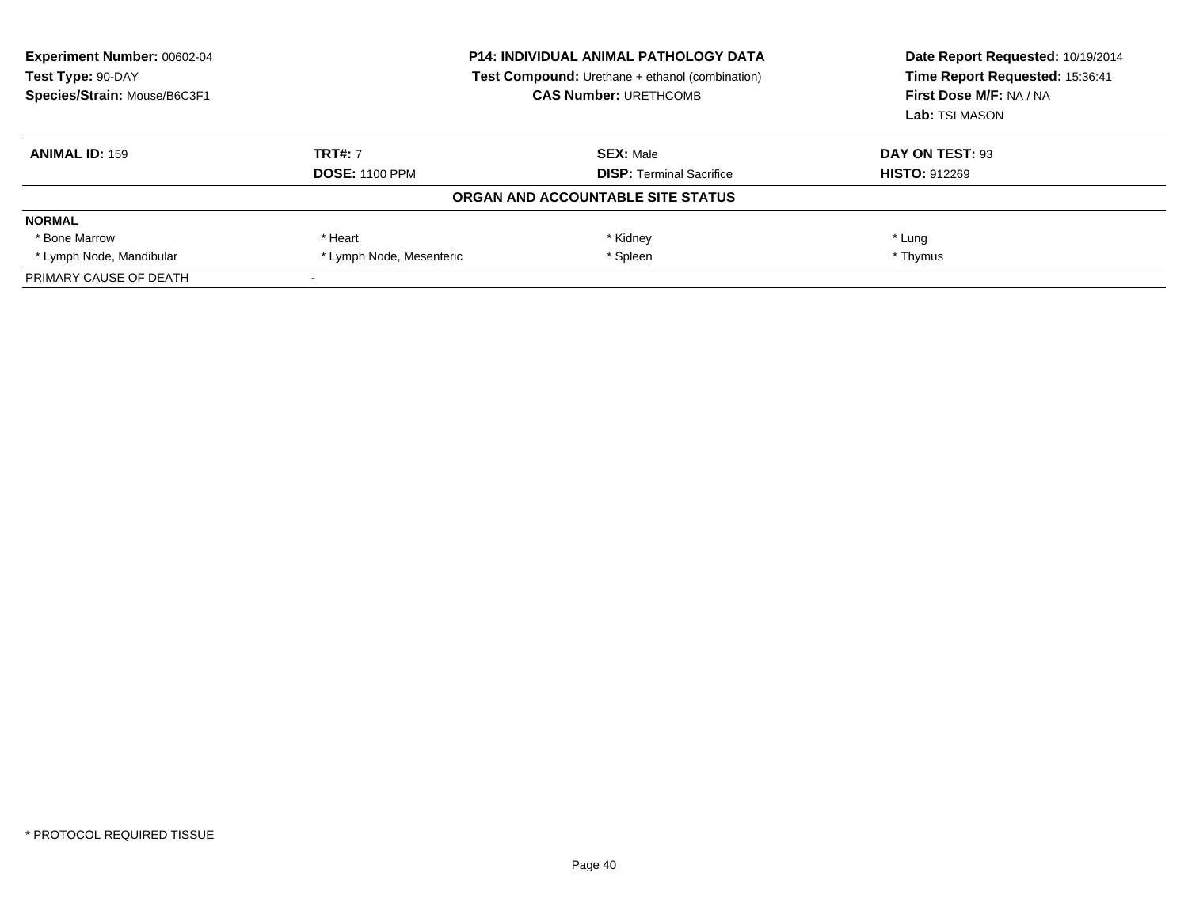**Experiment Number:** 00602-04
**Test Type:** 90-DAY
**Species/Strain:** Mouse/B6C3F1

**P14: INDIVIDUAL ANIMAL PATHOLOGY DATA**
**Test Compound:** Urethane + ethanol (combination)
**CAS Number:** URETHCOMB

**Date Report Requested:** 10/19/2014
**Time Report Requested:** 15:36:41
**First Dose M/F:** NA / NA
**Lab:** TSI MASON

| **ANIMAL ID:** 159 | **TRT#:** 7 | **SEX:** Male | **DAY ON TEST:** 93 |
|---|---|---|---|
| | **DOSE:** 1100 PPM | **DISP:** Terminal Sacrifice | **HISTO:** 912269 |

**ORGAN AND ACCOUNTABLE SITE STATUS**

| **NORMAL** | | | |
|---|---|---|---|
| * Bone Marrow | * Heart | * Kidney | * Lung |
| * Lymph Node, Mandibular | * Lymph Node, Mesenteric | * Spleen | * Thymus |
| PRIMARY CAUSE OF DEATH | - | | |

* PROTOCOL REQUIRED TISSUE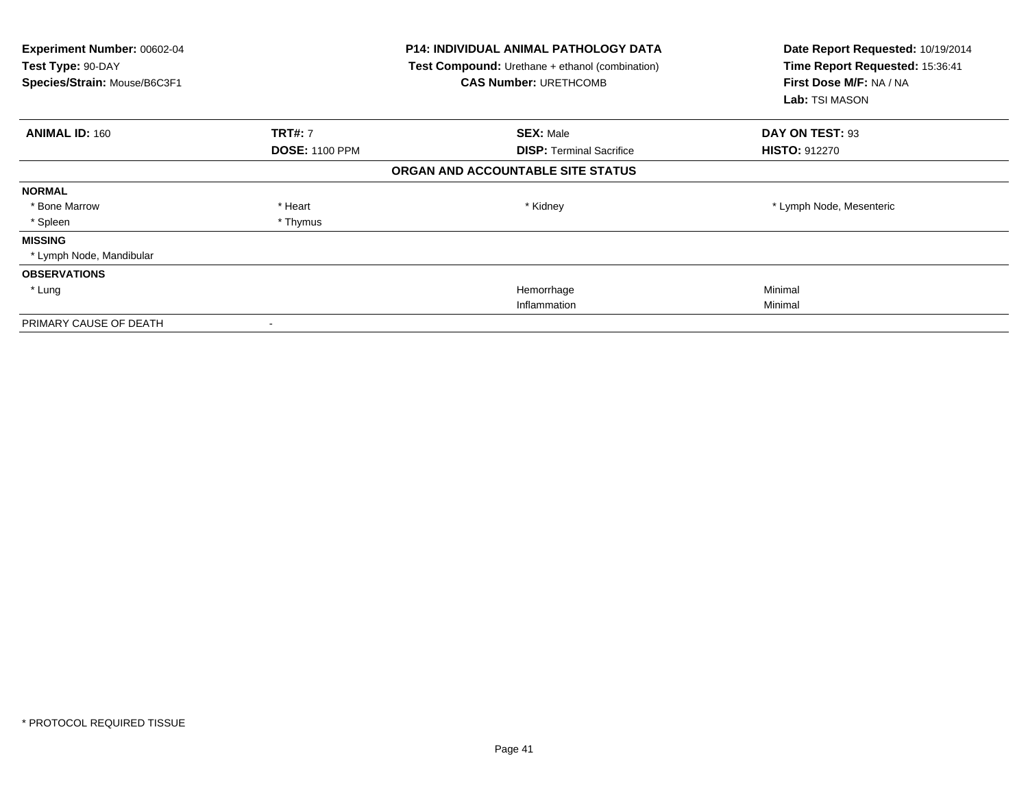**Experiment Number:** 00602-04
**Test Type:** 90-DAY
**Species/Strain:** Mouse/B6C3F1

**P14: INDIVIDUAL ANIMAL PATHOLOGY DATA**
**Test Compound:** Urethane + ethanol (combination)
**CAS Number:** URETHCOMB

**Date Report Requested:** 10/19/2014
**Time Report Requested:** 15:36:41
**First Dose M/F:** NA / NA
**Lab:** TSI MASON

| **ANIMAL ID:** 160 | **TRT#:** 7 | **SEX:** Male | **DAY ON TEST:** 93 |
|---|---|---|---|
| | **DOSE:** 1100 PPM | **DISP:** Terminal Sacrifice | **HISTO:** 912270 |

**ORGAN AND ACCOUNTABLE SITE STATUS**

| | | | |
|---|---|---|---|
| **NORMAL** | | | |
| * Bone Marrow | * Heart | * Kidney | * Lymph Node, Mesenteric |
| * Spleen | * Thymus | | |
| **MISSING** | | | |
| * Lymph Node, Mandibular | | | |
| **OBSERVATIONS** | | | |
| * Lung | | Hemorrhage | Minimal |
| | | Inflammation | Minimal |
| PRIMARY CAUSE OF DEATH | - | | |

* PROTOCOL REQUIRED TISSUE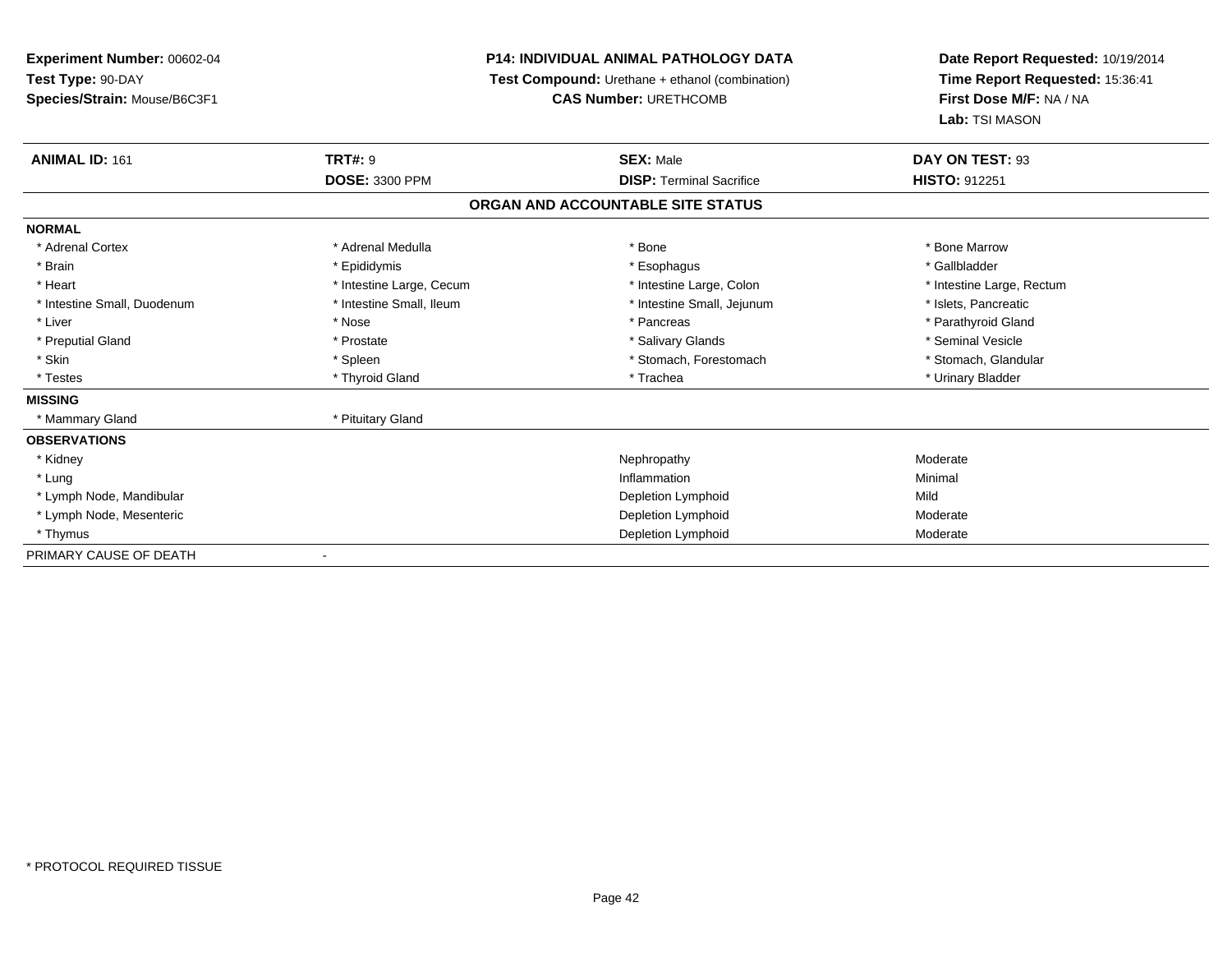**Experiment Number:** 00602-04
**Test Type:** 90-DAY
**Species/Strain:** Mouse/B6C3F1

**P14: INDIVIDUAL ANIMAL PATHOLOGY DATA**
**Test Compound:** Urethane + ethanol (combination)
**CAS Number:** URETHCOMB

**Date Report Requested:** 10/19/2014
**Time Report Requested:** 15:36:41
**First Dose M/F:** NA / NA
**Lab:** TSI MASON

| **ANIMAL ID:** 161 | **TRT#:** 9 | **SEX:** Male | **DAY ON TEST:** 93 |
|---|---|---|---|
| | **DOSE:** 3300 PPM | **DISP:** Terminal Sacrifice | **HISTO:** 912251 |

## ORGAN AND ACCOUNTABLE SITE STATUS

| | | | |
|---|---|---|---|
| **NORMAL** | | | |
| * Adrenal Cortex | * Adrenal Medulla | * Bone | * Bone Marrow |
| * Brain | * Epididymis | * Esophagus | * Gallbladder |
| * Heart | * Intestine Large, Cecum | * Intestine Large, Colon | * Intestine Large, Rectum |
| * Intestine Small, Duodenum | * Intestine Small, Ileum | * Intestine Small, Jejunum | * Islets, Pancreatic |
| * Liver | * Nose | * Pancreas | * Parathyroid Gland |
| * Preputial Gland | * Prostate | * Salivary Glands | * Seminal Vesicle |
| * Skin | * Spleen | * Stomach, Forestomach | * Stomach, Glandular |
| * Testes | * Thyroid Gland | * Trachea | * Urinary Bladder |
| **MISSING** | | | |
| * Mammary Gland | * Pituitary Gland | | |
| **OBSERVATIONS** | | | |
| * Kidney | | Nephropathy | Moderate |
| * Lung | | Inflammation | Minimal |
| * Lymph Node, Mandibular | | Depletion Lymphoid | Mild |
| * Lymph Node, Mesenteric | | Depletion Lymphoid | Moderate |
| * Thymus | | Depletion Lymphoid | Moderate |
| PRIMARY CAUSE OF DEATH | - | | |

* PROTOCOL REQUIRED TISSUE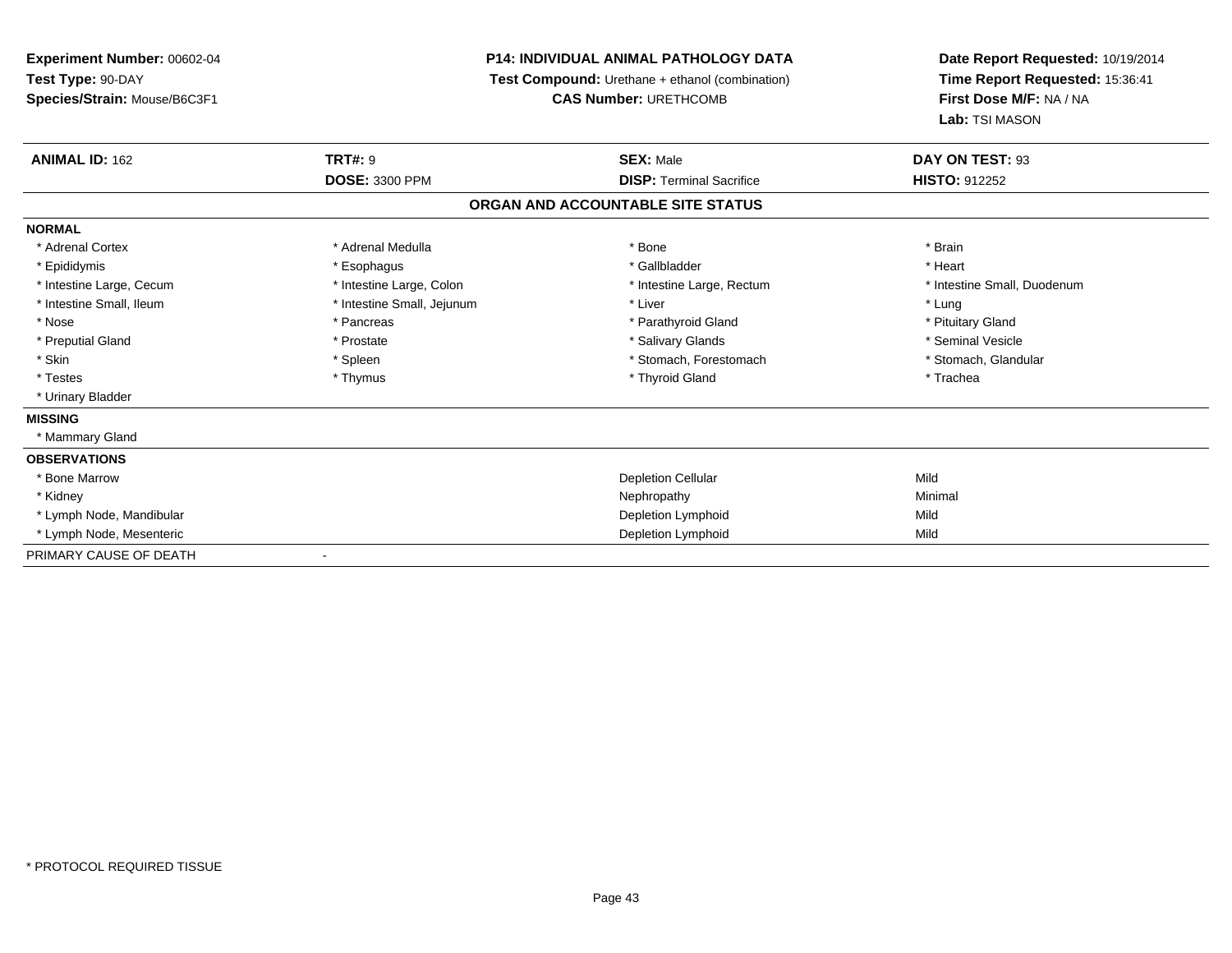**Experiment Number:** 00602-04
**Test Type:** 90-DAY
**Species/Strain:** Mouse/B6C3F1

**P14: INDIVIDUAL ANIMAL PATHOLOGY DATA**
**Test Compound:** Urethane + ethanol (combination)
**CAS Number:** URETHCOMB

**Date Report Requested:** 10/19/2014
**Time Report Requested:** 15:36:41
**First Dose M/F:** NA / NA
**Lab:** TSI MASON

| **ANIMAL ID:** 162 | **TRT#:** 9 | **SEX:** Male | **DAY ON TEST:** 93 |
|---|---|---|---|
| | **DOSE:** 3300 PPM | **DISP:** Terminal Sacrifice | **HISTO:** 912252 |

## ORGAN AND ACCOUNTABLE SITE STATUS

**NORMAL**

| | | | |
|---|---|---|---|
| * Adrenal Cortex | * Adrenal Medulla | * Bone | * Brain |
| * Epididymis | * Esophagus | * Gallbladder | * Heart |
| * Intestine Large, Cecum | * Intestine Large, Colon | * Intestine Large, Rectum | * Intestine Small, Duodenum |
| * Intestine Small, Ileum | * Intestine Small, Jejunum | * Liver | * Lung |
| * Nose | * Pancreas | * Parathyroid Gland | * Pituitary Gland |
| * Preputial Gland | * Prostate | * Salivary Glands | * Seminal Vesicle |
| * Skin | * Spleen | * Stomach, Forestomach | * Stomach, Glandular |
| * Testes | * Thymus | * Thyroid Gland | * Trachea |
| * Urinary Bladder | | | |

**MISSING**

* Mammary Gland

**OBSERVATIONS**

| | | |
|---|---|---|
| * Bone Marrow | Depletion Cellular | Mild |
| * Kidney | Nephropathy | Minimal |
| * Lymph Node, Mandibular | Depletion Lymphoid | Mild |
| * Lymph Node, Mesenteric | Depletion Lymphoid | Mild |

PRIMARY CAUSE OF DEATH -

* PROTOCOL REQUIRED TISSUE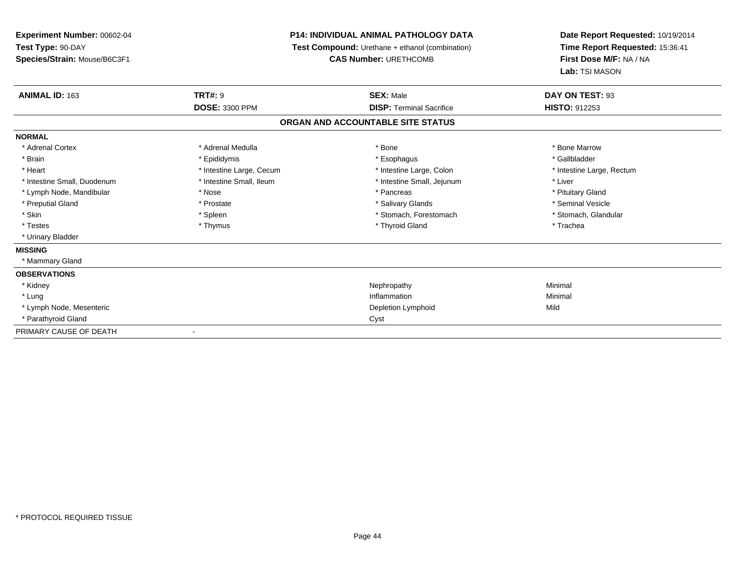**Experiment Number:** 00602-04
**Test Type:** 90-DAY
**Species/Strain:** Mouse/B6C3F1

**P14: INDIVIDUAL ANIMAL PATHOLOGY DATA**
**Test Compound:** Urethane + ethanol (combination)
**CAS Number:** URETHCOMB

**Date Report Requested:** 10/19/2014
**Time Report Requested:** 15:36:41
**First Dose M/F:** NA / NA
**Lab:** TSI MASON

| **ANIMAL ID:** 163 | **TRT#:** 9 | **SEX:** Male | **DAY ON TEST:** 93 |
|---|---|---|---|
| | **DOSE:** 3300 PPM | **DISP:** Terminal Sacrifice | **HISTO:** 912253 |

**ORGAN AND ACCOUNTABLE SITE STATUS**

**NORMAL**

| | | | |
|---|---|---|---|
| * Adrenal Cortex | * Adrenal Medulla | * Bone | * Bone Marrow |
| * Brain | * Epididymis | * Esophagus | * Gallbladder |
| * Heart | * Intestine Large, Cecum | * Intestine Large, Colon | * Intestine Large, Rectum |
| * Intestine Small, Duodenum | * Intestine Small, Ileum | * Intestine Small, Jejunum | * Liver |
| * Lymph Node, Mandibular | * Nose | * Pancreas | * Pituitary Gland |
| * Preputial Gland | * Prostate | * Salivary Glands | * Seminal Vesicle |
| * Skin | * Spleen | * Stomach, Forestomach | * Stomach, Glandular |
| * Testes | * Thymus | * Thyroid Gland | * Trachea |
| * Urinary Bladder | | | |

**MISSING**

* Mammary Gland

**OBSERVATIONS**

| | | |
|---|---|---|
| * Kidney | Nephropathy | Minimal |
| * Lung | Inflammation | Minimal |
| * Lymph Node, Mesenteric | Depletion Lymphoid | Mild |
| * Parathyroid Gland | Cyst | |

PRIMARY CAUSE OF DEATH -

* PROTOCOL REQUIRED TISSUE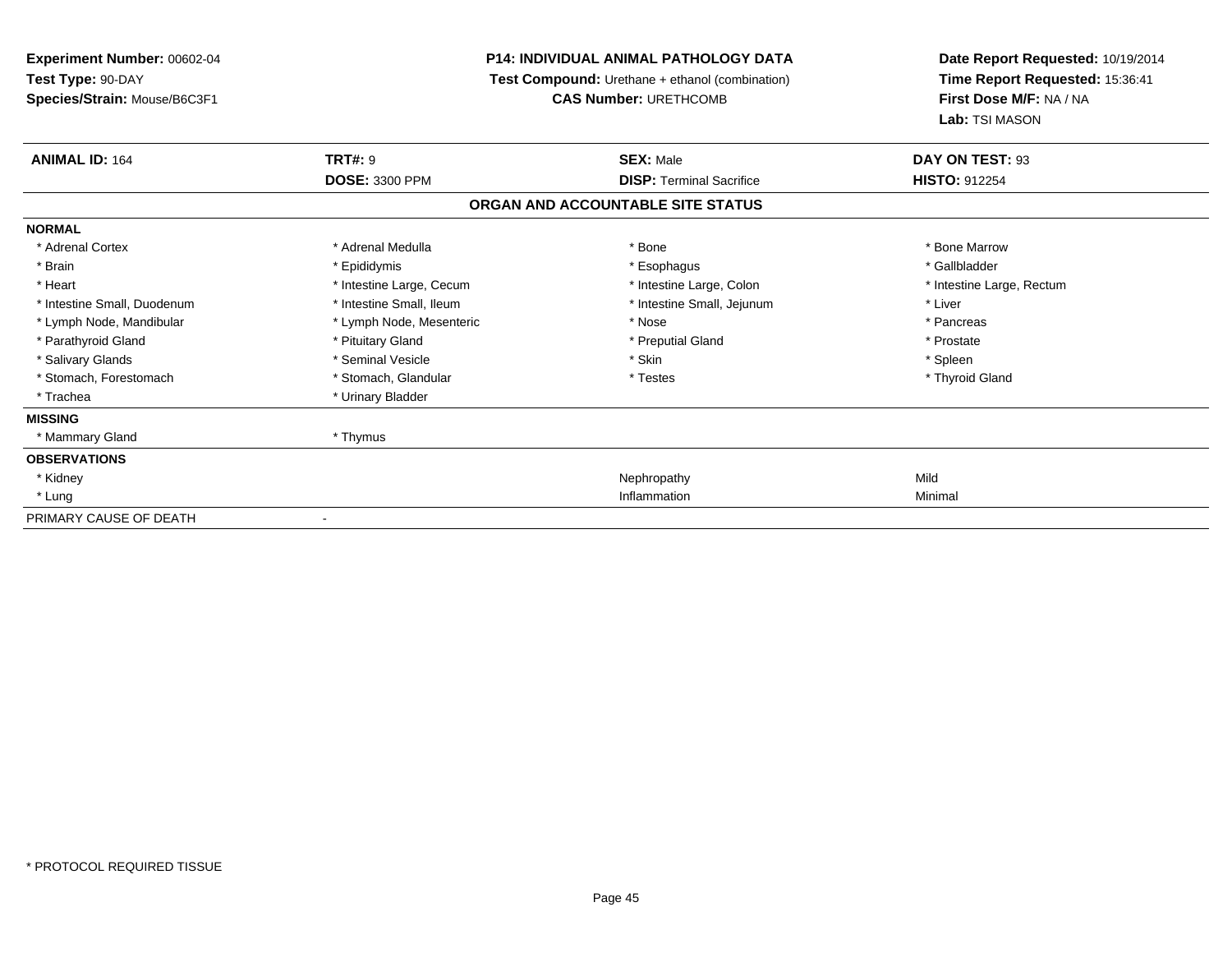**Experiment Number:** 00602-04
**Test Type:** 90-DAY
**Species/Strain:** Mouse/B6C3F1

**P14: INDIVIDUAL ANIMAL PATHOLOGY DATA**
**Test Compound:** Urethane + ethanol (combination)
**CAS Number:** URETHCOMB

**Date Report Requested:** 10/19/2014
**Time Report Requested:** 15:36:41
**First Dose M/F:** NA / NA
**Lab:** TSI MASON

| **ANIMAL ID:** 164 | **TRT#:** 9 | **SEX:** Male | **DAY ON TEST:** 93 |
|---|---|---|---|
| | **DOSE:** 3300 PPM | **DISP:** Terminal Sacrifice | **HISTO:** 912254 |

## ORGAN AND ACCOUNTABLE SITE STATUS

| | | | |
|---|---|---|---|
| **NORMAL** | | | |
| * Adrenal Cortex | * Adrenal Medulla | * Bone | * Bone Marrow |
| * Brain | * Epididymis | * Esophagus | * Gallbladder |
| * Heart | * Intestine Large, Cecum | * Intestine Large, Colon | * Intestine Large, Rectum |
| * Intestine Small, Duodenum | * Intestine Small, Ileum | * Intestine Small, Jejunum | * Liver |
| * Lymph Node, Mandibular | * Lymph Node, Mesenteric | * Nose | * Pancreas |
| * Parathyroid Gland | * Pituitary Gland | * Preputial Gland | * Prostate |
| * Salivary Glands | * Seminal Vesicle | * Skin | * Spleen |
| * Stomach, Forestomach | * Stomach, Glandular | * Testes | * Thyroid Gland |
| * Trachea | * Urinary Bladder | | |
| **MISSING** | | | |
| * Mammary Gland | * Thymus | | |
| **OBSERVATIONS** | | | |
| * Kidney | | Nephropathy | Mild |
| * Lung | | Inflammation | Minimal |
| PRIMARY CAUSE OF DEATH | - | | |

\* PROTOCOL REQUIRED TISSUE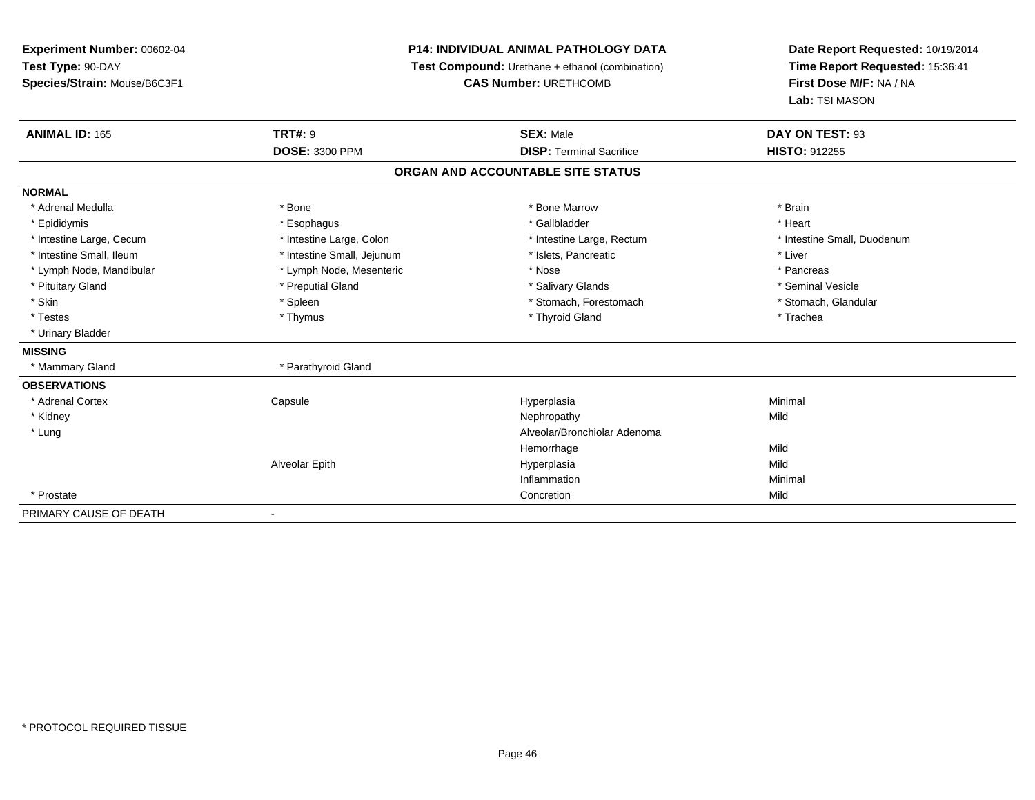**Experiment Number:** 00602-04
**Test Type:** 90-DAY
**Species/Strain:** Mouse/B6C3F1

**P14: INDIVIDUAL ANIMAL PATHOLOGY DATA**
**Test Compound:** Urethane + ethanol (combination)
**CAS Number:** URETHCOMB

**Date Report Requested:** 10/19/2014
**Time Report Requested:** 15:36:41
**First Dose M/F:** NA / NA
**Lab:** TSI MASON

| **ANIMAL ID:** 165 | **TRT#:** 9 | **SEX:** Male | **DAY ON TEST:** 93 |
|---|---|---|---|
| | **DOSE:** 3300 PPM | **DISP:** Terminal Sacrifice | **HISTO:** 912255 |

## ORGAN AND ACCOUNTABLE SITE STATUS

**NORMAL**

| | | | |
|---|---|---|---|
| * Adrenal Medulla | * Bone | * Bone Marrow | * Brain |
| * Epididymis | * Esophagus | * Gallbladder | * Heart |
| * Intestine Large, Cecum | * Intestine Large, Colon | * Intestine Large, Rectum | * Intestine Small, Duodenum |
| * Intestine Small, Ileum | * Intestine Small, Jejunum | * Islets, Pancreatic | * Liver |
| * Lymph Node, Mandibular | * Lymph Node, Mesenteric | * Nose | * Pancreas |
| * Pituitary Gland | * Preputial Gland | * Salivary Glands | * Seminal Vesicle |
| * Skin | * Spleen | * Stomach, Forestomach | * Stomach, Glandular |
| * Testes | * Thymus | * Thyroid Gland | * Trachea |
| * Urinary Bladder | | | |

**MISSING**

| | |
|---|---|
| * Mammary Gland | * Parathyroid Gland |

**OBSERVATIONS**

| | | | |
|---|---|---|---|
| * Adrenal Cortex | Capsule | Hyperplasia | Minimal |
| * Kidney | | Nephropathy | Mild |
| * Lung | | Alveolar/Bronchiolar Adenoma | |
| | | Hemorrhage | Mild |
| | Alveolar Epith | Hyperplasia | Mild |
| | | Inflammation | Minimal |
| * Prostate | | Concretion | Mild |

PRIMARY CAUSE OF DEATH -

* PROTOCOL REQUIRED TISSUE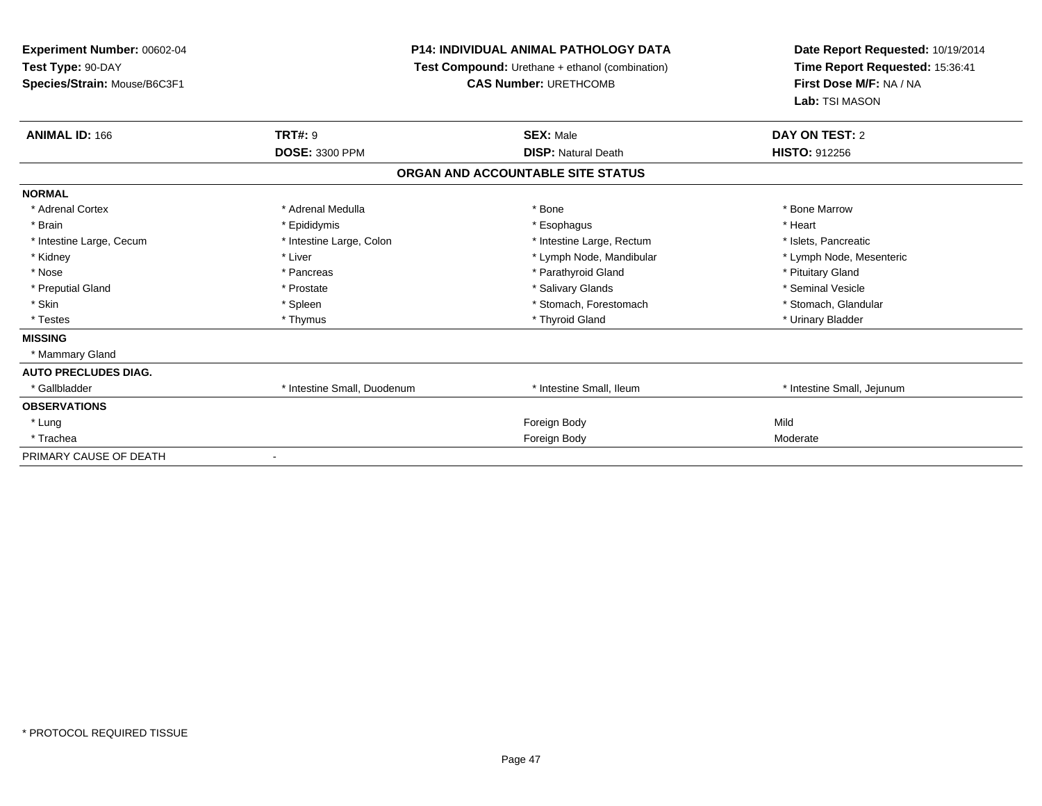**Experiment Number:** 00602-04
**Test Type:** 90-DAY
**Species/Strain:** Mouse/B6C3F1

**P14: INDIVIDUAL ANIMAL PATHOLOGY DATA**
**Test Compound:** Urethane + ethanol (combination)
**CAS Number:** URETHCOMB

**Date Report Requested:** 10/19/2014
**Time Report Requested:** 15:36:41
**First Dose M/F:** NA / NA
**Lab:** TSI MASON

| **ANIMAL ID:** 166 | **TRT#:** 9 | **SEX:** Male | **DAY ON TEST:** 2 |
|---|---|---|---|
| | **DOSE:** 3300 PPM | **DISP:** Natural Death | **HISTO:** 912256 |

**ORGAN AND ACCOUNTABLE SITE STATUS**

| | | | |
|---|---|---|---|
| **NORMAL** | | | |
| * Adrenal Cortex | * Adrenal Medulla | * Bone | * Bone Marrow |
| * Brain | * Epididymis | * Esophagus | * Heart |
| * Intestine Large, Cecum | * Intestine Large, Colon | * Intestine Large, Rectum | * Islets, Pancreatic |
| * Kidney | * Liver | * Lymph Node, Mandibular | * Lymph Node, Mesenteric |
| * Nose | * Pancreas | * Parathyroid Gland | * Pituitary Gland |
| * Preputial Gland | * Prostate | * Salivary Glands | * Seminal Vesicle |
| * Skin | * Spleen | * Stomach, Forestomach | * Stomach, Glandular |
| * Testes | * Thymus | * Thyroid Gland | * Urinary Bladder |
| **MISSING** | | | |
| * Mammary Gland | | | |
| **AUTO PRECLUDES DIAG.** | | | |
| * Gallbladder | * Intestine Small, Duodenum | * Intestine Small, Ileum | * Intestine Small, Jejunum |
| **OBSERVATIONS** | | | |
| * Lung | | Foreign Body | Mild |
| * Trachea | | Foreign Body | Moderate |
| PRIMARY CAUSE OF DEATH | - | | |

\* PROTOCOL REQUIRED TISSUE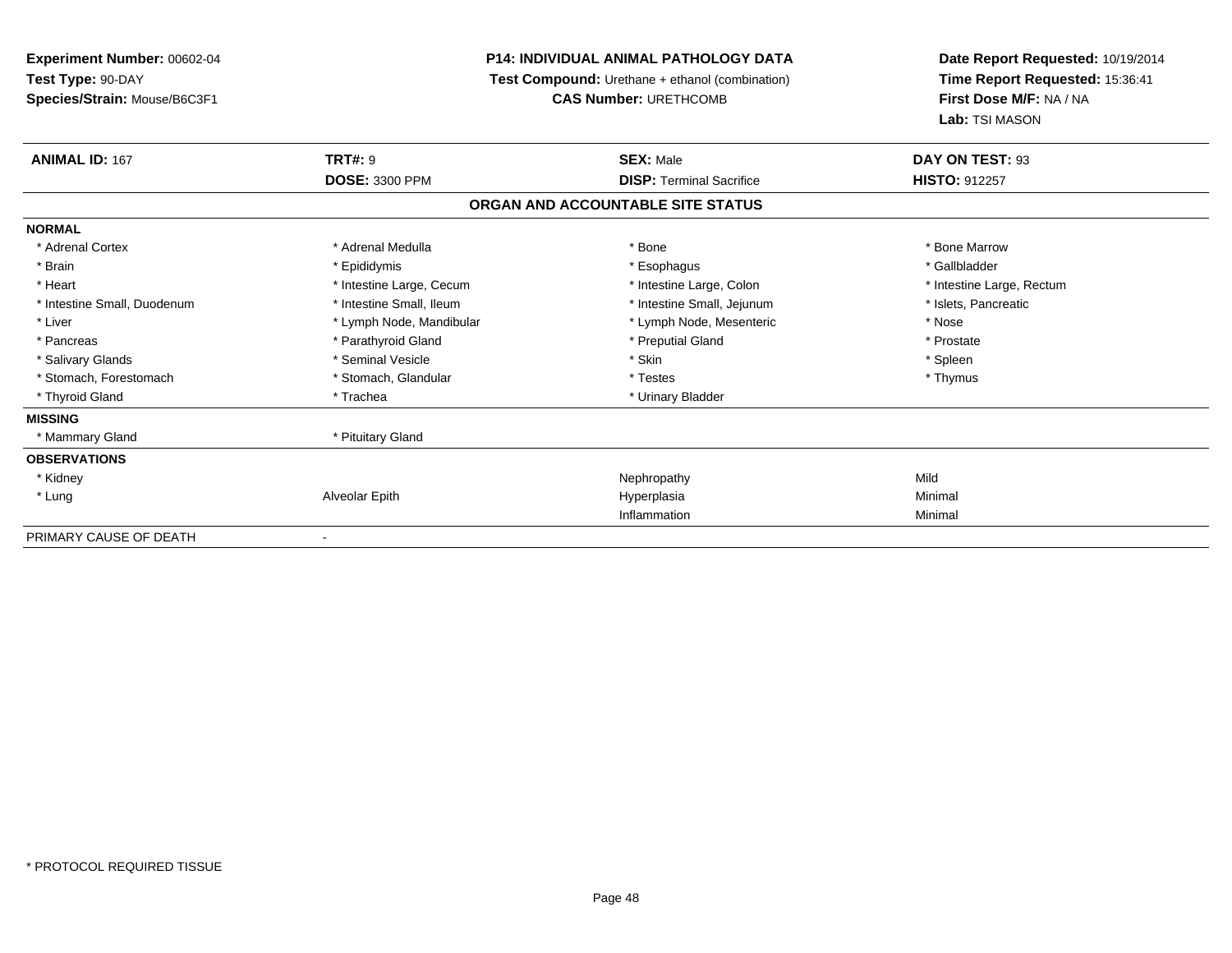**Experiment Number:** 00602-04
**Test Type:** 90-DAY
**Species/Strain:** Mouse/B6C3F1

**P14: INDIVIDUAL ANIMAL PATHOLOGY DATA**
**Test Compound:** Urethane + ethanol (combination)
**CAS Number:** URETHCOMB

**Date Report Requested:** 10/19/2014
**Time Report Requested:** 15:36:41
**First Dose M/F:** NA / NA
**Lab:** TSI MASON

| **ANIMAL ID:** 167 | **TRT#:** 9 | **SEX:** Male | **DAY ON TEST:** 93 |
|---|---|---|---|
| | **DOSE:** 3300 PPM | **DISP:** Terminal Sacrifice | **HISTO:** 912257 |

**ORGAN AND ACCOUNTABLE SITE STATUS**

| | | | |
|---|---|---|---|
| **NORMAL** | | | |
| * Adrenal Cortex | * Adrenal Medulla | * Bone | * Bone Marrow |
| * Brain | * Epididymis | * Esophagus | * Gallbladder |
| * Heart | * Intestine Large, Cecum | * Intestine Large, Colon | * Intestine Large, Rectum |
| * Intestine Small, Duodenum | * Intestine Small, Ileum | * Intestine Small, Jejunum | * Islets, Pancreatic |
| * Liver | * Lymph Node, Mandibular | * Lymph Node, Mesenteric | * Nose |
| * Pancreas | * Parathyroid Gland | * Preputial Gland | * Prostate |
| * Salivary Glands | * Seminal Vesicle | * Skin | * Spleen |
| * Stomach, Forestomach | * Stomach, Glandular | * Testes | * Thymus |
| * Thyroid Gland | * Trachea | * Urinary Bladder | |
| **MISSING** | | | |
| * Mammary Gland | * Pituitary Gland | | |
| **OBSERVATIONS** | | | |
| * Kidney | | Nephropathy | Mild |
| * Lung | Alveolar Epith | Hyperplasia | Minimal |
| | | Inflammation | Minimal |
| PRIMARY CAUSE OF DEATH | - | | |

* PROTOCOL REQUIRED TISSUE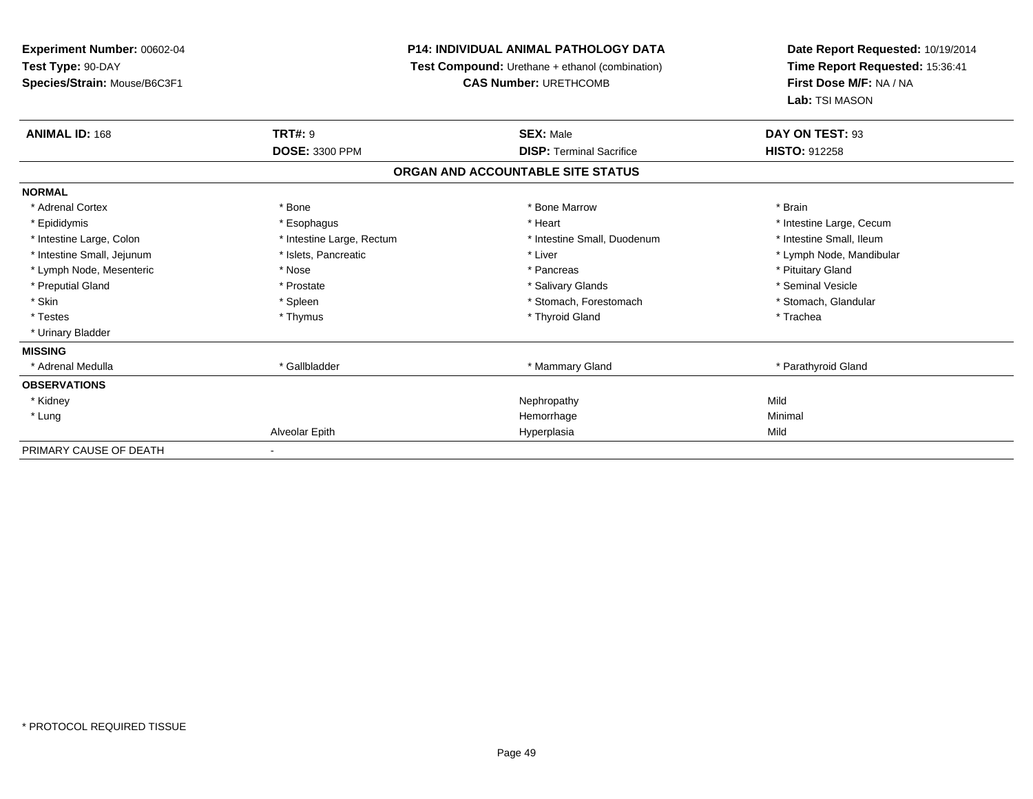**Experiment Number:** 00602-04
**Test Type:** 90-DAY
**Species/Strain:** Mouse/B6C3F1

**P14: INDIVIDUAL ANIMAL PATHOLOGY DATA**
**Test Compound:** Urethane + ethanol (combination)
**CAS Number:** URETHCOMB

**Date Report Requested:** 10/19/2014
**Time Report Requested:** 15:36:41
**First Dose M/F:** NA / NA
**Lab:** TSI MASON

| **ANIMAL ID:** 168 | **TRT#:** 9 | **SEX:** Male | **DAY ON TEST:** 93 |
|---|---|---|---|
| | **DOSE:** 3300 PPM | **DISP:** Terminal Sacrifice | **HISTO:** 912258 |

## ORGAN AND ACCOUNTABLE SITE STATUS

| | | | |
|---|---|---|---|
| **NORMAL** | | | |
| * Adrenal Cortex | * Bone | * Bone Marrow | * Brain |
| * Epididymis | * Esophagus | * Heart | * Intestine Large, Cecum |
| * Intestine Large, Colon | * Intestine Large, Rectum | * Intestine Small, Duodenum | * Intestine Small, Ileum |
| * Intestine Small, Jejunum | * Islets, Pancreatic | * Liver | * Lymph Node, Mandibular |
| * Lymph Node, Mesenteric | * Nose | * Pancreas | * Pituitary Gland |
| * Preputial Gland | * Prostate | * Salivary Glands | * Seminal Vesicle |
| * Skin | * Spleen | * Stomach, Forestomach | * Stomach, Glandular |
| * Testes | * Thymus | * Thyroid Gland | * Trachea |
| * Urinary Bladder | | | |
| **MISSING** | | | |
| * Adrenal Medulla | * Gallbladder | * Mammary Gland | * Parathyroid Gland |
| **OBSERVATIONS** | | | |
| * Kidney | | Nephropathy | Mild |
| * Lung | | Hemorrhage | Minimal |
| | Alveolar Epith | Hyperplasia | Mild |
| PRIMARY CAUSE OF DEATH | - | | |

* PROTOCOL REQUIRED TISSUE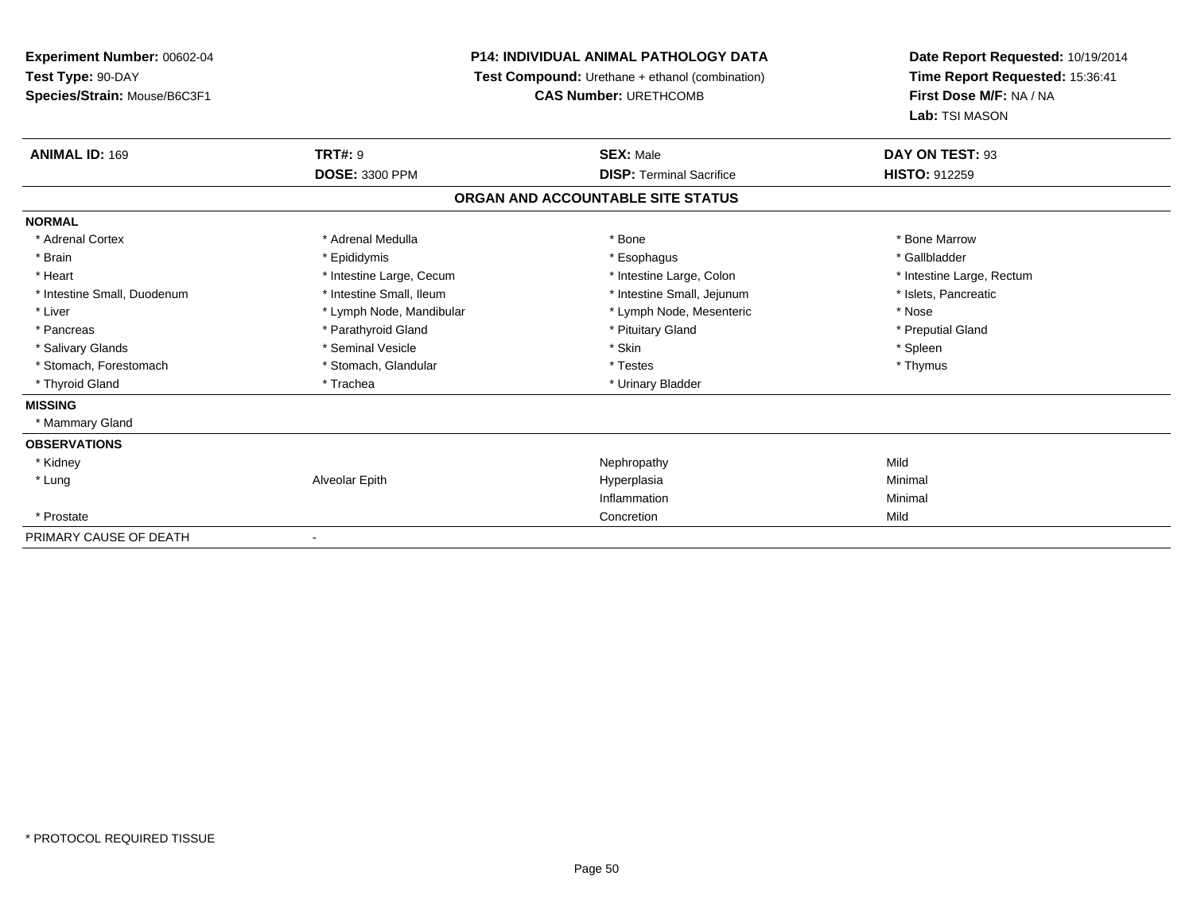**Experiment Number:** 00602-04
**Test Type:** 90-DAY
**Species/Strain:** Mouse/B6C3F1

**P14: INDIVIDUAL ANIMAL PATHOLOGY DATA**
**Test Compound:** Urethane + ethanol (combination)
**CAS Number:** URETHCOMB

**Date Report Requested:** 10/19/2014
**Time Report Requested:** 15:36:41
**First Dose M/F:** NA / NA
**Lab:** TSI MASON

| **ANIMAL ID:** 169 | **TRT#:** 9 | **SEX:** Male | **DAY ON TEST:** 93 |
|---|---|---|---|
| | **DOSE:** 3300 PPM | **DISP:** Terminal Sacrifice | **HISTO:** 912259 |

## ORGAN AND ACCOUNTABLE SITE STATUS

| | | | |
|---|---|---|---|
| **NORMAL** | | | |
| * Adrenal Cortex | * Adrenal Medulla | * Bone | * Bone Marrow |
| * Brain | * Epididymis | * Esophagus | * Gallbladder |
| * Heart | * Intestine Large, Cecum | * Intestine Large, Colon | * Intestine Large, Rectum |
| * Intestine Small, Duodenum | * Intestine Small, Ileum | * Intestine Small, Jejunum | * Islets, Pancreatic |
| * Liver | * Lymph Node, Mandibular | * Lymph Node, Mesenteric | * Nose |
| * Pancreas | * Parathyroid Gland | * Pituitary Gland | * Preputial Gland |
| * Salivary Glands | * Seminal Vesicle | * Skin | * Spleen |
| * Stomach, Forestomach | * Stomach, Glandular | * Testes | * Thymus |
| * Thyroid Gland | * Trachea | * Urinary Bladder | |
| **MISSING** | | | |
| * Mammary Gland | | | |
| **OBSERVATIONS** | | | |
| * Kidney | | Nephropathy | Mild |
| * Lung | Alveolar Epith | Hyperplasia | Minimal |
| | | Inflammation | Minimal |
| * Prostate | | Concretion | Mild |
| PRIMARY CAUSE OF DEATH | - | | |

* PROTOCOL REQUIRED TISSUE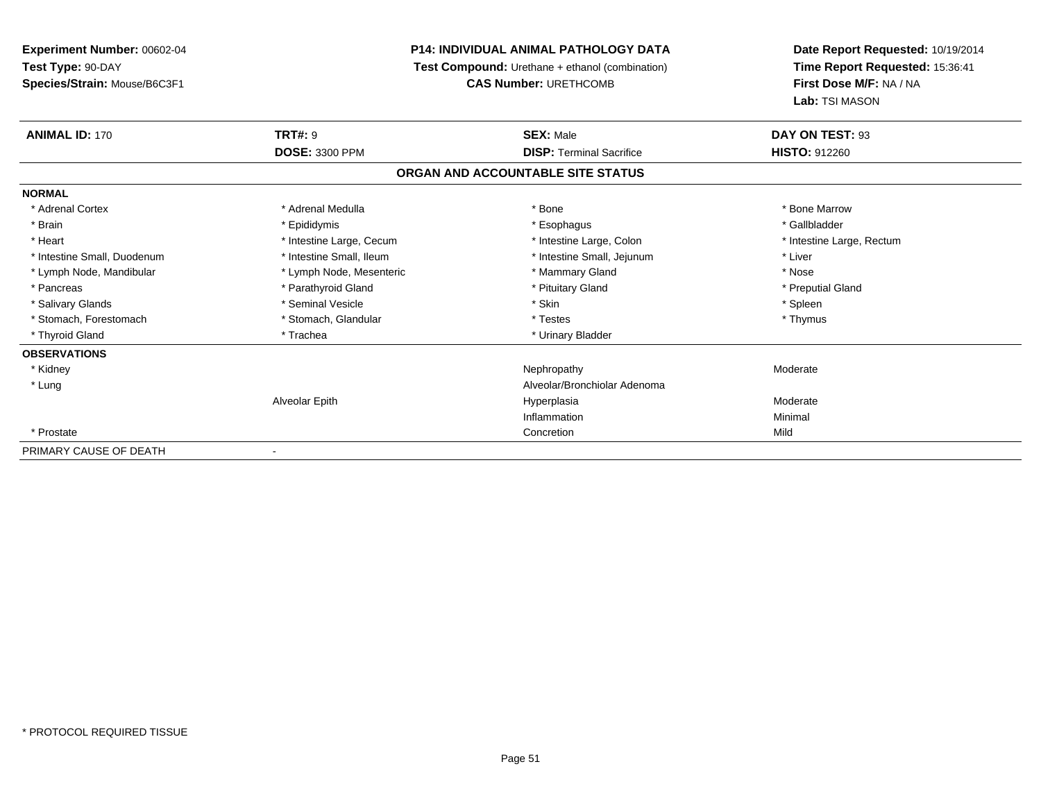**Experiment Number:** 00602-04
**Test Type:** 90-DAY
**Species/Strain:** Mouse/B6C3F1

**P14: INDIVIDUAL ANIMAL PATHOLOGY DATA**
**Test Compound:** Urethane + ethanol (combination)
**CAS Number:** URETHCOMB

**Date Report Requested:** 10/19/2014
**Time Report Requested:** 15:36:41
**First Dose M/F:** NA / NA
**Lab:** TSI MASON

| **ANIMAL ID:** 170 | **TRT#:** 9 | **SEX:** Male | **DAY ON TEST:** 93 |
|---|---|---|---|
| | **DOSE:** 3300 PPM | **DISP:** Terminal Sacrifice | **HISTO:** 912260 |

**ORGAN AND ACCOUNTABLE SITE STATUS**

| | | | |
|---|---|---|---|
| **NORMAL** | | | |
| * Adrenal Cortex | * Adrenal Medulla | * Bone | * Bone Marrow |
| * Brain | * Epididymis | * Esophagus | * Gallbladder |
| * Heart | * Intestine Large, Cecum | * Intestine Large, Colon | * Intestine Large, Rectum |
| * Intestine Small, Duodenum | * Intestine Small, Ileum | * Intestine Small, Jejunum | * Liver |
| * Lymph Node, Mandibular | * Lymph Node, Mesenteric | * Mammary Gland | * Nose |
| * Pancreas | * Parathyroid Gland | * Pituitary Gland | * Preputial Gland |
| * Salivary Glands | * Seminal Vesicle | * Skin | * Spleen |
| * Stomach, Forestomach | * Stomach, Glandular | * Testes | * Thymus |
| * Thyroid Gland | * Trachea | * Urinary Bladder | |
| **OBSERVATIONS** | | | |
| * Kidney | | Nephropathy | Moderate |
| * Lung | | Alveolar/Bronchiolar Adenoma | |
| | Alveolar Epith | Hyperplasia | Moderate |
| | | Inflammation | Minimal |
| * Prostate | | Concretion | Mild |
| PRIMARY CAUSE OF DEATH | - | | |

* PROTOCOL REQUIRED TISSUE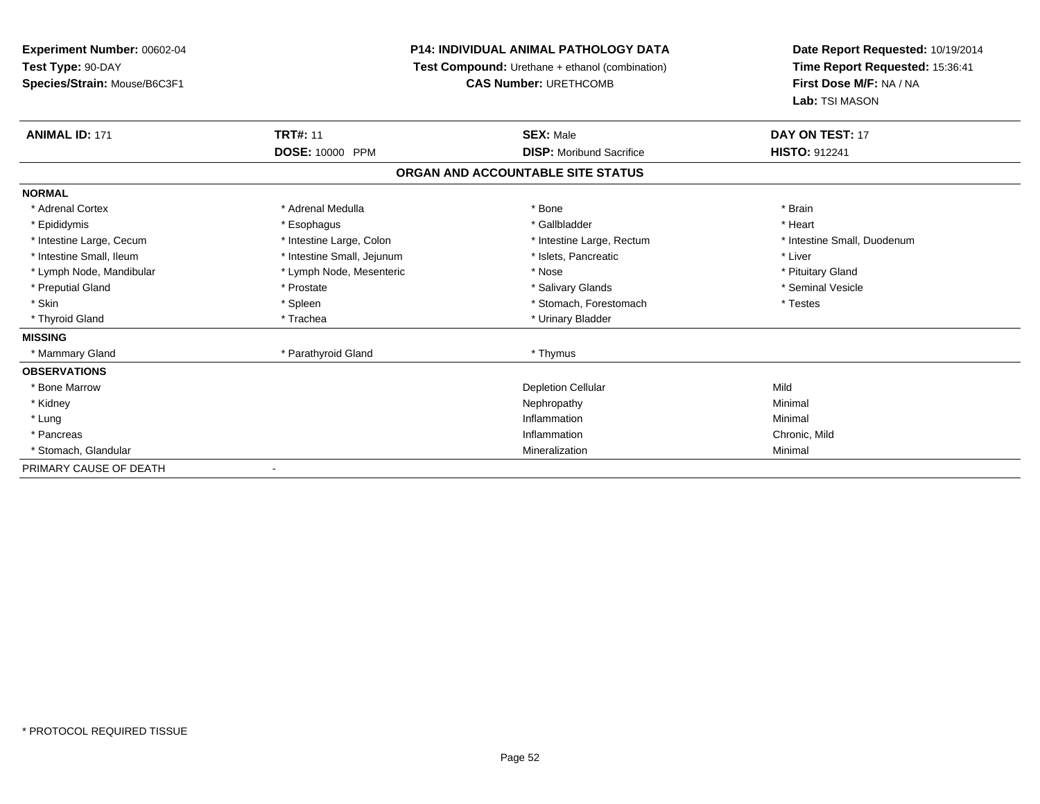**Experiment Number:** 00602-04
**Test Type:** 90-DAY
**Species/Strain:** Mouse/B6C3F1

**P14: INDIVIDUAL ANIMAL PATHOLOGY DATA**
**Test Compound:** Urethane + ethanol (combination)
**CAS Number:** URETHCOMB

**Date Report Requested:** 10/19/2014
**Time Report Requested:** 15:36:41
**First Dose M/F:** NA / NA
**Lab:** TSI MASON

| **ANIMAL ID:** 171 | **TRT#:** 11 | **SEX:** Male | **DAY ON TEST:** 17 |
|---|---|---|---|
| | **DOSE:** 10000 PPM | **DISP:** Moribund Sacrifice | **HISTO:** 912241 |

## ORGAN AND ACCOUNTABLE SITE STATUS

| | | | |
|---|---|---|---|
| **NORMAL** | | | |
| * Adrenal Cortex | * Adrenal Medulla | * Bone | * Brain |
| * Epididymis | * Esophagus | * Gallbladder | * Heart |
| * Intestine Large, Cecum | * Intestine Large, Colon | * Intestine Large, Rectum | * Intestine Small, Duodenum |
| * Intestine Small, Ileum | * Intestine Small, Jejunum | * Islets, Pancreatic | * Liver |
| * Lymph Node, Mandibular | * Lymph Node, Mesenteric | * Nose | * Pituitary Gland |
| * Preputial Gland | * Prostate | * Salivary Glands | * Seminal Vesicle |
| * Skin | * Spleen | * Stomach, Forestomach | * Testes |
| * Thyroid Gland | * Trachea | * Urinary Bladder | |
| **MISSING** | | | |
| * Mammary Gland | * Parathyroid Gland | * Thymus | |
| **OBSERVATIONS** | | | |
| * Bone Marrow | | Depletion Cellular | Mild |
| * Kidney | | Nephropathy | Minimal |
| * Lung | | Inflammation | Minimal |
| * Pancreas | | Inflammation | Chronic, Mild |
| * Stomach, Glandular | | Mineralization | Minimal |
| PRIMARY CAUSE OF DEATH | - | | |

* PROTOCOL REQUIRED TISSUE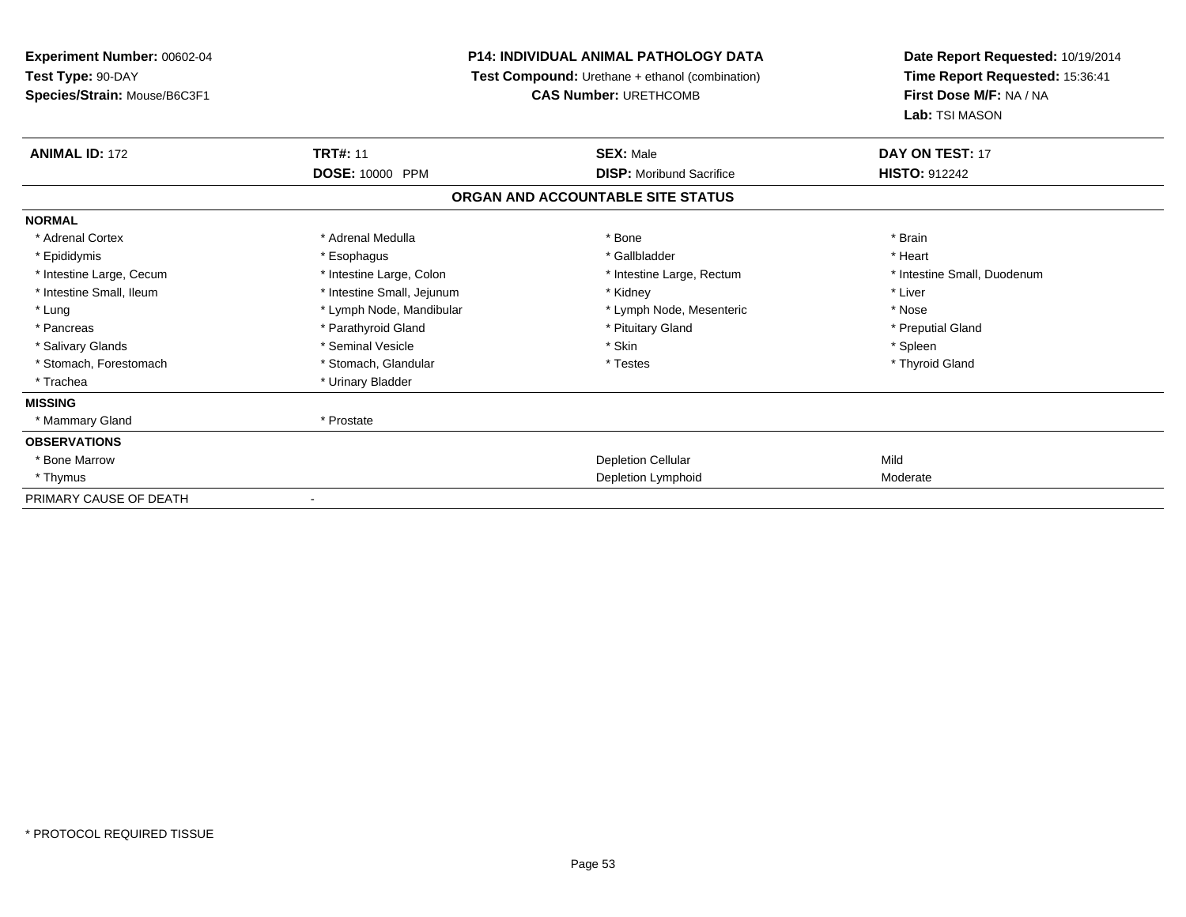**Experiment Number:** 00602-04
**Test Type:** 90-DAY
**Species/Strain:** Mouse/B6C3F1

**P14: INDIVIDUAL ANIMAL PATHOLOGY DATA**
**Test Compound:** Urethane + ethanol (combination)
**CAS Number:** URETHCOMB

**Date Report Requested:** 10/19/2014
**Time Report Requested:** 15:36:41
**First Dose M/F:** NA / NA
**Lab:** TSI MASON

| **ANIMAL ID:** 172 | **TRT#:** 11 | **SEX:** Male | **DAY ON TEST:** 17 |
|---|---|---|---|
| | **DOSE:** 10000 PPM | **DISP:** Moribund Sacrifice | **HISTO:** 912242 |

## ORGAN AND ACCOUNTABLE SITE STATUS

| | | | |
|---|---|---|---|
| **NORMAL** | | | |
| * Adrenal Cortex | * Adrenal Medulla | * Bone | * Brain |
| * Epididymis | * Esophagus | * Gallbladder | * Heart |
| * Intestine Large, Cecum | * Intestine Large, Colon | * Intestine Large, Rectum | * Intestine Small, Duodenum |
| * Intestine Small, Ileum | * Intestine Small, Jejunum | * Kidney | * Liver |
| * Lung | * Lymph Node, Mandibular | * Lymph Node, Mesenteric | * Nose |
| * Pancreas | * Parathyroid Gland | * Pituitary Gland | * Preputial Gland |
| * Salivary Glands | * Seminal Vesicle | * Skin | * Spleen |
| * Stomach, Forestomach | * Stomach, Glandular | * Testes | * Thyroid Gland |
| * Trachea | * Urinary Bladder | | |
| **MISSING** | | | |
| * Mammary Gland | * Prostate | | |
| **OBSERVATIONS** | | | |
| * Bone Marrow | | Depletion Cellular | Mild |
| * Thymus | | Depletion Lymphoid | Moderate |
| PRIMARY CAUSE OF DEATH | - | | |

* PROTOCOL REQUIRED TISSUE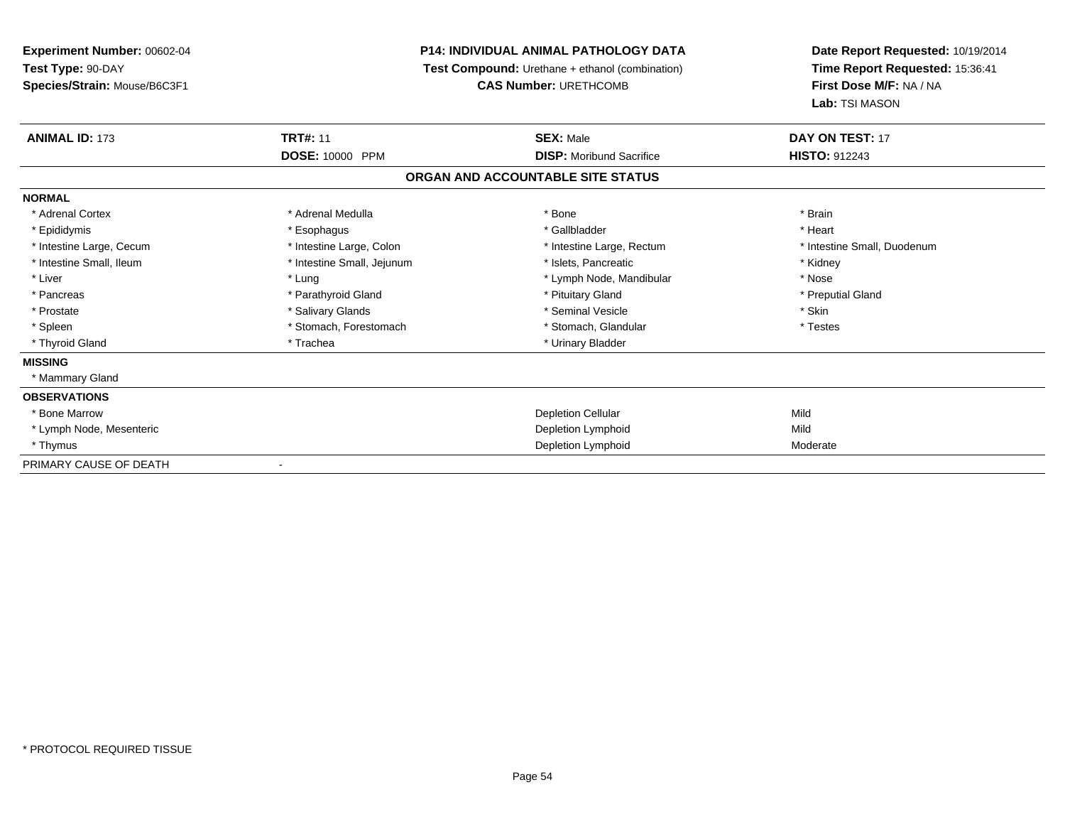**Experiment Number:** 00602-04
**Test Type:** 90-DAY
**Species/Strain:** Mouse/B6C3F1

**P14: INDIVIDUAL ANIMAL PATHOLOGY DATA**
**Test Compound:** Urethane + ethanol (combination)
**CAS Number:** URETHCOMB

**Date Report Requested:** 10/19/2014
**Time Report Requested:** 15:36:41
**First Dose M/F:** NA / NA
**Lab:** TSI MASON

| **ANIMAL ID:** 173 | **TRT#:** 11 | **SEX:** Male | **DAY ON TEST:** 17 |
|---|---|---|---|
| | **DOSE:** 10000 PPM | **DISP:** Moribund Sacrifice | **HISTO:** 912243 |

## ORGAN AND ACCOUNTABLE SITE STATUS

| | | | |
|---|---|---|---|
| **NORMAL** | | | |
| * Adrenal Cortex | * Adrenal Medulla | * Bone | * Brain |
| * Epididymis | * Esophagus | * Gallbladder | * Heart |
| * Intestine Large, Cecum | * Intestine Large, Colon | * Intestine Large, Rectum | * Intestine Small, Duodenum |
| * Intestine Small, Ileum | * Intestine Small, Jejunum | * Islets, Pancreatic | * Kidney |
| * Liver | * Lung | * Lymph Node, Mandibular | * Nose |
| * Pancreas | * Parathyroid Gland | * Pituitary Gland | * Preputial Gland |
| * Prostate | * Salivary Glands | * Seminal Vesicle | * Skin |
| * Spleen | * Stomach, Forestomach | * Stomach, Glandular | * Testes |
| * Thyroid Gland | * Trachea | * Urinary Bladder | |
| **MISSING** | | | |
| * Mammary Gland | | | |
| **OBSERVATIONS** | | | |
| * Bone Marrow | | Depletion Cellular | Mild |
| * Lymph Node, Mesenteric | | Depletion Lymphoid | Mild |
| * Thymus | | Depletion Lymphoid | Moderate |
| PRIMARY CAUSE OF DEATH | - | | |

\* PROTOCOL REQUIRED TISSUE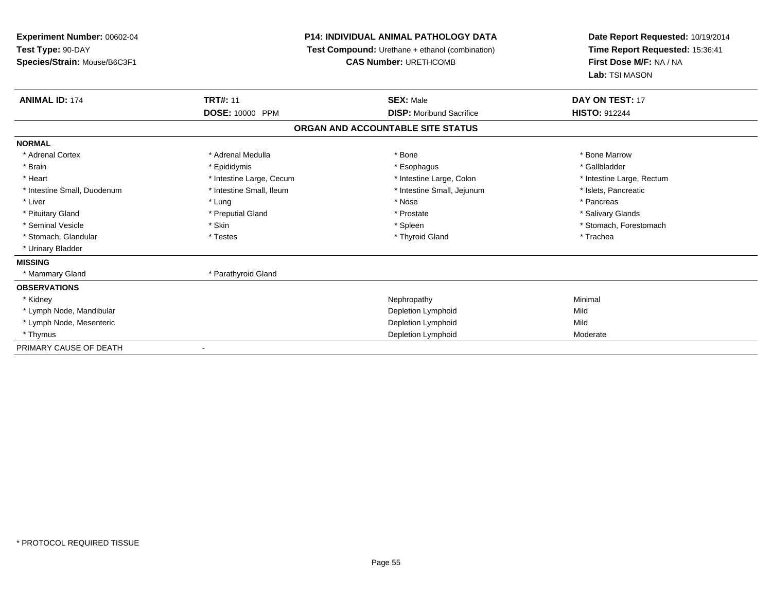**Experiment Number:** 00602-04
**Test Type:** 90-DAY
**Species/Strain:** Mouse/B6C3F1

**P14: INDIVIDUAL ANIMAL PATHOLOGY DATA**
**Test Compound:** Urethane + ethanol (combination)
**CAS Number:** URETHCOMB

**Date Report Requested:** 10/19/2014
**Time Report Requested:** 15:36:41
**First Dose M/F:** NA / NA
**Lab:** TSI MASON

| **ANIMAL ID:** 174 | **TRT#:** 11 | **SEX:** Male | **DAY ON TEST:** 17 |
|---|---|---|---|
| | **DOSE:** 10000 PPM | **DISP:** Moribund Sacrifice | **HISTO:** 912244 |

## ORGAN AND ACCOUNTABLE SITE STATUS

**NORMAL**

| | | | |
|---|---|---|---|
| * Adrenal Cortex | * Adrenal Medulla | * Bone | * Bone Marrow |
| * Brain | * Epididymis | * Esophagus | * Gallbladder |
| * Heart | * Intestine Large, Cecum | * Intestine Large, Colon | * Intestine Large, Rectum |
| * Intestine Small, Duodenum | * Intestine Small, Ileum | * Intestine Small, Jejunum | * Islets, Pancreatic |
| * Liver | * Lung | * Nose | * Pancreas |
| * Pituitary Gland | * Preputial Gland | * Prostate | * Salivary Glands |
| * Seminal Vesicle | * Skin | * Spleen | * Stomach, Forestomach |
| * Stomach, Glandular | * Testes | * Thyroid Gland | * Trachea |
| * Urinary Bladder | | | |

**MISSING**

| | |
|---|---|
| * Mammary Gland | * Parathyroid Gland |

**OBSERVATIONS**

| | | |
|---|---|---|
| * Kidney | Nephropathy | Minimal |
| * Lymph Node, Mandibular | Depletion Lymphoid | Mild |
| * Lymph Node, Mesenteric | Depletion Lymphoid | Mild |
| * Thymus | Depletion Lymphoid | Moderate |

PRIMARY CAUSE OF DEATH -

* PROTOCOL REQUIRED TISSUE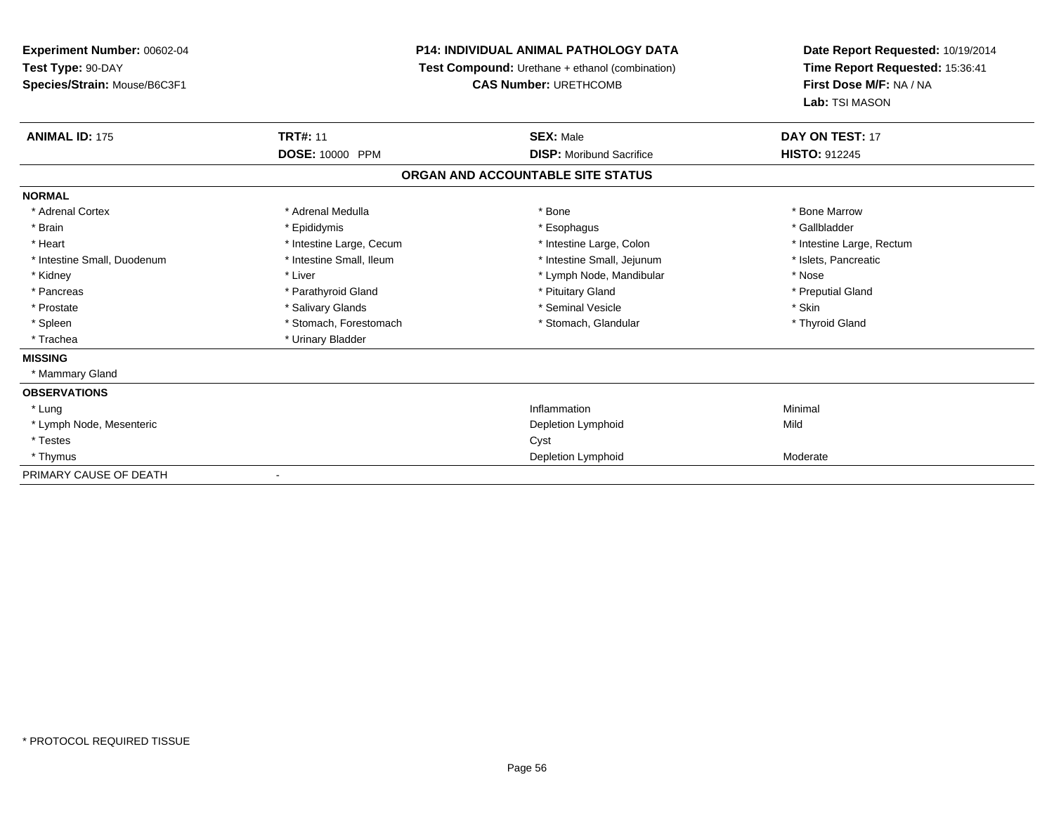**Experiment Number:** 00602-04
**Test Type:** 90-DAY
**Species/Strain:** Mouse/B6C3F1

**P14: INDIVIDUAL ANIMAL PATHOLOGY DATA**
**Test Compound:** Urethane + ethanol (combination)
**CAS Number:** URETHCOMB

**Date Report Requested:** 10/19/2014
**Time Report Requested:** 15:36:41
**First Dose M/F:** NA / NA
**Lab:** TSI MASON

| **ANIMAL ID:** 175 | **TRT#:** 11 | **SEX:** Male | **DAY ON TEST:** 17 |
|---|---|---|---|
| | **DOSE:** 10000 PPM | **DISP:** Moribund Sacrifice | **HISTO:** 912245 |

## ORGAN AND ACCOUNTABLE SITE STATUS

**NORMAL**

| | | | |
|---|---|---|---|
| * Adrenal Cortex | * Adrenal Medulla | * Bone | * Bone Marrow |
| * Brain | * Epididymis | * Esophagus | * Gallbladder |
| * Heart | * Intestine Large, Cecum | * Intestine Large, Colon | * Intestine Large, Rectum |
| * Intestine Small, Duodenum | * Intestine Small, Ileum | * Intestine Small, Jejunum | * Islets, Pancreatic |
| * Kidney | * Liver | * Lymph Node, Mandibular | * Nose |
| * Pancreas | * Parathyroid Gland | * Pituitary Gland | * Preputial Gland |
| * Prostate | * Salivary Glands | * Seminal Vesicle | * Skin |
| * Spleen | * Stomach, Forestomach | * Stomach, Glandular | * Thyroid Gland |
| * Trachea | * Urinary Bladder | | |

**MISSING**

* Mammary Gland

**OBSERVATIONS**

| | | |
|---|---|---|
| * Lung | Inflammation | Minimal |
| * Lymph Node, Mesenteric | Depletion Lymphoid | Mild |
| * Testes | Cyst | |
| * Thymus | Depletion Lymphoid | Moderate |

PRIMARY CAUSE OF DEATH -

* PROTOCOL REQUIRED TISSUE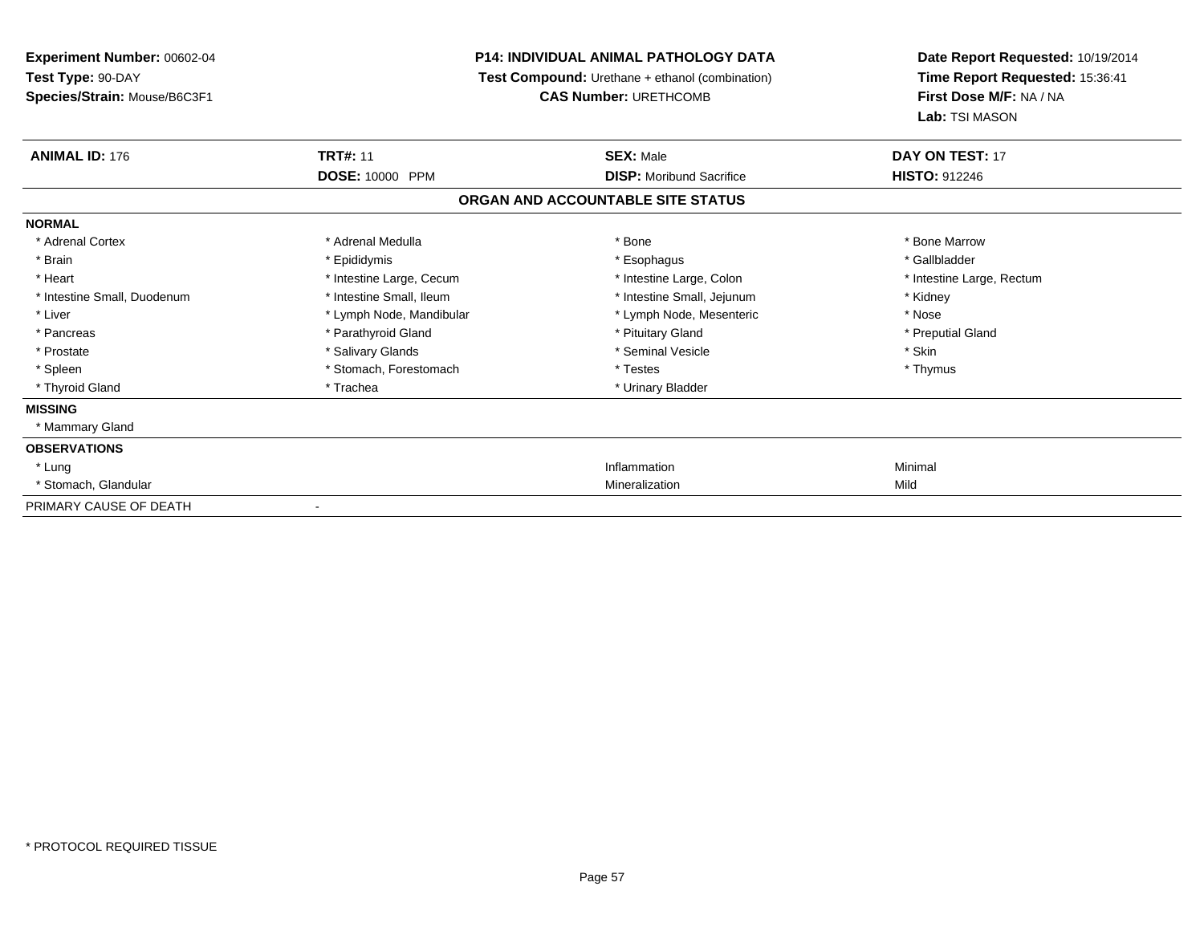**Experiment Number:** 00602-04
**Test Type:** 90-DAY
**Species/Strain:** Mouse/B6C3F1

**P14: INDIVIDUAL ANIMAL PATHOLOGY DATA**
**Test Compound:** Urethane + ethanol (combination)
**CAS Number:** URETHCOMB

**Date Report Requested:** 10/19/2014
**Time Report Requested:** 15:36:41
**First Dose M/F:** NA / NA
**Lab:** TSI MASON

| **ANIMAL ID:** 176 | **TRT#:** 11 | **SEX:** Male | **DAY ON TEST:** 17 |
|---|---|---|---|
| | **DOSE:** 10000 PPM | **DISP:** Moribund Sacrifice | **HISTO:** 912246 |

## ORGAN AND ACCOUNTABLE SITE STATUS

**NORMAL**

| | | | |
|---|---|---|---|
| * Adrenal Cortex | * Adrenal Medulla | * Bone | * Bone Marrow |
| * Brain | * Epididymis | * Esophagus | * Gallbladder |
| * Heart | * Intestine Large, Cecum | * Intestine Large, Colon | * Intestine Large, Rectum |
| * Intestine Small, Duodenum | * Intestine Small, Ileum | * Intestine Small, Jejunum | * Kidney |
| * Liver | * Lymph Node, Mandibular | * Lymph Node, Mesenteric | * Nose |
| * Pancreas | * Parathyroid Gland | * Pituitary Gland | * Preputial Gland |
| * Prostate | * Salivary Glands | * Seminal Vesicle | * Skin |
| * Spleen | * Stomach, Forestomach | * Testes | * Thymus |
| * Thyroid Gland | * Trachea | * Urinary Bladder | |

**MISSING**

* Mammary Gland

**OBSERVATIONS**

| | | |
|---|---|---|
| * Lung | Inflammation | Minimal |
| * Stomach, Glandular | Mineralization | Mild |

PRIMARY CAUSE OF DEATH -

* PROTOCOL REQUIRED TISSUE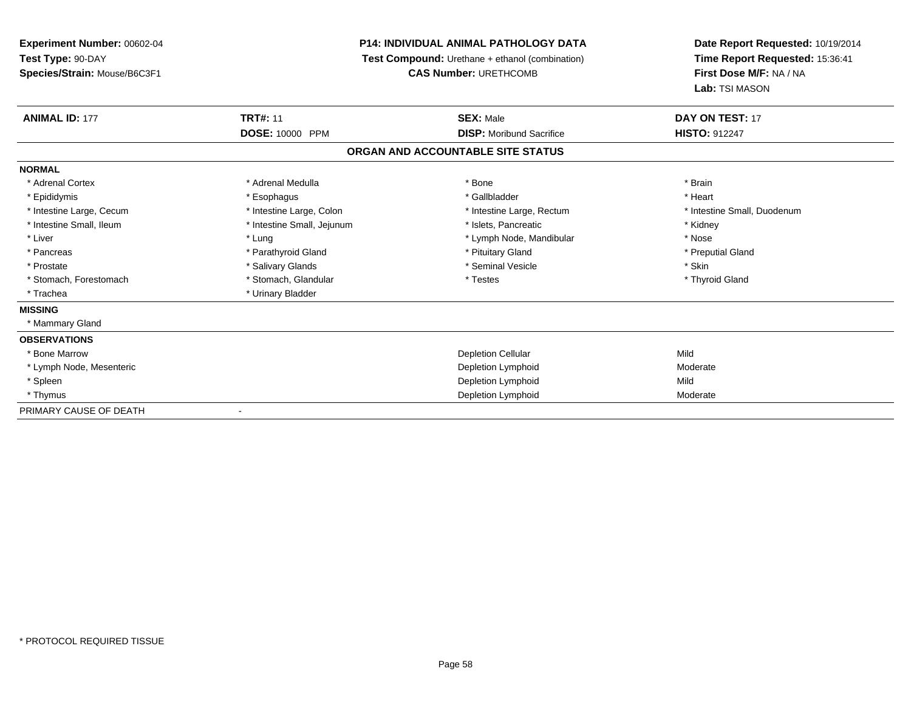**Experiment Number:** 00602-04
**Test Type:** 90-DAY
**Species/Strain:** Mouse/B6C3F1

**P14: INDIVIDUAL ANIMAL PATHOLOGY DATA**
**Test Compound:** Urethane + ethanol (combination)
**CAS Number:** URETHCOMB

**Date Report Requested:** 10/19/2014
**Time Report Requested:** 15:36:41
**First Dose M/F:** NA / NA
**Lab:** TSI MASON

| **ANIMAL ID:** 177 | **TRT#:** 11 | **SEX:** Male | **DAY ON TEST:** 17 |
|---|---|---|---|
| | **DOSE:** 10000 PPM | **DISP:** Moribund Sacrifice | **HISTO:** 912247 |

## ORGAN AND ACCOUNTABLE SITE STATUS

**NORMAL**

| | | | |
|---|---|---|---|
| * Adrenal Cortex | * Adrenal Medulla | * Bone | * Brain |
| * Epididymis | * Esophagus | * Gallbladder | * Heart |
| * Intestine Large, Cecum | * Intestine Large, Colon | * Intestine Large, Rectum | * Intestine Small, Duodenum |
| * Intestine Small, Ileum | * Intestine Small, Jejunum | * Islets, Pancreatic | * Kidney |
| * Liver | * Lung | * Lymph Node, Mandibular | * Nose |
| * Pancreas | * Parathyroid Gland | * Pituitary Gland | * Preputial Gland |
| * Prostate | * Salivary Glands | * Seminal Vesicle | * Skin |
| * Stomach, Forestomach | * Stomach, Glandular | * Testes | * Thyroid Gland |
| * Trachea | * Urinary Bladder | | |

**MISSING**

* Mammary Gland

**OBSERVATIONS**

| | | |
|---|---|---|
| * Bone Marrow | Depletion Cellular | Mild |
| * Lymph Node, Mesenteric | Depletion Lymphoid | Moderate |
| * Spleen | Depletion Lymphoid | Mild |
| * Thymus | Depletion Lymphoid | Moderate |

PRIMARY CAUSE OF DEATH -

* PROTOCOL REQUIRED TISSUE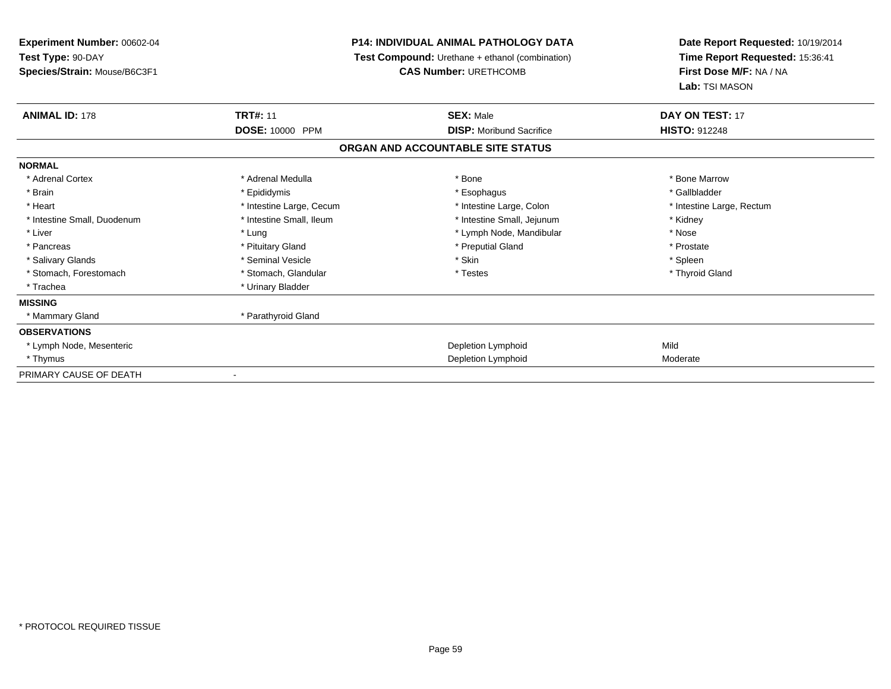**Experiment Number:** 00602-04
**Test Type:** 90-DAY
**Species/Strain:** Mouse/B6C3F1

**P14: INDIVIDUAL ANIMAL PATHOLOGY DATA**
**Test Compound:** Urethane + ethanol (combination)
**CAS Number:** URETHCOMB

**Date Report Requested:** 10/19/2014
**Time Report Requested:** 15:36:41
**First Dose M/F:** NA / NA
**Lab:** TSI MASON

| **ANIMAL ID:** 178 | **TRT#:** 11 | **SEX:** Male | **DAY ON TEST:** 17 |
|---|---|---|---|
| | **DOSE:** 10000 PPM | **DISP:** Moribund Sacrifice | **HISTO:** 912248 |

## ORGAN AND ACCOUNTABLE SITE STATUS

| | | | |
|---|---|---|---|
| **NORMAL** | | | |
| * Adrenal Cortex | * Adrenal Medulla | * Bone | * Bone Marrow |
| * Brain | * Epididymis | * Esophagus | * Gallbladder |
| * Heart | * Intestine Large, Cecum | * Intestine Large, Colon | * Intestine Large, Rectum |
| * Intestine Small, Duodenum | * Intestine Small, Ileum | * Intestine Small, Jejunum | * Kidney |
| * Liver | * Lung | * Lymph Node, Mandibular | * Nose |
| * Pancreas | * Pituitary Gland | * Preputial Gland | * Prostate |
| * Salivary Glands | * Seminal Vesicle | * Skin | * Spleen |
| * Stomach, Forestomach | * Stomach, Glandular | * Testes | * Thyroid Gland |
| * Trachea | * Urinary Bladder | | |
| **MISSING** | | | |
| * Mammary Gland | * Parathyroid Gland | | |
| **OBSERVATIONS** | | | |
| * Lymph Node, Mesenteric | | Depletion Lymphoid | Mild |
| * Thymus | | Depletion Lymphoid | Moderate |
| PRIMARY CAUSE OF DEATH | - | | |

* PROTOCOL REQUIRED TISSUE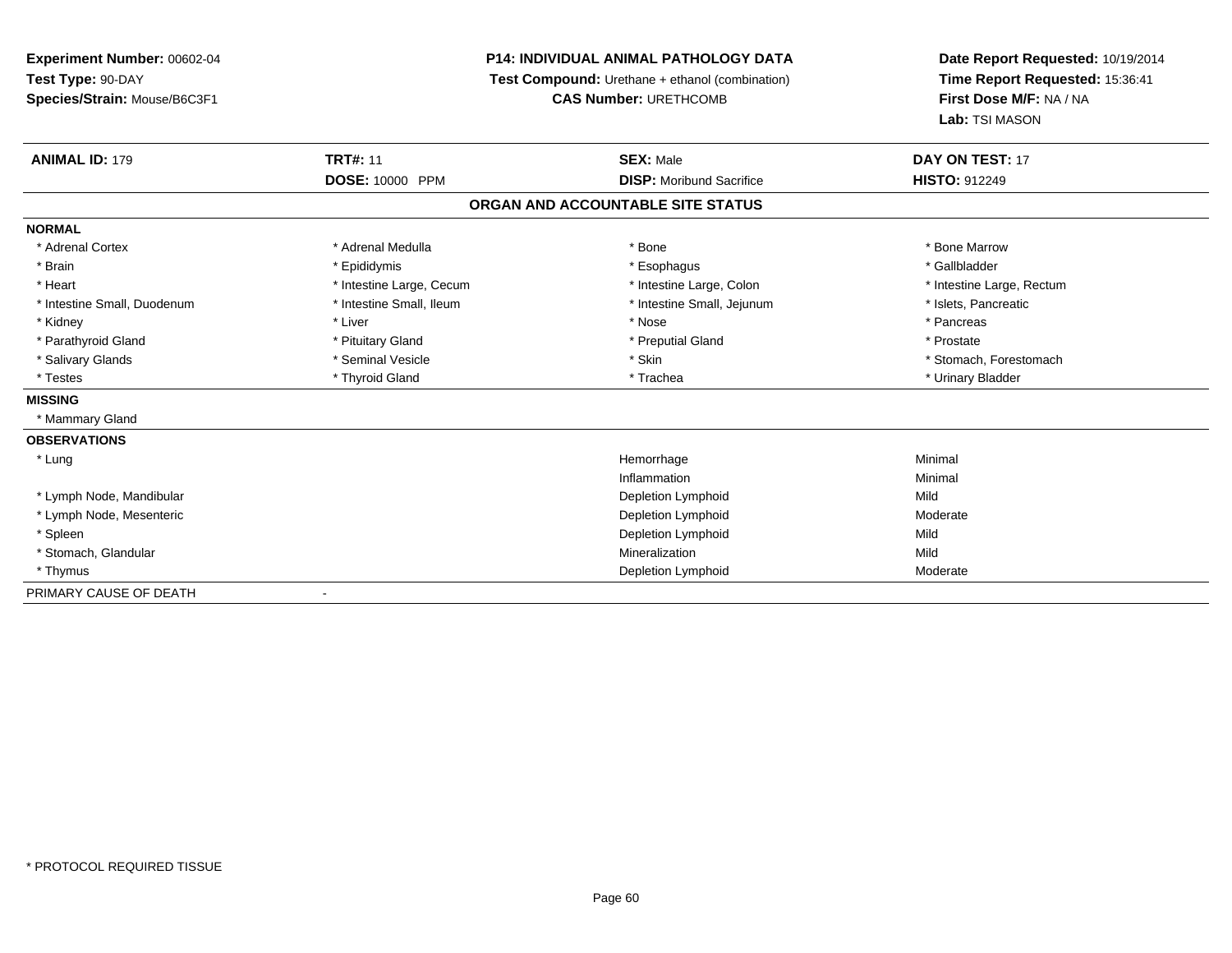**Experiment Number:** 00602-04
**Test Type:** 90-DAY
**Species/Strain:** Mouse/B6C3F1

**P14: INDIVIDUAL ANIMAL PATHOLOGY DATA**
**Test Compound:** Urethane + ethanol (combination)
**CAS Number:** URETHCOMB

**Date Report Requested:** 10/19/2014
**Time Report Requested:** 15:36:41
**First Dose M/F:** NA / NA
**Lab:** TSI MASON

| **ANIMAL ID:** 179 | **TRT#:** 11 | **SEX:** Male | **DAY ON TEST:** 17 |
|---|---|---|---|
| | **DOSE:** 10000 PPM | **DISP:** Moribund Sacrifice | **HISTO:** 912249 |

## ORGAN AND ACCOUNTABLE SITE STATUS

**NORMAL**

| | | | |
|---|---|---|---|
| * Adrenal Cortex | * Adrenal Medulla | * Bone | * Bone Marrow |
| * Brain | * Epididymis | * Esophagus | * Gallbladder |
| * Heart | * Intestine Large, Cecum | * Intestine Large, Colon | * Intestine Large, Rectum |
| * Intestine Small, Duodenum | * Intestine Small, Ileum | * Intestine Small, Jejunum | * Islets, Pancreatic |
| * Kidney | * Liver | * Nose | * Pancreas |
| * Parathyroid Gland | * Pituitary Gland | * Preputial Gland | * Prostate |
| * Salivary Glands | * Seminal Vesicle | * Skin | * Stomach, Forestomach |
| * Testes | * Thyroid Gland | * Trachea | * Urinary Bladder |

**MISSING**

* Mammary Gland

**OBSERVATIONS**

| | | |
|---|---|---|
| * Lung | Hemorrhage | Minimal |
| | Inflammation | Minimal |
| * Lymph Node, Mandibular | Depletion Lymphoid | Mild |
| * Lymph Node, Mesenteric | Depletion Lymphoid | Moderate |
| * Spleen | Depletion Lymphoid | Mild |
| * Stomach, Glandular | Mineralization | Mild |
| * Thymus | Depletion Lymphoid | Moderate |

PRIMARY CAUSE OF DEATH -

* PROTOCOL REQUIRED TISSUE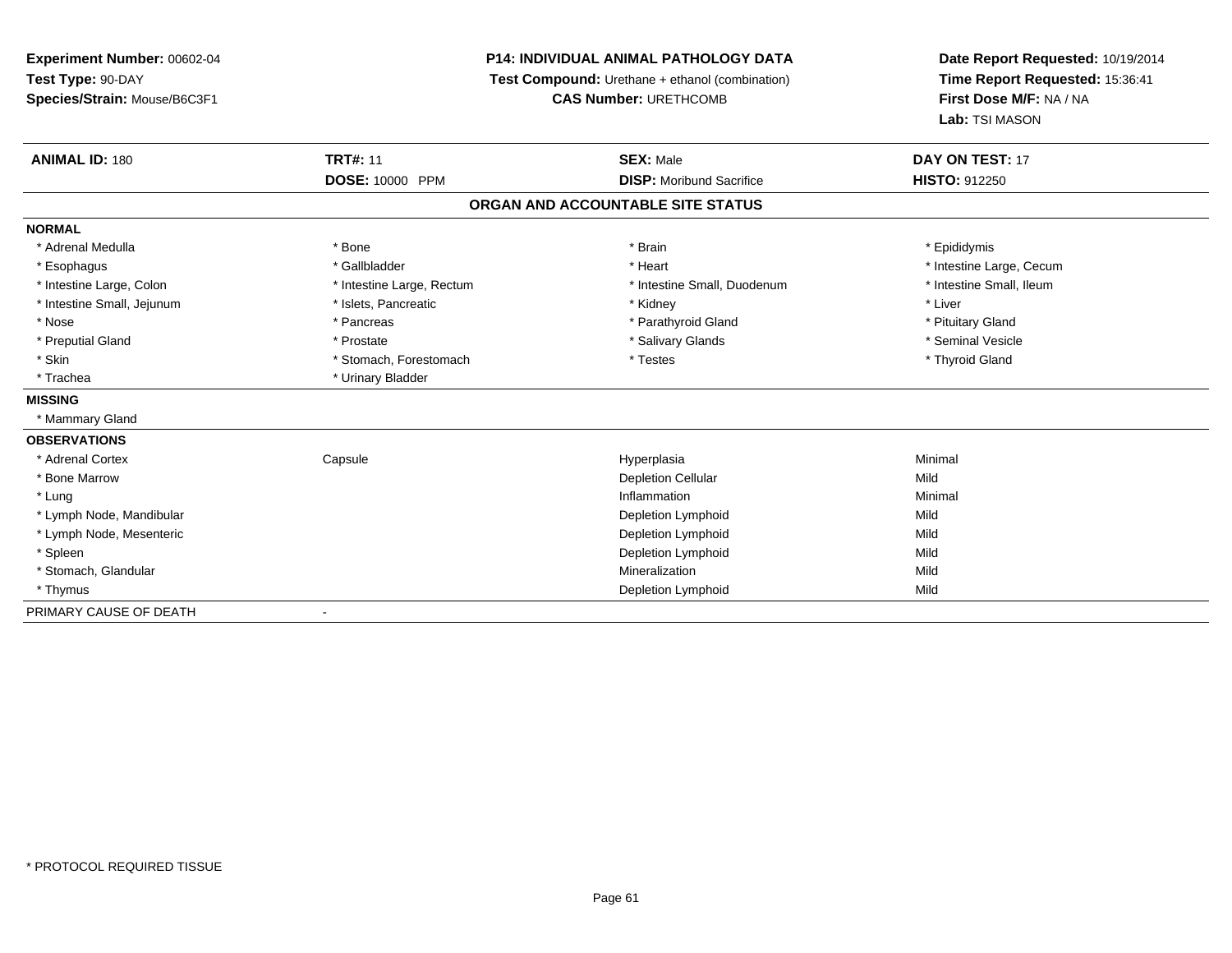**Experiment Number:** 00602-04
**Test Type:** 90-DAY
**Species/Strain:** Mouse/B6C3F1

**P14: INDIVIDUAL ANIMAL PATHOLOGY DATA**
**Test Compound:** Urethane + ethanol (combination)
**CAS Number:** URETHCOMB

**Date Report Requested:** 10/19/2014
**Time Report Requested:** 15:36:41
**First Dose M/F:** NA / NA
**Lab:** TSI MASON

| **ANIMAL ID:** 180 | **TRT#:** 11 | **SEX:** Male | **DAY ON TEST:** 17 |
|---|---|---|---|
| | **DOSE:** 10000 PPM | **DISP:** Moribund Sacrifice | **HISTO:** 912250 |

## ORGAN AND ACCOUNTABLE SITE STATUS

**NORMAL**

| | | | |
|---|---|---|---|
| * Adrenal Medulla | * Bone | * Brain | * Epididymis |
| * Esophagus | * Gallbladder | * Heart | * Intestine Large, Cecum |
| * Intestine Large, Colon | * Intestine Large, Rectum | * Intestine Small, Duodenum | * Intestine Small, Ileum |
| * Intestine Small, Jejunum | * Islets, Pancreatic | * Kidney | * Liver |
| * Nose | * Pancreas | * Parathyroid Gland | * Pituitary Gland |
| * Preputial Gland | * Prostate | * Salivary Glands | * Seminal Vesicle |
| * Skin | * Stomach, Forestomach | * Testes | * Thyroid Gland |
| * Trachea | * Urinary Bladder | | |

**MISSING**

* Mammary Gland

**OBSERVATIONS**

| | | | |
|---|---|---|---|
| * Adrenal Cortex | Capsule | Hyperplasia | Minimal |
| * Bone Marrow | | Depletion Cellular | Mild |
| * Lung | | Inflammation | Minimal |
| * Lymph Node, Mandibular | | Depletion Lymphoid | Mild |
| * Lymph Node, Mesenteric | | Depletion Lymphoid | Mild |
| * Spleen | | Depletion Lymphoid | Mild |
| * Stomach, Glandular | | Mineralization | Mild |
| * Thymus | | Depletion Lymphoid | Mild |

PRIMARY CAUSE OF DEATH -

* PROTOCOL REQUIRED TISSUE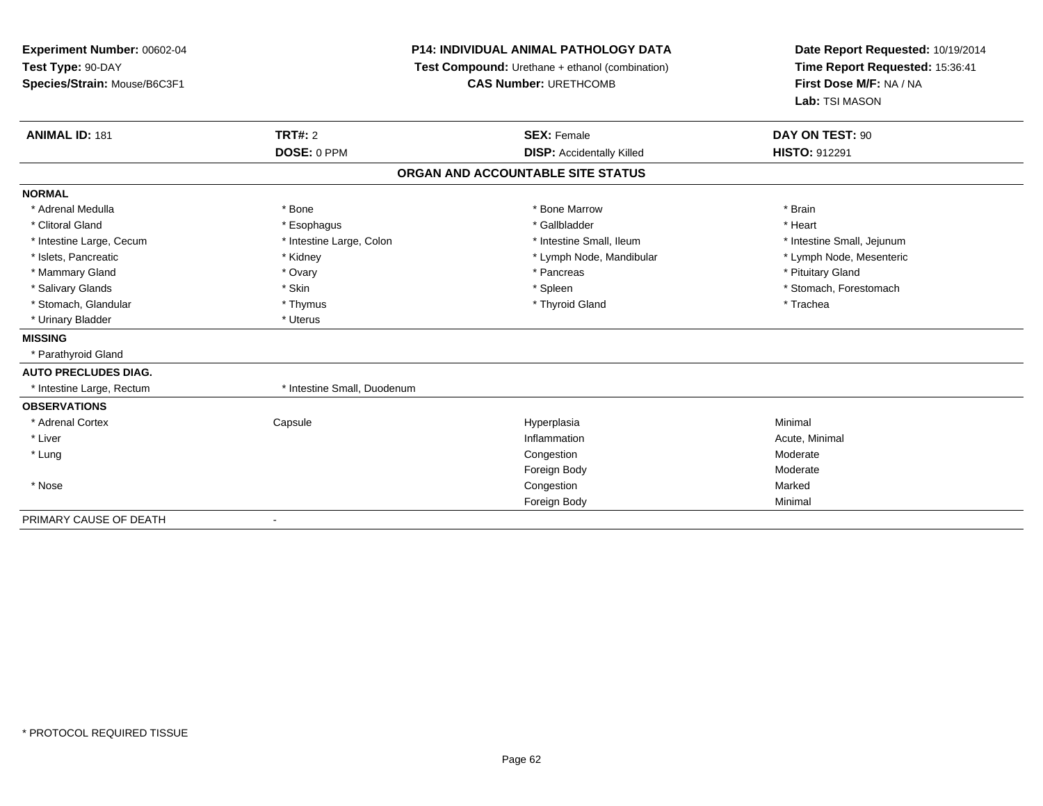**Experiment Number:** 00602-04
**Test Type:** 90-DAY
**Species/Strain:** Mouse/B6C3F1

**P14: INDIVIDUAL ANIMAL PATHOLOGY DATA**
**Test Compound:** Urethane + ethanol (combination)
**CAS Number:** URETHCOMB

**Date Report Requested:** 10/19/2014
**Time Report Requested:** 15:36:41
**First Dose M/F:** NA / NA
**Lab:** TSI MASON

| **ANIMAL ID:** 181 | **TRT#:** 2 | **SEX:** Female | **DAY ON TEST:** 90 |
|---|---|---|---|
| | **DOSE:** 0 PPM | **DISP:** Accidentally Killed | **HISTO:** 912291 |

## ORGAN AND ACCOUNTABLE SITE STATUS

| | | | |
|---|---|---|---|
| **NORMAL** | | | |
| * Adrenal Medulla | * Bone | * Bone Marrow | * Brain |
| * Clitoral Gland | * Esophagus | * Gallbladder | * Heart |
| * Intestine Large, Cecum | * Intestine Large, Colon | * Intestine Small, Ileum | * Intestine Small, Jejunum |
| * Islets, Pancreatic | * Kidney | * Lymph Node, Mandibular | * Lymph Node, Mesenteric |
| * Mammary Gland | * Ovary | * Pancreas | * Pituitary Gland |
| * Salivary Glands | * Skin | * Spleen | * Stomach, Forestomach |
| * Stomach, Glandular | * Thymus | * Thyroid Gland | * Trachea |
| * Urinary Bladder | * Uterus | | |
| **MISSING** | | | |
| * Parathyroid Gland | | | |
| **AUTO PRECLUDES DIAG.** | | | |
| * Intestine Large, Rectum | * Intestine Small, Duodenum | | |
| **OBSERVATIONS** | | | |
| * Adrenal Cortex | Capsule | Hyperplasia | Minimal |
| * Liver | | Inflammation | Acute, Minimal |
| * Lung | | Congestion | Moderate |
| | | Foreign Body | Moderate |
| * Nose | | Congestion | Marked |
| | | Foreign Body | Minimal |
| PRIMARY CAUSE OF DEATH | - | | |

* PROTOCOL REQUIRED TISSUE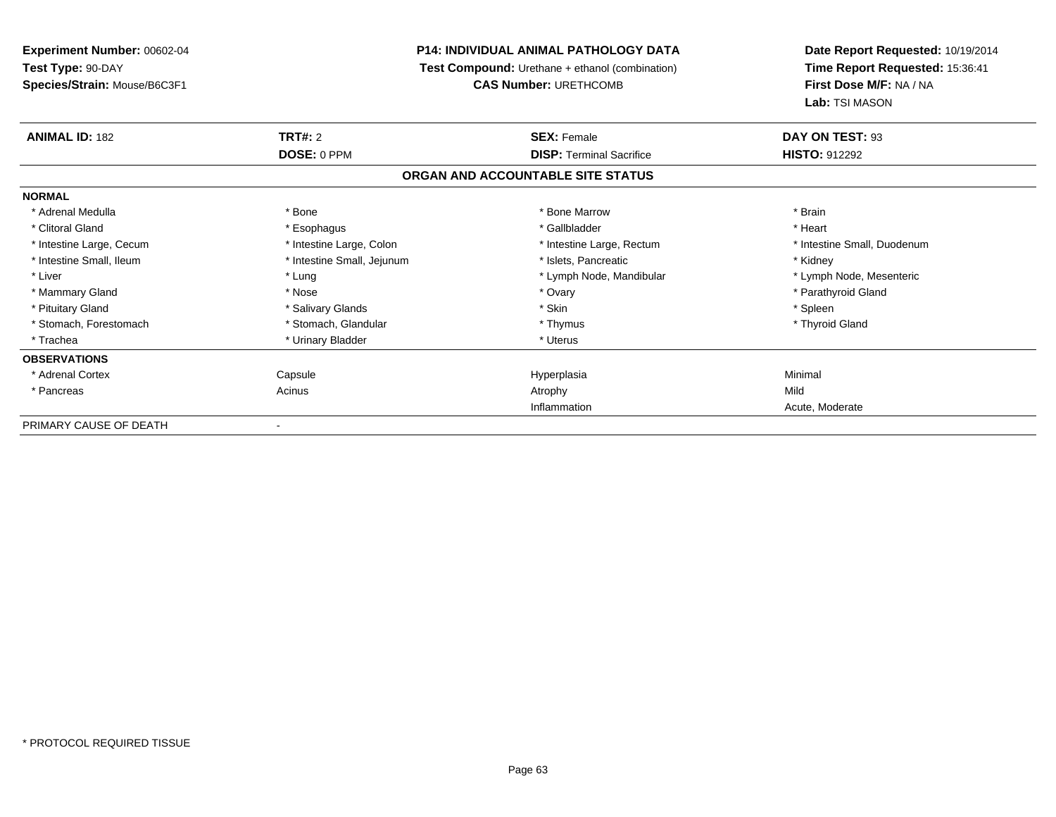**Experiment Number:** 00602-04
**Test Type:** 90-DAY
**Species/Strain:** Mouse/B6C3F1

**P14: INDIVIDUAL ANIMAL PATHOLOGY DATA**
**Test Compound:** Urethane + ethanol (combination)
**CAS Number:** URETHCOMB

**Date Report Requested:** 10/19/2014
**Time Report Requested:** 15:36:41
**First Dose M/F:** NA / NA
**Lab:** TSI MASON

| **ANIMAL ID:** 182 | **TRT#:** 2 | **SEX:** Female | **DAY ON TEST:** 93 |
|---|---|---|---|
| | **DOSE:** 0 PPM | **DISP:** Terminal Sacrifice | **HISTO:** 912292 |

**ORGAN AND ACCOUNTABLE SITE STATUS**

| **NORMAL** | | | |
|---|---|---|---|
| * Adrenal Medulla | * Bone | * Bone Marrow | * Brain |
| * Clitoral Gland | * Esophagus | * Gallbladder | * Heart |
| * Intestine Large, Cecum | * Intestine Large, Colon | * Intestine Large, Rectum | * Intestine Small, Duodenum |
| * Intestine Small, Ileum | * Intestine Small, Jejunum | * Islets, Pancreatic | * Kidney |
| * Liver | * Lung | * Lymph Node, Mandibular | * Lymph Node, Mesenteric |
| * Mammary Gland | * Nose | * Ovary | * Parathyroid Gland |
| * Pituitary Gland | * Salivary Glands | * Skin | * Spleen |
| * Stomach, Forestomach | * Stomach, Glandular | * Thymus | * Thyroid Gland |
| * Trachea | * Urinary Bladder | * Uterus | |
| **OBSERVATIONS** | | | |
| * Adrenal Cortex | Capsule | Hyperplasia | Minimal |
| * Pancreas | Acinus | Atrophy | Mild |
| | | Inflammation | Acute, Moderate |
| PRIMARY CAUSE OF DEATH | - | | |

* PROTOCOL REQUIRED TISSUE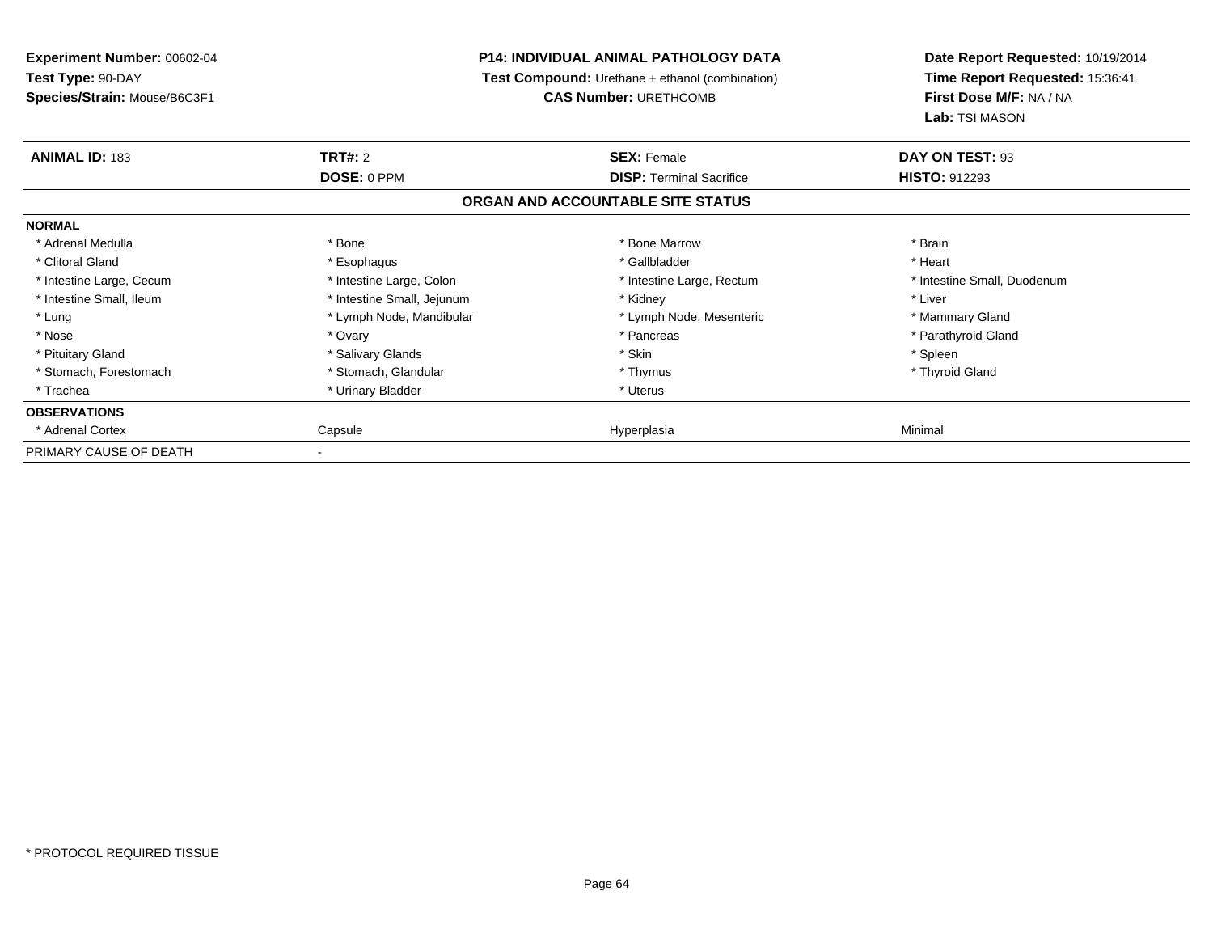**Experiment Number:** 00602-04
**Test Type:** 90-DAY
**Species/Strain:** Mouse/B6C3F1

**P14: INDIVIDUAL ANIMAL PATHOLOGY DATA**
**Test Compound:** Urethane + ethanol (combination)
**CAS Number:** URETHCOMB

**Date Report Requested:** 10/19/2014
**Time Report Requested:** 15:36:41
**First Dose M/F:** NA / NA
**Lab:** TSI MASON

| **ANIMAL ID:** 183 | **TRT#:** 2 | **SEX:** Female | **DAY ON TEST:** 93 |
|---|---|---|---|
| | **DOSE:** 0 PPM | **DISP:** Terminal Sacrifice | **HISTO:** 912293 |

**ORGAN AND ACCOUNTABLE SITE STATUS**

| **NORMAL** | | | |
|---|---|---|---|
| * Adrenal Medulla | * Bone | * Bone Marrow | * Brain |
| * Clitoral Gland | * Esophagus | * Gallbladder | * Heart |
| * Intestine Large, Cecum | * Intestine Large, Colon | * Intestine Large, Rectum | * Intestine Small, Duodenum |
| * Intestine Small, Ileum | * Intestine Small, Jejunum | * Kidney | * Liver |
| * Lung | * Lymph Node, Mandibular | * Lymph Node, Mesenteric | * Mammary Gland |
| * Nose | * Ovary | * Pancreas | * Parathyroid Gland |
| * Pituitary Gland | * Salivary Glands | * Skin | * Spleen |
| * Stomach, Forestomach | * Stomach, Glandular | * Thymus | * Thyroid Gland |
| * Trachea | * Urinary Bladder | * Uterus | |
| **OBSERVATIONS** | | | |
| * Adrenal Cortex | Capsule | Hyperplasia | Minimal |
| PRIMARY CAUSE OF DEATH | - | | |

* PROTOCOL REQUIRED TISSUE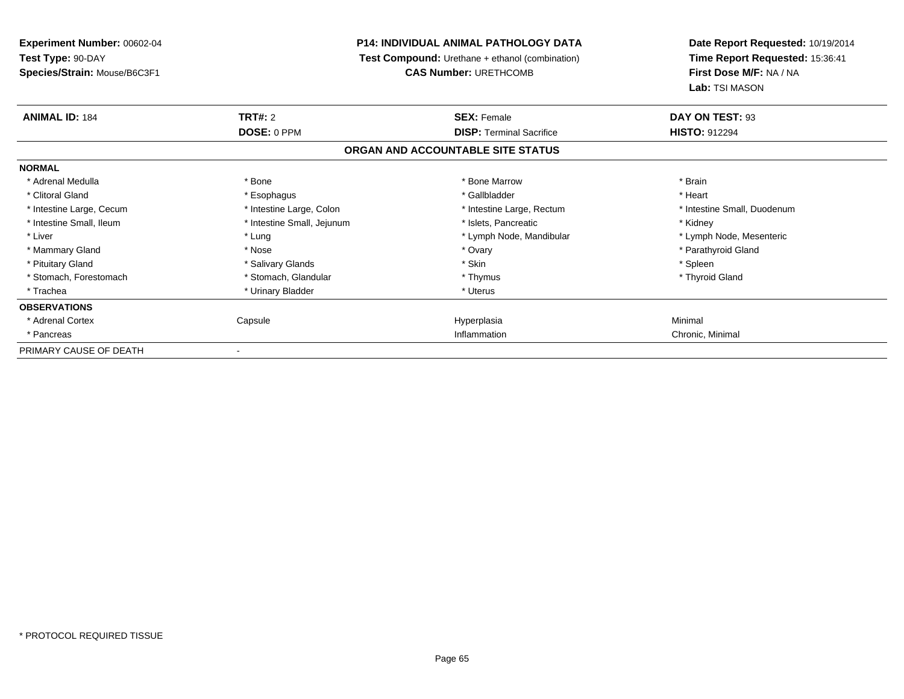**Experiment Number:** 00602-04
**Test Type:** 90-DAY
**Species/Strain:** Mouse/B6C3F1

**P14: INDIVIDUAL ANIMAL PATHOLOGY DATA**
**Test Compound:** Urethane + ethanol (combination)
**CAS Number:** URETHCOMB

**Date Report Requested:** 10/19/2014
**Time Report Requested:** 15:36:41
**First Dose M/F:** NA / NA
**Lab:** TSI MASON

| **ANIMAL ID:** 184 | **TRT#:** 2 | **SEX:** Female | **DAY ON TEST:** 93 |
|---|---|---|---|
| | **DOSE:** 0 PPM | **DISP:** Terminal Sacrifice | **HISTO:** 912294 |

**ORGAN AND ACCOUNTABLE SITE STATUS**

| | | | |
|---|---|---|---|
| **NORMAL** | | | |
| * Adrenal Medulla | * Bone | * Bone Marrow | * Brain |
| * Clitoral Gland | * Esophagus | * Gallbladder | * Heart |
| * Intestine Large, Cecum | * Intestine Large, Colon | * Intestine Large, Rectum | * Intestine Small, Duodenum |
| * Intestine Small, Ileum | * Intestine Small, Jejunum | * Islets, Pancreatic | * Kidney |
| * Liver | * Lung | * Lymph Node, Mandibular | * Lymph Node, Mesenteric |
| * Mammary Gland | * Nose | * Ovary | * Parathyroid Gland |
| * Pituitary Gland | * Salivary Glands | * Skin | * Spleen |
| * Stomach, Forestomach | * Stomach, Glandular | * Thymus | * Thyroid Gland |
| * Trachea | * Urinary Bladder | * Uterus | |
| **OBSERVATIONS** | | | |
| * Adrenal Cortex | Capsule | Hyperplasia | Minimal |
| * Pancreas | | Inflammation | Chronic, Minimal |
| PRIMARY CAUSE OF DEATH | - | | |

* PROTOCOL REQUIRED TISSUE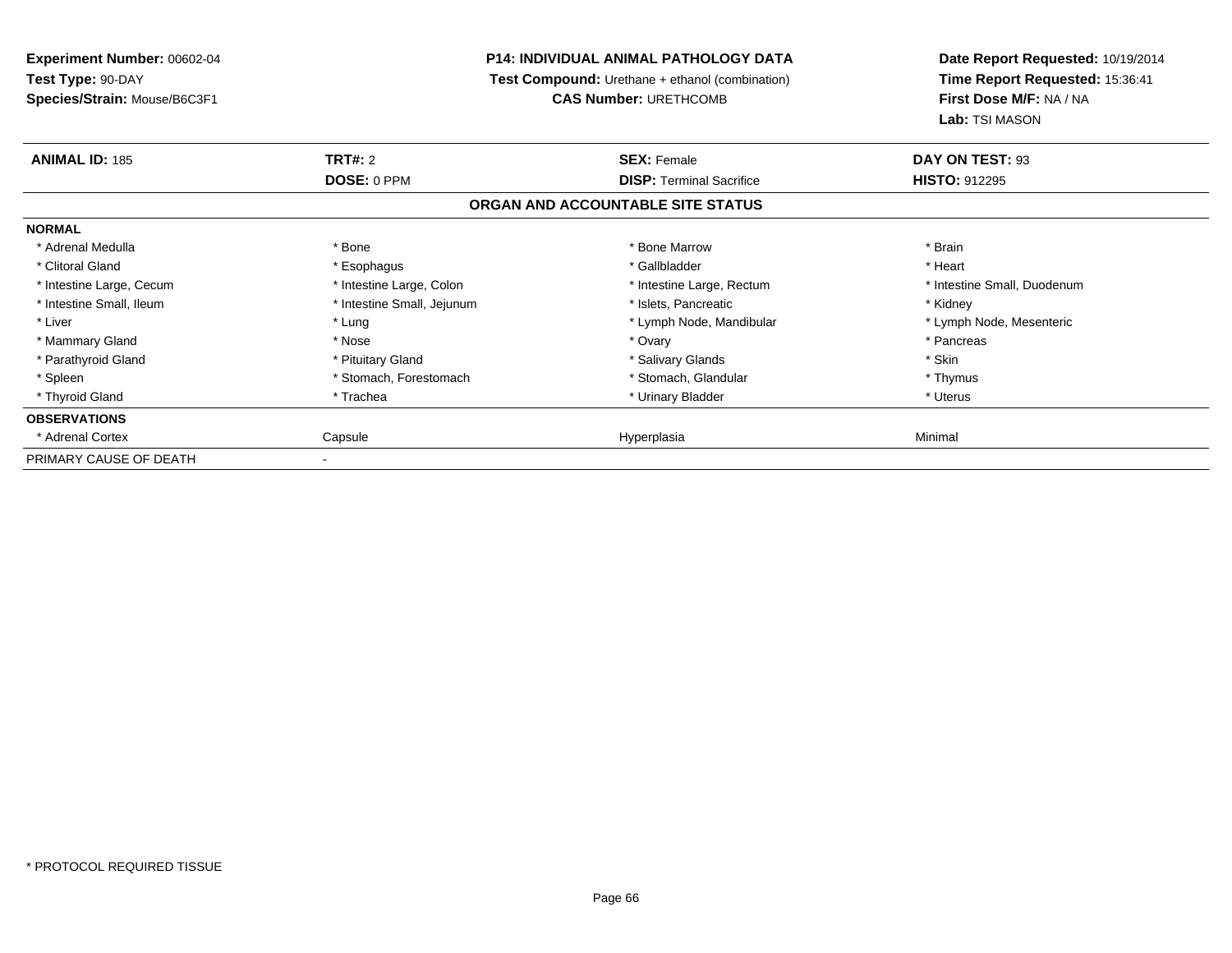**Experiment Number:** 00602-04
**Test Type:** 90-DAY
**Species/Strain:** Mouse/B6C3F1

**P14: INDIVIDUAL ANIMAL PATHOLOGY DATA**
**Test Compound:** Urethane + ethanol (combination)
**CAS Number:** URETHCOMB

**Date Report Requested:** 10/19/2014
**Time Report Requested:** 15:36:41
**First Dose M/F:** NA / NA
**Lab:** TSI MASON

| **ANIMAL ID:** 185 | **TRT#:** 2 | **SEX:** Female | **DAY ON TEST:** 93 |
|---|---|---|---|
| | **DOSE:** 0 PPM | **DISP:** Terminal Sacrifice | **HISTO:** 912295 |

**ORGAN AND ACCOUNTABLE SITE STATUS**

| **NORMAL** | | | |
|---|---|---|---|
| * Adrenal Medulla | * Bone | * Bone Marrow | * Brain |
| * Clitoral Gland | * Esophagus | * Gallbladder | * Heart |
| * Intestine Large, Cecum | * Intestine Large, Colon | * Intestine Large, Rectum | * Intestine Small, Duodenum |
| * Intestine Small, Ileum | * Intestine Small, Jejunum | * Islets, Pancreatic | * Kidney |
| * Liver | * Lung | * Lymph Node, Mandibular | * Lymph Node, Mesenteric |
| * Mammary Gland | * Nose | * Ovary | * Pancreas |
| * Parathyroid Gland | * Pituitary Gland | * Salivary Glands | * Skin |
| * Spleen | * Stomach, Forestomach | * Stomach, Glandular | * Thymus |
| * Thyroid Gland | * Trachea | * Urinary Bladder | * Uterus |
| **OBSERVATIONS** | | | |
| * Adrenal Cortex | Capsule | Hyperplasia | Minimal |
| PRIMARY CAUSE OF DEATH | - | | |

* PROTOCOL REQUIRED TISSUE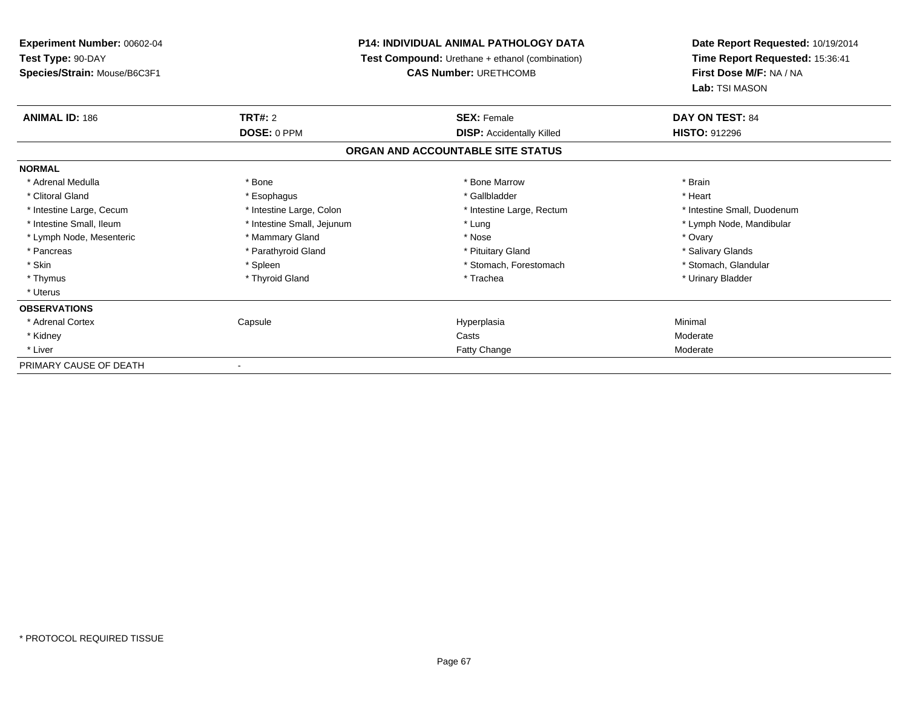**Experiment Number:** 00602-04
**Test Type:** 90-DAY
**Species/Strain:** Mouse/B6C3F1

**P14: INDIVIDUAL ANIMAL PATHOLOGY DATA**
**Test Compound:** Urethane + ethanol (combination)
**CAS Number:** URETHCOMB

**Date Report Requested:** 10/19/2014
**Time Report Requested:** 15:36:41
**First Dose M/F:** NA / NA
**Lab:** TSI MASON

| **ANIMAL ID:** 186 | **TRT#:** 2 | **SEX:** Female | **DAY ON TEST:** 84 |
|---|---|---|---|
| | **DOSE:** 0 PPM | **DISP:** Accidentally Killed | **HISTO:** 912296 |

## ORGAN AND ACCOUNTABLE SITE STATUS

| | | | |
|---|---|---|---|
| **NORMAL** | | | |
| * Adrenal Medulla | * Bone | * Bone Marrow | * Brain |
| * Clitoral Gland | * Esophagus | * Gallbladder | * Heart |
| * Intestine Large, Cecum | * Intestine Large, Colon | * Intestine Large, Rectum | * Intestine Small, Duodenum |
| * Intestine Small, Ileum | * Intestine Small, Jejunum | * Lung | * Lymph Node, Mandibular |
| * Lymph Node, Mesenteric | * Mammary Gland | * Nose | * Ovary |
| * Pancreas | * Parathyroid Gland | * Pituitary Gland | * Salivary Glands |
| * Skin | * Spleen | * Stomach, Forestomach | * Stomach, Glandular |
| * Thymus | * Thyroid Gland | * Trachea | * Urinary Bladder |
| * Uterus | | | |
| **OBSERVATIONS** | | | |
| * Adrenal Cortex | Capsule | Hyperplasia | Minimal |
| * Kidney | | Casts | Moderate |
| * Liver | | Fatty Change | Moderate |
| PRIMARY CAUSE OF DEATH | - | | |

* PROTOCOL REQUIRED TISSUE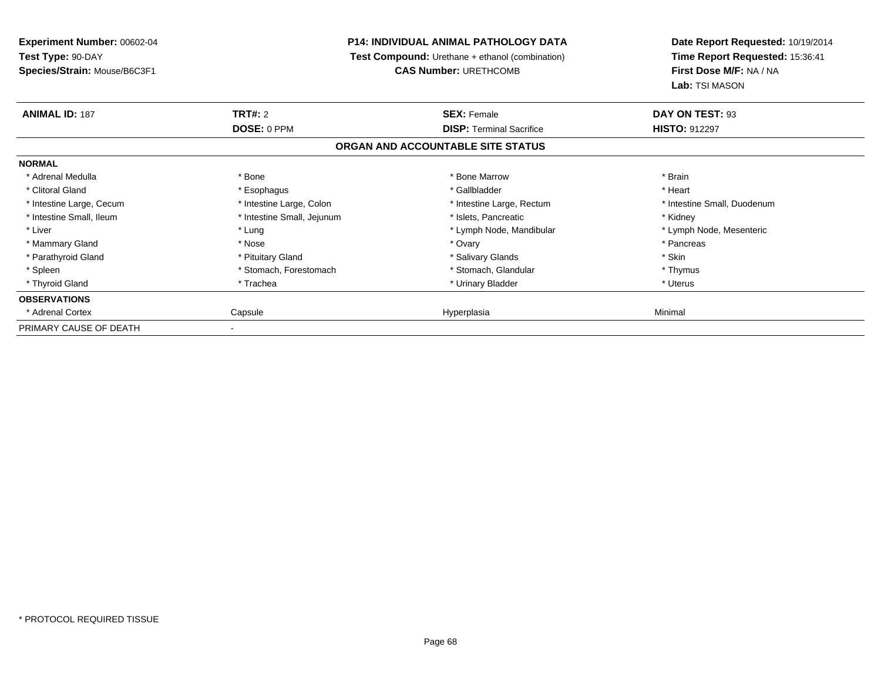**Experiment Number:** 00602-04
**Test Type:** 90-DAY
**Species/Strain:** Mouse/B6C3F1

**P14: INDIVIDUAL ANIMAL PATHOLOGY DATA**
**Test Compound:** Urethane + ethanol (combination)
**CAS Number:** URETHCOMB

**Date Report Requested:** 10/19/2014
**Time Report Requested:** 15:36:41
**First Dose M/F:** NA / NA
**Lab:** TSI MASON

| **ANIMAL ID:** 187 | **TRT#:** 2 | **SEX:** Female | **DAY ON TEST:** 93 |
|---|---|---|---|
| | **DOSE:** 0 PPM | **DISP:** Terminal Sacrifice | **HISTO:** 912297 |

## ORGAN AND ACCOUNTABLE SITE STATUS

| | | | |
|---|---|---|---|
| **NORMAL** | | | |
| * Adrenal Medulla | * Bone | * Bone Marrow | * Brain |
| * Clitoral Gland | * Esophagus | * Gallbladder | * Heart |
| * Intestine Large, Cecum | * Intestine Large, Colon | * Intestine Large, Rectum | * Intestine Small, Duodenum |
| * Intestine Small, Ileum | * Intestine Small, Jejunum | * Islets, Pancreatic | * Kidney |
| * Liver | * Lung | * Lymph Node, Mandibular | * Lymph Node, Mesenteric |
| * Mammary Gland | * Nose | * Ovary | * Pancreas |
| * Parathyroid Gland | * Pituitary Gland | * Salivary Glands | * Skin |
| * Spleen | * Stomach, Forestomach | * Stomach, Glandular | * Thymus |
| * Thyroid Gland | * Trachea | * Urinary Bladder | * Uterus |
| **OBSERVATIONS** | | | |
| * Adrenal Cortex | Capsule | Hyperplasia | Minimal |
| PRIMARY CAUSE OF DEATH | - | | |

* PROTOCOL REQUIRED TISSUE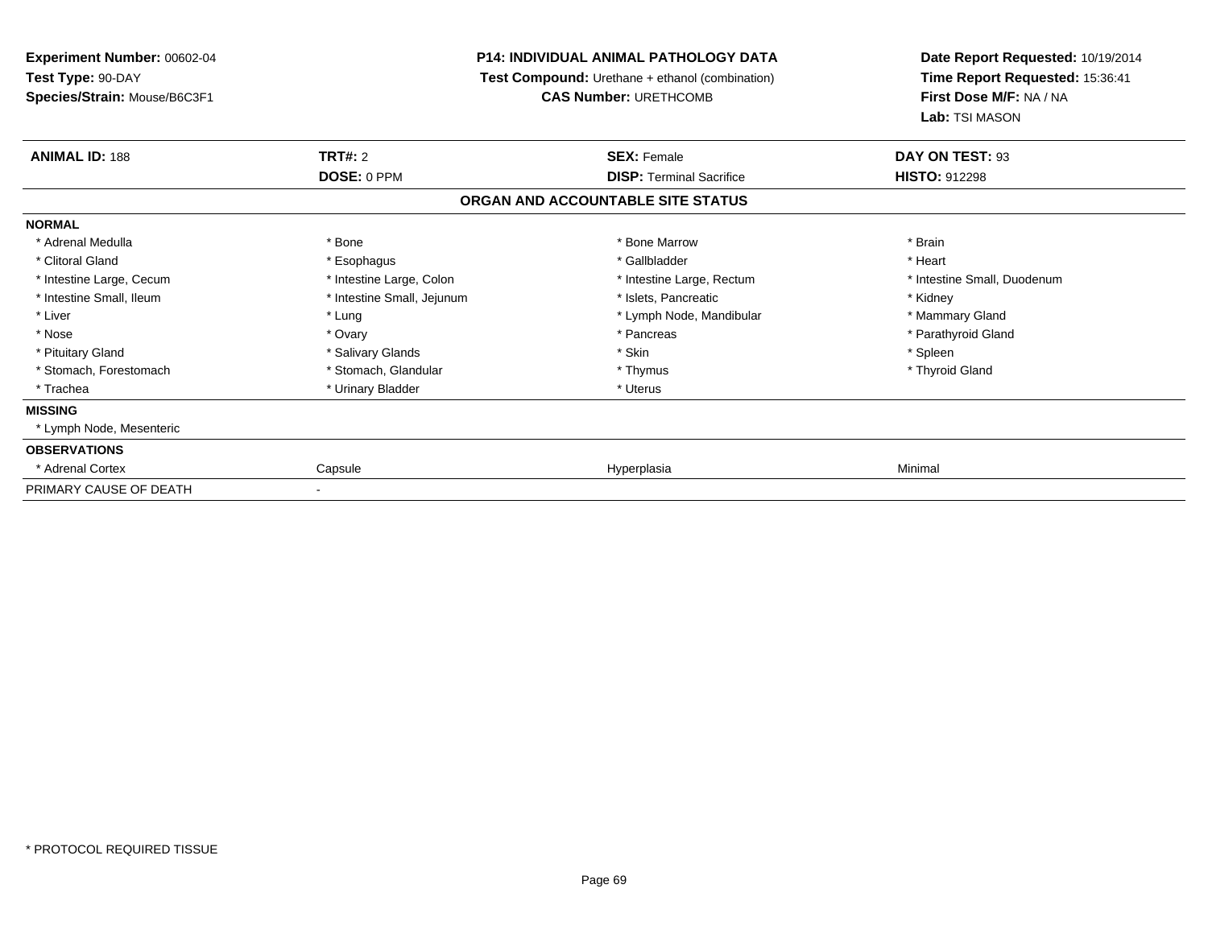**Experiment Number:** 00602-04
**Test Type:** 90-DAY
**Species/Strain:** Mouse/B6C3F1

**P14: INDIVIDUAL ANIMAL PATHOLOGY DATA**
**Test Compound:** Urethane + ethanol (combination)
**CAS Number:** URETHCOMB

**Date Report Requested:** 10/19/2014
**Time Report Requested:** 15:36:41
**First Dose M/F:** NA / NA
**Lab:** TSI MASON

| **ANIMAL ID:** 188 | **TRT#:** 2 | **SEX:** Female | **DAY ON TEST:** 93 |
|---|---|---|---|
| | **DOSE:** 0 PPM | **DISP:** Terminal Sacrifice | **HISTO:** 912298 |

**ORGAN AND ACCOUNTABLE SITE STATUS**

| | | | |
|---|---|---|---|
| **NORMAL** | | | |
| * Adrenal Medulla | * Bone | * Bone Marrow | * Brain |
| * Clitoral Gland | * Esophagus | * Gallbladder | * Heart |
| * Intestine Large, Cecum | * Intestine Large, Colon | * Intestine Large, Rectum | * Intestine Small, Duodenum |
| * Intestine Small, Ileum | * Intestine Small, Jejunum | * Islets, Pancreatic | * Kidney |
| * Liver | * Lung | * Lymph Node, Mandibular | * Mammary Gland |
| * Nose | * Ovary | * Pancreas | * Parathyroid Gland |
| * Pituitary Gland | * Salivary Glands | * Skin | * Spleen |
| * Stomach, Forestomach | * Stomach, Glandular | * Thymus | * Thyroid Gland |
| * Trachea | * Urinary Bladder | * Uterus | |
| **MISSING** | | | |
| * Lymph Node, Mesenteric | | | |
| **OBSERVATIONS** | | | |
| * Adrenal Cortex | Capsule | Hyperplasia | Minimal |
| PRIMARY CAUSE OF DEATH | - | | |

* PROTOCOL REQUIRED TISSUE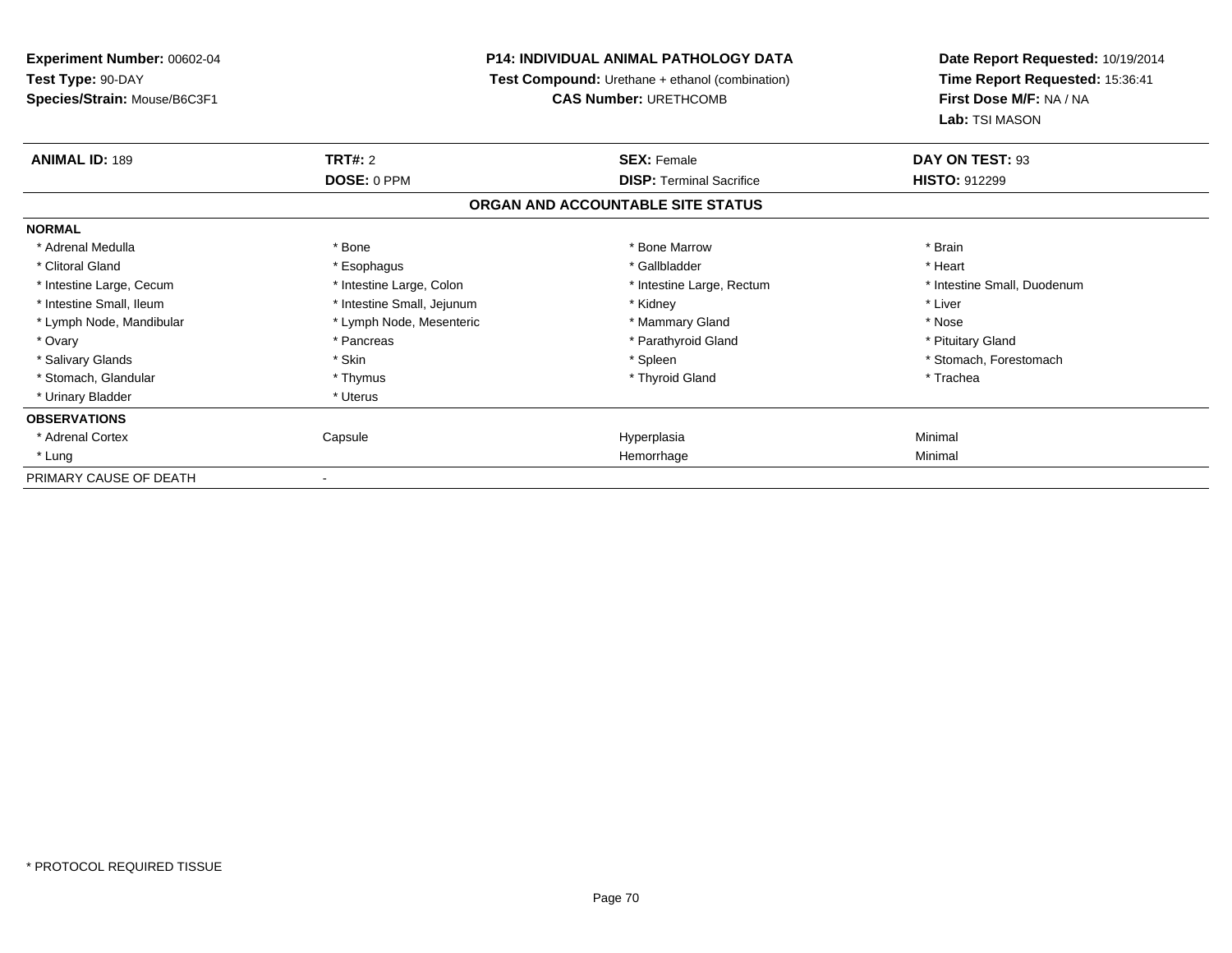**Experiment Number:** 00602-04
**Test Type:** 90-DAY
**Species/Strain:** Mouse/B6C3F1

**P14: INDIVIDUAL ANIMAL PATHOLOGY DATA**
**Test Compound:** Urethane + ethanol (combination)
**CAS Number:** URETHCOMB

**Date Report Requested:** 10/19/2014
**Time Report Requested:** 15:36:41
**First Dose M/F:** NA / NA
**Lab:** TSI MASON

| **ANIMAL ID:** 189 | **TRT#:** 2 | **SEX:** Female | **DAY ON TEST:** 93 |
|---|---|---|---|
| | **DOSE:** 0 PPM | **DISP:** Terminal Sacrifice | **HISTO:** 912299 |

**ORGAN AND ACCOUNTABLE SITE STATUS**

**NORMAL**

| | | | |
|---|---|---|---|
| * Adrenal Medulla | * Bone | * Bone Marrow | * Brain |
| * Clitoral Gland | * Esophagus | * Gallbladder | * Heart |
| * Intestine Large, Cecum | * Intestine Large, Colon | * Intestine Large, Rectum | * Intestine Small, Duodenum |
| * Intestine Small, Ileum | * Intestine Small, Jejunum | * Kidney | * Liver |
| * Lymph Node, Mandibular | * Lymph Node, Mesenteric | * Mammary Gland | * Nose |
| * Ovary | * Pancreas | * Parathyroid Gland | * Pituitary Gland |
| * Salivary Glands | * Skin | * Spleen | * Stomach, Forestomach |
| * Stomach, Glandular | * Thymus | * Thyroid Gland | * Trachea |
| * Urinary Bladder | * Uterus | | |

**OBSERVATIONS**

| | | | |
|---|---|---|---|
| * Adrenal Cortex | Capsule | Hyperplasia | Minimal |
| * Lung | | Hemorrhage | Minimal |

PRIMARY CAUSE OF DEATH -

* PROTOCOL REQUIRED TISSUE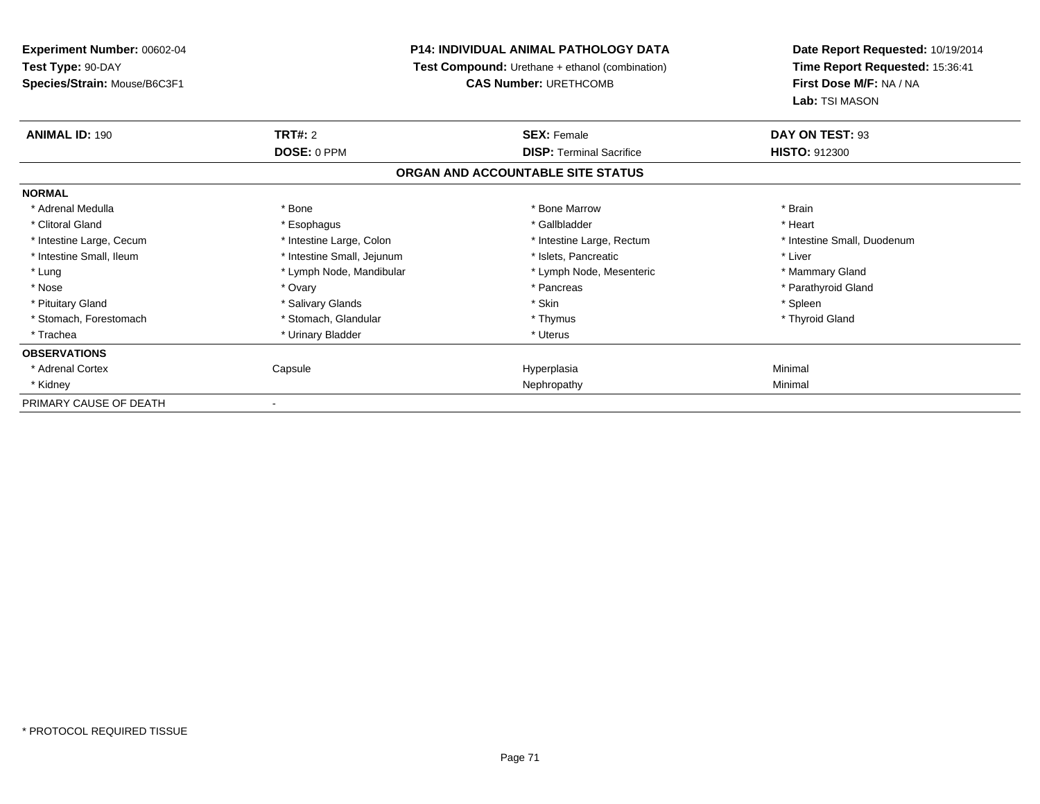**Experiment Number:** 00602-04
**Test Type:** 90-DAY
**Species/Strain:** Mouse/B6C3F1

**P14: INDIVIDUAL ANIMAL PATHOLOGY DATA**
**Test Compound:** Urethane + ethanol (combination)
**CAS Number:** URETHCOMB

**Date Report Requested:** 10/19/2014
**Time Report Requested:** 15:36:41
**First Dose M/F:** NA / NA
**Lab:** TSI MASON

| **ANIMAL ID:** 190 | **TRT#:** 2 | **SEX:** Female | **DAY ON TEST:** 93 |
|---|---|---|---|
| | **DOSE:** 0 PPM | **DISP:** Terminal Sacrifice | **HISTO:** 912300 |

**ORGAN AND ACCOUNTABLE SITE STATUS**

| | | | |
|---|---|---|---|
| **NORMAL** | | | |
| * Adrenal Medulla | * Bone | * Bone Marrow | * Brain |
| * Clitoral Gland | * Esophagus | * Gallbladder | * Heart |
| * Intestine Large, Cecum | * Intestine Large, Colon | * Intestine Large, Rectum | * Intestine Small, Duodenum |
| * Intestine Small, Ileum | * Intestine Small, Jejunum | * Islets, Pancreatic | * Liver |
| * Lung | * Lymph Node, Mandibular | * Lymph Node, Mesenteric | * Mammary Gland |
| * Nose | * Ovary | * Pancreas | * Parathyroid Gland |
| * Pituitary Gland | * Salivary Glands | * Skin | * Spleen |
| * Stomach, Forestomach | * Stomach, Glandular | * Thymus | * Thyroid Gland |
| * Trachea | * Urinary Bladder | * Uterus | |
| **OBSERVATIONS** | | | |
| * Adrenal Cortex | Capsule | Hyperplasia | Minimal |
| * Kidney | | Nephropathy | Minimal |
| PRIMARY CAUSE OF DEATH | - | | |

* PROTOCOL REQUIRED TISSUE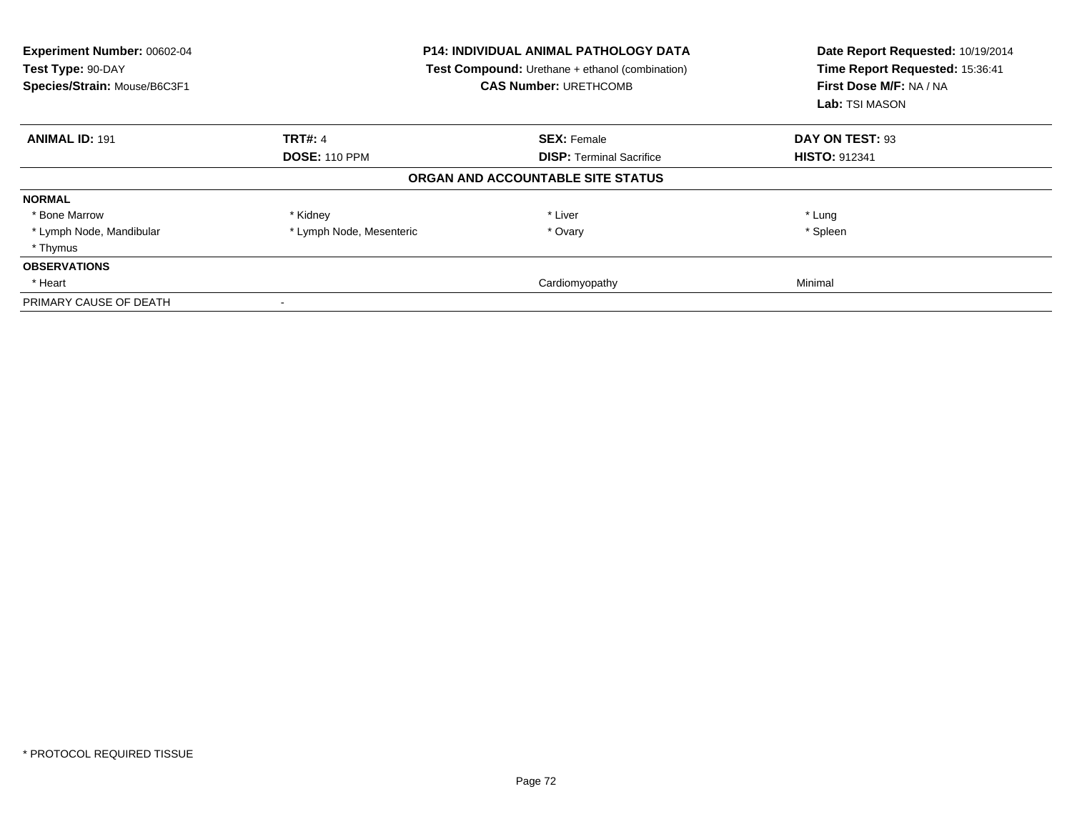**Experiment Number:** 00602-04
**Test Type:** 90-DAY
**Species/Strain:** Mouse/B6C3F1

**P14: INDIVIDUAL ANIMAL PATHOLOGY DATA**
**Test Compound:** Urethane + ethanol (combination)
**CAS Number:** URETHCOMB

**Date Report Requested:** 10/19/2014
**Time Report Requested:** 15:36:41
**First Dose M/F:** NA / NA
**Lab:** TSI MASON

| **ANIMAL ID:** 191 | **TRT#:** 4 | **SEX:** Female | **DAY ON TEST:** 93 |
|---|---|---|---|
| | **DOSE:** 110 PPM | **DISP:** Terminal Sacrifice | **HISTO:** 912341 |

**ORGAN AND ACCOUNTABLE SITE STATUS**

| | | | |
|---|---|---|---|
| **NORMAL** | | | |
| * Bone Marrow | * Kidney | * Liver | * Lung |
| * Lymph Node, Mandibular | * Lymph Node, Mesenteric | * Ovary | * Spleen |
| * Thymus | | | |
| **OBSERVATIONS** | | | |
| * Heart | | Cardiomyopathy | Minimal |
| PRIMARY CAUSE OF DEATH | - | | |

* PROTOCOL REQUIRED TISSUE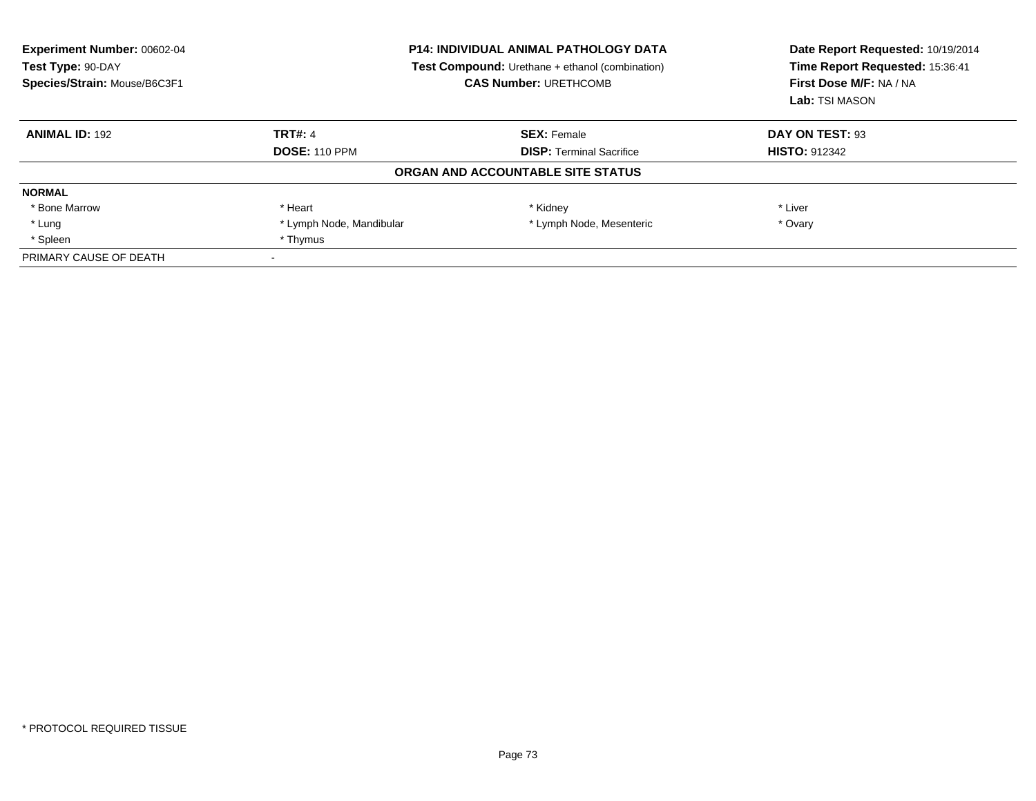| **Experiment Number:** 00602-04 | **P14: INDIVIDUAL ANIMAL PATHOLOGY DATA** | **Date Report Requested:** 10/19/2014 |
|---|---|---|
| **Test Type:** 90-DAY | **Test Compound:** Urethane + ethanol (combination) | **Time Report Requested:** 15:36:41 |
| **Species/Strain:** Mouse/B6C3F1 | **CAS Number:** URETHCOMB | **First Dose M/F:** NA / NA |
| | | **Lab:** TSI MASON |

| **ANIMAL ID:** 192 | **TRT#:** 4 | **SEX:** Female | **DAY ON TEST:** 93 |
|---|---|---|---|
| | **DOSE:** 110 PPM | **DISP:** Terminal Sacrifice | **HISTO:** 912342 |

**ORGAN AND ACCOUNTABLE SITE STATUS**

| | | | |
|---|---|---|---|
| **NORMAL** | | | |
| * Bone Marrow | * Heart | * Kidney | * Liver |
| * Lung | * Lymph Node, Mandibular | * Lymph Node, Mesenteric | * Ovary |
| * Spleen | * Thymus | | |
| PRIMARY CAUSE OF DEATH | - | | |

\* PROTOCOL REQUIRED TISSUE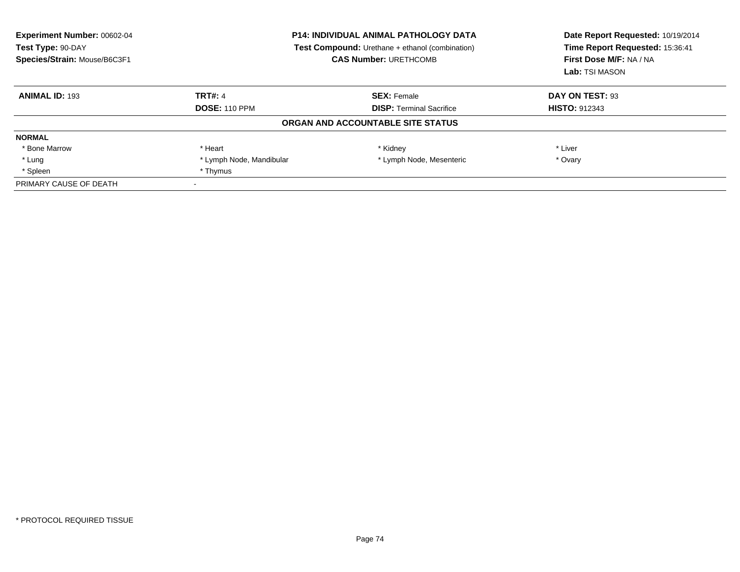**Experiment Number:** 00602-04
**Test Type:** 90-DAY
**Species/Strain:** Mouse/B6C3F1

**P14: INDIVIDUAL ANIMAL PATHOLOGY DATA**
**Test Compound:** Urethane + ethanol (combination)
**CAS Number:** URETHCOMB

**Date Report Requested:** 10/19/2014
**Time Report Requested:** 15:36:41
**First Dose M/F:** NA / NA
**Lab:** TSI MASON

| **ANIMAL ID:** 193 | **TRT#:** 4 | **SEX:** Female | **DAY ON TEST:** 93 |
|---|---|---|---|
| | **DOSE:** 110 PPM | **DISP:** Terminal Sacrifice | **HISTO:** 912343 |

**ORGAN AND ACCOUNTABLE SITE STATUS**

| **NORMAL** | | | |
|---|---|---|---|
| * Bone Marrow | * Heart | * Kidney | * Liver |
| * Lung | * Lymph Node, Mandibular | * Lymph Node, Mesenteric | * Ovary |
| * Spleen | * Thymus | | |
| PRIMARY CAUSE OF DEATH | - | | |

* PROTOCOL REQUIRED TISSUE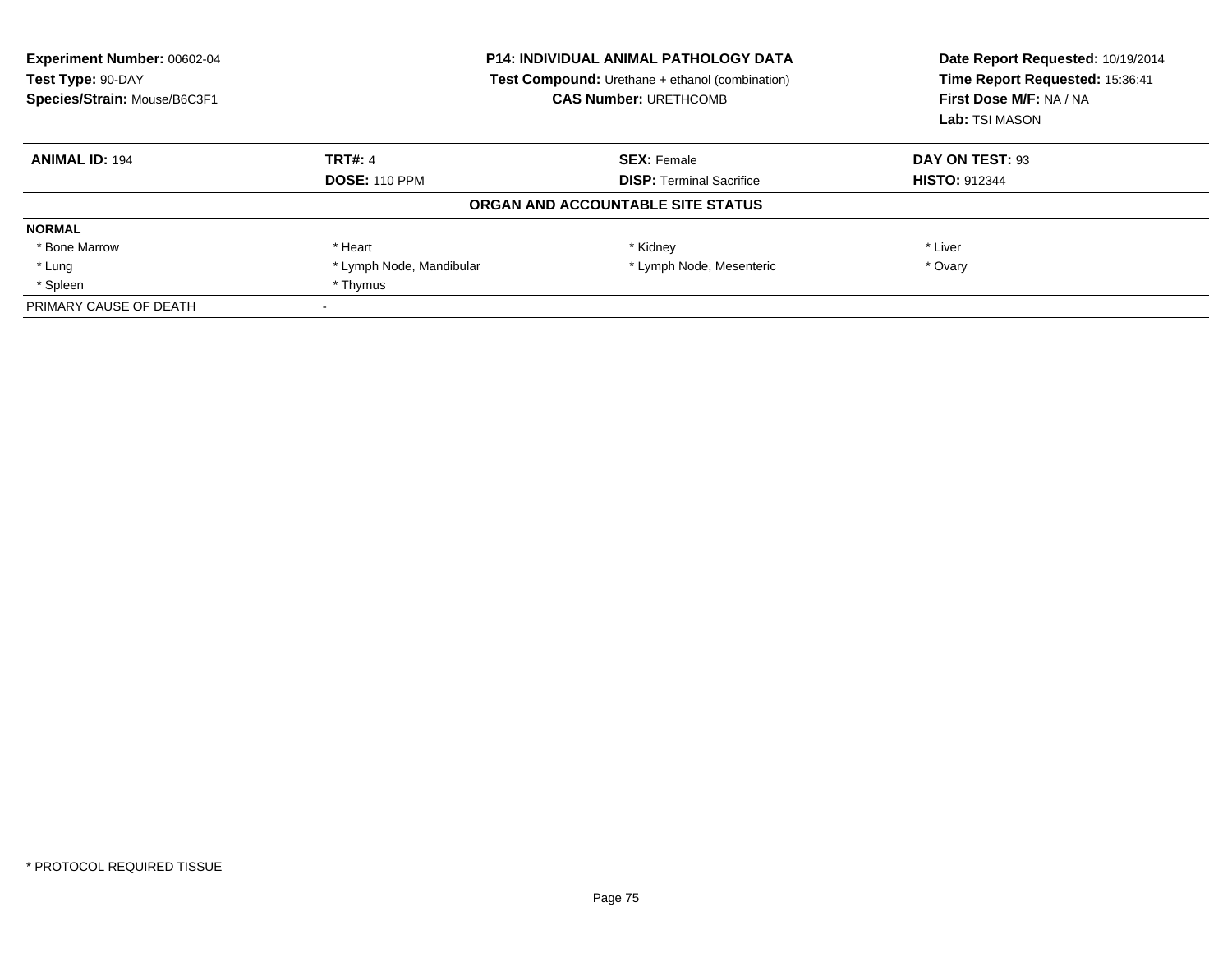**Experiment Number:** 00602-04
**Test Type:** 90-DAY
**Species/Strain:** Mouse/B6C3F1

**P14: INDIVIDUAL ANIMAL PATHOLOGY DATA**
**Test Compound:** Urethane + ethanol (combination)
**CAS Number:** URETHCOMB

**Date Report Requested:** 10/19/2014
**Time Report Requested:** 15:36:41
**First Dose M/F:** NA / NA
**Lab:** TSI MASON

| **ANIMAL ID:** 194 | **TRT#:** 4 | **SEX:** Female | **DAY ON TEST:** 93 |
|---|---|---|---|
| | **DOSE:** 110 PPM | **DISP:** Terminal Sacrifice | **HISTO:** 912344 |

**ORGAN AND ACCOUNTABLE SITE STATUS**

| **NORMAL** | | | |
|---|---|---|---|
| * Bone Marrow | * Heart | * Kidney | * Liver |
| * Lung | * Lymph Node, Mandibular | * Lymph Node, Mesenteric | * Ovary |
| * Spleen | * Thymus | | |
| PRIMARY CAUSE OF DEATH | - | | |

* PROTOCOL REQUIRED TISSUE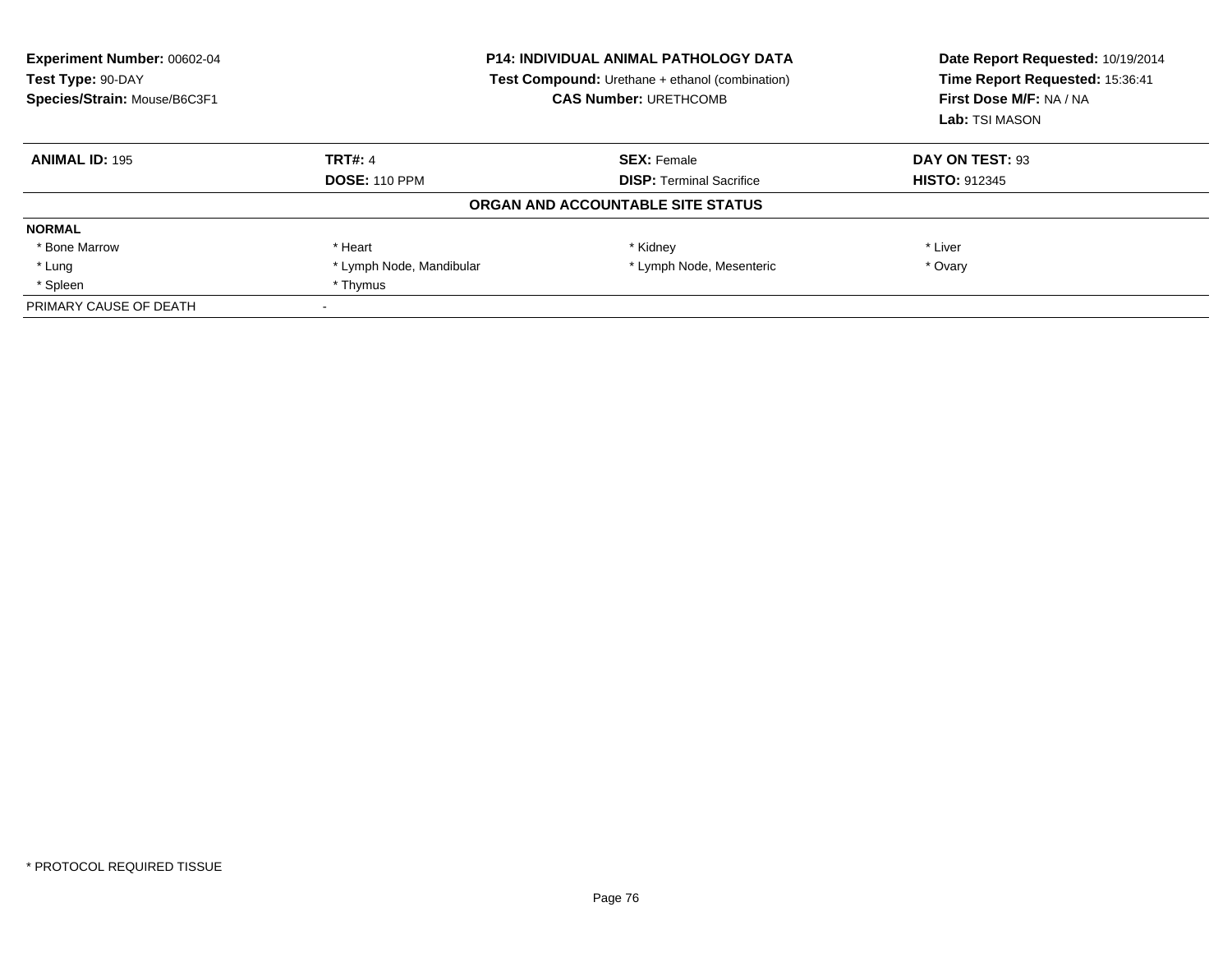**Experiment Number:** 00602-04
**Test Type:** 90-DAY
**Species/Strain:** Mouse/B6C3F1

**P14: INDIVIDUAL ANIMAL PATHOLOGY DATA**
**Test Compound:** Urethane + ethanol (combination)
**CAS Number:** URETHCOMB

**Date Report Requested:** 10/19/2014
**Time Report Requested:** 15:36:41
**First Dose M/F:** NA / NA
**Lab:** TSI MASON

| **ANIMAL ID:** 195 | **TRT#:** 4 | **SEX:** Female | **DAY ON TEST:** 93 |
|---|---|---|---|
| | **DOSE:** 110 PPM | **DISP:** Terminal Sacrifice | **HISTO:** 912345 |

**ORGAN AND ACCOUNTABLE SITE STATUS**

| **NORMAL** | | | |
|---|---|---|---|
| * Bone Marrow | * Heart | * Kidney | * Liver |
| * Lung | * Lymph Node, Mandibular | * Lymph Node, Mesenteric | * Ovary |
| * Spleen | * Thymus | | |
| PRIMARY CAUSE OF DEATH | - | | |

* PROTOCOL REQUIRED TISSUE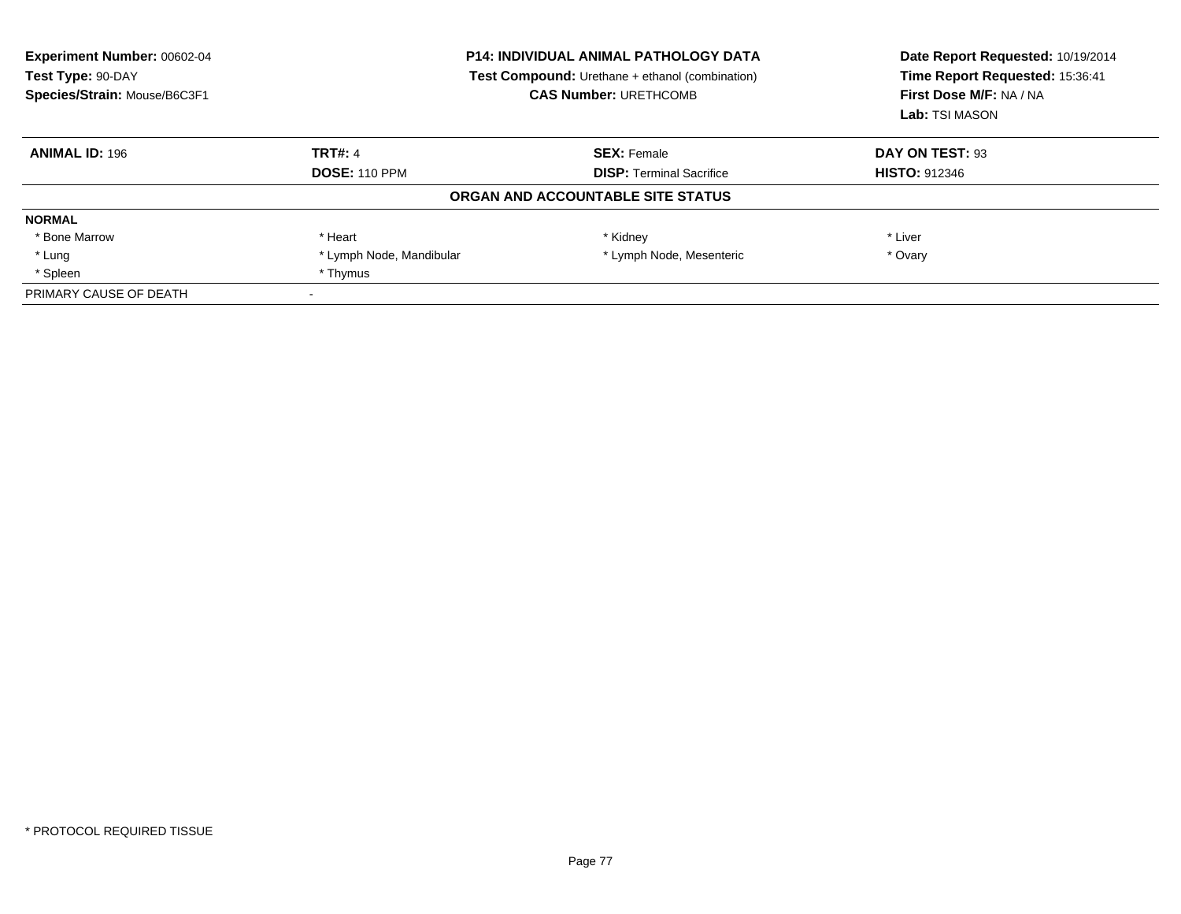**Experiment Number:** 00602-04
**Test Type:** 90-DAY
**Species/Strain:** Mouse/B6C3F1

**P14: INDIVIDUAL ANIMAL PATHOLOGY DATA**
**Test Compound:** Urethane + ethanol (combination)
**CAS Number:** URETHCOMB

**Date Report Requested:** 10/19/2014
**Time Report Requested:** 15:36:41
**First Dose M/F:** NA / NA
**Lab:** TSI MASON

| **ANIMAL ID:** 196 | **TRT#:** 4 | **SEX:** Female | **DAY ON TEST:** 93 |
|---|---|---|---|
| | **DOSE:** 110 PPM | **DISP:** Terminal Sacrifice | **HISTO:** 912346 |

**ORGAN AND ACCOUNTABLE SITE STATUS**

| **NORMAL** | | | |
|---|---|---|---|
| * Bone Marrow | * Heart | * Kidney | * Liver |
| * Lung | * Lymph Node, Mandibular | * Lymph Node, Mesenteric | * Ovary |
| * Spleen | * Thymus | | |
| PRIMARY CAUSE OF DEATH | - | | |

* PROTOCOL REQUIRED TISSUE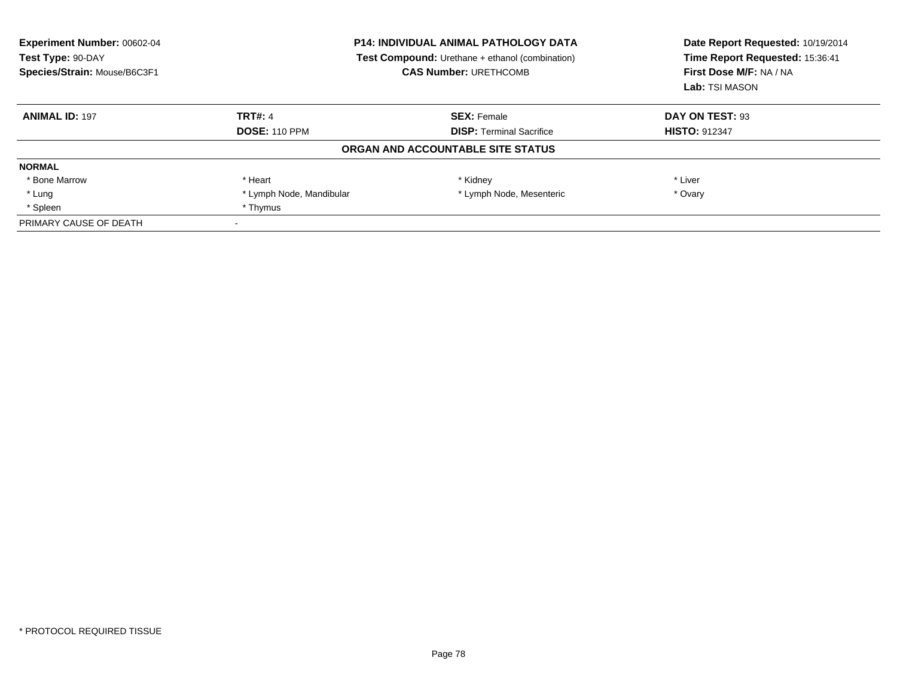**Experiment Number:** 00602-04
**Test Type:** 90-DAY
**Species/Strain:** Mouse/B6C3F1

**P14: INDIVIDUAL ANIMAL PATHOLOGY DATA**
**Test Compound:** Urethane + ethanol (combination)
**CAS Number:** URETHCOMB

**Date Report Requested:** 10/19/2014
**Time Report Requested:** 15:36:41
**First Dose M/F:** NA / NA
**Lab:** TSI MASON

| **ANIMAL ID:** 197 | **TRT#:** 4 | **SEX:** Female | **DAY ON TEST:** 93 |
|---|---|---|---|
| | **DOSE:** 110 PPM | **DISP:** Terminal Sacrifice | **HISTO:** 912347 |

**ORGAN AND ACCOUNTABLE SITE STATUS**

| **NORMAL** | | | |
|---|---|---|---|
| * Bone Marrow | * Heart | * Kidney | * Liver |
| * Lung | * Lymph Node, Mandibular | * Lymph Node, Mesenteric | * Ovary |
| * Spleen | * Thymus | | |
| PRIMARY CAUSE OF DEATH | - | | |

* PROTOCOL REQUIRED TISSUE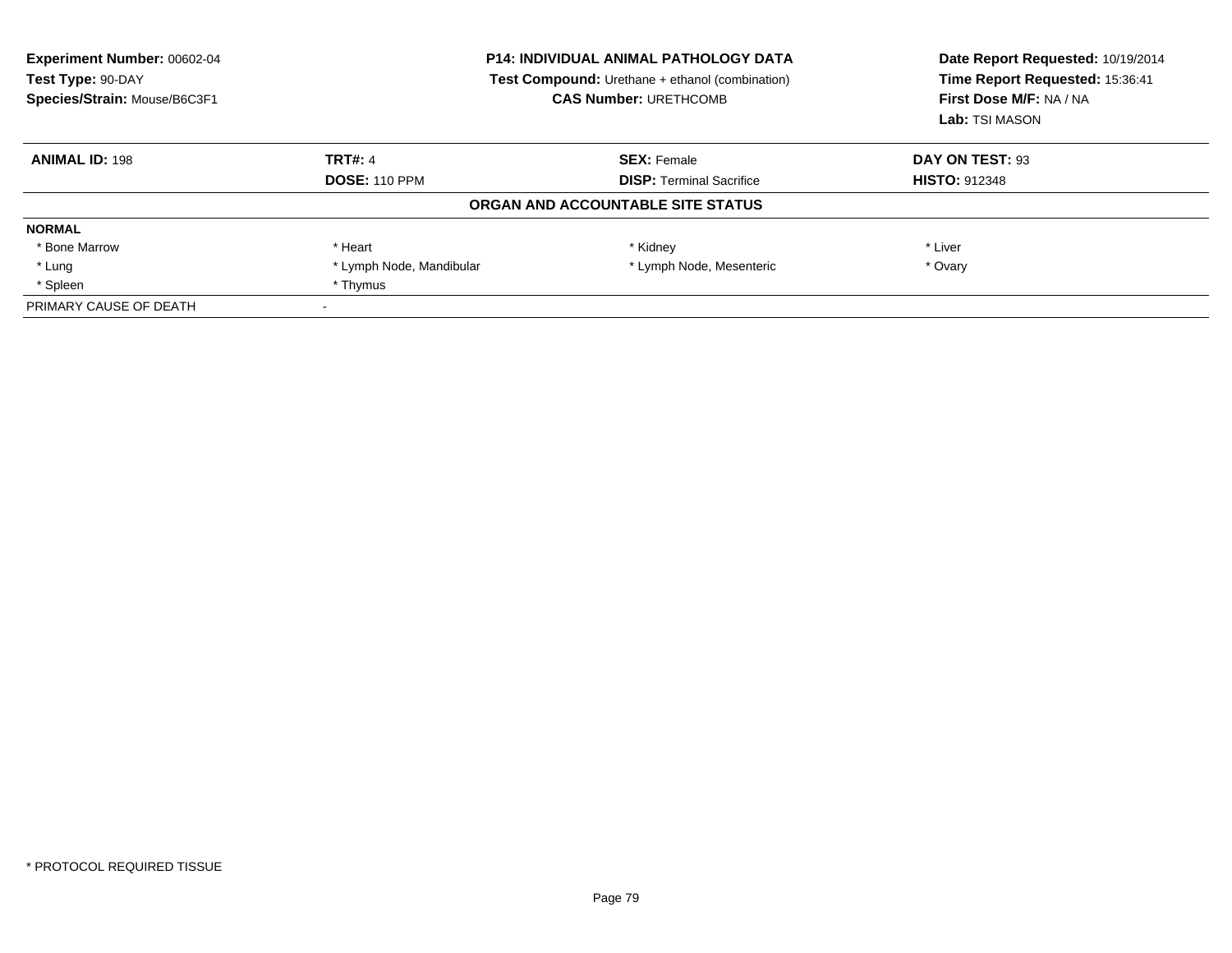**Experiment Number:** 00602-04
**Test Type:** 90-DAY
**Species/Strain:** Mouse/B6C3F1

**P14: INDIVIDUAL ANIMAL PATHOLOGY DATA**
**Test Compound:** Urethane + ethanol (combination)
**CAS Number:** URETHCOMB

**Date Report Requested:** 10/19/2014
**Time Report Requested:** 15:36:41
**First Dose M/F:** NA / NA
**Lab:** TSI MASON

| **ANIMAL ID:** 198 | **TRT#:** 4 | **SEX:** Female | **DAY ON TEST:** 93 |
|---|---|---|---|
| | **DOSE:** 110 PPM | **DISP:** Terminal Sacrifice | **HISTO:** 912348 |

**ORGAN AND ACCOUNTABLE SITE STATUS**

| **NORMAL** | | | |
|---|---|---|---|
| * Bone Marrow | * Heart | * Kidney | * Liver |
| * Lung | * Lymph Node, Mandibular | * Lymph Node, Mesenteric | * Ovary |
| * Spleen | * Thymus | | |
| PRIMARY CAUSE OF DEATH | - | | |

* PROTOCOL REQUIRED TISSUE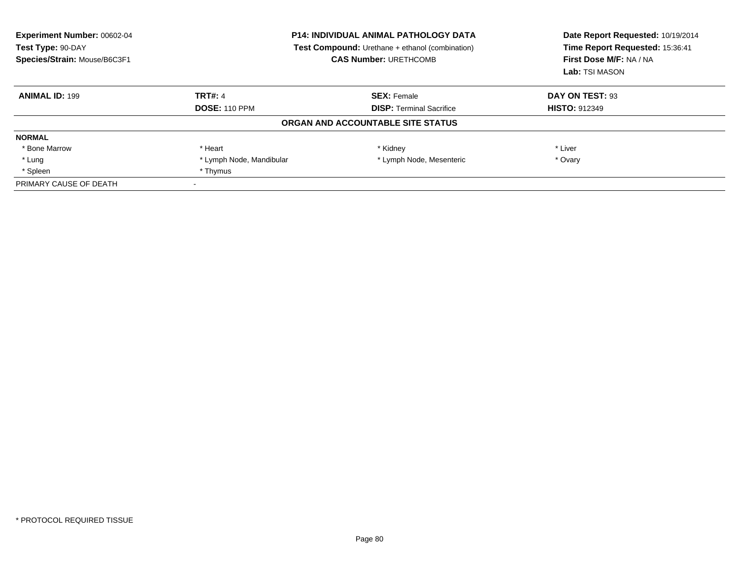**Experiment Number:** 00602-04
**Test Type:** 90-DAY
**Species/Strain:** Mouse/B6C3F1

**P14: INDIVIDUAL ANIMAL PATHOLOGY DATA**
**Test Compound:** Urethane + ethanol (combination)
**CAS Number:** URETHCOMB

**Date Report Requested:** 10/19/2014
**Time Report Requested:** 15:36:41
**First Dose M/F:** NA / NA
**Lab:** TSI MASON

| **ANIMAL ID:** 199 | **TRT#:** 4 | **SEX:** Female | **DAY ON TEST:** 93 |
|---|---|---|---|
| | **DOSE:** 110 PPM | **DISP:** Terminal Sacrifice | **HISTO:** 912349 |

**ORGAN AND ACCOUNTABLE SITE STATUS**

| **NORMAL** | | | |
|---|---|---|---|
| * Bone Marrow | * Heart | * Kidney | * Liver |
| * Lung | * Lymph Node, Mandibular | * Lymph Node, Mesenteric | * Ovary |
| * Spleen | * Thymus | | |

PRIMARY CAUSE OF DEATH -

* PROTOCOL REQUIRED TISSUE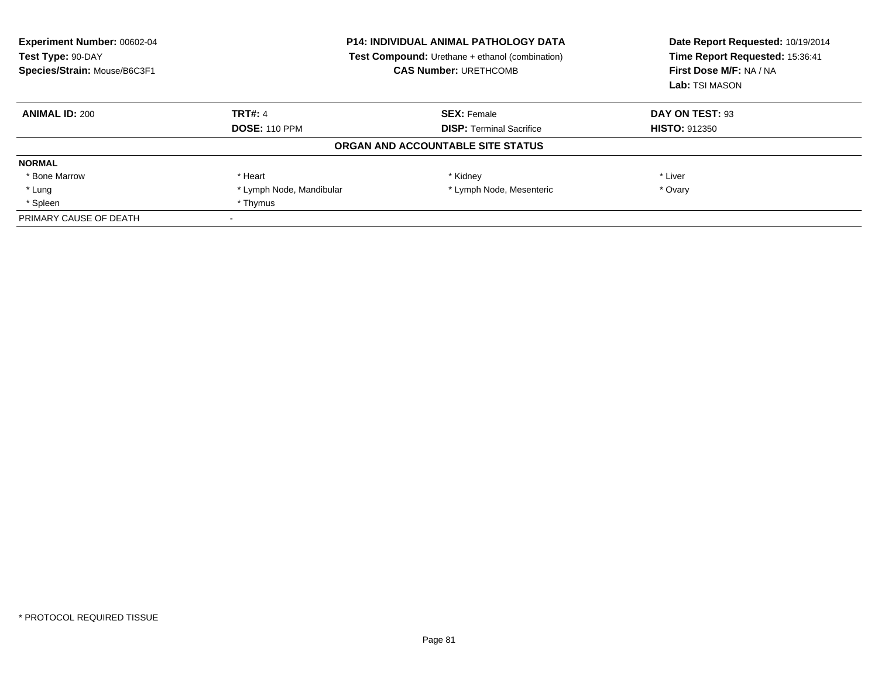**Experiment Number:** 00602-04
**Test Type:** 90-DAY
**Species/Strain:** Mouse/B6C3F1

**P14: INDIVIDUAL ANIMAL PATHOLOGY DATA**
**Test Compound:** Urethane + ethanol (combination)
**CAS Number:** URETHCOMB

**Date Report Requested:** 10/19/2014
**Time Report Requested:** 15:36:41
**First Dose M/F:** NA / NA
**Lab:** TSI MASON

| **ANIMAL ID:** 200 | **TRT#:** 4 | **SEX:** Female | **DAY ON TEST:** 93 |
|---|---|---|---|
| | **DOSE:** 110 PPM | **DISP:** Terminal Sacrifice | **HISTO:** 912350 |

**ORGAN AND ACCOUNTABLE SITE STATUS**

| **NORMAL** | | | |
|---|---|---|---|
| * Bone Marrow | * Heart | * Kidney | * Liver |
| * Lung | * Lymph Node, Mandibular | * Lymph Node, Mesenteric | * Ovary |
| * Spleen | * Thymus | | |
| PRIMARY CAUSE OF DEATH | - | | |

* PROTOCOL REQUIRED TISSUE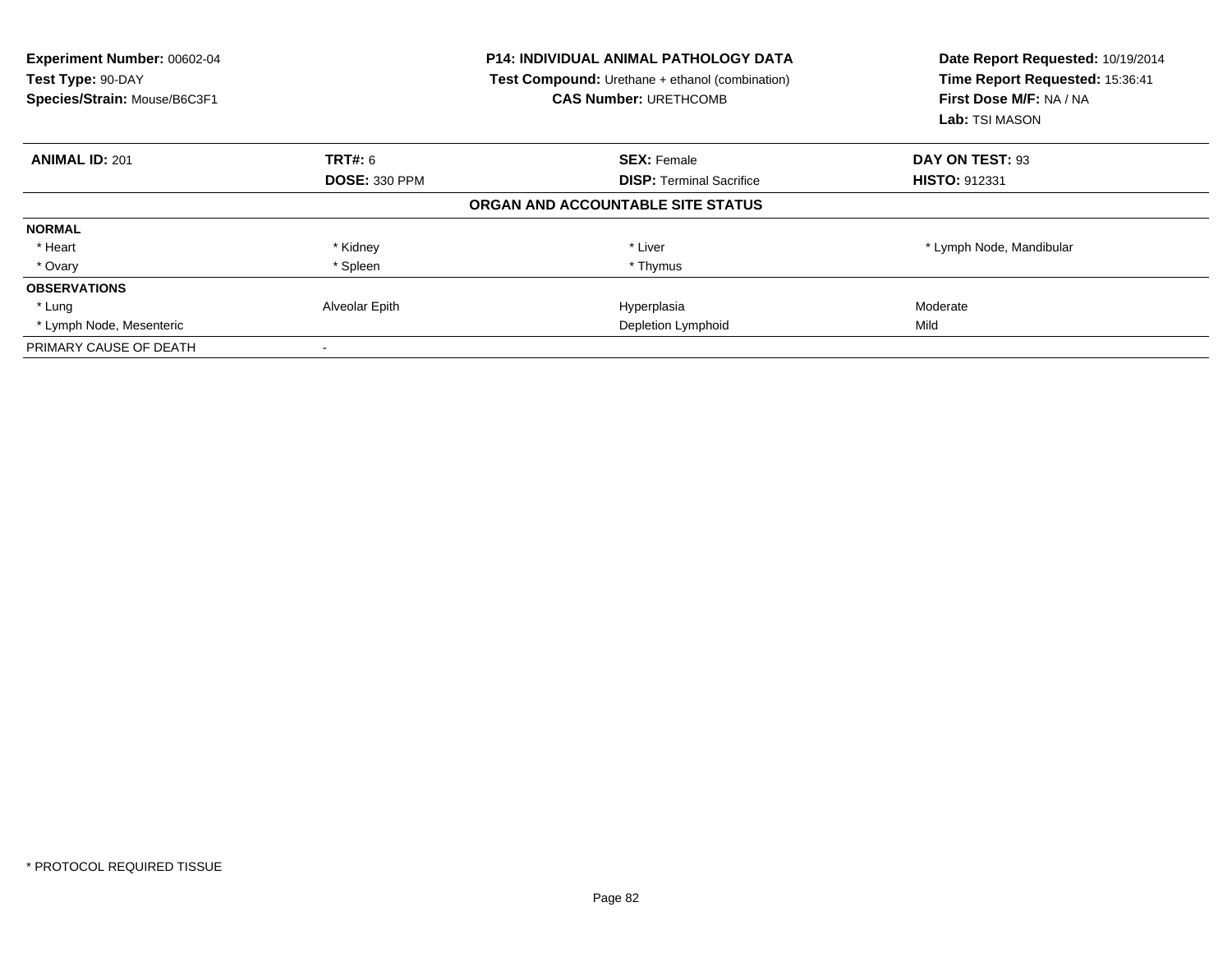**Experiment Number:** 00602-04
**Test Type:** 90-DAY
**Species/Strain:** Mouse/B6C3F1

**P14: INDIVIDUAL ANIMAL PATHOLOGY DATA**
**Test Compound:** Urethane + ethanol (combination)
**CAS Number:** URETHCOMB

**Date Report Requested:** 10/19/2014
**Time Report Requested:** 15:36:41
**First Dose M/F:** NA / NA
**Lab:** TSI MASON

| **ANIMAL ID:** 201 | **TRT#:** 6 | **SEX:** Female | **DAY ON TEST:** 93 |
|---|---|---|---|
| | **DOSE:** 330 PPM | **DISP:** Terminal Sacrifice | **HISTO:** 912331 |

**ORGAN AND ACCOUNTABLE SITE STATUS**

| | | | |
|---|---|---|---|
| **NORMAL** | | | |
| * Heart | * Kidney | * Liver | * Lymph Node, Mandibular |
| * Ovary | * Spleen | * Thymus | |
| **OBSERVATIONS** | | | |
| * Lung | Alveolar Epith | Hyperplasia | Moderate |
| * Lymph Node, Mesenteric | | Depletion Lymphoid | Mild |
| PRIMARY CAUSE OF DEATH | - | | |

* PROTOCOL REQUIRED TISSUE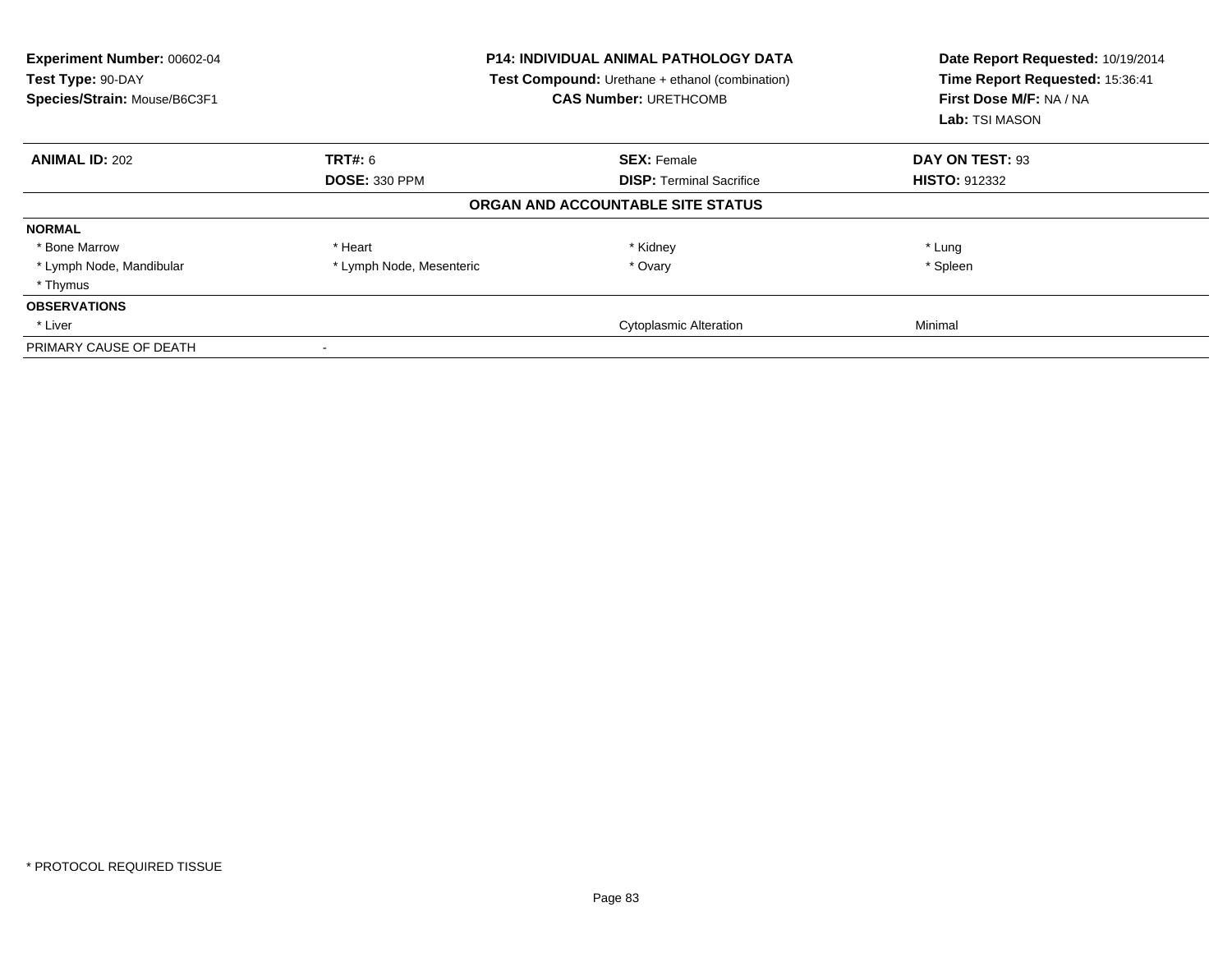**Experiment Number:** 00602-04
**Test Type:** 90-DAY
**Species/Strain:** Mouse/B6C3F1

**P14: INDIVIDUAL ANIMAL PATHOLOGY DATA**
**Test Compound:** Urethane + ethanol (combination)
**CAS Number:** URETHCOMB

**Date Report Requested:** 10/19/2014
**Time Report Requested:** 15:36:41
**First Dose M/F:** NA / NA
**Lab:** TSI MASON

| **ANIMAL ID:** 202 | **TRT#:** 6 | **SEX:** Female | **DAY ON TEST:** 93 |
|---|---|---|---|
| | **DOSE:** 330 PPM | **DISP:** Terminal Sacrifice | **HISTO:** 912332 |

## ORGAN AND ACCOUNTABLE SITE STATUS

| | | | |
|---|---|---|---|
| **NORMAL** | | | |
| * Bone Marrow | * Heart | * Kidney | * Lung |
| * Lymph Node, Mandibular | * Lymph Node, Mesenteric | * Ovary | * Spleen |
| * Thymus | | | |
| **OBSERVATIONS** | | | |
| * Liver | | Cytoplasmic Alteration | Minimal |
| PRIMARY CAUSE OF DEATH | - | | |

* PROTOCOL REQUIRED TISSUE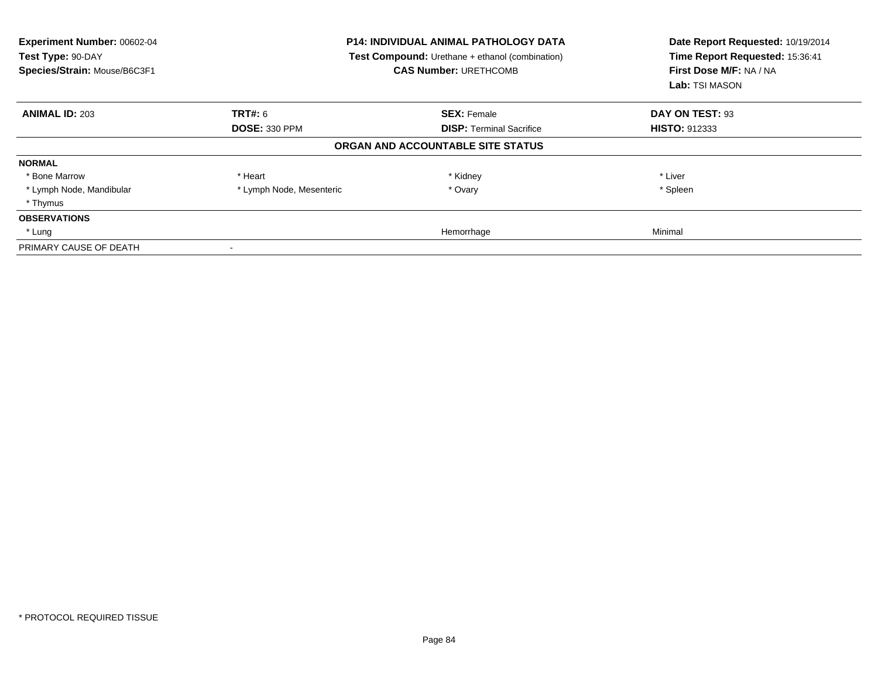**Experiment Number:** 00602-04
**Test Type:** 90-DAY
**Species/Strain:** Mouse/B6C3F1

**P14: INDIVIDUAL ANIMAL PATHOLOGY DATA**
**Test Compound:** Urethane + ethanol (combination)
**CAS Number:** URETHCOMB

**Date Report Requested:** 10/19/2014
**Time Report Requested:** 15:36:41
**First Dose M/F:** NA / NA
**Lab:** TSI MASON

| **ANIMAL ID:** 203 | **TRT#:** 6 | **SEX:** Female | **DAY ON TEST:** 93 |
|---|---|---|---|
| | **DOSE:** 330 PPM | **DISP:** Terminal Sacrifice | **HISTO:** 912333 |

**ORGAN AND ACCOUNTABLE SITE STATUS**

| | | | |
|---|---|---|---|
| **NORMAL** | | | |
| * Bone Marrow | * Heart | * Kidney | * Liver |
| * Lymph Node, Mandibular | * Lymph Node, Mesenteric | * Ovary | * Spleen |
| * Thymus | | | |
| **OBSERVATIONS** | | | |
| * Lung | | Hemorrhage | Minimal |
| PRIMARY CAUSE OF DEATH | - | | |

* PROTOCOL REQUIRED TISSUE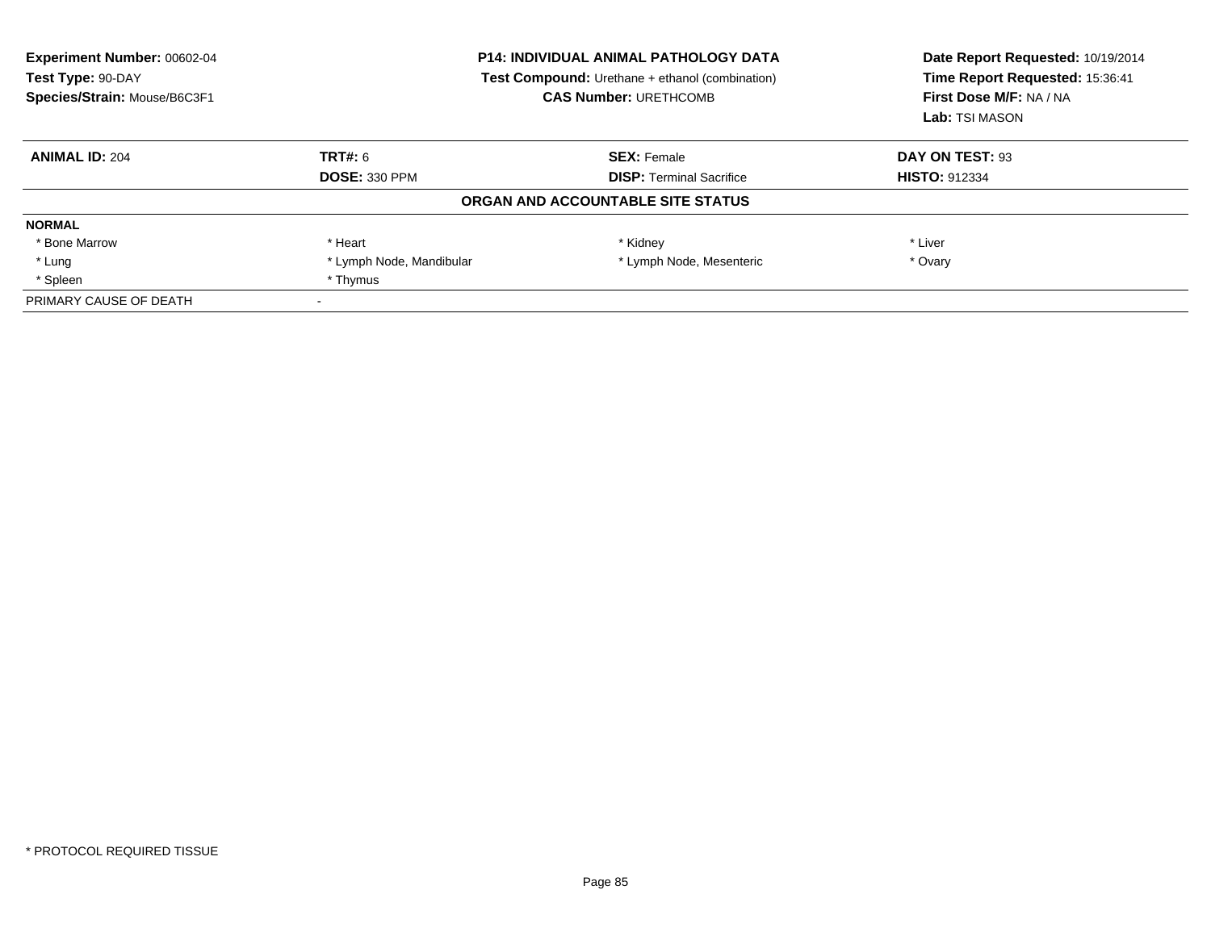**Experiment Number:** 00602-04
**Test Type:** 90-DAY
**Species/Strain:** Mouse/B6C3F1

**P14: INDIVIDUAL ANIMAL PATHOLOGY DATA**
**Test Compound:** Urethane + ethanol (combination)
**CAS Number:** URETHCOMB

**Date Report Requested:** 10/19/2014
**Time Report Requested:** 15:36:41
**First Dose M/F:** NA / NA
**Lab:** TSI MASON

| **ANIMAL ID:** 204 | **TRT#:** 6 | **SEX:** Female | **DAY ON TEST:** 93 |
|---|---|---|---|
| | **DOSE:** 330 PPM | **DISP:** Terminal Sacrifice | **HISTO:** 912334 |

**ORGAN AND ACCOUNTABLE SITE STATUS**

| **NORMAL** | | | |
|---|---|---|---|
| * Bone Marrow | * Heart | * Kidney | * Liver |
| * Lung | * Lymph Node, Mandibular | * Lymph Node, Mesenteric | * Ovary |
| * Spleen | * Thymus | | |
| PRIMARY CAUSE OF DEATH | - | | |

* PROTOCOL REQUIRED TISSUE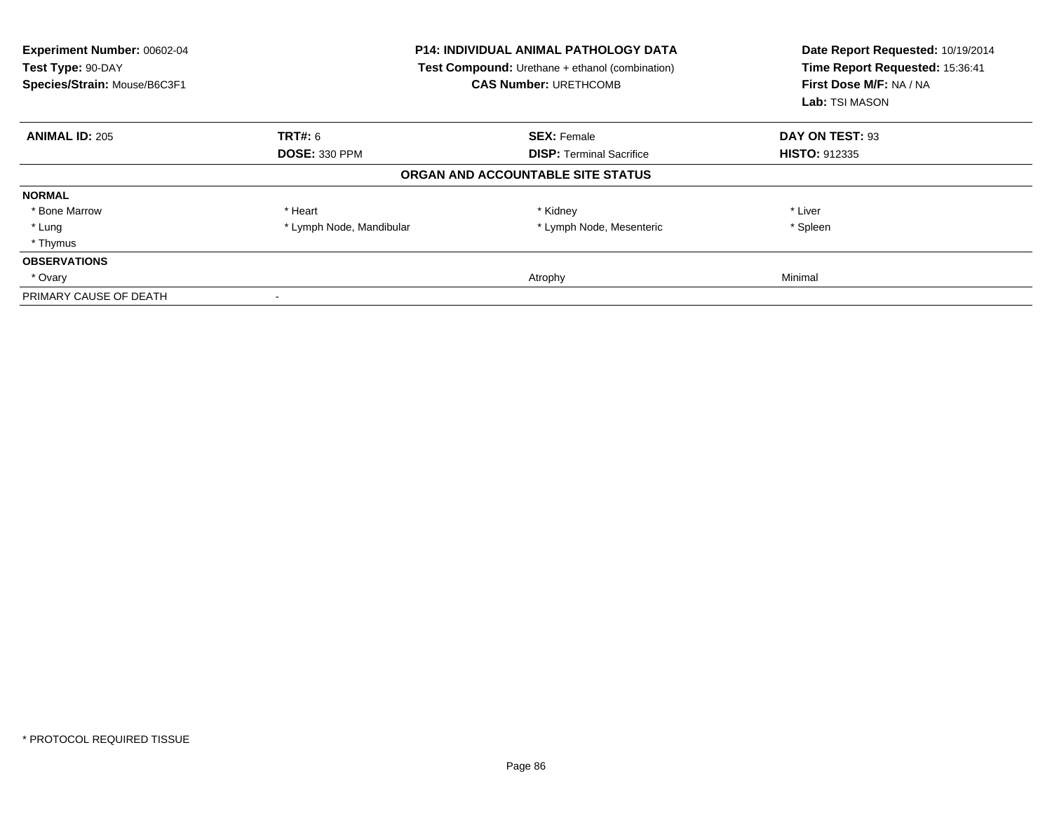**Experiment Number:** 00602-04
**Test Type:** 90-DAY
**Species/Strain:** Mouse/B6C3F1

**P14: INDIVIDUAL ANIMAL PATHOLOGY DATA**
**Test Compound:** Urethane + ethanol (combination)
**CAS Number:** URETHCOMB

**Date Report Requested:** 10/19/2014
**Time Report Requested:** 15:36:41
**First Dose M/F:** NA / NA
**Lab:** TSI MASON

| **ANIMAL ID:** 205 | **TRT#:** 6 | **SEX:** Female | **DAY ON TEST:** 93 |
|---|---|---|---|
| | **DOSE:** 330 PPM | **DISP:** Terminal Sacrifice | **HISTO:** 912335 |

**ORGAN AND ACCOUNTABLE SITE STATUS**

| | | | |
|---|---|---|---|
| **NORMAL** | | | |
| * Bone Marrow | * Heart | * Kidney | * Liver |
| * Lung | * Lymph Node, Mandibular | * Lymph Node, Mesenteric | * Spleen |
| * Thymus | | | |
| **OBSERVATIONS** | | | |
| * Ovary | | Atrophy | Minimal |
| PRIMARY CAUSE OF DEATH | - | | |

* PROTOCOL REQUIRED TISSUE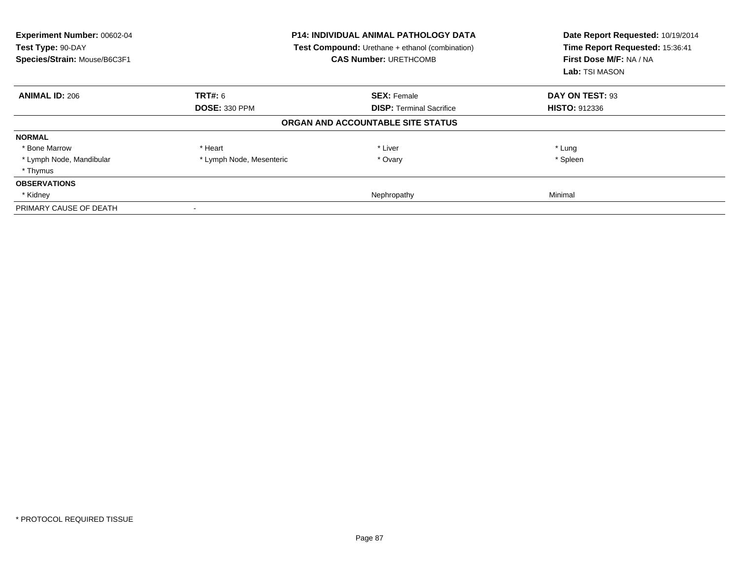**Experiment Number:** 00602-04
**Test Type:** 90-DAY
**Species/Strain:** Mouse/B6C3F1

**P14: INDIVIDUAL ANIMAL PATHOLOGY DATA**
**Test Compound:** Urethane + ethanol (combination)
**CAS Number:** URETHCOMB

**Date Report Requested:** 10/19/2014
**Time Report Requested:** 15:36:41
**First Dose M/F:** NA / NA
**Lab:** TSI MASON

| **ANIMAL ID:** 206 | **TRT#:** 6 | **SEX:** Female | **DAY ON TEST:** 93 |
|---|---|---|---|
| | **DOSE:** 330 PPM | **DISP:** Terminal Sacrifice | **HISTO:** 912336 |

**ORGAN AND ACCOUNTABLE SITE STATUS**

| | | | |
|---|---|---|---|
| **NORMAL** | | | |
| * Bone Marrow | * Heart | * Liver | * Lung |
| * Lymph Node, Mandibular | * Lymph Node, Mesenteric | * Ovary | * Spleen |
| * Thymus | | | |
| **OBSERVATIONS** | | | |
| * Kidney | | Nephropathy | Minimal |
| PRIMARY CAUSE OF DEATH | - | | |

* PROTOCOL REQUIRED TISSUE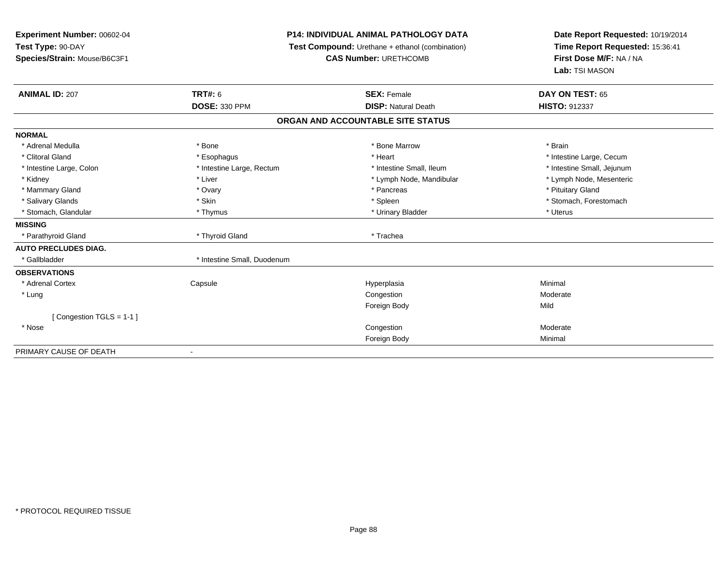**Experiment Number:** 00602-04
**Test Type:** 90-DAY
**Species/Strain:** Mouse/B6C3F1

**P14: INDIVIDUAL ANIMAL PATHOLOGY DATA**
**Test Compound:** Urethane + ethanol (combination)
**CAS Number:** URETHCOMB

**Date Report Requested:** 10/19/2014
**Time Report Requested:** 15:36:41
**First Dose M/F:** NA / NA
**Lab:** TSI MASON

| **ANIMAL ID:** 207 | **TRT#:** 6 | **SEX:** Female | **DAY ON TEST:** 65 |
|---|---|---|---|
| | **DOSE:** 330 PPM | **DISP:** Natural Death | **HISTO:** 912337 |

## ORGAN AND ACCOUNTABLE SITE STATUS

| | | | |
|---|---|---|---|
| **NORMAL** | | | |
| * Adrenal Medulla | * Bone | * Bone Marrow | * Brain |
| * Clitoral Gland | * Esophagus | * Heart | * Intestine Large, Cecum |
| * Intestine Large, Colon | * Intestine Large, Rectum | * Intestine Small, Ileum | * Intestine Small, Jejunum |
| * Kidney | * Liver | * Lymph Node, Mandibular | * Lymph Node, Mesenteric |
| * Mammary Gland | * Ovary | * Pancreas | * Pituitary Gland |
| * Salivary Glands | * Skin | * Spleen | * Stomach, Forestomach |
| * Stomach, Glandular | * Thymus | * Urinary Bladder | * Uterus |
| **MISSING** | | | |
| * Parathyroid Gland | * Thyroid Gland | * Trachea | |
| **AUTO PRECLUDES DIAG.** | | | |
| * Gallbladder | * Intestine Small, Duodenum | | |
| **OBSERVATIONS** | | | |
| * Adrenal Cortex | Capsule | Hyperplasia | Minimal |
| * Lung | | Congestion | Moderate |
| | | Foreign Body | Mild |
| [ Congestion TGLS = 1-1 ] | | | |
| * Nose | | Congestion | Moderate |
| | | Foreign Body | Minimal |
| PRIMARY CAUSE OF DEATH | - | | |

* PROTOCOL REQUIRED TISSUE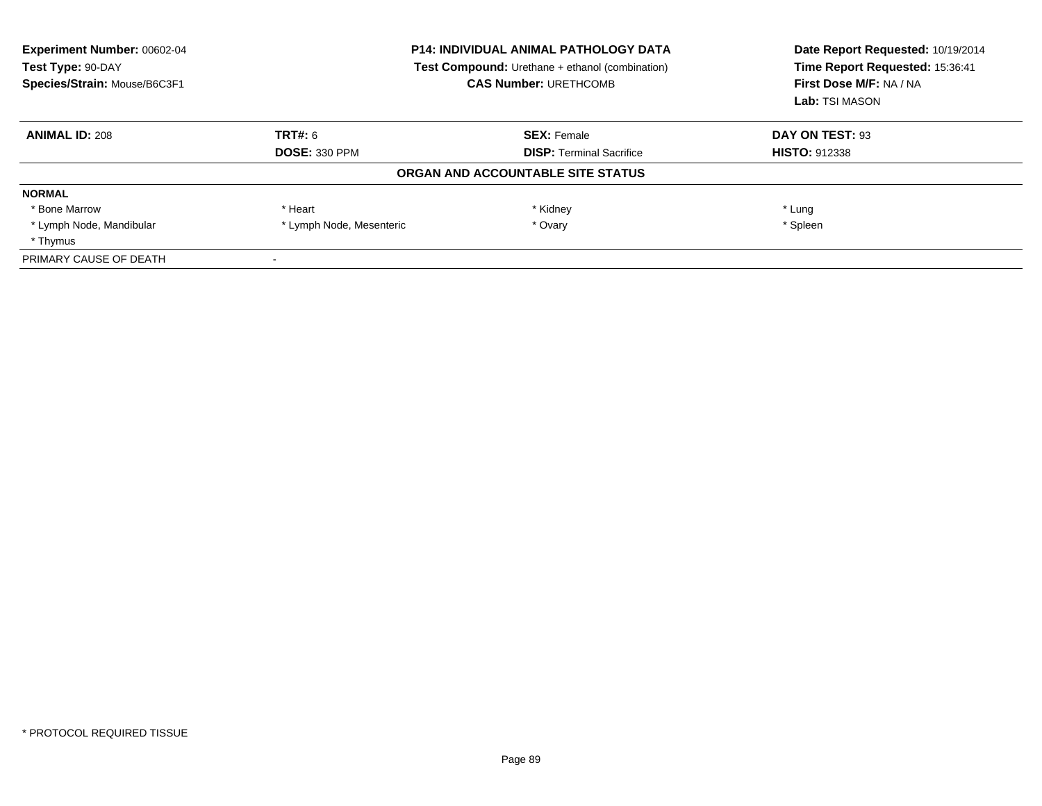**Experiment Number:** 00602-04
**Test Type:** 90-DAY
**Species/Strain:** Mouse/B6C3F1

**P14: INDIVIDUAL ANIMAL PATHOLOGY DATA**
**Test Compound:** Urethane + ethanol (combination)
**CAS Number:** URETHCOMB

**Date Report Requested:** 10/19/2014
**Time Report Requested:** 15:36:41
**First Dose M/F:** NA / NA
**Lab:** TSI MASON

| **ANIMAL ID:** 208 | **TRT#:** 6 | **SEX:** Female | **DAY ON TEST:** 93 |
|---|---|---|---|
| | **DOSE:** 330 PPM | **DISP:** Terminal Sacrifice | **HISTO:** 912338 |

**ORGAN AND ACCOUNTABLE SITE STATUS**

| | | | |
|---|---|---|---|
| **NORMAL** | | | |
| * Bone Marrow | * Heart | * Kidney | * Lung |
| * Lymph Node, Mandibular | * Lymph Node, Mesenteric | * Ovary | * Spleen |
| * Thymus | | | |
| PRIMARY CAUSE OF DEATH | - | | |

* PROTOCOL REQUIRED TISSUE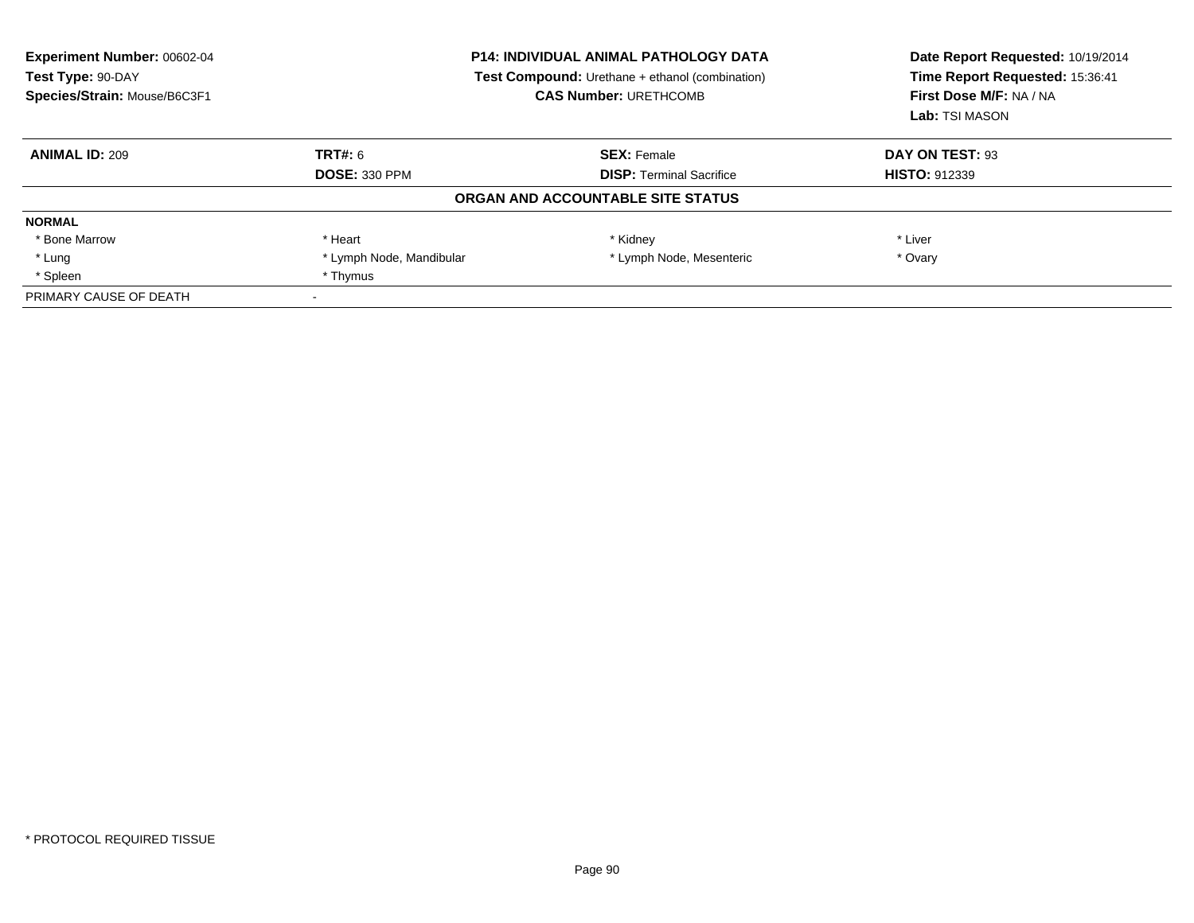**Experiment Number:** 00602-04
**Test Type:** 90-DAY
**Species/Strain:** Mouse/B6C3F1

**P14: INDIVIDUAL ANIMAL PATHOLOGY DATA**
**Test Compound:** Urethane + ethanol (combination)
**CAS Number:** URETHCOMB

**Date Report Requested:** 10/19/2014
**Time Report Requested:** 15:36:41
**First Dose M/F:** NA / NA
**Lab:** TSI MASON

| **ANIMAL ID:** 209 | **TRT#:** 6 | **SEX:** Female | **DAY ON TEST:** 93 |
|---|---|---|---|
| | **DOSE:** 330 PPM | **DISP:** Terminal Sacrifice | **HISTO:** 912339 |

**ORGAN AND ACCOUNTABLE SITE STATUS**

| **NORMAL** | | | |
|---|---|---|---|
| * Bone Marrow | * Heart | * Kidney | * Liver |
| * Lung | * Lymph Node, Mandibular | * Lymph Node, Mesenteric | * Ovary |
| * Spleen | * Thymus | | |
| PRIMARY CAUSE OF DEATH | - | | |

* PROTOCOL REQUIRED TISSUE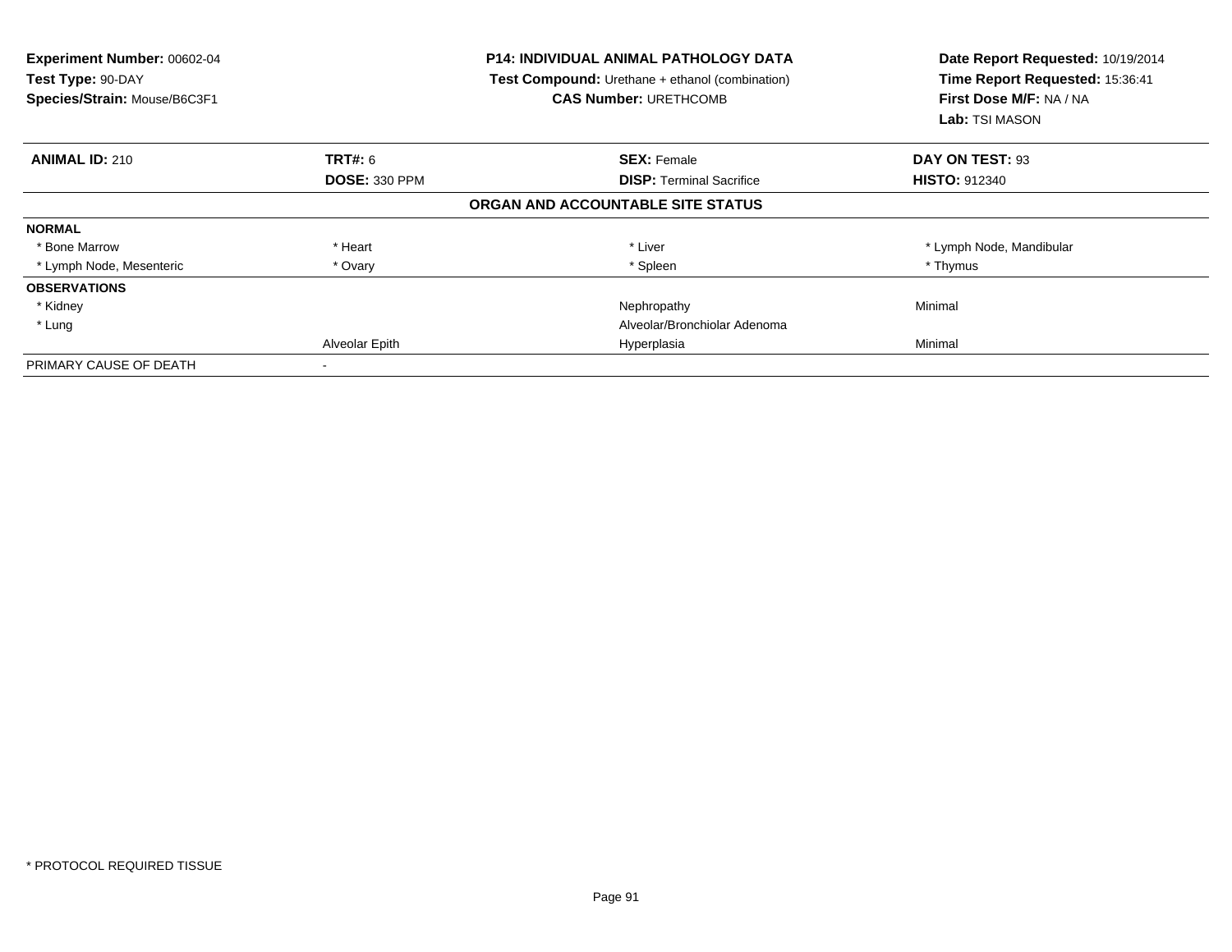**Experiment Number:** 00602-04
**Test Type:** 90-DAY
**Species/Strain:** Mouse/B6C3F1

**P14: INDIVIDUAL ANIMAL PATHOLOGY DATA**
**Test Compound:** Urethane + ethanol (combination)
**CAS Number:** URETHCOMB

**Date Report Requested:** 10/19/2014
**Time Report Requested:** 15:36:41
**First Dose M/F:** NA / NA
**Lab:** TSI MASON

| **ANIMAL ID:** 210 | **TRT#:** 6 | **SEX:** Female | **DAY ON TEST:** 93 |
|---|---|---|---|
| | **DOSE:** 330 PPM | **DISP:** Terminal Sacrifice | **HISTO:** 912340 |
| | | **ORGAN AND ACCOUNTABLE SITE STATUS** | |
| **NORMAL** | | | |
| * Bone Marrow | * Heart | * Liver | * Lymph Node, Mandibular |
| * Lymph Node, Mesenteric | * Ovary | * Spleen | * Thymus |
| **OBSERVATIONS** | | | |
| * Kidney | | Nephropathy | Minimal |
| * Lung | | Alveolar/Bronchiolar Adenoma | |
| | Alveolar Epith | Hyperplasia | Minimal |
| PRIMARY CAUSE OF DEATH | - | | |

* PROTOCOL REQUIRED TISSUE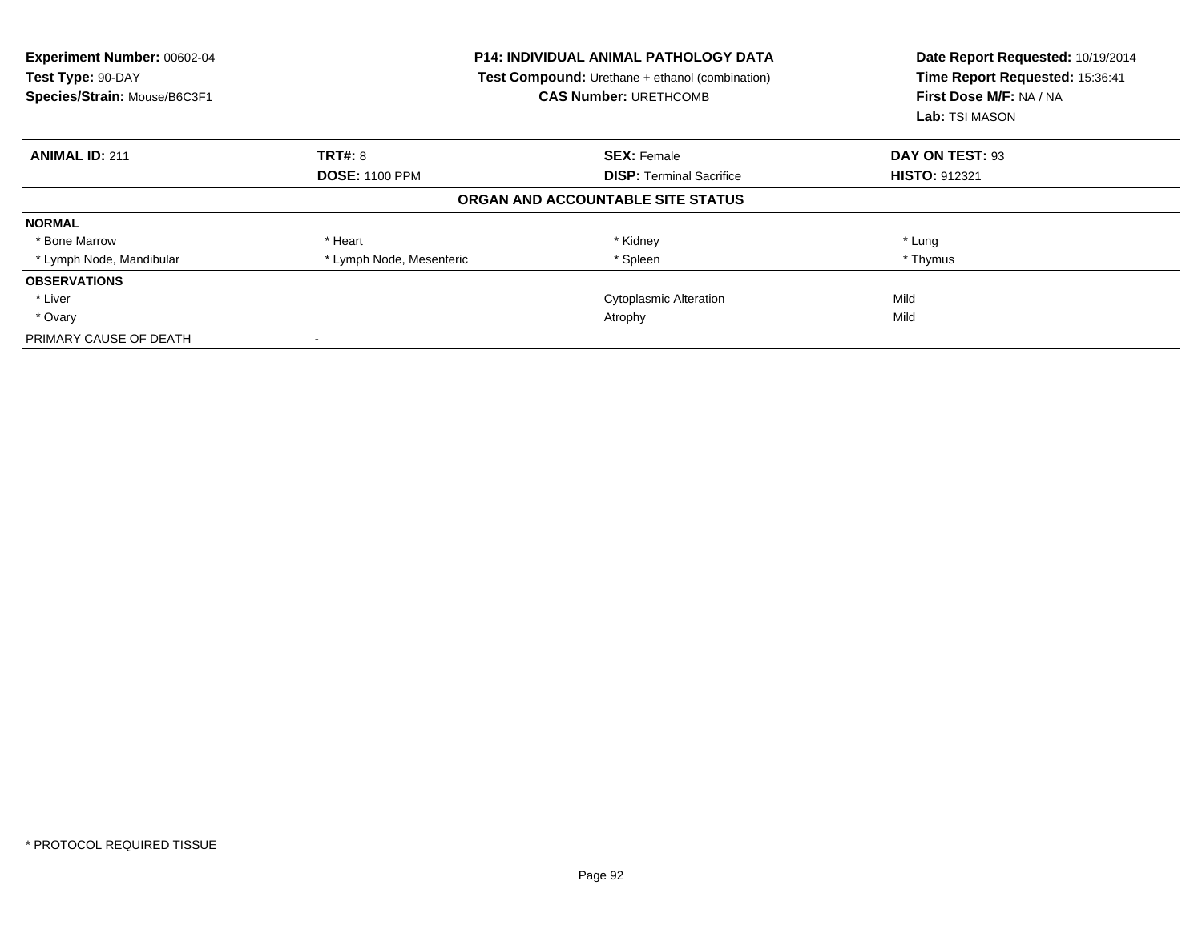**Experiment Number:** 00602-04
**Test Type:** 90-DAY
**Species/Strain:** Mouse/B6C3F1

**P14: INDIVIDUAL ANIMAL PATHOLOGY DATA**
**Test Compound:** Urethane + ethanol (combination)
**CAS Number:** URETHCOMB

**Date Report Requested:** 10/19/2014
**Time Report Requested:** 15:36:41
**First Dose M/F:** NA / NA
**Lab:** TSI MASON

| **ANIMAL ID:** 211 | **TRT#:** 8 | **SEX:** Female | **DAY ON TEST:** 93 |
|---|---|---|---|
| | **DOSE:** 1100 PPM | **DISP:** Terminal Sacrifice | **HISTO:** 912321 |

**ORGAN AND ACCOUNTABLE SITE STATUS**

| | | | |
|---|---|---|---|
| **NORMAL** | | | |
| * Bone Marrow | * Heart | * Kidney | * Lung |
| * Lymph Node, Mandibular | * Lymph Node, Mesenteric | * Spleen | * Thymus |
| **OBSERVATIONS** | | | |
| * Liver | | Cytoplasmic Alteration | Mild |
| * Ovary | | Atrophy | Mild |
| PRIMARY CAUSE OF DEATH | - | | |

* PROTOCOL REQUIRED TISSUE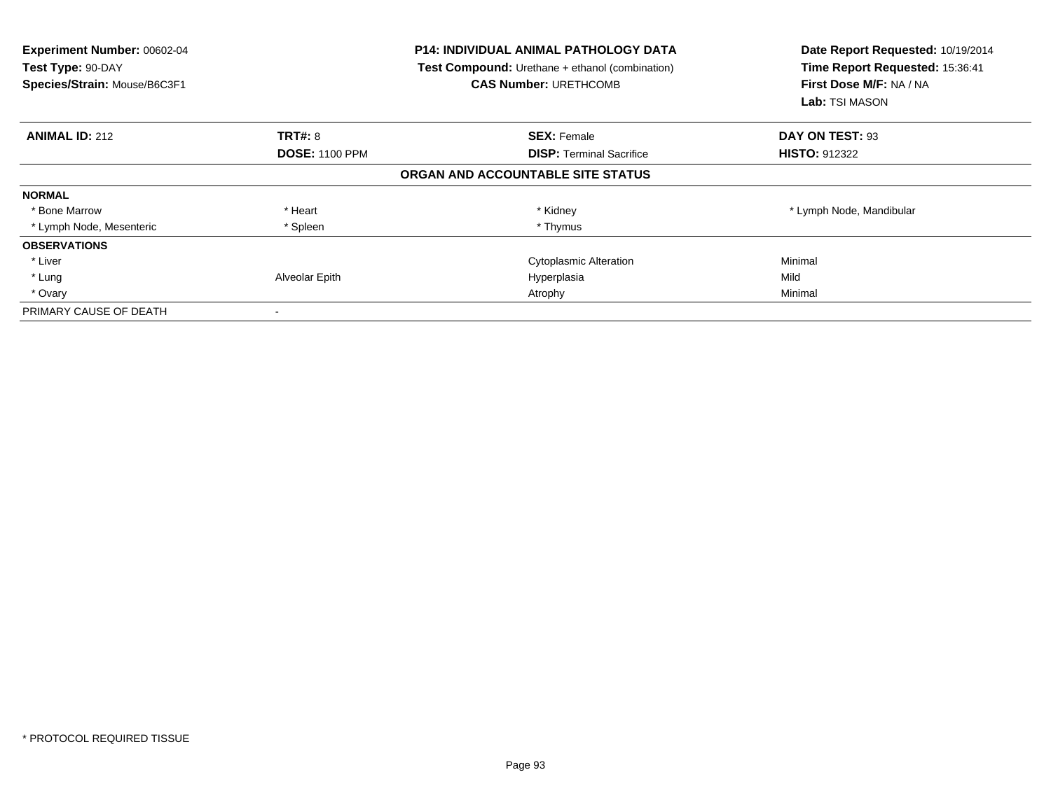**Experiment Number:** 00602-04
**Test Type:** 90-DAY
**Species/Strain:** Mouse/B6C3F1

**P14: INDIVIDUAL ANIMAL PATHOLOGY DATA**
**Test Compound:** Urethane + ethanol (combination)
**CAS Number:** URETHCOMB

**Date Report Requested:** 10/19/2014
**Time Report Requested:** 15:36:41
**First Dose M/F:** NA / NA
**Lab:** TSI MASON

| **ANIMAL ID:** 212 | **TRT#:** 8 | **SEX:** Female | **DAY ON TEST:** 93 |
|---|---|---|---|
| | **DOSE:** 1100 PPM | **DISP:** Terminal Sacrifice | **HISTO:** 912322 |

**ORGAN AND ACCOUNTABLE SITE STATUS**

| | | | |
|---|---|---|---|
| **NORMAL** | | | |
| * Bone Marrow | * Heart | * Kidney | * Lymph Node, Mandibular |
| * Lymph Node, Mesenteric | * Spleen | * Thymus | |
| **OBSERVATIONS** | | | |
| * Liver | | Cytoplasmic Alteration | Minimal |
| * Lung | Alveolar Epith | Hyperplasia | Mild |
| * Ovary | | Atrophy | Minimal |
| PRIMARY CAUSE OF DEATH | - | | |

* PROTOCOL REQUIRED TISSUE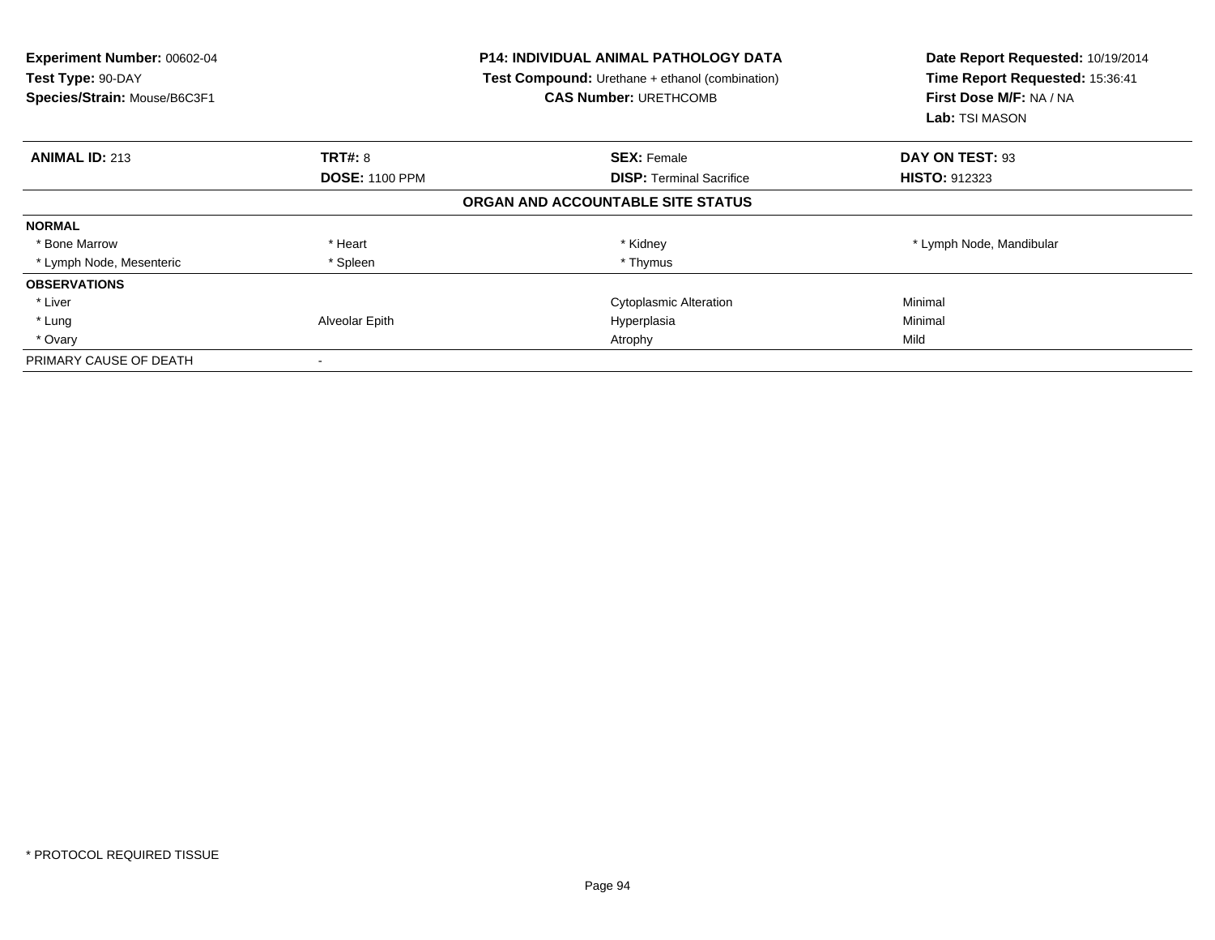**Experiment Number:** 00602-04
**Test Type:** 90-DAY
**Species/Strain:** Mouse/B6C3F1

**P14: INDIVIDUAL ANIMAL PATHOLOGY DATA**
**Test Compound:** Urethane + ethanol (combination)
**CAS Number:** URETHCOMB

**Date Report Requested:** 10/19/2014
**Time Report Requested:** 15:36:41
**First Dose M/F:** NA / NA
**Lab:** TSI MASON

| **ANIMAL ID:** 213 | **TRT#:** 8 | **SEX:** Female | **DAY ON TEST:** 93 |
|---|---|---|---|
| | **DOSE:** 1100 PPM | **DISP:** Terminal Sacrifice | **HISTO:** 912323 |

**ORGAN AND ACCOUNTABLE SITE STATUS**

| | | | |
|---|---|---|---|
| **NORMAL** | | | |
| * Bone Marrow | * Heart | * Kidney | * Lymph Node, Mandibular |
| * Lymph Node, Mesenteric | * Spleen | * Thymus | |
| **OBSERVATIONS** | | | |
| * Liver | | Cytoplasmic Alteration | Minimal |
| * Lung | Alveolar Epith | Hyperplasia | Minimal |
| * Ovary | | Atrophy | Mild |
| PRIMARY CAUSE OF DEATH | - | | |

* PROTOCOL REQUIRED TISSUE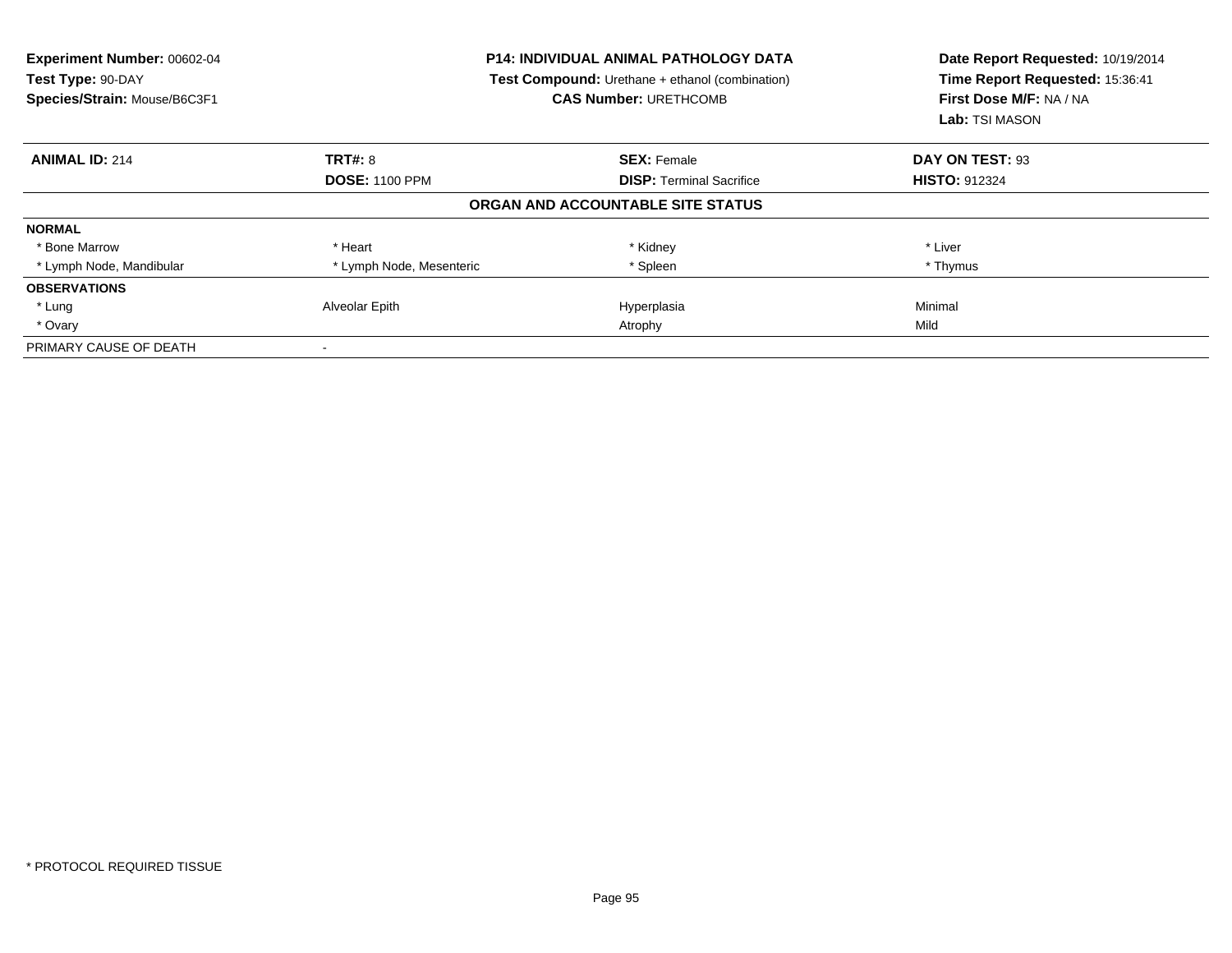**Experiment Number:** 00602-04
**Test Type:** 90-DAY
**Species/Strain:** Mouse/B6C3F1

**P14: INDIVIDUAL ANIMAL PATHOLOGY DATA**
**Test Compound:** Urethane + ethanol (combination)
**CAS Number:** URETHCOMB

**Date Report Requested:** 10/19/2014
**Time Report Requested:** 15:36:41
**First Dose M/F:** NA / NA
**Lab:** TSI MASON

| **ANIMAL ID:** 214 | **TRT#:** 8 | **SEX:** Female | **DAY ON TEST:** 93 |
|---|---|---|---|
| | **DOSE:** 1100 PPM | **DISP:** Terminal Sacrifice | **HISTO:** 912324 |

**ORGAN AND ACCOUNTABLE SITE STATUS**

| | | | |
|---|---|---|---|
| **NORMAL** | | | |
| * Bone Marrow | * Heart | * Kidney | * Liver |
| * Lymph Node, Mandibular | * Lymph Node, Mesenteric | * Spleen | * Thymus |
| **OBSERVATIONS** | | | |
| * Lung | Alveolar Epith | Hyperplasia | Minimal |
| * Ovary | | Atrophy | Mild |
| PRIMARY CAUSE OF DEATH | - | | |

* PROTOCOL REQUIRED TISSUE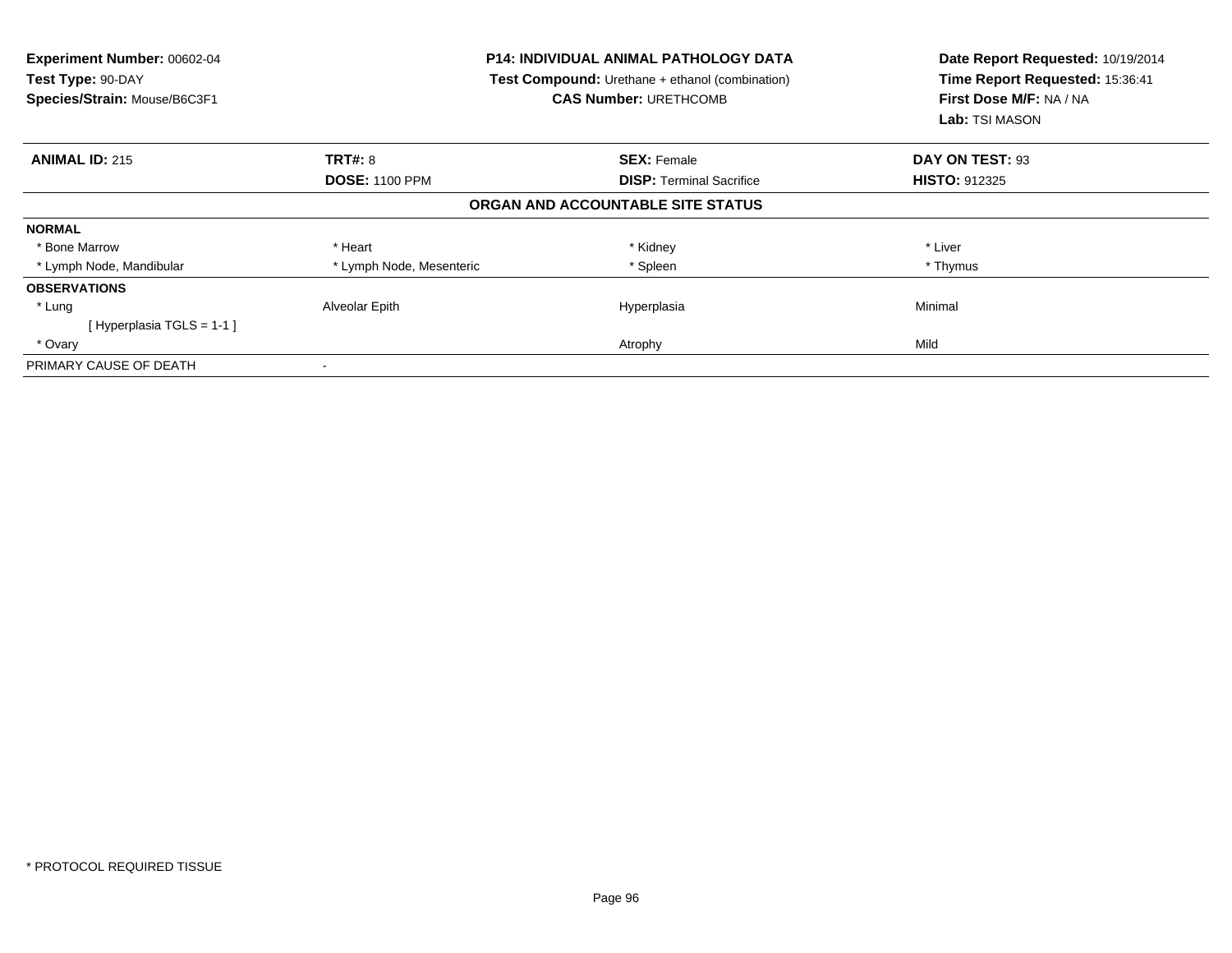**Experiment Number:** 00602-04
**Test Type:** 90-DAY
**Species/Strain:** Mouse/B6C3F1

**P14: INDIVIDUAL ANIMAL PATHOLOGY DATA**
**Test Compound:** Urethane + ethanol (combination)
**CAS Number:** URETHCOMB

**Date Report Requested:** 10/19/2014
**Time Report Requested:** 15:36:41
**First Dose M/F:** NA / NA
**Lab:** TSI MASON

| **ANIMAL ID:** 215 | **TRT#:** 8 | **SEX:** Female | **DAY ON TEST:** 93 |
|---|---|---|---|
| | **DOSE:** 1100 PPM | **DISP:** Terminal Sacrifice | **HISTO:** 912325 |

**ORGAN AND ACCOUNTABLE SITE STATUS**

| | | | |
|---|---|---|---|
| **NORMAL** | | | |
| * Bone Marrow | * Heart | * Kidney | * Liver |
| * Lymph Node, Mandibular | * Lymph Node, Mesenteric | * Spleen | * Thymus |
| **OBSERVATIONS** | | | |
| * Lung | Alveolar Epith | Hyperplasia | Minimal |
| [ Hyperplasia TGLS = 1-1 ] | | | |
| * Ovary | | Atrophy | Mild |
| PRIMARY CAUSE OF DEATH | - | | |

* PROTOCOL REQUIRED TISSUE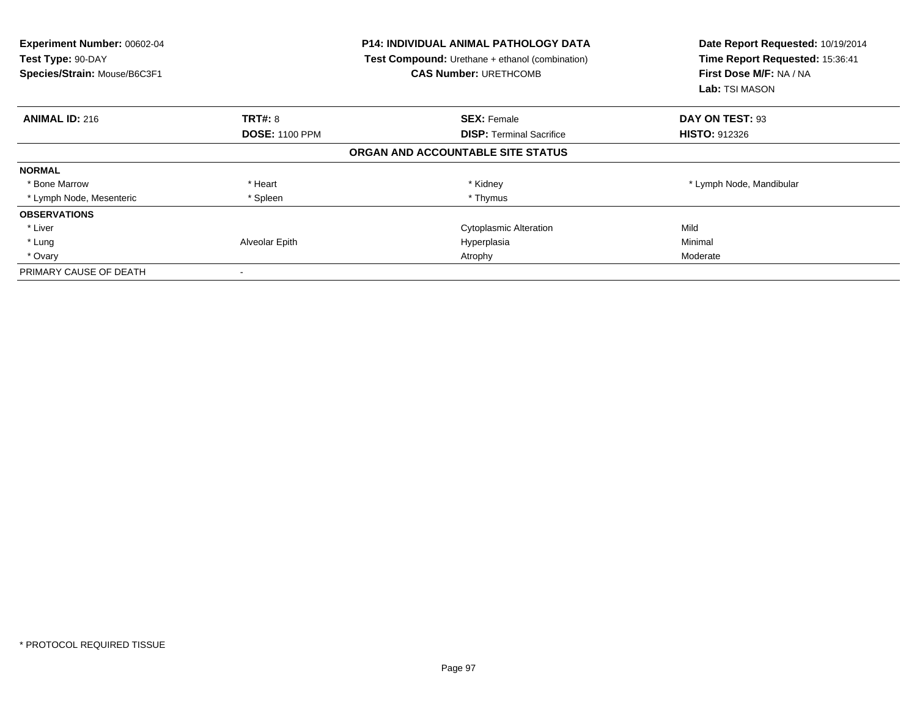**Experiment Number:** 00602-04
**Test Type:** 90-DAY
**Species/Strain:** Mouse/B6C3F1

**P14: INDIVIDUAL ANIMAL PATHOLOGY DATA**
**Test Compound:** Urethane + ethanol (combination)
**CAS Number:** URETHCOMB

**Date Report Requested:** 10/19/2014
**Time Report Requested:** 15:36:41
**First Dose M/F:** NA / NA
**Lab:** TSI MASON

| **ANIMAL ID:** 216 | **TRT#:** 8 | **SEX:** Female | **DAY ON TEST:** 93 |
|---|---|---|---|
| | **DOSE:** 1100 PPM | **DISP:** Terminal Sacrifice | **HISTO:** 912326 |

**ORGAN AND ACCOUNTABLE SITE STATUS**

| | | | |
|---|---|---|---|
| **NORMAL** | | | |
| * Bone Marrow | * Heart | * Kidney | * Lymph Node, Mandibular |
| * Lymph Node, Mesenteric | * Spleen | * Thymus | |
| **OBSERVATIONS** | | | |
| * Liver | | Cytoplasmic Alteration | Mild |
| * Lung | Alveolar Epith | Hyperplasia | Minimal |
| * Ovary | | Atrophy | Moderate |
| PRIMARY CAUSE OF DEATH | - | | |

* PROTOCOL REQUIRED TISSUE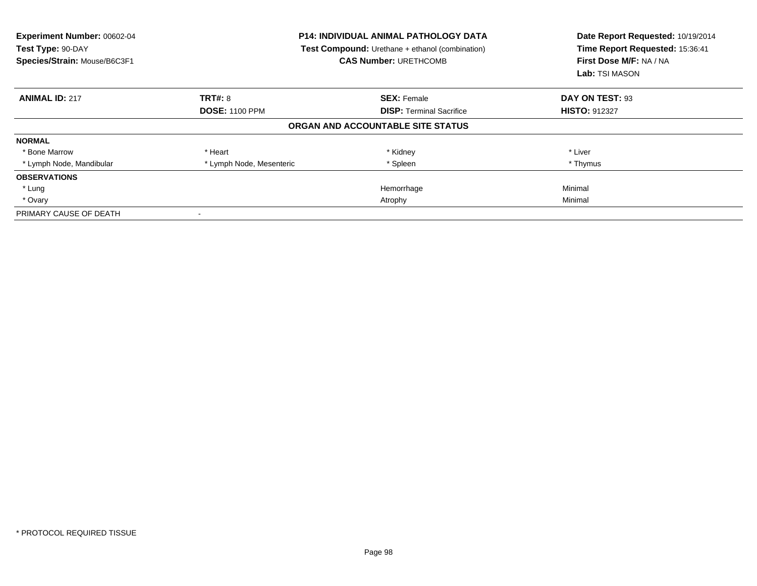**Experiment Number:** 00602-04
**Test Type:** 90-DAY
**Species/Strain:** Mouse/B6C3F1

**P14: INDIVIDUAL ANIMAL PATHOLOGY DATA**
**Test Compound:** Urethane + ethanol (combination)
**CAS Number:** URETHCOMB

**Date Report Requested:** 10/19/2014
**Time Report Requested:** 15:36:41
**First Dose M/F:** NA / NA
**Lab:** TSI MASON

| **ANIMAL ID:** 217 | **TRT#:** 8 | **SEX:** Female | **DAY ON TEST:** 93 |
|---|---|---|---|
| | **DOSE:** 1100 PPM | **DISP:** Terminal Sacrifice | **HISTO:** 912327 |

**ORGAN AND ACCOUNTABLE SITE STATUS**

| | | | |
|---|---|---|---|
| **NORMAL** | | | |
| * Bone Marrow | * Heart | * Kidney | * Liver |
| * Lymph Node, Mandibular | * Lymph Node, Mesenteric | * Spleen | * Thymus |
| **OBSERVATIONS** | | | |
| * Lung | | Hemorrhage | Minimal |
| * Ovary | | Atrophy | Minimal |
| PRIMARY CAUSE OF DEATH | - | | |

* PROTOCOL REQUIRED TISSUE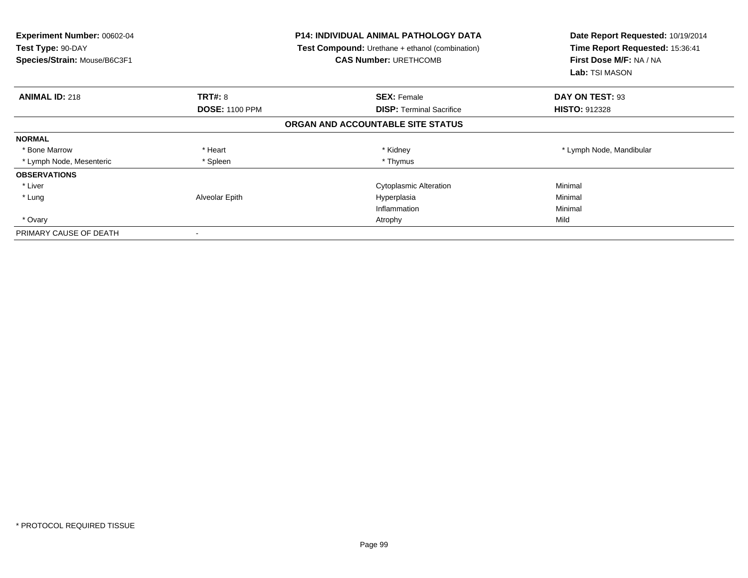**Experiment Number:** 00602-04
**Test Type:** 90-DAY
**Species/Strain:** Mouse/B6C3F1

**P14: INDIVIDUAL ANIMAL PATHOLOGY DATA**
**Test Compound:** Urethane + ethanol (combination)
**CAS Number:** URETHCOMB

**Date Report Requested:** 10/19/2014
**Time Report Requested:** 15:36:41
**First Dose M/F:** NA / NA
**Lab:** TSI MASON

| **ANIMAL ID:** 218 | **TRT#:** 8 | **SEX:** Female | **DAY ON TEST:** 93 |
|---|---|---|---|
| | **DOSE:** 1100 PPM | **DISP:** Terminal Sacrifice | **HISTO:** 912328 |

**ORGAN AND ACCOUNTABLE SITE STATUS**

| | | | |
|---|---|---|---|
| **NORMAL** | | | |
| * Bone Marrow | * Heart | * Kidney | * Lymph Node, Mandibular |
| * Lymph Node, Mesenteric | * Spleen | * Thymus | |
| **OBSERVATIONS** | | | |
| * Liver | | Cytoplasmic Alteration | Minimal |
| * Lung | Alveolar Epith | Hyperplasia | Minimal |
| | | Inflammation | Minimal |
| * Ovary | | Atrophy | Mild |
| PRIMARY CAUSE OF DEATH | - | | |

\* PROTOCOL REQUIRED TISSUE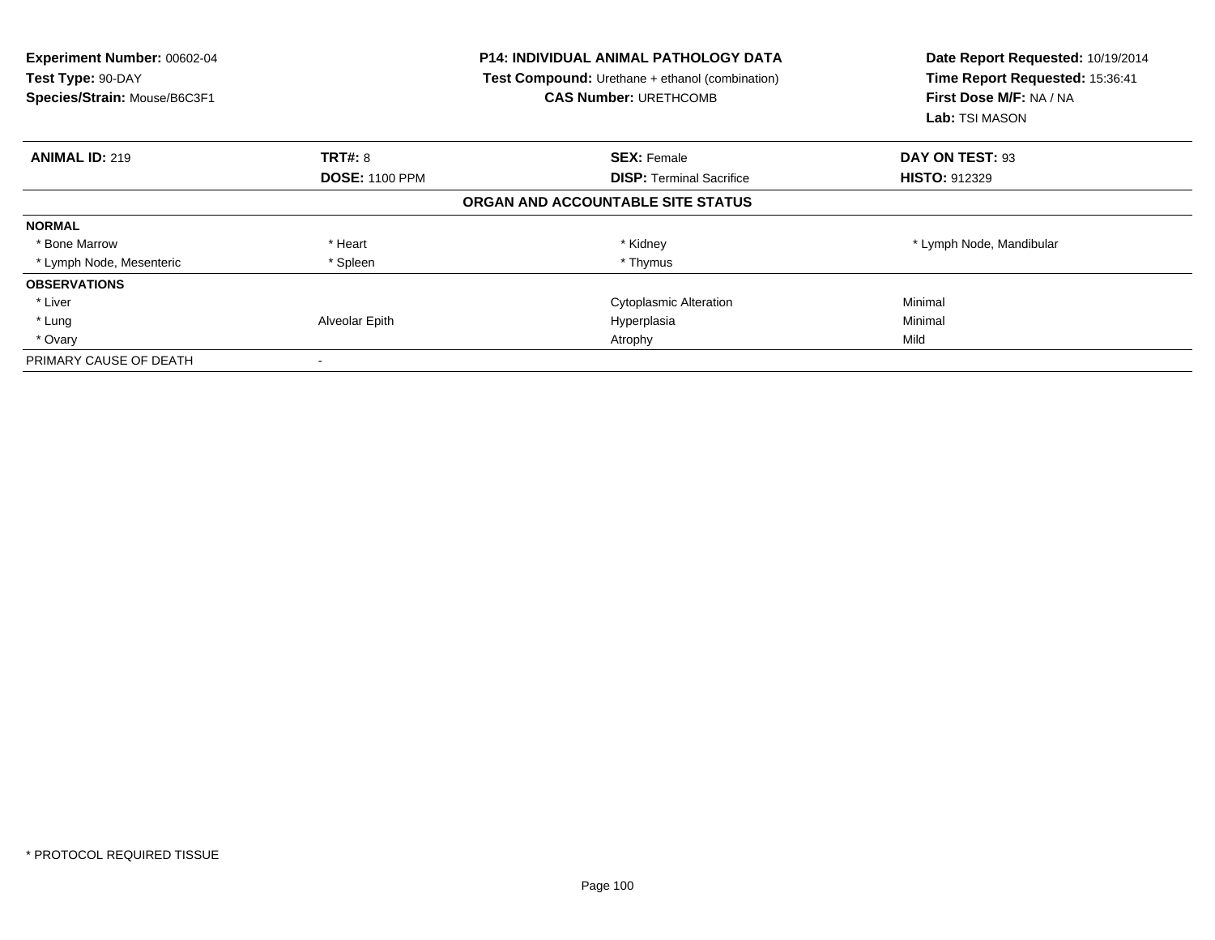**Experiment Number:** 00602-04
**Test Type:** 90-DAY
**Species/Strain:** Mouse/B6C3F1

**P14: INDIVIDUAL ANIMAL PATHOLOGY DATA**
**Test Compound:** Urethane + ethanol (combination)
**CAS Number:** URETHCOMB

**Date Report Requested:** 10/19/2014
**Time Report Requested:** 15:36:41
**First Dose M/F:** NA / NA
**Lab:** TSI MASON

| **ANIMAL ID:** 219 | **TRT#:** 8 | **SEX:** Female | **DAY ON TEST:** 93 |
|---|---|---|---|
| | **DOSE:** 1100 PPM | **DISP:** Terminal Sacrifice | **HISTO:** 912329 |

**ORGAN AND ACCOUNTABLE SITE STATUS**

| | | | |
|---|---|---|---|
| **NORMAL** | | | |
| * Bone Marrow | * Heart | * Kidney | * Lymph Node, Mandibular |
| * Lymph Node, Mesenteric | * Spleen | * Thymus | |
| **OBSERVATIONS** | | | |
| * Liver | | Cytoplasmic Alteration | Minimal |
| * Lung | Alveolar Epith | Hyperplasia | Minimal |
| * Ovary | | Atrophy | Mild |
| PRIMARY CAUSE OF DEATH | - | | |

* PROTOCOL REQUIRED TISSUE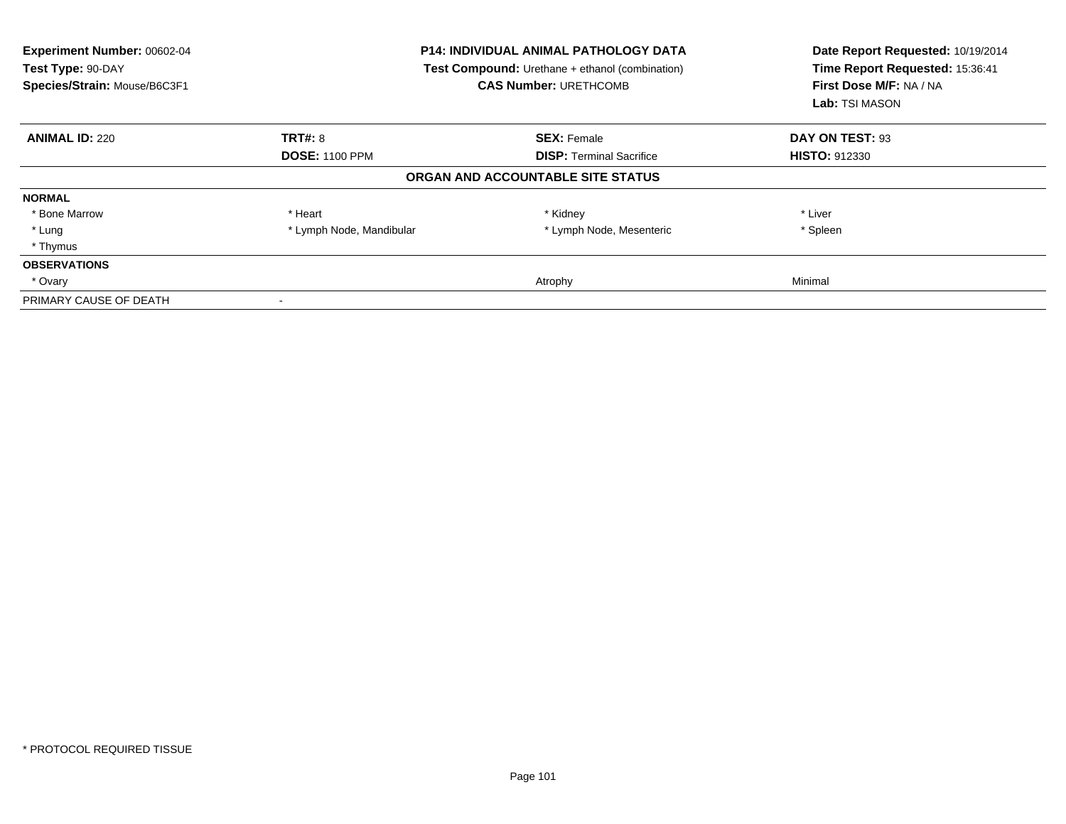**Experiment Number:** 00602-04
**Test Type:** 90-DAY
**Species/Strain:** Mouse/B6C3F1

**P14: INDIVIDUAL ANIMAL PATHOLOGY DATA**
**Test Compound:** Urethane + ethanol (combination)
**CAS Number:** URETHCOMB

**Date Report Requested:** 10/19/2014
**Time Report Requested:** 15:36:41
**First Dose M/F:** NA / NA
**Lab:** TSI MASON

| **ANIMAL ID:** 220 | **TRT#:** 8 | **SEX:** Female | **DAY ON TEST:** 93 |
|---|---|---|---|
| | **DOSE:** 1100 PPM | **DISP:** Terminal Sacrifice | **HISTO:** 912330 |

**ORGAN AND ACCOUNTABLE SITE STATUS**

| | | | |
|---|---|---|---|
| **NORMAL** | | | |
| * Bone Marrow | * Heart | * Kidney | * Liver |
| * Lung | * Lymph Node, Mandibular | * Lymph Node, Mesenteric | * Spleen |
| * Thymus | | | |
| **OBSERVATIONS** | | | |
| * Ovary | | Atrophy | Minimal |
| PRIMARY CAUSE OF DEATH | - | | |

* PROTOCOL REQUIRED TISSUE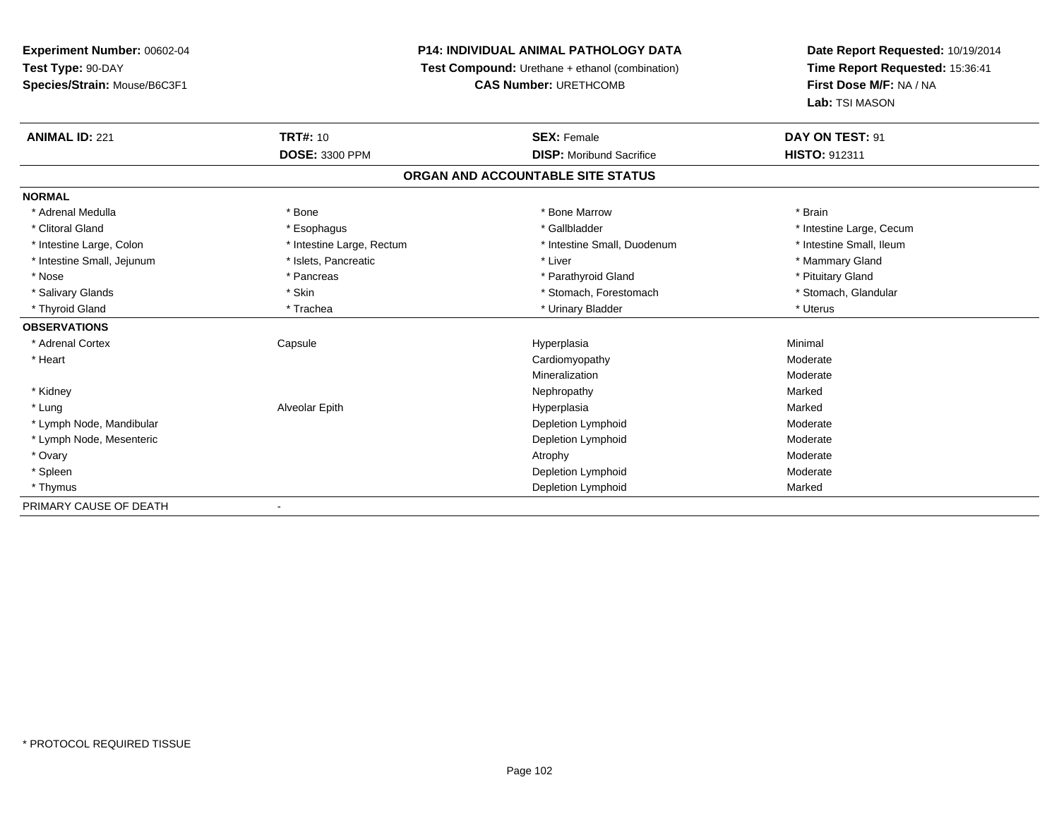**Experiment Number:** 00602-04
**Test Type:** 90-DAY
**Species/Strain:** Mouse/B6C3F1

**P14: INDIVIDUAL ANIMAL PATHOLOGY DATA**
**Test Compound:** Urethane + ethanol (combination)
**CAS Number:** URETHCOMB

**Date Report Requested:** 10/19/2014
**Time Report Requested:** 15:36:41
**First Dose M/F:** NA / NA
**Lab:** TSI MASON

| **ANIMAL ID:** 221 | **TRT#:** 10 | **SEX:** Female | **DAY ON TEST:** 91 |
|---|---|---|---|
| | **DOSE:** 3300 PPM | **DISP:** Moribund Sacrifice | **HISTO:** 912311 |

## ORGAN AND ACCOUNTABLE SITE STATUS

**NORMAL**

| | | | |
|---|---|---|---|
| * Adrenal Medulla | * Bone | * Bone Marrow | * Brain |
| * Clitoral Gland | * Esophagus | * Gallbladder | * Intestine Large, Cecum |
| * Intestine Large, Colon | * Intestine Large, Rectum | * Intestine Small, Duodenum | * Intestine Small, Ileum |
| * Intestine Small, Jejunum | * Islets, Pancreatic | * Liver | * Mammary Gland |
| * Nose | * Pancreas | * Parathyroid Gland | * Pituitary Gland |
| * Salivary Glands | * Skin | * Stomach, Forestomach | * Stomach, Glandular |
| * Thyroid Gland | * Trachea | * Urinary Bladder | * Uterus |

**OBSERVATIONS**

| | | | |
|---|---|---|---|
| * Adrenal Cortex | Capsule | Hyperplasia | Minimal |
| * Heart | | Cardiomyopathy | Moderate |
| | | Mineralization | Moderate |
| * Kidney | | Nephropathy | Marked |
| * Lung | Alveolar Epith | Hyperplasia | Marked |
| * Lymph Node, Mandibular | | Depletion Lymphoid | Moderate |
| * Lymph Node, Mesenteric | | Depletion Lymphoid | Moderate |
| * Ovary | | Atrophy | Moderate |
| * Spleen | | Depletion Lymphoid | Moderate |
| * Thymus | | Depletion Lymphoid | Marked |

PRIMARY CAUSE OF DEATH -

* PROTOCOL REQUIRED TISSUE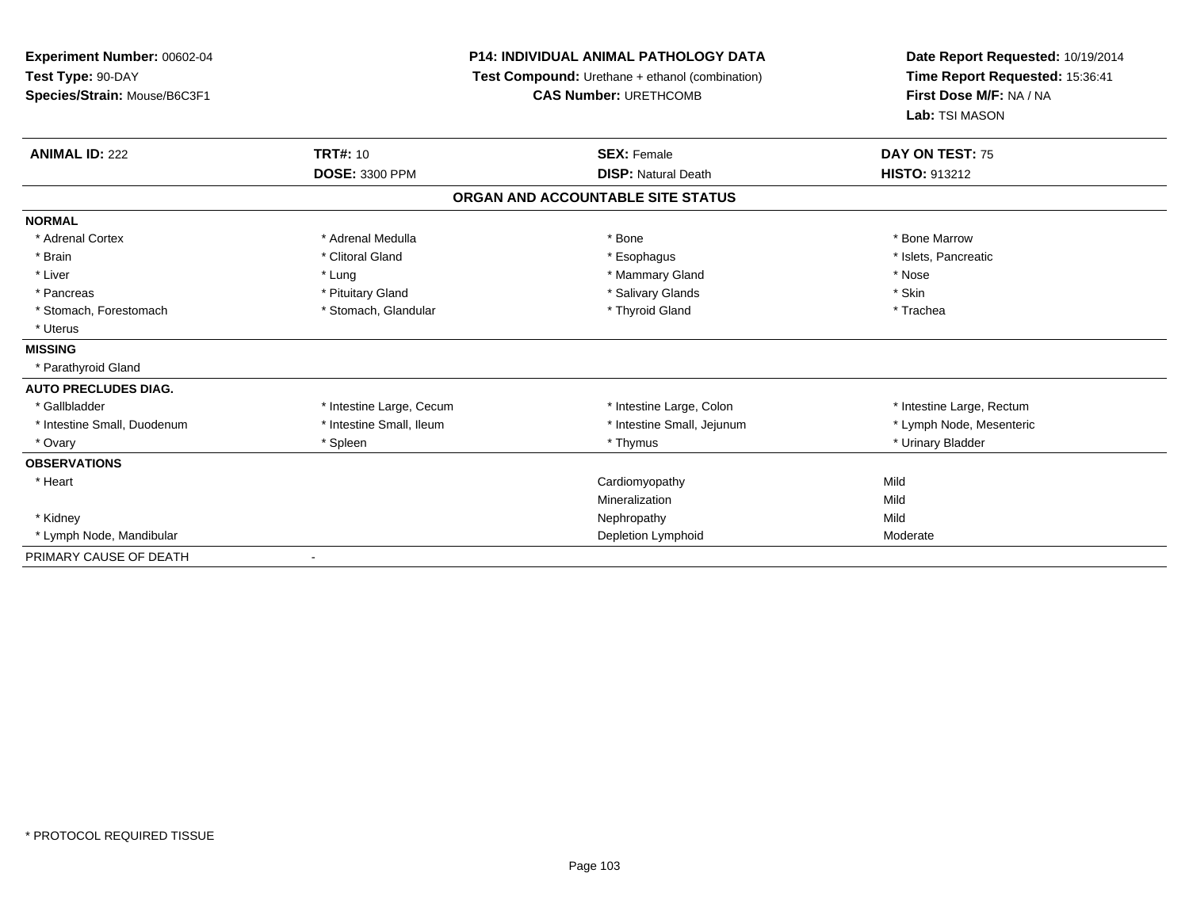**Experiment Number:** 00602-04
**Test Type:** 90-DAY
**Species/Strain:** Mouse/B6C3F1

**P14: INDIVIDUAL ANIMAL PATHOLOGY DATA**
**Test Compound:** Urethane + ethanol (combination)
**CAS Number:** URETHCOMB

**Date Report Requested:** 10/19/2014
**Time Report Requested:** 15:36:41
**First Dose M/F:** NA / NA
**Lab:** TSI MASON

| **ANIMAL ID:** 222 | **TRT#:** 10 | **SEX:** Female | **DAY ON TEST:** 75 |
|---|---|---|---|
| | **DOSE:** 3300 PPM | **DISP:** Natural Death | **HISTO:** 913212 |

## ORGAN AND ACCOUNTABLE SITE STATUS

| | | | |
|---|---|---|---|
| **NORMAL** | | | |
| * Adrenal Cortex | * Adrenal Medulla | * Bone | * Bone Marrow |
| * Brain | * Clitoral Gland | * Esophagus | * Islets, Pancreatic |
| * Liver | * Lung | * Mammary Gland | * Nose |
| * Pancreas | * Pituitary Gland | * Salivary Glands | * Skin |
| * Stomach, Forestomach | * Stomach, Glandular | * Thyroid Gland | * Trachea |
| * Uterus | | | |
| **MISSING** | | | |
| * Parathyroid Gland | | | |
| **AUTO PRECLUDES DIAG.** | | | |
| * Gallbladder | * Intestine Large, Cecum | * Intestine Large, Colon | * Intestine Large, Rectum |
| * Intestine Small, Duodenum | * Intestine Small, Ileum | * Intestine Small, Jejunum | * Lymph Node, Mesenteric |
| * Ovary | * Spleen | * Thymus | * Urinary Bladder |
| **OBSERVATIONS** | | | |
| * Heart | | Cardiomyopathy | Mild |
| | | Mineralization | Mild |
| * Kidney | | Nephropathy | Mild |
| * Lymph Node, Mandibular | | Depletion Lymphoid | Moderate |
| PRIMARY CAUSE OF DEATH | - | | |

\* PROTOCOL REQUIRED TISSUE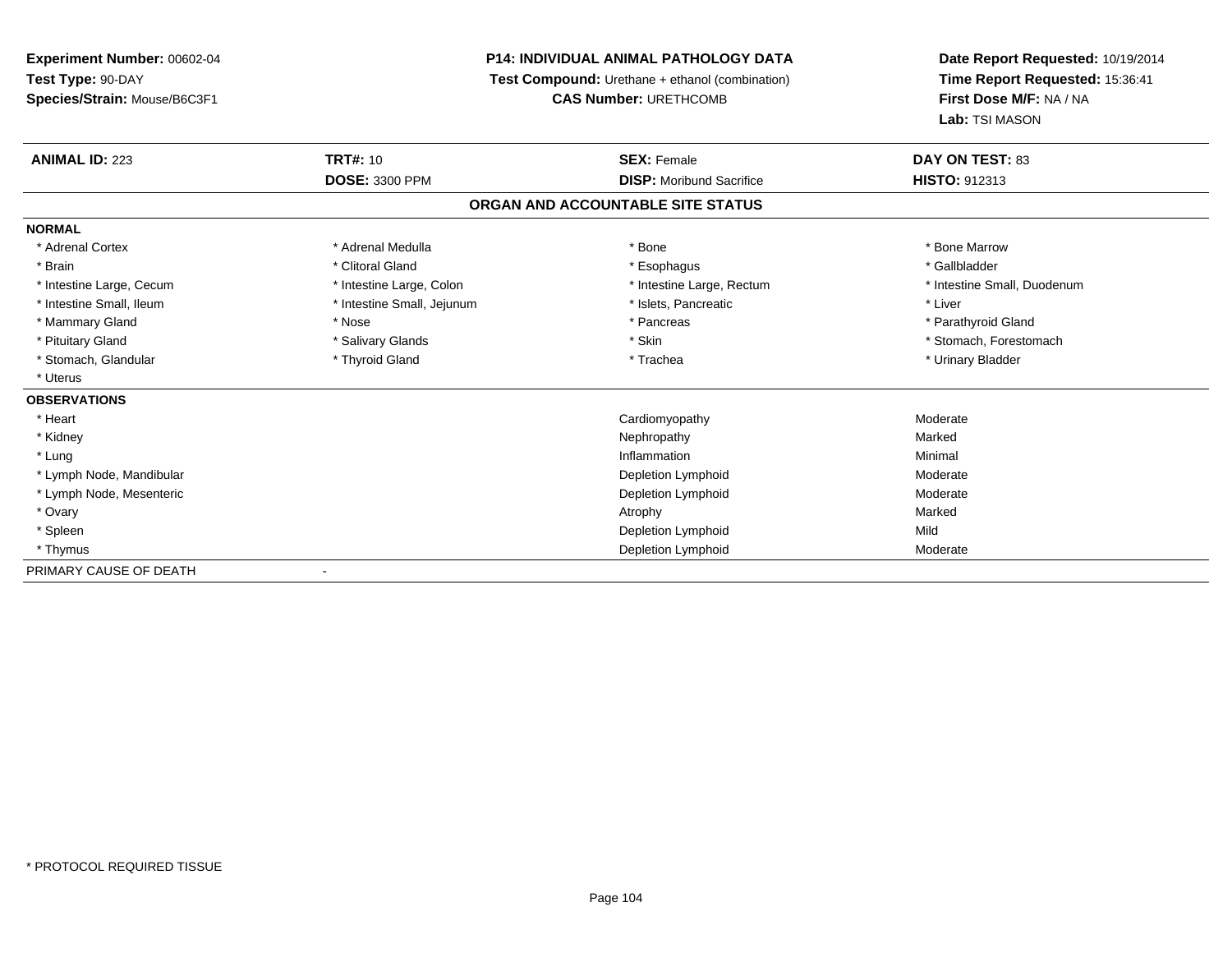**Experiment Number:** 00602-04
**Test Type:** 90-DAY
**Species/Strain:** Mouse/B6C3F1

**P14: INDIVIDUAL ANIMAL PATHOLOGY DATA**
**Test Compound:** Urethane + ethanol (combination)
**CAS Number:** URETHCOMB

**Date Report Requested:** 10/19/2014
**Time Report Requested:** 15:36:41
**First Dose M/F:** NA / NA
**Lab:** TSI MASON

| **ANIMAL ID:** 223 | **TRT#:** 10 | **SEX:** Female | **DAY ON TEST:** 83 |
|---|---|---|---|
| | **DOSE:** 3300 PPM | **DISP:** Moribund Sacrifice | **HISTO:** 912313 |

## ORGAN AND ACCOUNTABLE SITE STATUS

**NORMAL**

| | | | |
|---|---|---|---|
| * Adrenal Cortex | * Adrenal Medulla | * Bone | * Bone Marrow |
| * Brain | * Clitoral Gland | * Esophagus | * Gallbladder |
| * Intestine Large, Cecum | * Intestine Large, Colon | * Intestine Large, Rectum | * Intestine Small, Duodenum |
| * Intestine Small, Ileum | * Intestine Small, Jejunum | * Islets, Pancreatic | * Liver |
| * Mammary Gland | * Nose | * Pancreas | * Parathyroid Gland |
| * Pituitary Gland | * Salivary Glands | * Skin | * Stomach, Forestomach |
| * Stomach, Glandular | * Thyroid Gland | * Trachea | * Urinary Bladder |
| * Uterus | | | |

**OBSERVATIONS**

| | | |
|---|---|---|
| * Heart | Cardiomyopathy | Moderate |
| * Kidney | Nephropathy | Marked |
| * Lung | Inflammation | Minimal |
| * Lymph Node, Mandibular | Depletion Lymphoid | Moderate |
| * Lymph Node, Mesenteric | Depletion Lymphoid | Moderate |
| * Ovary | Atrophy | Marked |
| * Spleen | Depletion Lymphoid | Mild |
| * Thymus | Depletion Lymphoid | Moderate |

PRIMARY CAUSE OF DEATH -

\* PROTOCOL REQUIRED TISSUE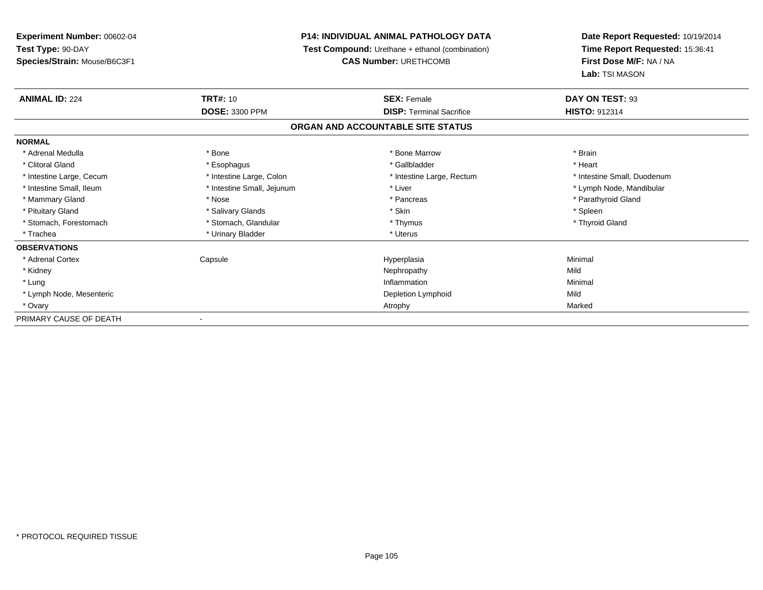**Experiment Number:** 00602-04
**Test Type:** 90-DAY
**Species/Strain:** Mouse/B6C3F1

# P14: INDIVIDUAL ANIMAL PATHOLOGY DATA

**Test Compound:** Urethane + ethanol (combination)
**CAS Number:** URETHCOMB

**Date Report Requested:** 10/19/2014
**Time Report Requested:** 15:36:41
**First Dose M/F:** NA / NA
**Lab:** TSI MASON

| **ANIMAL ID:** 224 | **TRT#:** 10 | **SEX:** Female | **DAY ON TEST:** 93 |
|---|---|---|---|
| | **DOSE:** 3300 PPM | **DISP:** Terminal Sacrifice | **HISTO:** 912314 |

## ORGAN AND ACCOUNTABLE SITE STATUS

| | | | |
|---|---|---|---|
| **NORMAL** | | | |
| * Adrenal Medulla | * Bone | * Bone Marrow | * Brain |
| * Clitoral Gland | * Esophagus | * Gallbladder | * Heart |
| * Intestine Large, Cecum | * Intestine Large, Colon | * Intestine Large, Rectum | * Intestine Small, Duodenum |
| * Intestine Small, Ileum | * Intestine Small, Jejunum | * Liver | * Lymph Node, Mandibular |
| * Mammary Gland | * Nose | * Pancreas | * Parathyroid Gland |
| * Pituitary Gland | * Salivary Glands | * Skin | * Spleen |
| * Stomach, Forestomach | * Stomach, Glandular | * Thymus | * Thyroid Gland |
| * Trachea | * Urinary Bladder | * Uterus | |
| **OBSERVATIONS** | | | |
| * Adrenal Cortex | Capsule | Hyperplasia | Minimal |
| * Kidney | | Nephropathy | Mild |
| * Lung | | Inflammation | Minimal |
| * Lymph Node, Mesenteric | | Depletion Lymphoid | Mild |
| * Ovary | | Atrophy | Marked |
| PRIMARY CAUSE OF DEATH | - | | |

\* PROTOCOL REQUIRED TISSUE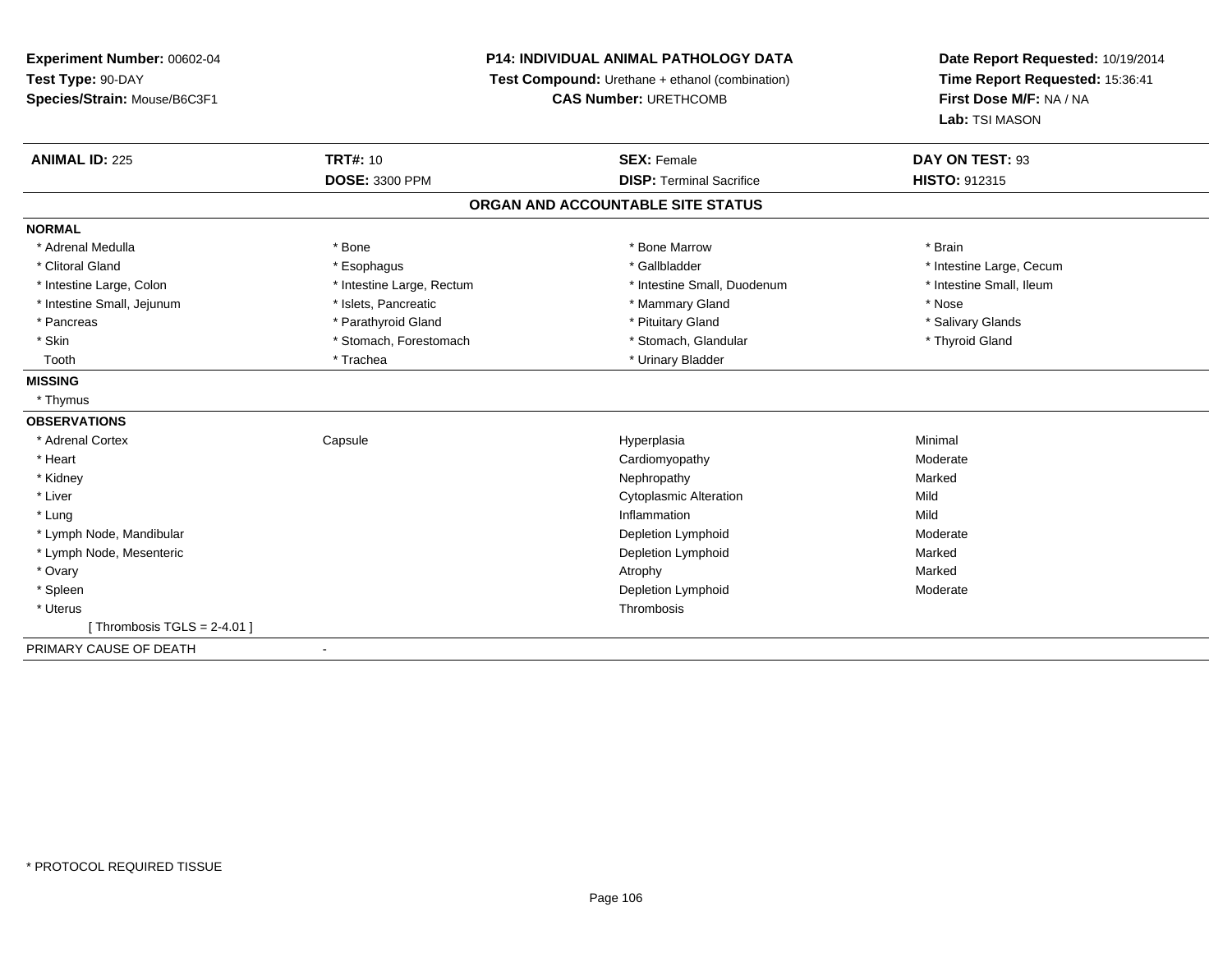**Experiment Number:** 00602-04
**Test Type:** 90-DAY
**Species/Strain:** Mouse/B6C3F1

**P14: INDIVIDUAL ANIMAL PATHOLOGY DATA**
**Test Compound:** Urethane + ethanol (combination)
**CAS Number:** URETHCOMB

**Date Report Requested:** 10/19/2014
**Time Report Requested:** 15:36:41
**First Dose M/F:** NA / NA
**Lab:** TSI MASON

| **ANIMAL ID:** 225 | **TRT#:** 10 | **SEX:** Female | **DAY ON TEST:** 93 |
|---|---|---|---|
| | **DOSE:** 3300 PPM | **DISP:** Terminal Sacrifice | **HISTO:** 912315 |

## ORGAN AND ACCOUNTABLE SITE STATUS

**NORMAL**

| | | | |
|---|---|---|---|
| * Adrenal Medulla | * Bone | * Bone Marrow | * Brain |
| * Clitoral Gland | * Esophagus | * Gallbladder | * Intestine Large, Cecum |
| * Intestine Large, Colon | * Intestine Large, Rectum | * Intestine Small, Duodenum | * Intestine Small, Ileum |
| * Intestine Small, Jejunum | * Islets, Pancreatic | * Mammary Gland | * Nose |
| * Pancreas | * Parathyroid Gland | * Pituitary Gland | * Salivary Glands |
| * Skin | * Stomach, Forestomach | * Stomach, Glandular | * Thyroid Gland |
| Tooth | * Trachea | * Urinary Bladder | |

**MISSING**

* Thymus

**OBSERVATIONS**

| | | | |
|---|---|---|---|
| * Adrenal Cortex | Capsule | Hyperplasia | Minimal |
| * Heart | | Cardiomyopathy | Moderate |
| * Kidney | | Nephropathy | Marked |
| * Liver | | Cytoplasmic Alteration | Mild |
| * Lung | | Inflammation | Mild |
| * Lymph Node, Mandibular | | Depletion Lymphoid | Moderate |
| * Lymph Node, Mesenteric | | Depletion Lymphoid | Marked |
| * Ovary | | Atrophy | Marked |
| * Spleen | | Depletion Lymphoid | Moderate |
| * Uterus | | Thrombosis | |
| [ Thrombosis TGLS = 2-4.01 ] | | | |

PRIMARY CAUSE OF DEATH -

* PROTOCOL REQUIRED TISSUE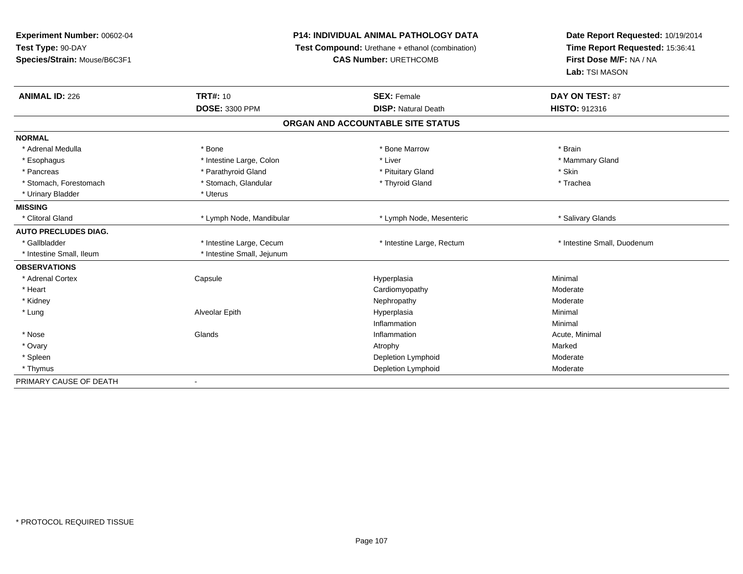**Experiment Number:** 00602-04
**Test Type:** 90-DAY
**Species/Strain:** Mouse/B6C3F1

**P14: INDIVIDUAL ANIMAL PATHOLOGY DATA**
**Test Compound:** Urethane + ethanol (combination)
**CAS Number:** URETHCOMB

**Date Report Requested:** 10/19/2014
**Time Report Requested:** 15:36:41
**First Dose M/F:** NA / NA
**Lab:** TSI MASON

| **ANIMAL ID:** 226 | **TRT#:** 10 | **SEX:** Female | **DAY ON TEST:** 87 |
|---|---|---|---|
| | **DOSE:** 3300 PPM | **DISP:** Natural Death | **HISTO:** 912316 |

## ORGAN AND ACCOUNTABLE SITE STATUS

| | | | |
|---|---|---|---|
| **NORMAL** | | | |
| * Adrenal Medulla | * Bone | * Bone Marrow | * Brain |
| * Esophagus | * Intestine Large, Colon | * Liver | * Mammary Gland |
| * Pancreas | * Parathyroid Gland | * Pituitary Gland | * Skin |
| * Stomach, Forestomach | * Stomach, Glandular | * Thyroid Gland | * Trachea |
| * Urinary Bladder | * Uterus | | |
| **MISSING** | | | |
| * Clitoral Gland | * Lymph Node, Mandibular | * Lymph Node, Mesenteric | * Salivary Glands |
| **AUTO PRECLUDES DIAG.** | | | |
| * Gallbladder | * Intestine Large, Cecum | * Intestine Large, Rectum | * Intestine Small, Duodenum |
| * Intestine Small, Ileum | * Intestine Small, Jejunum | | |
| **OBSERVATIONS** | | | |
| * Adrenal Cortex | Capsule | Hyperplasia | Minimal |
| * Heart | | Cardiomyopathy | Moderate |
| * Kidney | | Nephropathy | Moderate |
| * Lung | Alveolar Epith | Hyperplasia | Minimal |
| | | Inflammation | Minimal |
| * Nose | Glands | Inflammation | Acute, Minimal |
| * Ovary | | Atrophy | Marked |
| * Spleen | | Depletion Lymphoid | Moderate |
| * Thymus | | Depletion Lymphoid | Moderate |
| PRIMARY CAUSE OF DEATH | - | | |

\* PROTOCOL REQUIRED TISSUE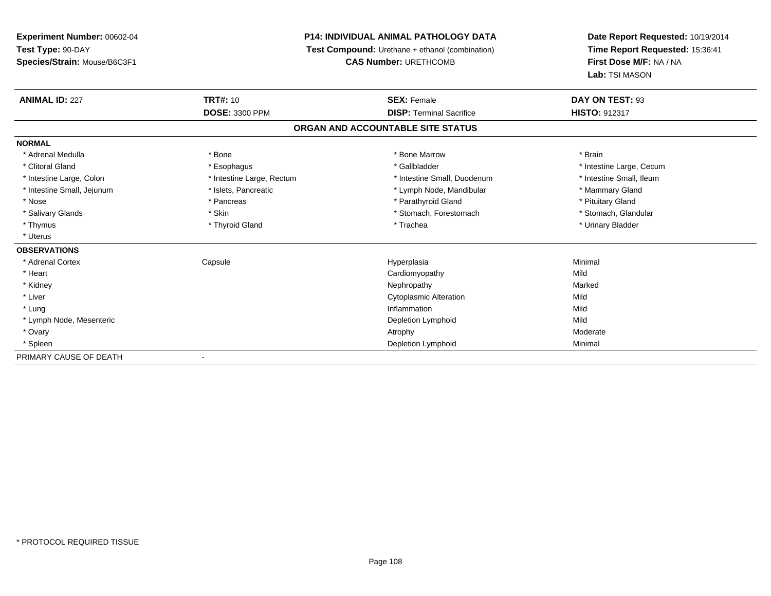**Experiment Number:** 00602-04
**Test Type:** 90-DAY
**Species/Strain:** Mouse/B6C3F1

# P14: INDIVIDUAL ANIMAL PATHOLOGY DATA

**Test Compound:** Urethane + ethanol (combination)
**CAS Number:** URETHCOMB

**Date Report Requested:** 10/19/2014
**Time Report Requested:** 15:36:41
**First Dose M/F:** NA / NA
**Lab:** TSI MASON

| **ANIMAL ID:** 227 | **TRT#:** 10 | **SEX:** Female | **DAY ON TEST:** 93 |
|---|---|---|---|
| | **DOSE:** 3300 PPM | **DISP:** Terminal Sacrifice | **HISTO:** 912317 |

## ORGAN AND ACCOUNTABLE SITE STATUS

**NORMAL**

| | | | |
|---|---|---|---|
| * Adrenal Medulla | * Bone | * Bone Marrow | * Brain |
| * Clitoral Gland | * Esophagus | * Gallbladder | * Intestine Large, Cecum |
| * Intestine Large, Colon | * Intestine Large, Rectum | * Intestine Small, Duodenum | * Intestine Small, Ileum |
| * Intestine Small, Jejunum | * Islets, Pancreatic | * Lymph Node, Mandibular | * Mammary Gland |
| * Nose | * Pancreas | * Parathyroid Gland | * Pituitary Gland |
| * Salivary Glands | * Skin | * Stomach, Forestomach | * Stomach, Glandular |
| * Thymus | * Thyroid Gland | * Trachea | * Urinary Bladder |
| * Uterus | | | |

**OBSERVATIONS**

| | | | |
|---|---|---|---|
| * Adrenal Cortex | Capsule | Hyperplasia | Minimal |
| * Heart | | Cardiomyopathy | Mild |
| * Kidney | | Nephropathy | Marked |
| * Liver | | Cytoplasmic Alteration | Mild |
| * Lung | | Inflammation | Mild |
| * Lymph Node, Mesenteric | | Depletion Lymphoid | Mild |
| * Ovary | | Atrophy | Moderate |
| * Spleen | | Depletion Lymphoid | Minimal |

PRIMARY CAUSE OF DEATH -

\* PROTOCOL REQUIRED TISSUE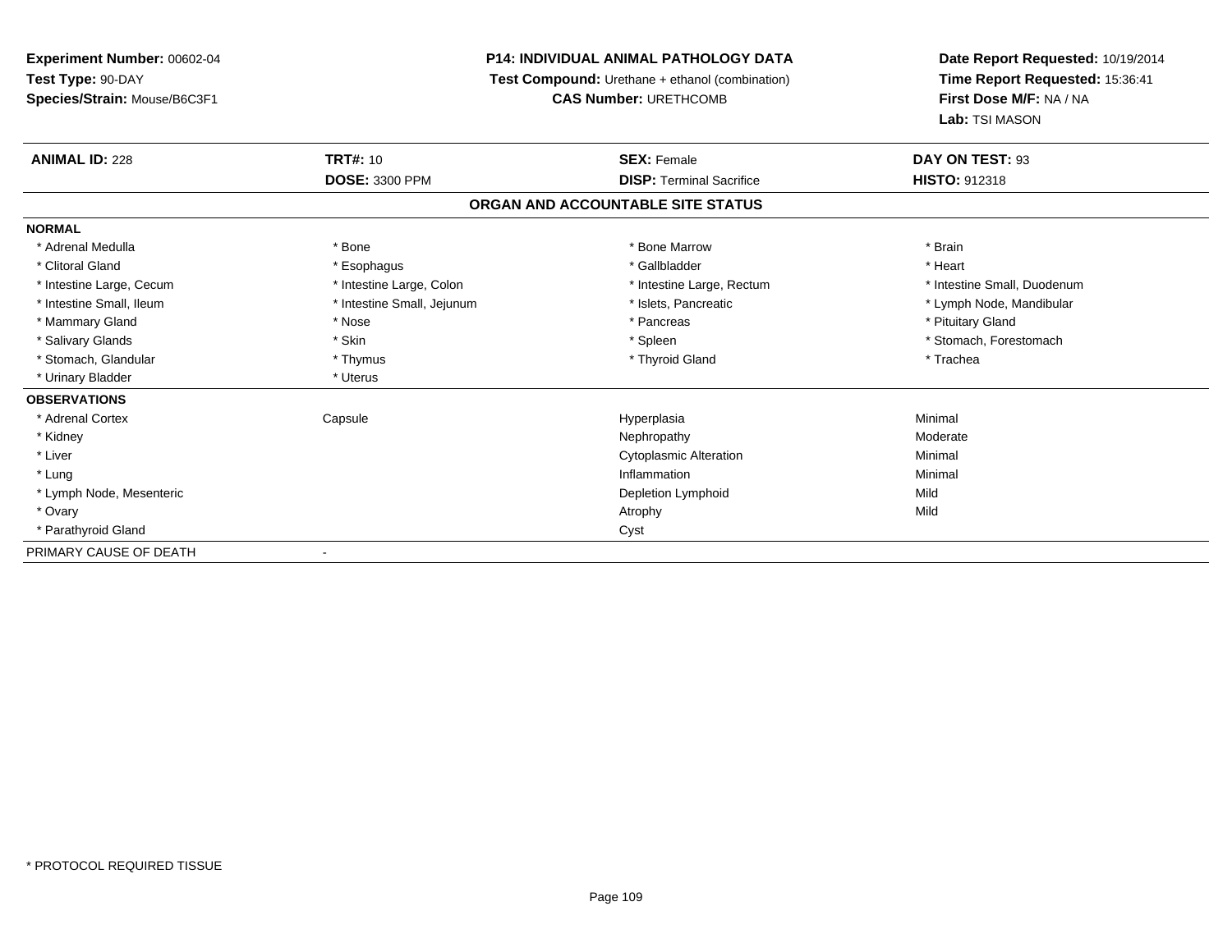**Experiment Number:** 00602-04
**Test Type:** 90-DAY
**Species/Strain:** Mouse/B6C3F1

**P14: INDIVIDUAL ANIMAL PATHOLOGY DATA**
**Test Compound:** Urethane + ethanol (combination)
**CAS Number:** URETHCOMB

**Date Report Requested:** 10/19/2014
**Time Report Requested:** 15:36:41
**First Dose M/F:** NA / NA
**Lab:** TSI MASON

| **ANIMAL ID:** 228 | **TRT#:** 10 | **SEX:** Female | **DAY ON TEST:** 93 |
|---|---|---|---|
| | **DOSE:** 3300 PPM | **DISP:** Terminal Sacrifice | **HISTO:** 912318 |

## ORGAN AND ACCOUNTABLE SITE STATUS

| | | | |
|---|---|---|---|
| **NORMAL** | | | |
| * Adrenal Medulla | * Bone | * Bone Marrow | * Brain |
| * Clitoral Gland | * Esophagus | * Gallbladder | * Heart |
| * Intestine Large, Cecum | * Intestine Large, Colon | * Intestine Large, Rectum | * Intestine Small, Duodenum |
| * Intestine Small, Ileum | * Intestine Small, Jejunum | * Islets, Pancreatic | * Lymph Node, Mandibular |
| * Mammary Gland | * Nose | * Pancreas | * Pituitary Gland |
| * Salivary Glands | * Skin | * Spleen | * Stomach, Forestomach |
| * Stomach, Glandular | * Thymus | * Thyroid Gland | * Trachea |
| * Urinary Bladder | * Uterus | | |
| **OBSERVATIONS** | | | |
| * Adrenal Cortex | Capsule | Hyperplasia | Minimal |
| * Kidney | | Nephropathy | Moderate |
| * Liver | | Cytoplasmic Alteration | Minimal |
| * Lung | | Inflammation | Minimal |
| * Lymph Node, Mesenteric | | Depletion Lymphoid | Mild |
| * Ovary | | Atrophy | Mild |
| * Parathyroid Gland | | Cyst | |
| PRIMARY CAUSE OF DEATH | - | | |

* PROTOCOL REQUIRED TISSUE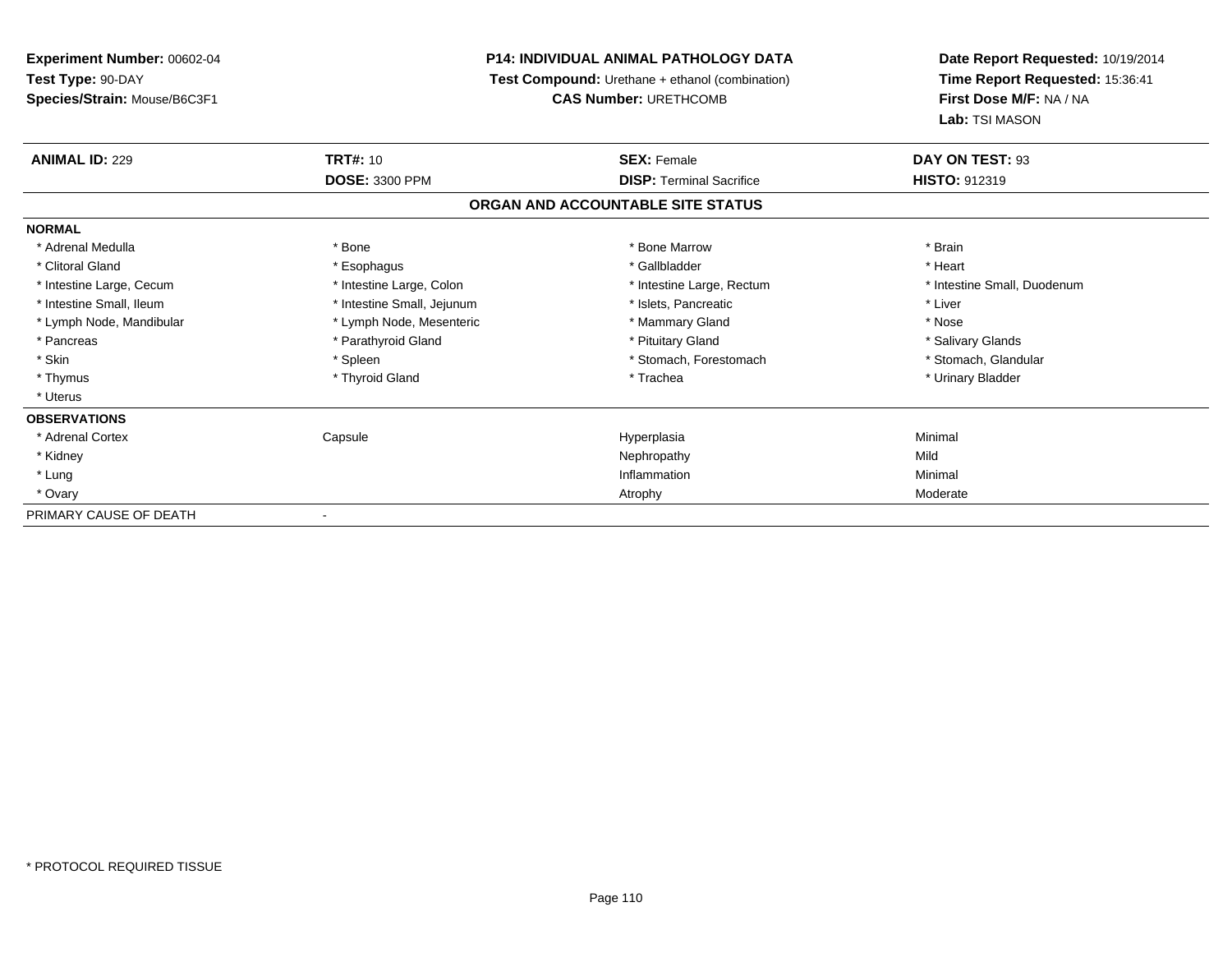**Experiment Number:** 00602-04
**Test Type:** 90-DAY
**Species/Strain:** Mouse/B6C3F1

**P14: INDIVIDUAL ANIMAL PATHOLOGY DATA**
**Test Compound:** Urethane + ethanol (combination)
**CAS Number:** URETHCOMB

**Date Report Requested:** 10/19/2014
**Time Report Requested:** 15:36:41
**First Dose M/F:** NA / NA
**Lab:** TSI MASON

| **ANIMAL ID:** 229 | **TRT#:** 10 | **SEX:** Female | **DAY ON TEST:** 93 |
|---|---|---|---|
| | **DOSE:** 3300 PPM | **DISP:** Terminal Sacrifice | **HISTO:** 912319 |

## ORGAN AND ACCOUNTABLE SITE STATUS

**NORMAL**

| | | | |
|---|---|---|---|
| * Adrenal Medulla | * Bone | * Bone Marrow | * Brain |
| * Clitoral Gland | * Esophagus | * Gallbladder | * Heart |
| * Intestine Large, Cecum | * Intestine Large, Colon | * Intestine Large, Rectum | * Intestine Small, Duodenum |
| * Intestine Small, Ileum | * Intestine Small, Jejunum | * Islets, Pancreatic | * Liver |
| * Lymph Node, Mandibular | * Lymph Node, Mesenteric | * Mammary Gland | * Nose |
| * Pancreas | * Parathyroid Gland | * Pituitary Gland | * Salivary Glands |
| * Skin | * Spleen | * Stomach, Forestomach | * Stomach, Glandular |
| * Thymus | * Thyroid Gland | * Trachea | * Urinary Bladder |
| * Uterus | | | |

**OBSERVATIONS**

| | | | |
|---|---|---|---|
| * Adrenal Cortex | Capsule | Hyperplasia | Minimal |
| * Kidney | | Nephropathy | Mild |
| * Lung | | Inflammation | Minimal |
| * Ovary | | Atrophy | Moderate |

PRIMARY CAUSE OF DEATH -

* PROTOCOL REQUIRED TISSUE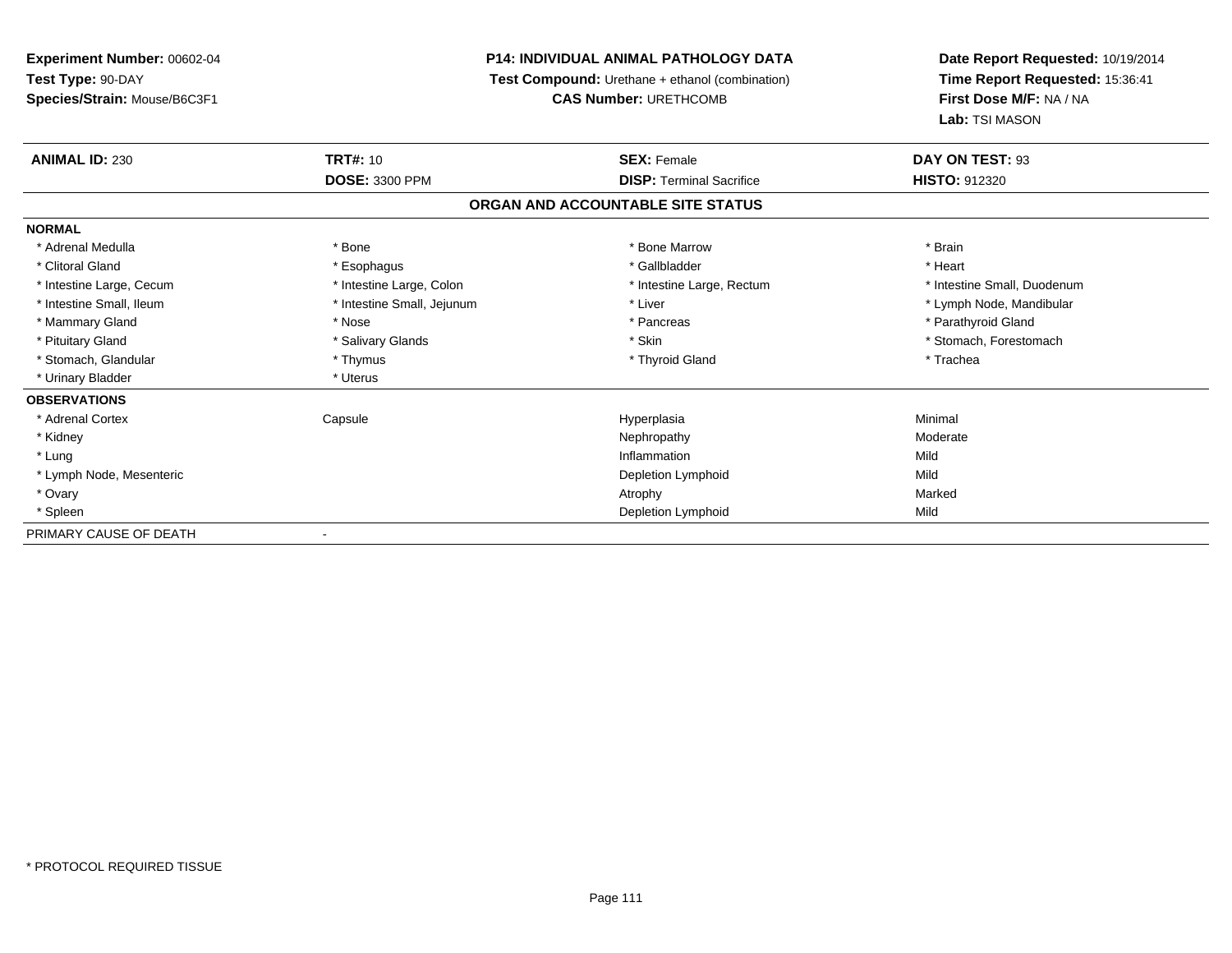**Experiment Number:** 00602-04
**Test Type:** 90-DAY
**Species/Strain:** Mouse/B6C3F1

**P14: INDIVIDUAL ANIMAL PATHOLOGY DATA**
**Test Compound:** Urethane + ethanol (combination)
**CAS Number:** URETHCOMB

**Date Report Requested:** 10/19/2014
**Time Report Requested:** 15:36:41
**First Dose M/F:** NA / NA
**Lab:** TSI MASON

| **ANIMAL ID:** 230 | **TRT#:** 10 | **SEX:** Female | **DAY ON TEST:** 93 |
|---|---|---|---|
| | **DOSE:** 3300 PPM | **DISP:** Terminal Sacrifice | **HISTO:** 912320 |

**ORGAN AND ACCOUNTABLE SITE STATUS**

**NORMAL**

| | | | |
|---|---|---|---|
| * Adrenal Medulla | * Bone | * Bone Marrow | * Brain |
| * Clitoral Gland | * Esophagus | * Gallbladder | * Heart |
| * Intestine Large, Cecum | * Intestine Large, Colon | * Intestine Large, Rectum | * Intestine Small, Duodenum |
| * Intestine Small, Ileum | * Intestine Small, Jejunum | * Liver | * Lymph Node, Mandibular |
| * Mammary Gland | * Nose | * Pancreas | * Parathyroid Gland |
| * Pituitary Gland | * Salivary Glands | * Skin | * Stomach, Forestomach |
| * Stomach, Glandular | * Thymus | * Thyroid Gland | * Trachea |
| * Urinary Bladder | * Uterus | | |

**OBSERVATIONS**

| | | | |
|---|---|---|---|
| * Adrenal Cortex | Capsule | Hyperplasia | Minimal |
| * Kidney | | Nephropathy | Moderate |
| * Lung | | Inflammation | Mild |
| * Lymph Node, Mesenteric | | Depletion Lymphoid | Mild |
| * Ovary | | Atrophy | Marked |
| * Spleen | | Depletion Lymphoid | Mild |

PRIMARY CAUSE OF DEATH -

* PROTOCOL REQUIRED TISSUE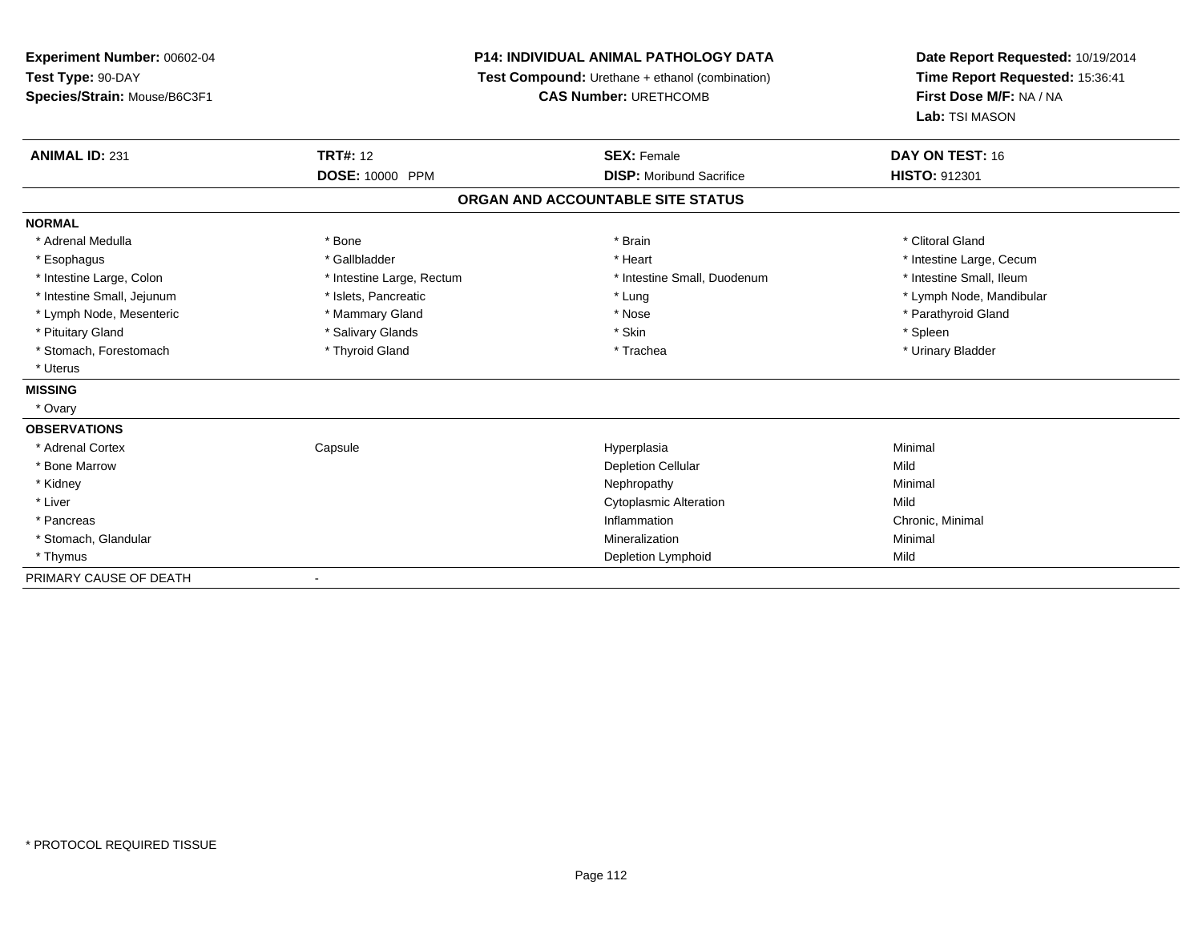**Experiment Number:** 00602-04
**Test Type:** 90-DAY
**Species/Strain:** Mouse/B6C3F1

**P14: INDIVIDUAL ANIMAL PATHOLOGY DATA**
**Test Compound:** Urethane + ethanol (combination)
**CAS Number:** URETHCOMB

**Date Report Requested:** 10/19/2014
**Time Report Requested:** 15:36:41
**First Dose M/F:** NA / NA
**Lab:** TSI MASON

| **ANIMAL ID:** 231 | **TRT#:** 12 | **SEX:** Female | **DAY ON TEST:** 16 |
|---|---|---|---|
| | **DOSE:** 10000 PPM | **DISP:** Moribund Sacrifice | **HISTO:** 912301 |

## ORGAN AND ACCOUNTABLE SITE STATUS

**NORMAL**

| | | | |
|---|---|---|---|
| * Adrenal Medulla | * Bone | * Brain | * Clitoral Gland |
| * Esophagus | * Gallbladder | * Heart | * Intestine Large, Cecum |
| * Intestine Large, Colon | * Intestine Large, Rectum | * Intestine Small, Duodenum | * Intestine Small, Ileum |
| * Intestine Small, Jejunum | * Islets, Pancreatic | * Lung | * Lymph Node, Mandibular |
| * Lymph Node, Mesenteric | * Mammary Gland | * Nose | * Parathyroid Gland |
| * Pituitary Gland | * Salivary Glands | * Skin | * Spleen |
| * Stomach, Forestomach | * Thyroid Gland | * Trachea | * Urinary Bladder |
| * Uterus | | | |

**MISSING**

* Ovary

**OBSERVATIONS**

| | | | |
|---|---|---|---|
| * Adrenal Cortex | Capsule | Hyperplasia | Minimal |
| * Bone Marrow | | Depletion Cellular | Mild |
| * Kidney | | Nephropathy | Minimal |
| * Liver | | Cytoplasmic Alteration | Mild |
| * Pancreas | | Inflammation | Chronic, Minimal |
| * Stomach, Glandular | | Mineralization | Minimal |
| * Thymus | | Depletion Lymphoid | Mild |

PRIMARY CAUSE OF DEATH -

\* PROTOCOL REQUIRED TISSUE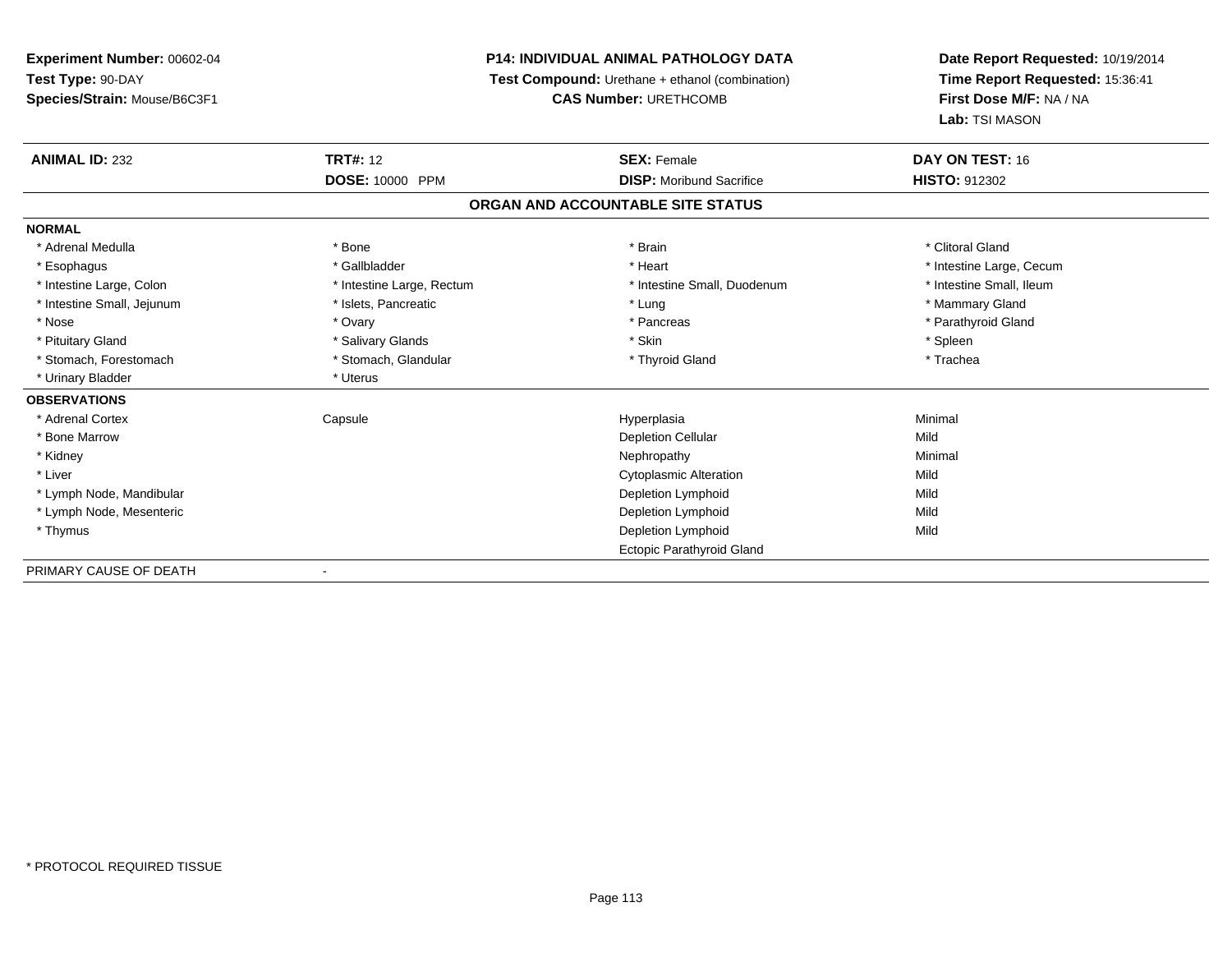**Experiment Number:** 00602-04
**Test Type:** 90-DAY
**Species/Strain:** Mouse/B6C3F1

**P14: INDIVIDUAL ANIMAL PATHOLOGY DATA**
**Test Compound:** Urethane + ethanol (combination)
**CAS Number:** URETHCOMB

**Date Report Requested:** 10/19/2014
**Time Report Requested:** 15:36:41
**First Dose M/F:** NA / NA
**Lab:** TSI MASON

| **ANIMAL ID:** 232 | **TRT#:** 12 | **SEX:** Female | **DAY ON TEST:** 16 |
|---|---|---|---|
| | **DOSE:** 10000 PPM | **DISP:** Moribund Sacrifice | **HISTO:** 912302 |

## ORGAN AND ACCOUNTABLE SITE STATUS

**NORMAL**

| | | | |
|---|---|---|---|
| * Adrenal Medulla | * Bone | * Brain | * Clitoral Gland |
| * Esophagus | * Gallbladder | * Heart | * Intestine Large, Cecum |
| * Intestine Large, Colon | * Intestine Large, Rectum | * Intestine Small, Duodenum | * Intestine Small, Ileum |
| * Intestine Small, Jejunum | * Islets, Pancreatic | * Lung | * Mammary Gland |
| * Nose | * Ovary | * Pancreas | * Parathyroid Gland |
| * Pituitary Gland | * Salivary Glands | * Skin | * Spleen |
| * Stomach, Forestomach | * Stomach, Glandular | * Thyroid Gland | * Trachea |
| * Urinary Bladder | * Uterus | | |

**OBSERVATIONS**

| | | | |
|---|---|---|---|
| * Adrenal Cortex | Capsule | Hyperplasia | Minimal |
| * Bone Marrow | | Depletion Cellular | Mild |
| * Kidney | | Nephropathy | Minimal |
| * Liver | | Cytoplasmic Alteration | Mild |
| * Lymph Node, Mandibular | | Depletion Lymphoid | Mild |
| * Lymph Node, Mesenteric | | Depletion Lymphoid | Mild |
| * Thymus | | Depletion Lymphoid | Mild |
| | | Ectopic Parathyroid Gland | |

PRIMARY CAUSE OF DEATH -

\* PROTOCOL REQUIRED TISSUE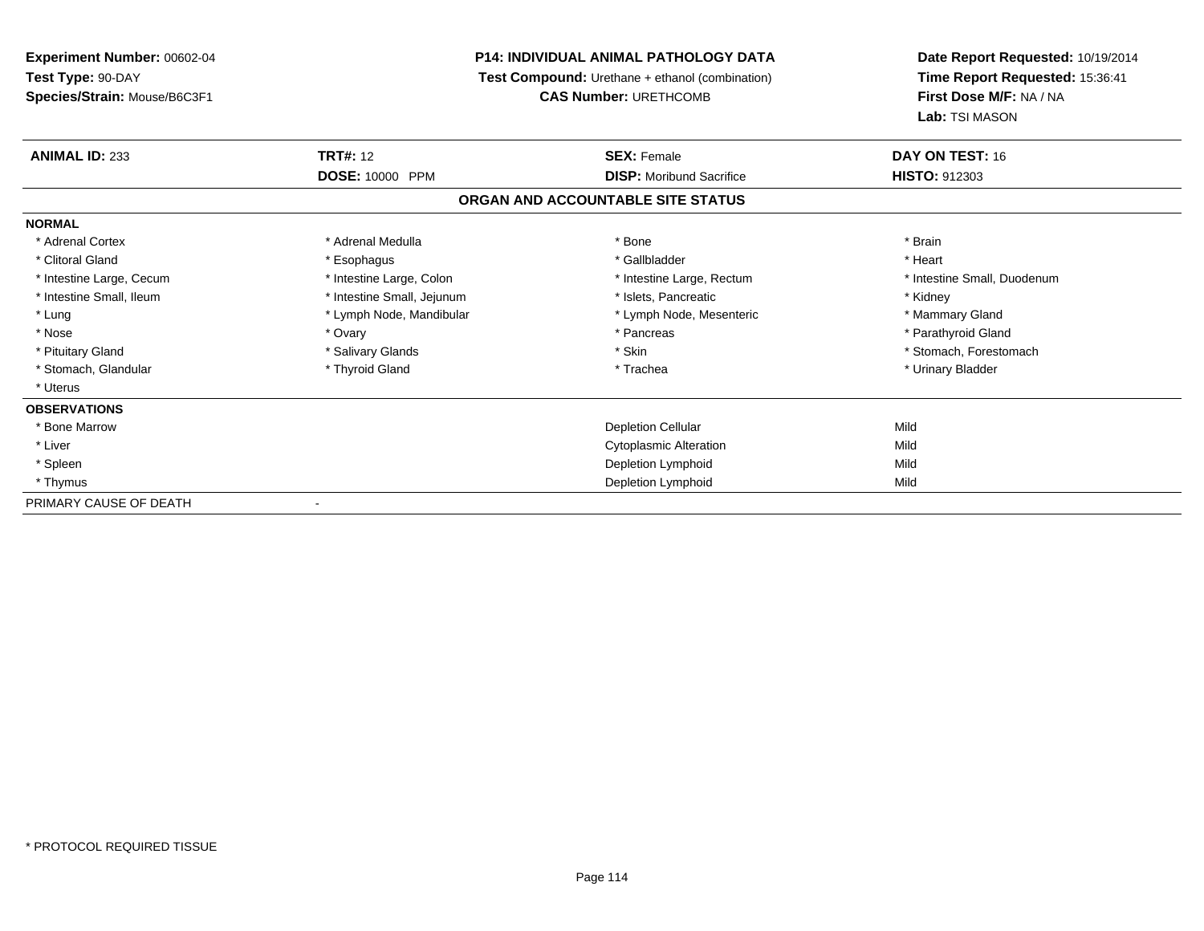**Experiment Number:** 00602-04
**Test Type:** 90-DAY
**Species/Strain:** Mouse/B6C3F1

**P14: INDIVIDUAL ANIMAL PATHOLOGY DATA**
**Test Compound:** Urethane + ethanol (combination)
**CAS Number:** URETHCOMB

**Date Report Requested:** 10/19/2014
**Time Report Requested:** 15:36:41
**First Dose M/F:** NA / NA
**Lab:** TSI MASON

| **ANIMAL ID:** 233 | **TRT#:** 12 | **SEX:** Female | **DAY ON TEST:** 16 |
|---|---|---|---|
| | **DOSE:** 10000 PPM | **DISP:** Moribund Sacrifice | **HISTO:** 912303 |

## ORGAN AND ACCOUNTABLE SITE STATUS

**NORMAL**

| | | | |
|---|---|---|---|
| * Adrenal Cortex | * Adrenal Medulla | * Bone | * Brain |
| * Clitoral Gland | * Esophagus | * Gallbladder | * Heart |
| * Intestine Large, Cecum | * Intestine Large, Colon | * Intestine Large, Rectum | * Intestine Small, Duodenum |
| * Intestine Small, Ileum | * Intestine Small, Jejunum | * Islets, Pancreatic | * Kidney |
| * Lung | * Lymph Node, Mandibular | * Lymph Node, Mesenteric | * Mammary Gland |
| * Nose | * Ovary | * Pancreas | * Parathyroid Gland |
| * Pituitary Gland | * Salivary Glands | * Skin | * Stomach, Forestomach |
| * Stomach, Glandular | * Thyroid Gland | * Trachea | * Urinary Bladder |
| * Uterus | | | |

**OBSERVATIONS**

| | | |
|---|---|---|
| * Bone Marrow | Depletion Cellular | Mild |
| * Liver | Cytoplasmic Alteration | Mild |
| * Spleen | Depletion Lymphoid | Mild |
| * Thymus | Depletion Lymphoid | Mild |

PRIMARY CAUSE OF DEATH -

* PROTOCOL REQUIRED TISSUE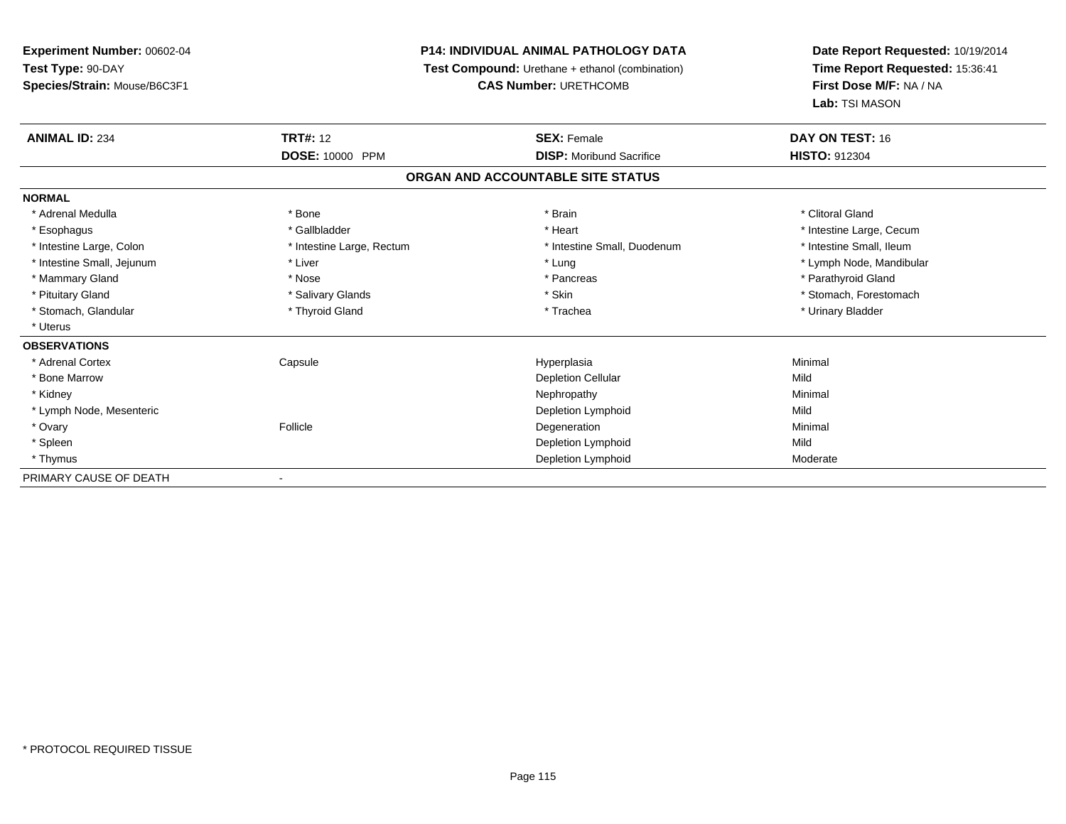**Experiment Number:** 00602-04
**Test Type:** 90-DAY
**Species/Strain:** Mouse/B6C3F1

**P14: INDIVIDUAL ANIMAL PATHOLOGY DATA**
**Test Compound:** Urethane + ethanol (combination)
**CAS Number:** URETHCOMB

**Date Report Requested:** 10/19/2014
**Time Report Requested:** 15:36:41
**First Dose M/F:** NA / NA
**Lab:** TSI MASON

| **ANIMAL ID:** 234 | **TRT#:** 12 | **SEX:** Female | **DAY ON TEST:** 16 |
|---|---|---|---|
| | **DOSE:** 10000 PPM | **DISP:** Moribund Sacrifice | **HISTO:** 912304 |

## ORGAN AND ACCOUNTABLE SITE STATUS

**NORMAL**

| | | | |
|---|---|---|---|
| * Adrenal Medulla | * Bone | * Brain | * Clitoral Gland |
| * Esophagus | * Gallbladder | * Heart | * Intestine Large, Cecum |
| * Intestine Large, Colon | * Intestine Large, Rectum | * Intestine Small, Duodenum | * Intestine Small, Ileum |
| * Intestine Small, Jejunum | * Liver | * Lung | * Lymph Node, Mandibular |
| * Mammary Gland | * Nose | * Pancreas | * Parathyroid Gland |
| * Pituitary Gland | * Salivary Glands | * Skin | * Stomach, Forestomach |
| * Stomach, Glandular | * Thyroid Gland | * Trachea | * Urinary Bladder |
| * Uterus | | | |

**OBSERVATIONS**

| | | | |
|---|---|---|---|
| * Adrenal Cortex | Capsule | Hyperplasia | Minimal |
| * Bone Marrow | | Depletion Cellular | Mild |
| * Kidney | | Nephropathy | Minimal |
| * Lymph Node, Mesenteric | | Depletion Lymphoid | Mild |
| * Ovary | Follicle | Degeneration | Minimal |
| * Spleen | | Depletion Lymphoid | Mild |
| * Thymus | | Depletion Lymphoid | Moderate |

PRIMARY CAUSE OF DEATH -

* PROTOCOL REQUIRED TISSUE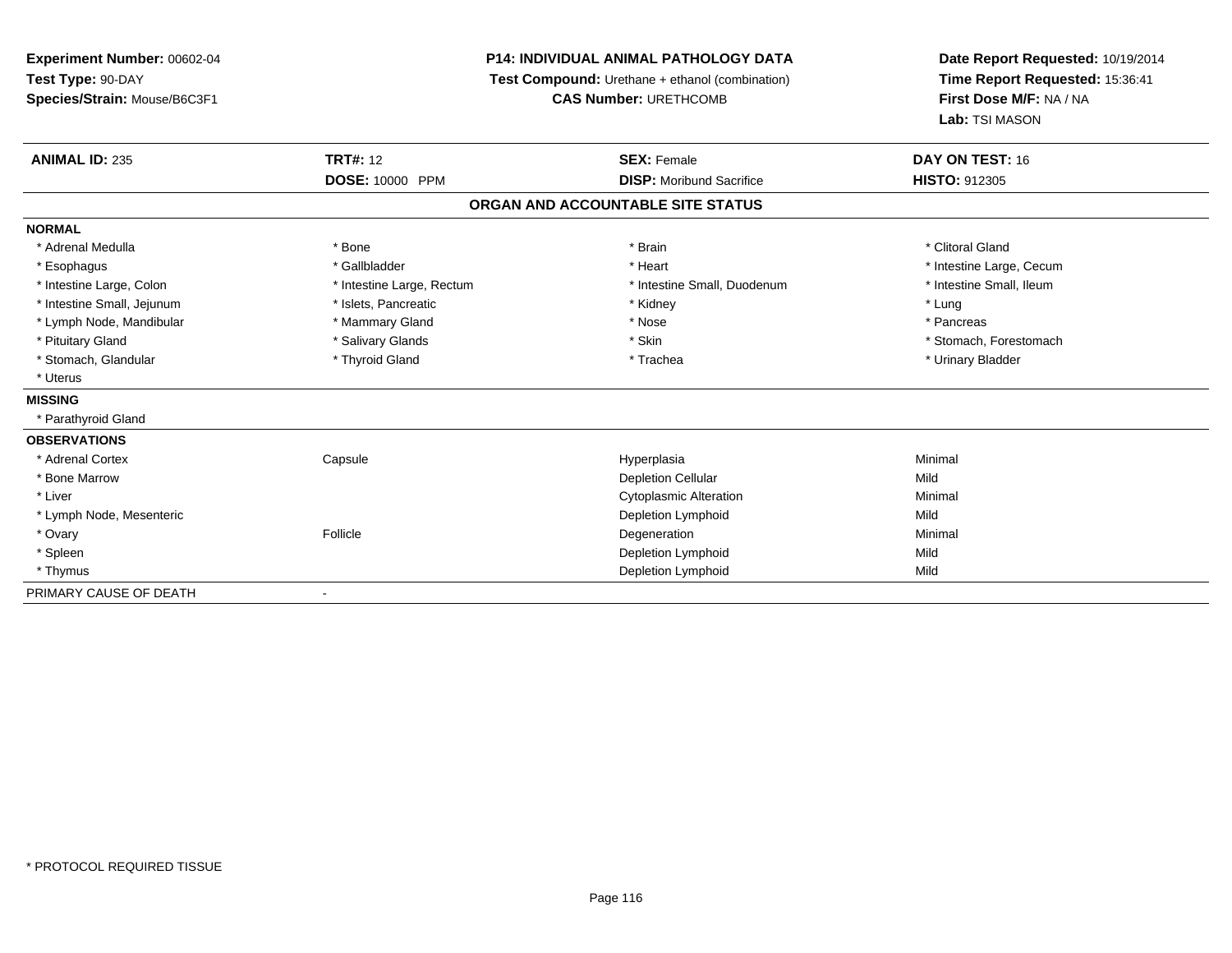**Experiment Number:** 00602-04
**Test Type:** 90-DAY
**Species/Strain:** Mouse/B6C3F1

**P14: INDIVIDUAL ANIMAL PATHOLOGY DATA**
**Test Compound:** Urethane + ethanol (combination)
**CAS Number:** URETHCOMB

**Date Report Requested:** 10/19/2014
**Time Report Requested:** 15:36:41
**First Dose M/F:** NA / NA
**Lab:** TSI MASON

| **ANIMAL ID:** 235 | **TRT#:** 12 | **SEX:** Female | **DAY ON TEST:** 16 |
|---|---|---|---|
| | **DOSE:** 10000 PPM | **DISP:** Moribund Sacrifice | **HISTO:** 912305 |

## ORGAN AND ACCOUNTABLE SITE STATUS

**NORMAL**

| | | | |
|---|---|---|---|
| * Adrenal Medulla | * Bone | * Brain | * Clitoral Gland |
| * Esophagus | * Gallbladder | * Heart | * Intestine Large, Cecum |
| * Intestine Large, Colon | * Intestine Large, Rectum | * Intestine Small, Duodenum | * Intestine Small, Ileum |
| * Intestine Small, Jejunum | * Islets, Pancreatic | * Kidney | * Lung |
| * Lymph Node, Mandibular | * Mammary Gland | * Nose | * Pancreas |
| * Pituitary Gland | * Salivary Glands | * Skin | * Stomach, Forestomach |
| * Stomach, Glandular | * Thyroid Gland | * Trachea | * Urinary Bladder |
| * Uterus | | | |

**MISSING**

* Parathyroid Gland

**OBSERVATIONS**

| | | | |
|---|---|---|---|
| * Adrenal Cortex | Capsule | Hyperplasia | Minimal |
| * Bone Marrow | | Depletion Cellular | Mild |
| * Liver | | Cytoplasmic Alteration | Minimal |
| * Lymph Node, Mesenteric | | Depletion Lymphoid | Mild |
| * Ovary | Follicle | Degeneration | Minimal |
| * Spleen | | Depletion Lymphoid | Mild |
| * Thymus | | Depletion Lymphoid | Mild |

PRIMARY CAUSE OF DEATH -

* PROTOCOL REQUIRED TISSUE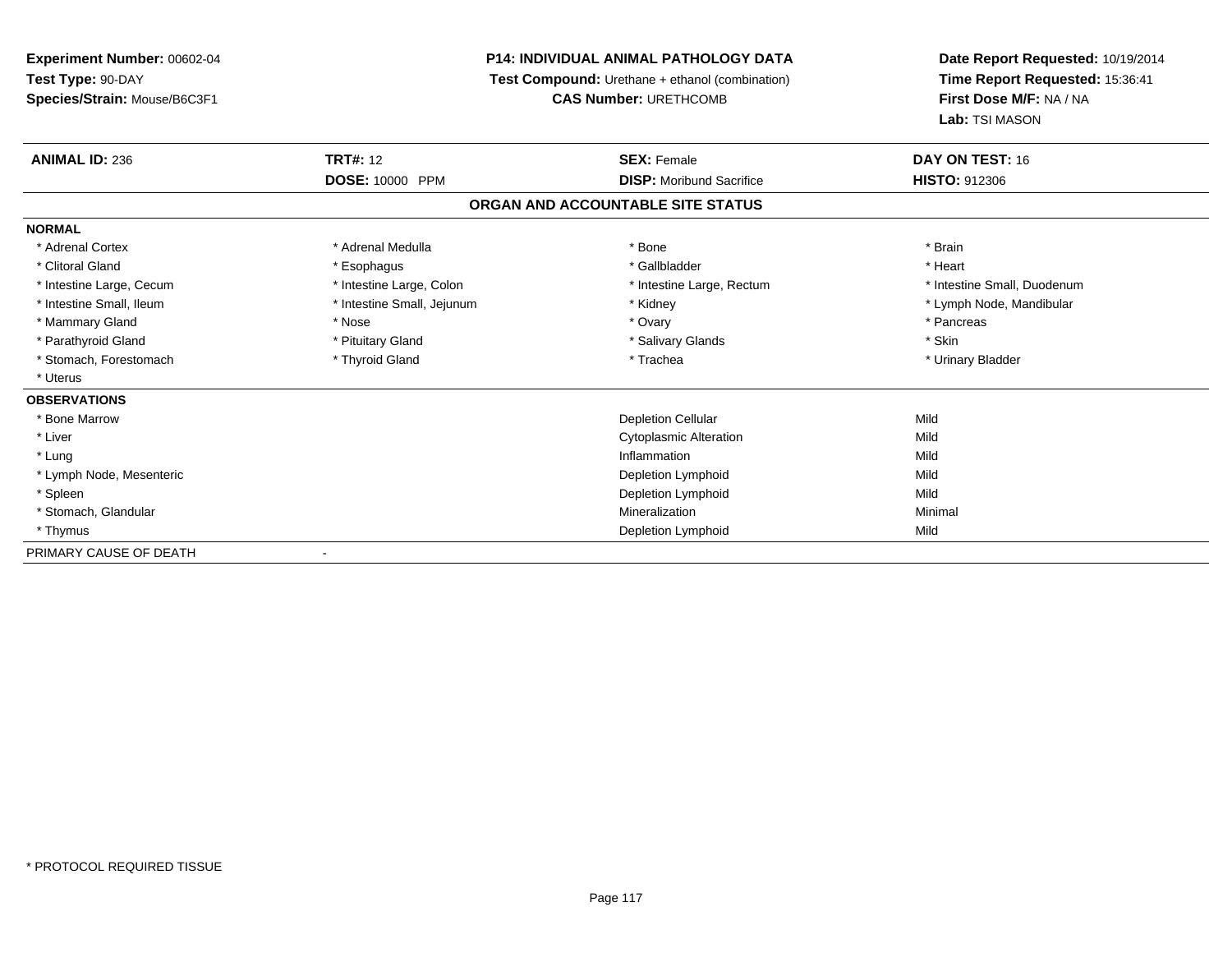**Experiment Number:** 00602-04
**Test Type:** 90-DAY
**Species/Strain:** Mouse/B6C3F1

**P14: INDIVIDUAL ANIMAL PATHOLOGY DATA**
**Test Compound:** Urethane + ethanol (combination)
**CAS Number:** URETHCOMB

**Date Report Requested:** 10/19/2014
**Time Report Requested:** 15:36:41
**First Dose M/F:** NA / NA
**Lab:** TSI MASON

| **ANIMAL ID:** 236 | **TRT#:** 12 | **SEX:** Female | **DAY ON TEST:** 16 |
|---|---|---|---|
| | **DOSE:** 10000 PPM | **DISP:** Moribund Sacrifice | **HISTO:** 912306 |

## ORGAN AND ACCOUNTABLE SITE STATUS

**NORMAL**

| | | | |
|---|---|---|---|
| * Adrenal Cortex | * Adrenal Medulla | * Bone | * Brain |
| * Clitoral Gland | * Esophagus | * Gallbladder | * Heart |
| * Intestine Large, Cecum | * Intestine Large, Colon | * Intestine Large, Rectum | * Intestine Small, Duodenum |
| * Intestine Small, Ileum | * Intestine Small, Jejunum | * Kidney | * Lymph Node, Mandibular |
| * Mammary Gland | * Nose | * Ovary | * Pancreas |
| * Parathyroid Gland | * Pituitary Gland | * Salivary Glands | * Skin |
| * Stomach, Forestomach | * Thyroid Gland | * Trachea | * Urinary Bladder |
| * Uterus | | | |

**OBSERVATIONS**

| | | |
|---|---|---|
| * Bone Marrow | Depletion Cellular | Mild |
| * Liver | Cytoplasmic Alteration | Mild |
| * Lung | Inflammation | Mild |
| * Lymph Node, Mesenteric | Depletion Lymphoid | Mild |
| * Spleen | Depletion Lymphoid | Mild |
| * Stomach, Glandular | Mineralization | Minimal |
| * Thymus | Depletion Lymphoid | Mild |

PRIMARY CAUSE OF DEATH -

* PROTOCOL REQUIRED TISSUE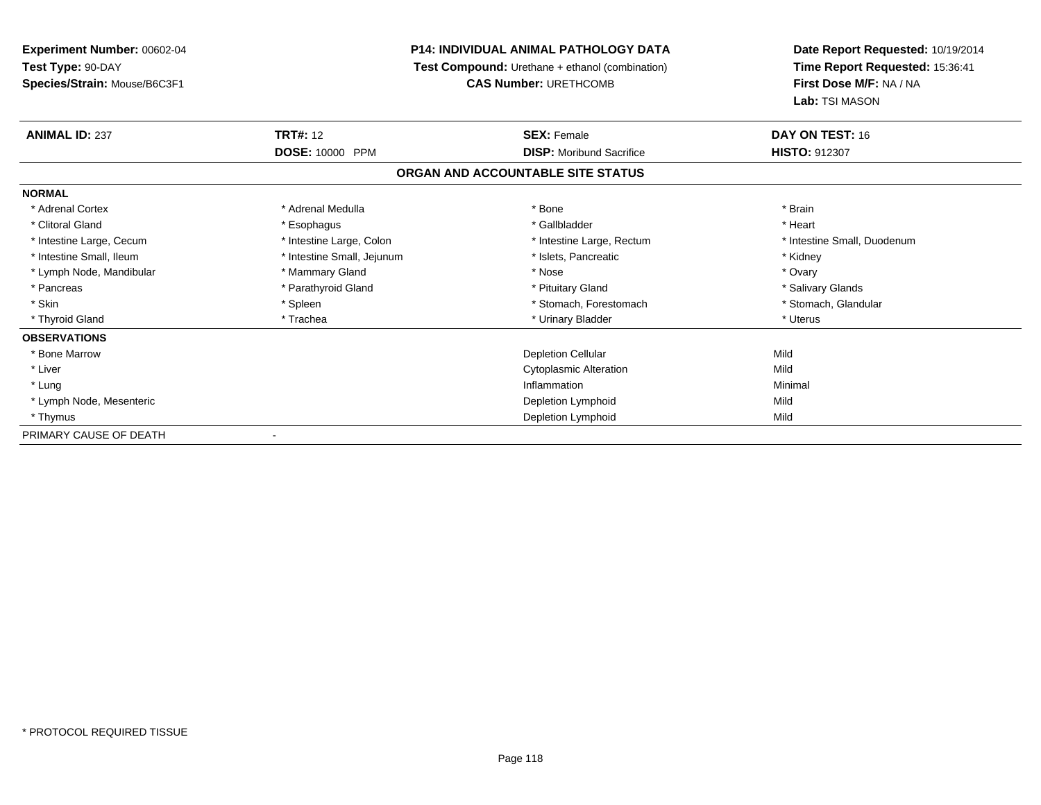**Experiment Number:** 00602-04
**Test Type:** 90-DAY
**Species/Strain:** Mouse/B6C3F1

**P14: INDIVIDUAL ANIMAL PATHOLOGY DATA**
**Test Compound:** Urethane + ethanol (combination)
**CAS Number:** URETHCOMB

**Date Report Requested:** 10/19/2014
**Time Report Requested:** 15:36:41
**First Dose M/F:** NA / NA
**Lab:** TSI MASON

| **ANIMAL ID:** 237 | **TRT#:** 12 | **SEX:** Female | **DAY ON TEST:** 16 |
|---|---|---|---|
| | **DOSE:** 10000 PPM | **DISP:** Moribund Sacrifice | **HISTO:** 912307 |

## ORGAN AND ACCOUNTABLE SITE STATUS

**NORMAL**

| | | | |
|---|---|---|---|
| * Adrenal Cortex | * Adrenal Medulla | * Bone | * Brain |
| * Clitoral Gland | * Esophagus | * Gallbladder | * Heart |
| * Intestine Large, Cecum | * Intestine Large, Colon | * Intestine Large, Rectum | * Intestine Small, Duodenum |
| * Intestine Small, Ileum | * Intestine Small, Jejunum | * Islets, Pancreatic | * Kidney |
| * Lymph Node, Mandibular | * Mammary Gland | * Nose | * Ovary |
| * Pancreas | * Parathyroid Gland | * Pituitary Gland | * Salivary Glands |
| * Skin | * Spleen | * Stomach, Forestomach | * Stomach, Glandular |
| * Thyroid Gland | * Trachea | * Urinary Bladder | * Uterus |

**OBSERVATIONS**

| | | |
|---|---|---|
| * Bone Marrow | Depletion Cellular | Mild |
| * Liver | Cytoplasmic Alteration | Mild |
| * Lung | Inflammation | Minimal |
| * Lymph Node, Mesenteric | Depletion Lymphoid | Mild |
| * Thymus | Depletion Lymphoid | Mild |

PRIMARY CAUSE OF DEATH -

* PROTOCOL REQUIRED TISSUE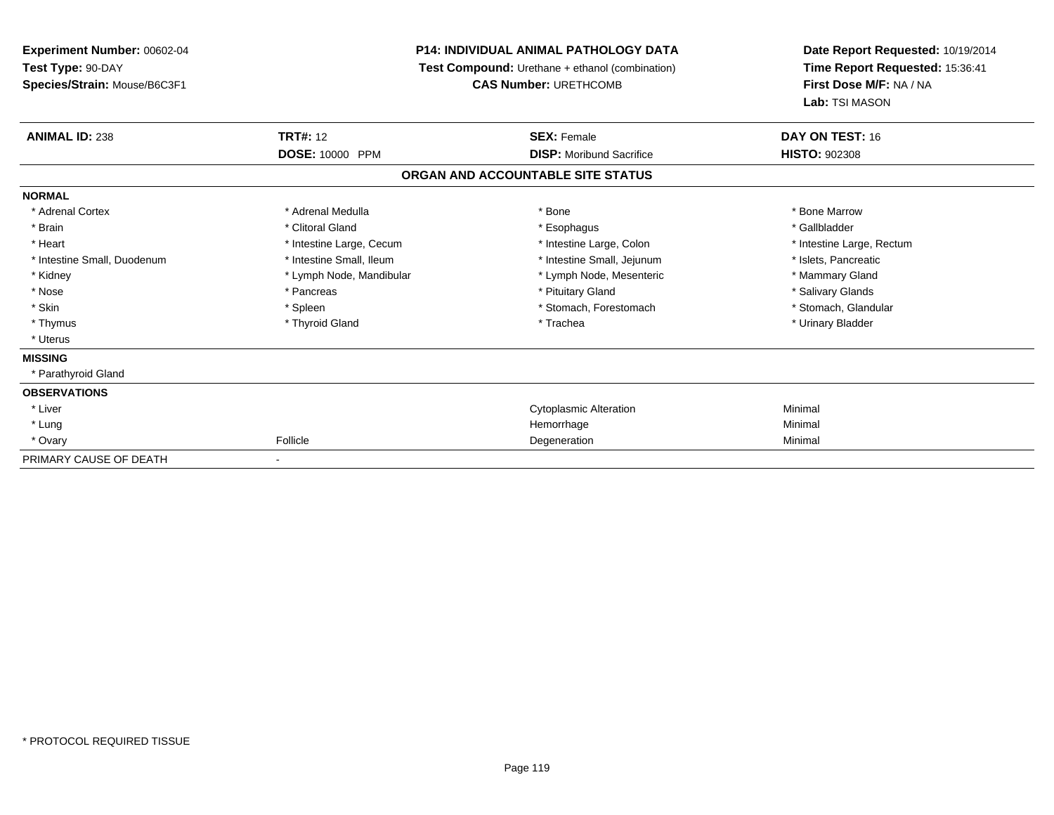**Experiment Number:** 00602-04
**Test Type:** 90-DAY
**Species/Strain:** Mouse/B6C3F1

**P14: INDIVIDUAL ANIMAL PATHOLOGY DATA**
**Test Compound:** Urethane + ethanol (combination)
**CAS Number:** URETHCOMB

**Date Report Requested:** 10/19/2014
**Time Report Requested:** 15:36:41
**First Dose M/F:** NA / NA
**Lab:** TSI MASON

| **ANIMAL ID:** 238 | **TRT#:** 12 | **SEX:** Female | **DAY ON TEST:** 16 |
|---|---|---|---|
| | **DOSE:** 10000 PPM | **DISP:** Moribund Sacrifice | **HISTO:** 902308 |

## ORGAN AND ACCOUNTABLE SITE STATUS

**NORMAL**

| | | | |
|---|---|---|---|
| * Adrenal Cortex | * Adrenal Medulla | * Bone | * Bone Marrow |
| * Brain | * Clitoral Gland | * Esophagus | * Gallbladder |
| * Heart | * Intestine Large, Cecum | * Intestine Large, Colon | * Intestine Large, Rectum |
| * Intestine Small, Duodenum | * Intestine Small, Ileum | * Intestine Small, Jejunum | * Islets, Pancreatic |
| * Kidney | * Lymph Node, Mandibular | * Lymph Node, Mesenteric | * Mammary Gland |
| * Nose | * Pancreas | * Pituitary Gland | * Salivary Glands |
| * Skin | * Spleen | * Stomach, Forestomach | * Stomach, Glandular |
| * Thymus | * Thyroid Gland | * Trachea | * Urinary Bladder |
| * Uterus | | | |

**MISSING**

* Parathyroid Gland

**OBSERVATIONS**

| | | | |
|---|---|---|---|
| * Liver | | Cytoplasmic Alteration | Minimal |
| * Lung | | Hemorrhage | Minimal |
| * Ovary | Follicle | Degeneration | Minimal |

PRIMARY CAUSE OF DEATH -

* PROTOCOL REQUIRED TISSUE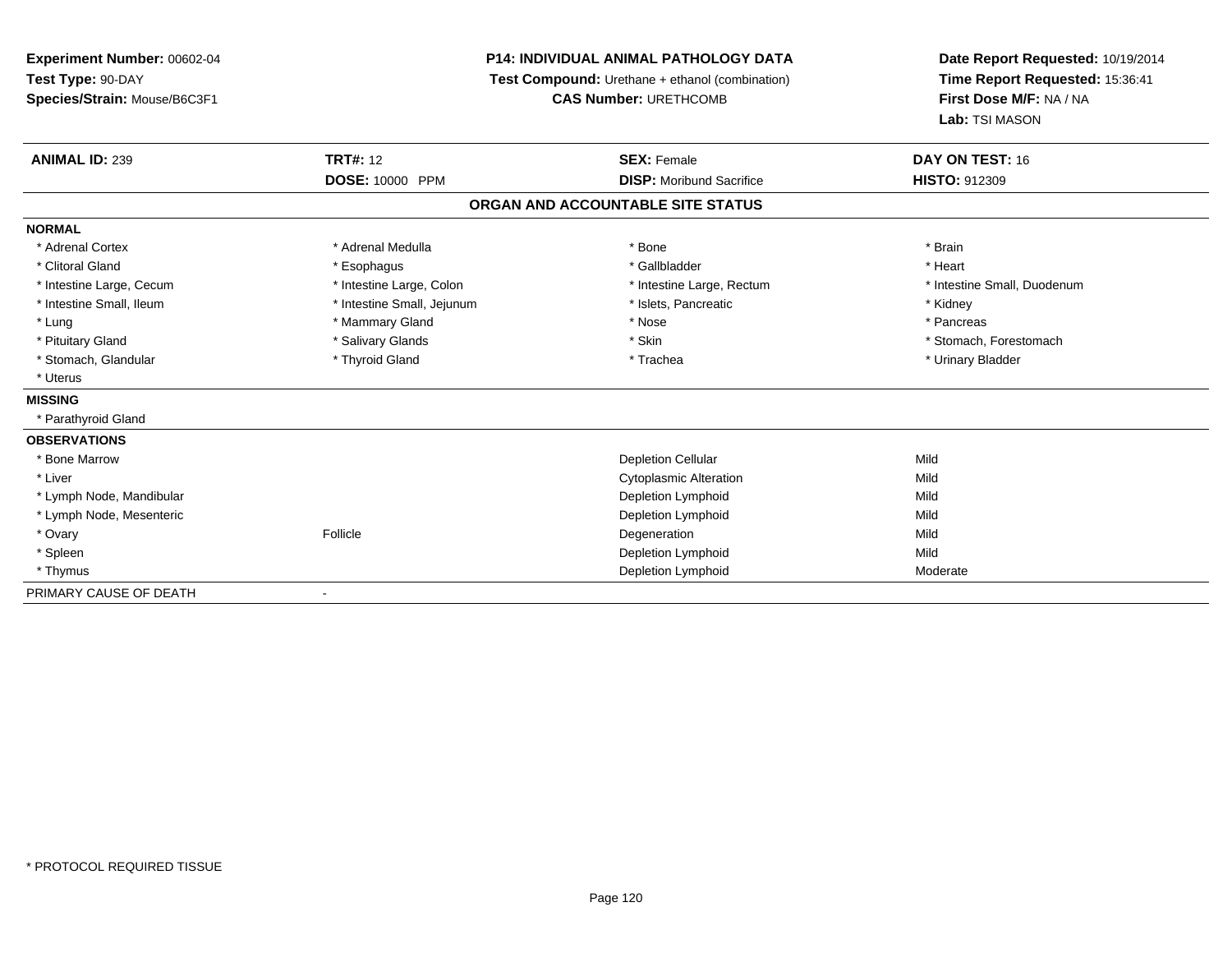**Experiment Number:** 00602-04
**Test Type:** 90-DAY
**Species/Strain:** Mouse/B6C3F1

**P14: INDIVIDUAL ANIMAL PATHOLOGY DATA**
**Test Compound:** Urethane + ethanol (combination)
**CAS Number:** URETHCOMB

**Date Report Requested:** 10/19/2014
**Time Report Requested:** 15:36:41
**First Dose M/F:** NA / NA
**Lab:** TSI MASON

| **ANIMAL ID:** 239 | **TRT#:** 12 | **SEX:** Female | **DAY ON TEST:** 16 |
|---|---|---|---|
| | **DOSE:** 10000 PPM | **DISP:** Moribund Sacrifice | **HISTO:** 912309 |

## ORGAN AND ACCOUNTABLE SITE STATUS

**NORMAL**

| | | | |
|---|---|---|---|
| * Adrenal Cortex | * Adrenal Medulla | * Bone | * Brain |
| * Clitoral Gland | * Esophagus | * Gallbladder | * Heart |
| * Intestine Large, Cecum | * Intestine Large, Colon | * Intestine Large, Rectum | * Intestine Small, Duodenum |
| * Intestine Small, Ileum | * Intestine Small, Jejunum | * Islets, Pancreatic | * Kidney |
| * Lung | * Mammary Gland | * Nose | * Pancreas |
| * Pituitary Gland | * Salivary Glands | * Skin | * Stomach, Forestomach |
| * Stomach, Glandular | * Thyroid Gland | * Trachea | * Urinary Bladder |
| * Uterus | | | |

**MISSING**

* Parathyroid Gland

**OBSERVATIONS**

| | | | |
|---|---|---|---|
| * Bone Marrow | | Depletion Cellular | Mild |
| * Liver | | Cytoplasmic Alteration | Mild |
| * Lymph Node, Mandibular | | Depletion Lymphoid | Mild |
| * Lymph Node, Mesenteric | | Depletion Lymphoid | Mild |
| * Ovary | Follicle | Degeneration | Mild |
| * Spleen | | Depletion Lymphoid | Mild |
| * Thymus | | Depletion Lymphoid | Moderate |

PRIMARY CAUSE OF DEATH -

* PROTOCOL REQUIRED TISSUE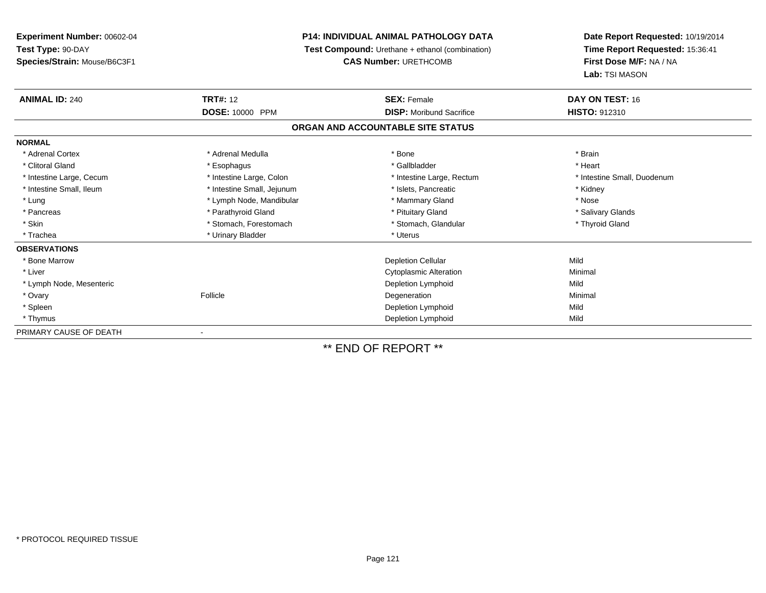**Experiment Number:** 00602-04
**Test Type:** 90-DAY
**Species/Strain:** Mouse/B6C3F1

**P14: INDIVIDUAL ANIMAL PATHOLOGY DATA**
**Test Compound:** Urethane + ethanol (combination)
**CAS Number:** URETHCOMB

**Date Report Requested:** 10/19/2014
**Time Report Requested:** 15:36:41
**First Dose M/F:** NA / NA
**Lab:** TSI MASON

| | | | |
|---|---|---|---|
| **ANIMAL ID:** 240 | **TRT#:** 12 | **SEX:** Female | **DAY ON TEST:** 16 |
| | **DOSE:** 10000 PPM | **DISP:** Moribund Sacrifice | **HISTO:** 912310 |

**ORGAN AND ACCOUNTABLE SITE STATUS**

**NORMAL**

| | | | |
|---|---|---|---|
| * Adrenal Cortex | * Adrenal Medulla | * Bone | * Brain |
| * Clitoral Gland | * Esophagus | * Gallbladder | * Heart |
| * Intestine Large, Cecum | * Intestine Large, Colon | * Intestine Large, Rectum | * Intestine Small, Duodenum |
| * Intestine Small, Ileum | * Intestine Small, Jejunum | * Islets, Pancreatic | * Kidney |
| * Lung | * Lymph Node, Mandibular | * Mammary Gland | * Nose |
| * Pancreas | * Parathyroid Gland | * Pituitary Gland | * Salivary Glands |
| * Skin | * Stomach, Forestomach | * Stomach, Glandular | * Thyroid Gland |
| * Trachea | * Urinary Bladder | * Uterus | |

**OBSERVATIONS**

| | | | |
|---|---|---|---|
| * Bone Marrow | | Depletion Cellular | Mild |
| * Liver | | Cytoplasmic Alteration | Minimal |
| * Lymph Node, Mesenteric | | Depletion Lymphoid | Mild |
| * Ovary | Follicle | Degeneration | Minimal |
| * Spleen | | Depletion Lymphoid | Mild |
| * Thymus | | Depletion Lymphoid | Mild |

PRIMARY CAUSE OF DEATH -

** END OF REPORT **

* PROTOCOL REQUIRED TISSUE